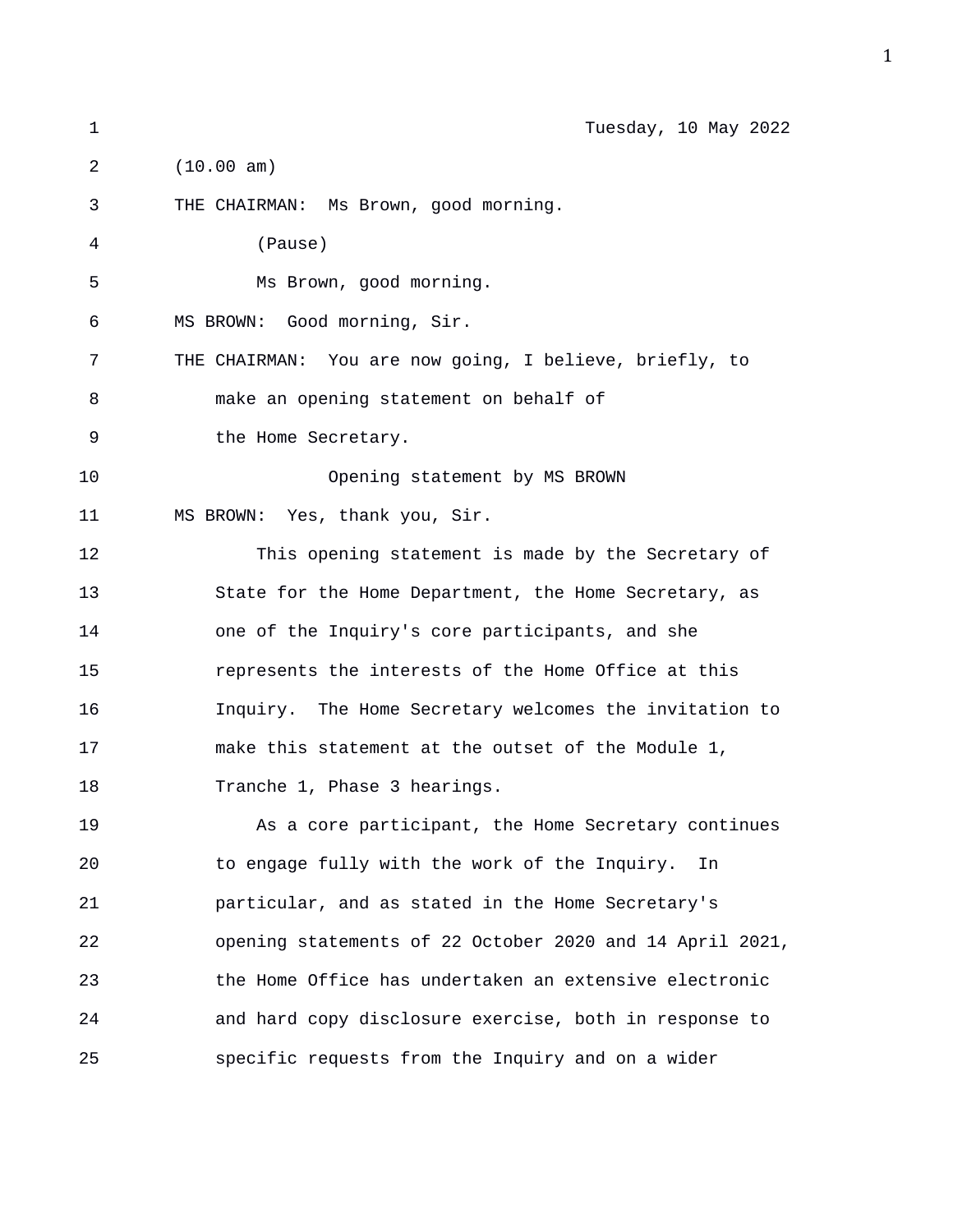Tuesday, 10 May 2022

(10.00 am)

THE CHAIRMAN: Ms Brown, good morning.

(Pause)

Ms Brown, good morning.

MS BROWN: Good morning, Sir.

THE CHAIRMAN: You are now going, I believe, briefly, to make an opening statement on behalf of the Home Secretary.

## Opening statement by MS BROWN

MS BROWN: Yes, thank you, Sir.

This opening statement is made by the Secretary of State for the Home Department, the Home Secretary, as one of the Inquiry's core participants, and she represents the interests of the Home Office at this Inquiry. The Home Secretary welcomes the invitation to make this statement at the outset of the Module 1, Tranche 1, Phase 3 hearings.

As a core participant, the Home Secretary continues to engage fully with the work of the Inquiry. In particular, and as stated in the Home Secretary's opening statements of 22 October 2020 and 14 April 2021, the Home Office has undertaken an extensive electronic and hard copy disclosure exercise, both in response to specific requests from the Inquiry and on a wider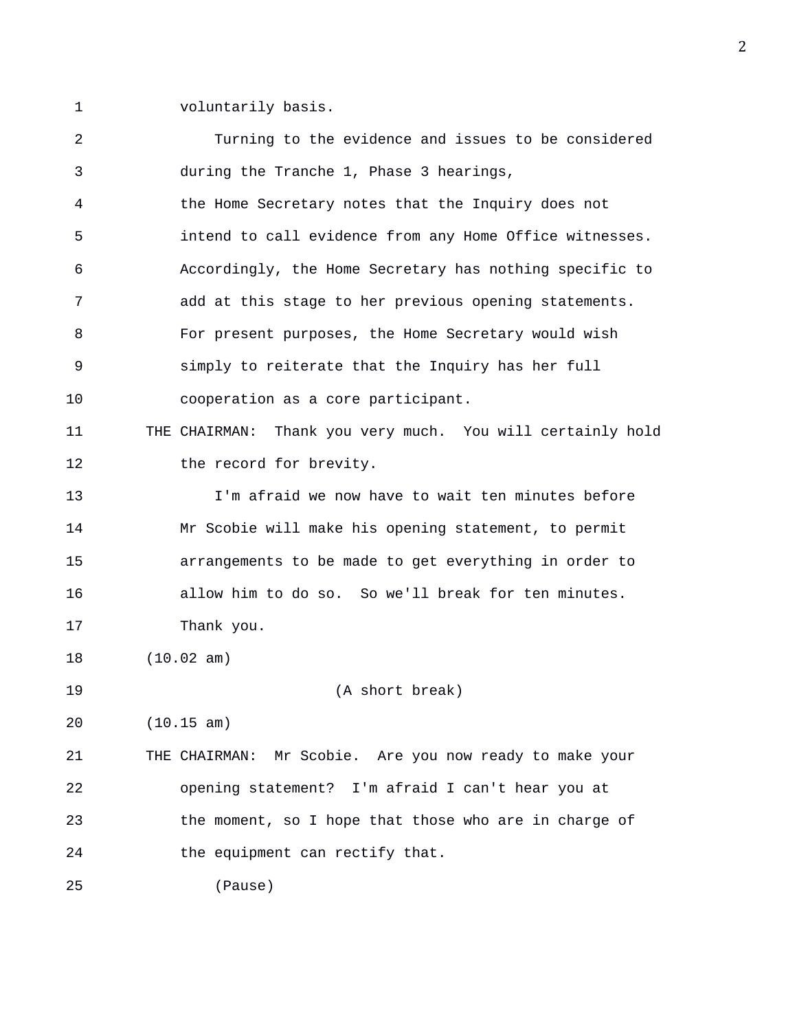voluntarily basis.

Turning to the evidence and issues to be considered during the Tranche 1, Phase 3 hearings, the Home Secretary notes that the Inquiry does not intend to call evidence from any Home Office witnesses. Accordingly, the Home Secretary has nothing specific to add at this stage to her previous opening statements. For present purposes, the Home Secretary would wish simply to reiterate that the Inquiry has her full cooperation as a core participant.

THE CHAIRMAN: Thank you very much. You will certainly hold the record for brevity.

I'm afraid we now have to wait ten minutes before Mr Scobie will make his opening statement, to permit arrangements to be made to get everything in order to allow him to do so. So we'll break for ten minutes. Thank you.

(10.02 am)

(A short break)

(10.15 am)

THE CHAIRMAN: Mr Scobie. Are you now ready to make your opening statement? I'm afraid I can't hear you at the moment, so I hope that those who are in charge of the equipment can rectify that.

(Pause)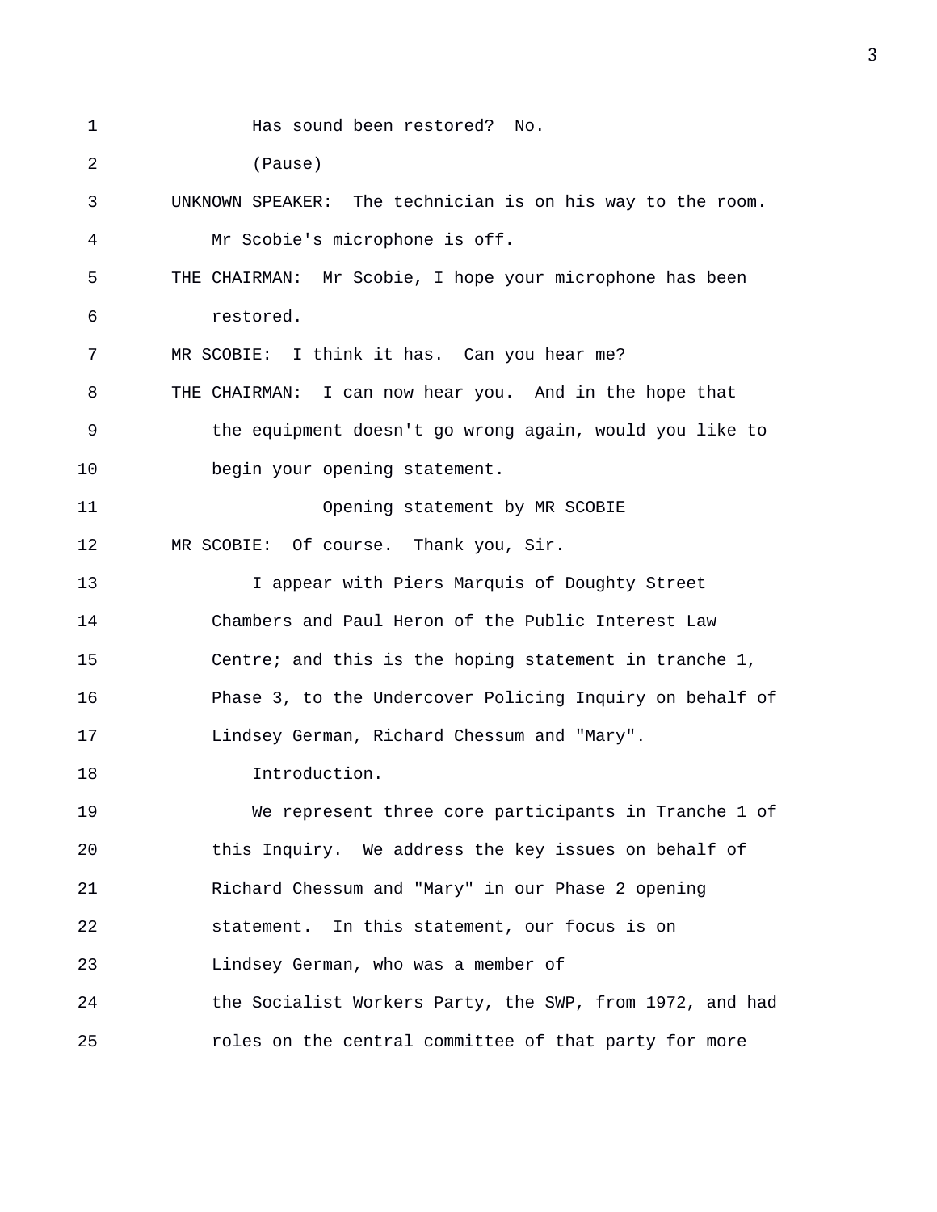Has sound been restored? No.

(Pause)

UNKNOWN SPEAKER: The technician is on his way to the room. Mr Scobie's microphone is off.

THE CHAIRMAN: Mr Scobie, I hope your microphone has been restored.

MR SCOBIE: I think it has. Can you hear me?

THE CHAIRMAN: I can now hear you. And in the hope that the equipment doesn't go wrong again, would you like to begin your opening statement.

Opening statement by MR SCOBIE

MR SCOBIE: Of course. Thank you, Sir.

I appear with Piers Marquis of Doughty Street Chambers and Paul Heron of the Public Interest Law Centre; and this is the hoping statement in tranche 1, Phase 3, to the Undercover Policing Inquiry on behalf of Lindsey German, Richard Chessum and "Mary".

Introduction.

We represent three core participants in Tranche 1 of this Inquiry. We address the key issues on behalf of Richard Chessum and "Mary" in our Phase 2 opening statement. In this statement, our focus is on Lindsey German, who was a member of the Socialist Workers Party, the SWP, from 1972, and had roles on the central committee of that party for more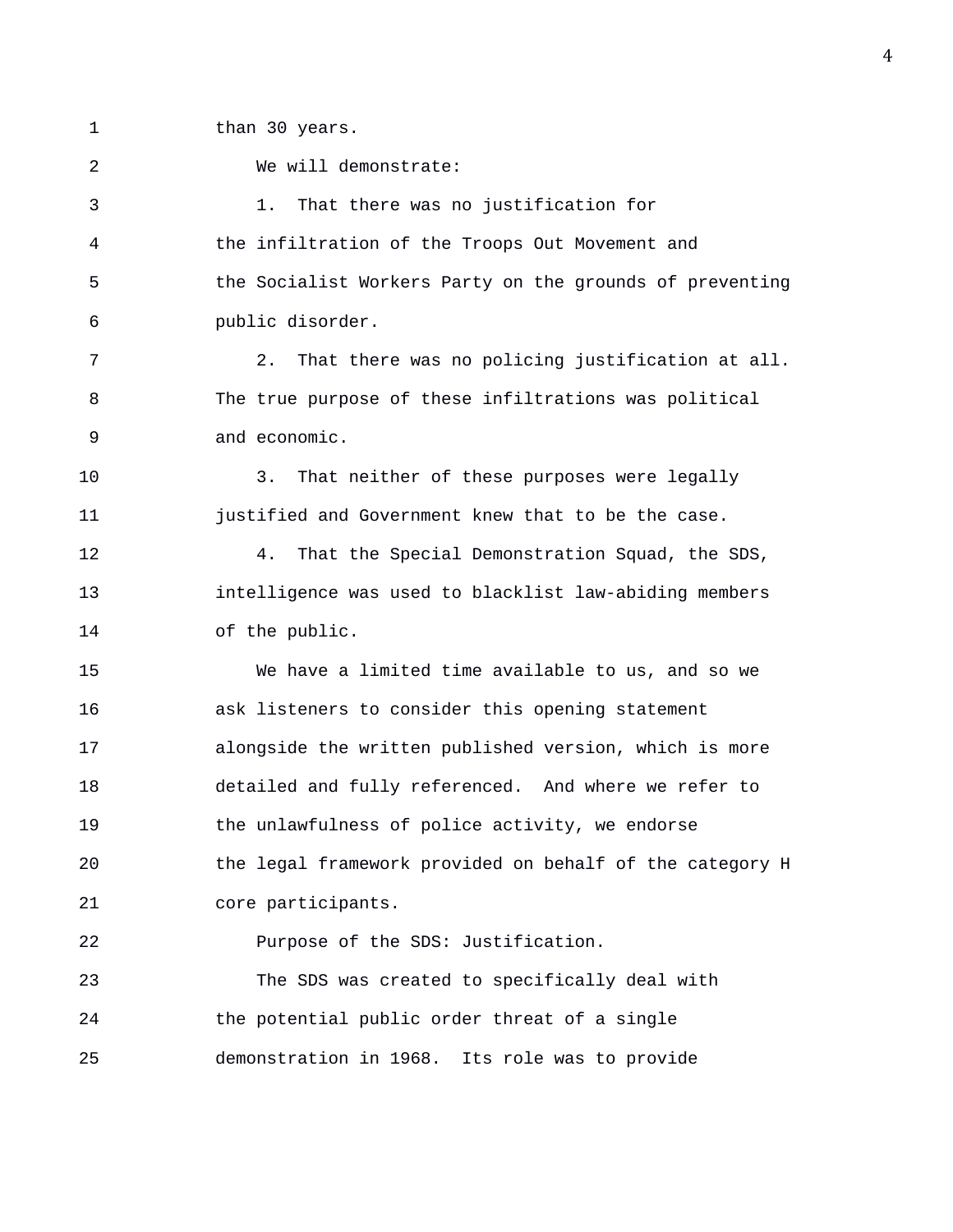than 30 years.

We will demonstrate:

1. That there was no justification for the infiltration of the Troops Out Movement and the Socialist Workers Party on the grounds of preventing public disorder.

2. That there was no policing justification at all. The true purpose of these infiltrations was political and economic.

3. That neither of these purposes were legally justified and Government knew that to be the case.

4. That the Special Demonstration Squad, the SDS, intelligence was used to blacklist law-abiding members of the public.

We have a limited time available to us, and so we ask listeners to consider this opening statement alongside the written published version, which is more detailed and fully referenced. And where we refer to the unlawfulness of police activity, we endorse the legal framework provided on behalf of the category H core participants.

Purpose of the SDS: Justification.

The SDS was created to specifically deal with the potential public order threat of a single demonstration in 1968. Its role was to provide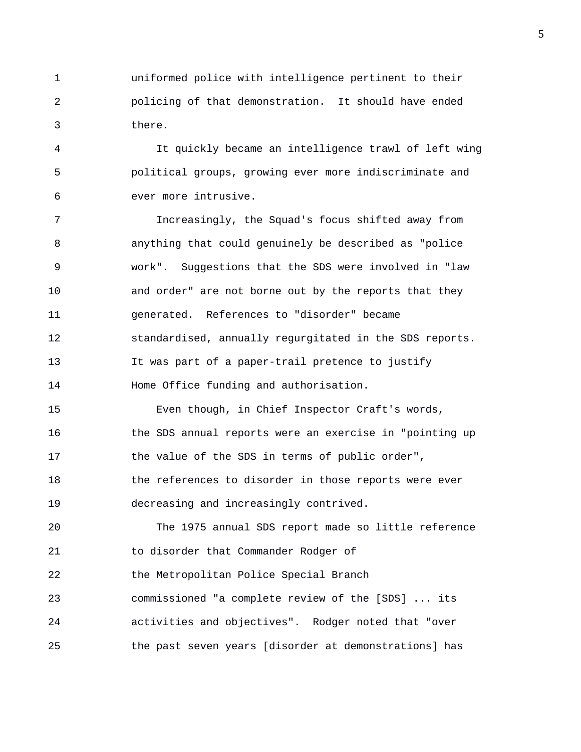uniformed police with intelligence pertinent to their policing of that demonstration. It should have ended there.

It quickly became an intelligence trawl of left wing political groups, growing ever more indiscriminate and ever more intrusive.

Increasingly, the Squad's focus shifted away from anything that could genuinely be described as "police work". Suggestions that the SDS were involved in "law and order" are not borne out by the reports that they generated. References to "disorder" became standardised, annually regurgitated in the SDS reports. It was part of a paper-trail pretence to justify Home Office funding and authorisation.

Even though, in Chief Inspector Craft's words, the SDS annual reports were an exercise in "pointing up the value of the SDS in terms of public order", the references to disorder in those reports were ever decreasing and increasingly contrived.

The 1975 annual SDS report made so little reference to disorder that Commander Rodger of the Metropolitan Police Special Branch commissioned "a complete review of the [SDS] ... its activities and objectives". Rodger noted that "over the past seven years [disorder at demonstrations] has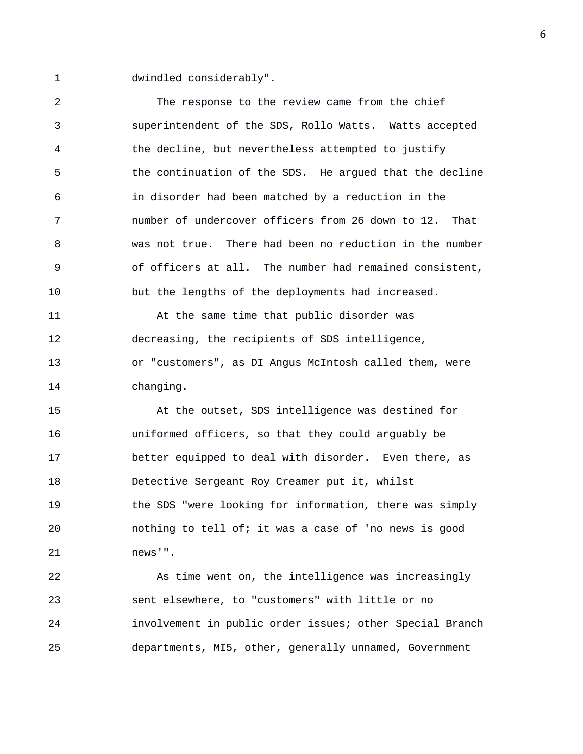dwindled considerably".

The response to the review came from the chief superintendent of the SDS, Rollo Watts. Watts accepted the decline, but nevertheless attempted to justify the continuation of the SDS. He argued that the decline in disorder had been matched by a reduction in the number of undercover officers from 26 down to 12. That was not true. There had been no reduction in the number of officers at all. The number had remained consistent, but the lengths of the deployments had increased.

At the same time that public disorder was decreasing, the recipients of SDS intelligence, or "customers", as DI Angus McIntosh called them, were changing.

At the outset, SDS intelligence was destined for uniformed officers, so that they could arguably be better equipped to deal with disorder. Even there, as Detective Sergeant Roy Creamer put it, whilst the SDS "were looking for information, there was simply nothing to tell of; it was a case of 'no news is good news'".

As time went on, the intelligence was increasingly sent elsewhere, to "customers" with little or no involvement in public order issues; other Special Branch departments, MI5, other, generally unnamed, Government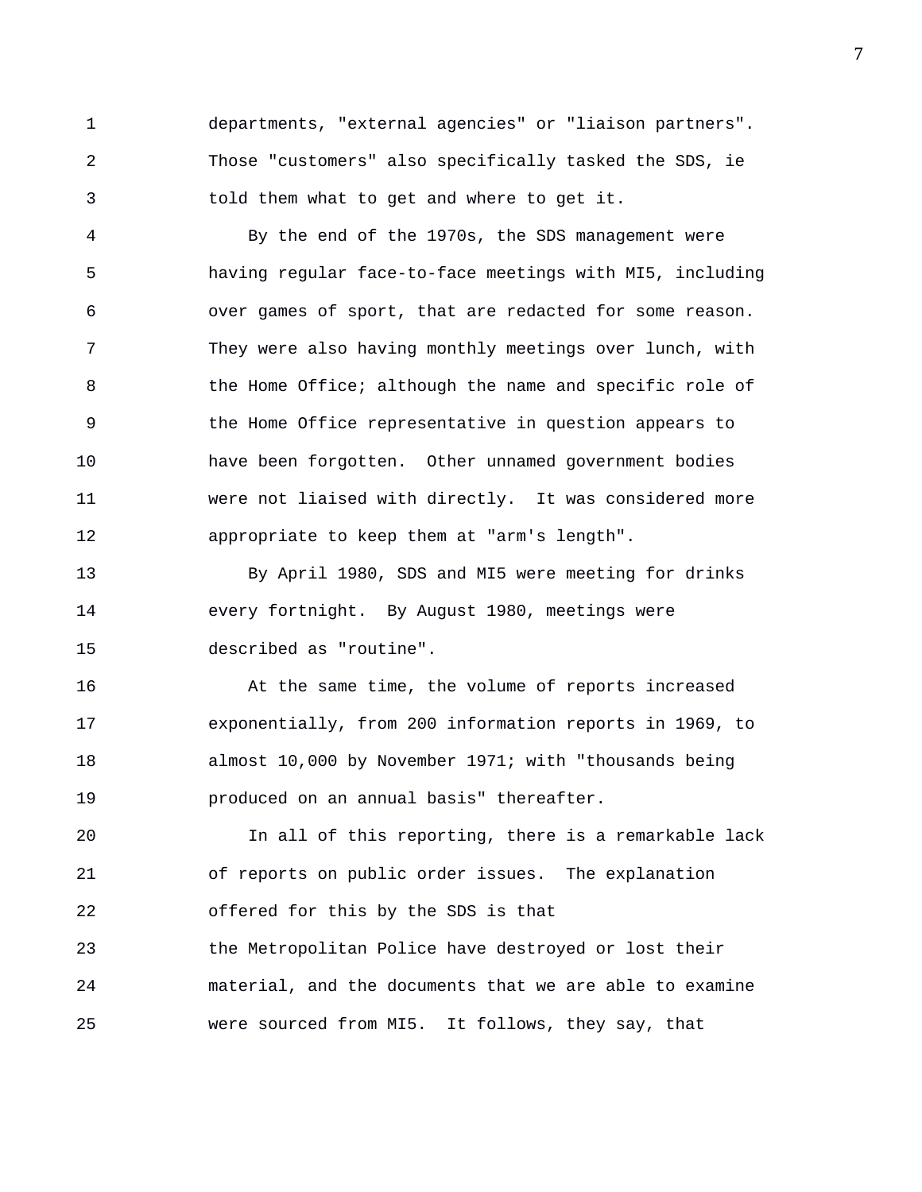departments, "external agencies" or "liaison partners". Those "customers" also specifically tasked the SDS, ie told them what to get and where to get it.

By the end of the 1970s, the SDS management were having regular face-to-face meetings with MI5, including over games of sport, that are redacted for some reason. They were also having monthly meetings over lunch, with the Home Office; although the name and specific role of the Home Office representative in question appears to have been forgotten. Other unnamed government bodies were not liaised with directly. It was considered more appropriate to keep them at "arm's length".

By April 1980, SDS and MI5 were meeting for drinks every fortnight. By August 1980, meetings were described as "routine".

At the same time, the volume of reports increased exponentially, from 200 information reports in 1969, to almost 10,000 by November 1971; with "thousands being produced on an annual basis" thereafter.

In all of this reporting, there is a remarkable lack of reports on public order issues. The explanation offered for this by the SDS is that the Metropolitan Police have destroyed or lost their material, and the documents that we are able to examine were sourced from MI5. It follows, they say, that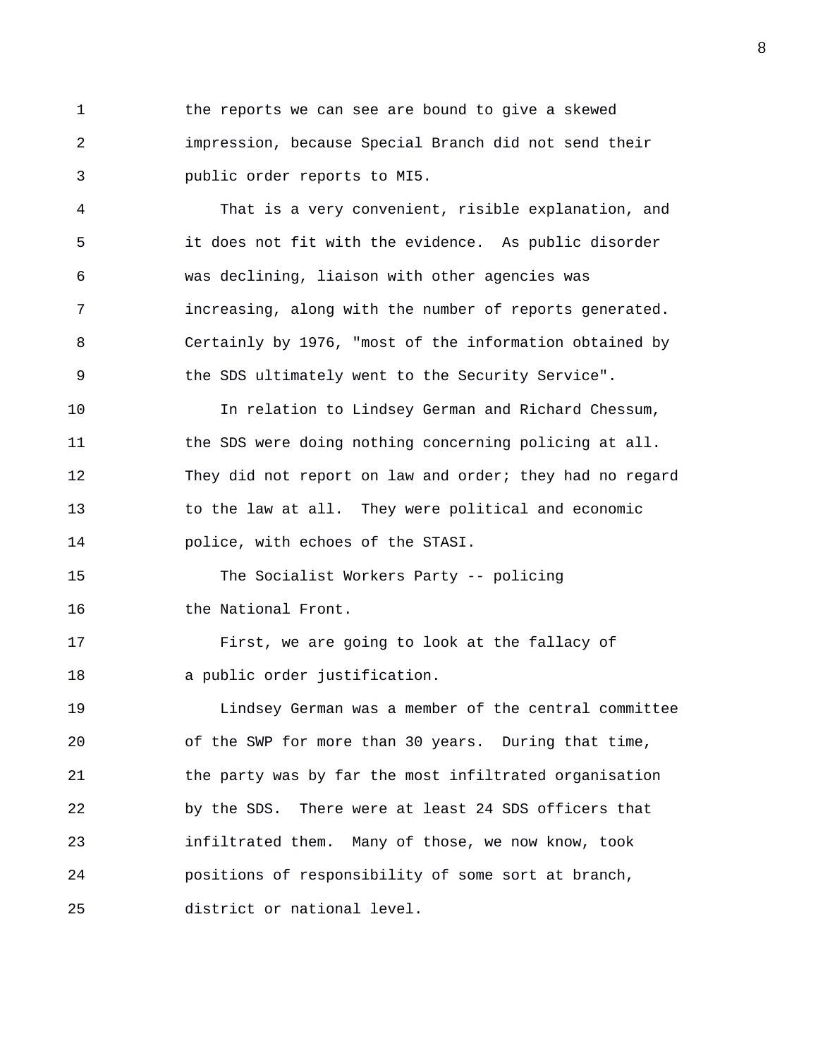the reports we can see are bound to give a skewed impression, because Special Branch did not send their public order reports to MI5.

That is a very convenient, risible explanation, and it does not fit with the evidence. As public disorder was declining, liaison with other agencies was increasing, along with the number of reports generated. Certainly by 1976, "most of the information obtained by the SDS ultimately went to the Security Service".

In relation to Lindsey German and Richard Chessum, the SDS were doing nothing concerning policing at all. They did not report on law and order; they had no regard to the law at all. They were political and economic police, with echoes of the STASI.

The Socialist Workers Party -- policing the National Front.

First, we are going to look at the fallacy of a public order justification.

Lindsey German was a member of the central committee of the SWP for more than 30 years. During that time, the party was by far the most infiltrated organisation by the SDS. There were at least 24 SDS officers that infiltrated them. Many of those, we now know, took positions of responsibility of some sort at branch, district or national level.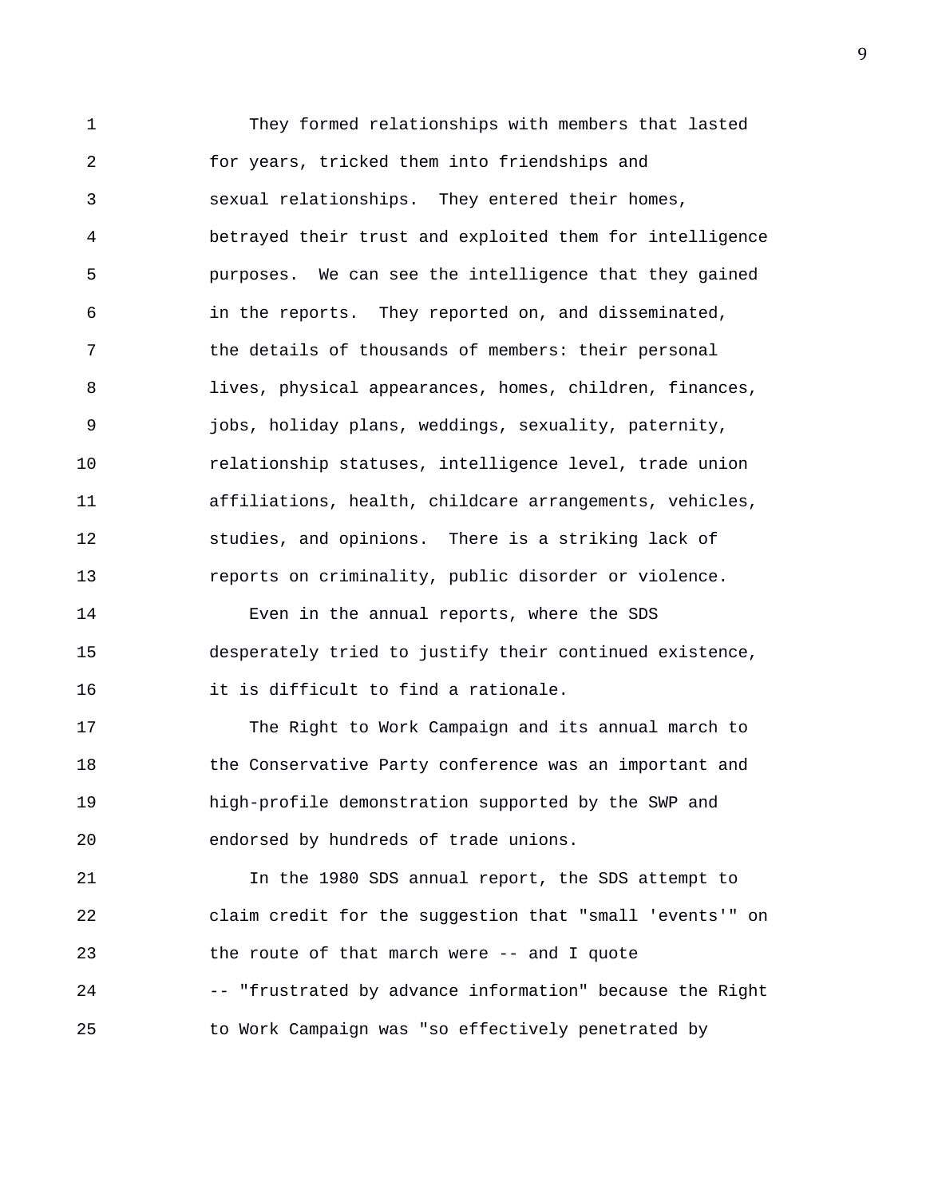They formed relationships with members that lasted for years, tricked them into friendships and sexual relationships. They entered their homes, betrayed their trust and exploited them for intelligence purposes. We can see the intelligence that they gained in the reports. They reported on, and disseminated, the details of thousands of members: their personal lives, physical appearances, homes, children, finances, jobs, holiday plans, weddings, sexuality, paternity, relationship statuses, intelligence level, trade union affiliations, health, childcare arrangements, vehicles, studies, and opinions. There is a striking lack of reports on criminality, public disorder or violence.

Even in the annual reports, where the SDS desperately tried to justify their continued existence, it is difficult to find a rationale.

The Right to Work Campaign and its annual march to the Conservative Party conference was an important and high-profile demonstration supported by the SWP and endorsed by hundreds of trade unions.

In the 1980 SDS annual report, the SDS attempt to claim credit for the suggestion that "small 'events'" on the route of that march were -- and I quote -- "frustrated by advance information" because the Right to Work Campaign was "so effectively penetrated by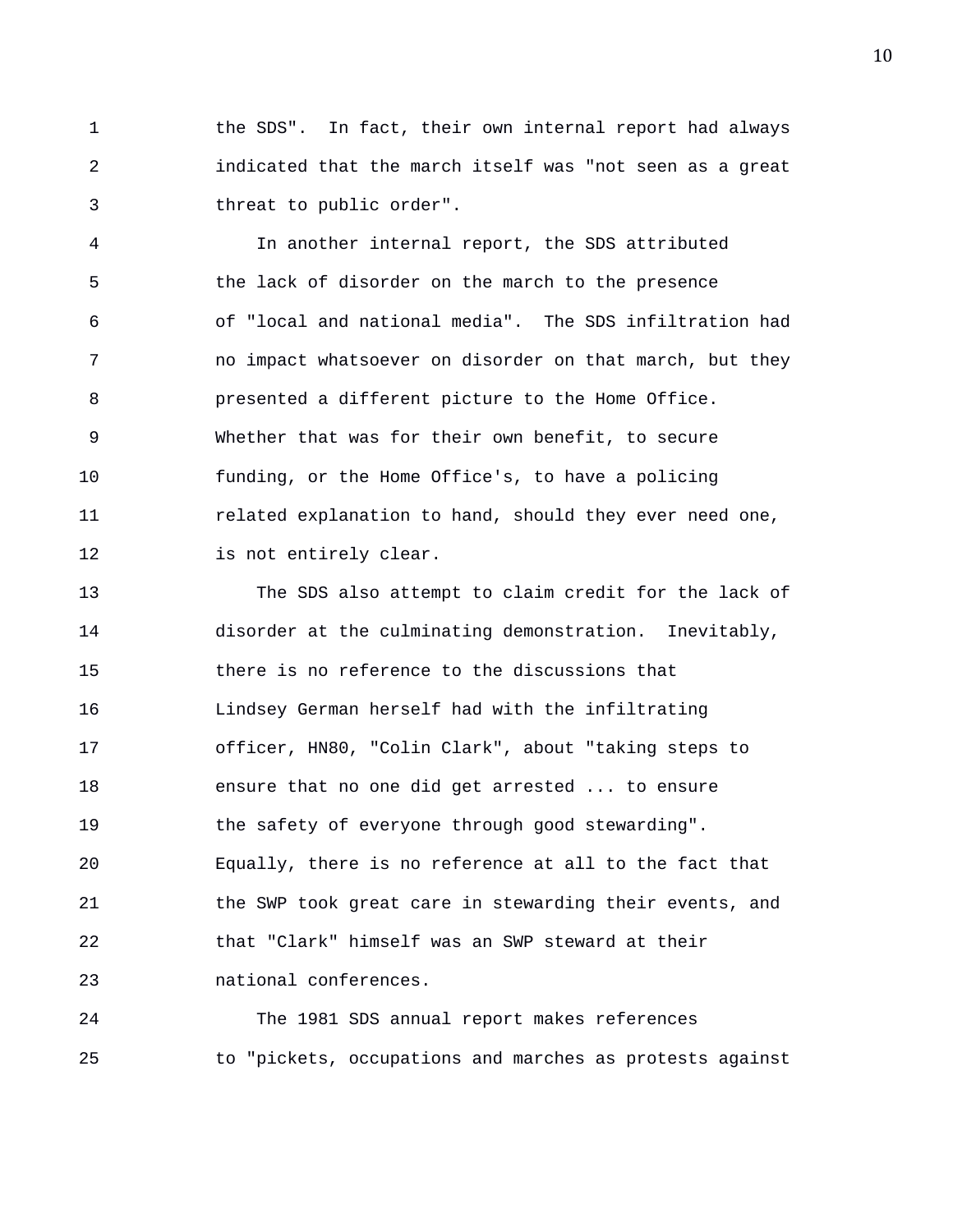the SDS". In fact, their own internal report had always indicated that the march itself was "not seen as a great threat to public order".

In another internal report, the SDS attributed the lack of disorder on the march to the presence of "local and national media". The SDS infiltration had no impact whatsoever on disorder on that march, but they presented a different picture to the Home Office. Whether that was for their own benefit, to secure funding, or the Home Office's, to have a policing related explanation to hand, should they ever need one, is not entirely clear.

The SDS also attempt to claim credit for the lack of disorder at the culminating demonstration. Inevitably, there is no reference to the discussions that Lindsey German herself had with the infiltrating officer, HN80, "Colin Clark", about "taking steps to ensure that no one did get arrested ... to ensure the safety of everyone through good stewarding". Equally, there is no reference at all to the fact that the SWP took great care in stewarding their events, and that "Clark" himself was an SWP steward at their national conferences.

The 1981 SDS annual report makes references to "pickets, occupations and marches as protests against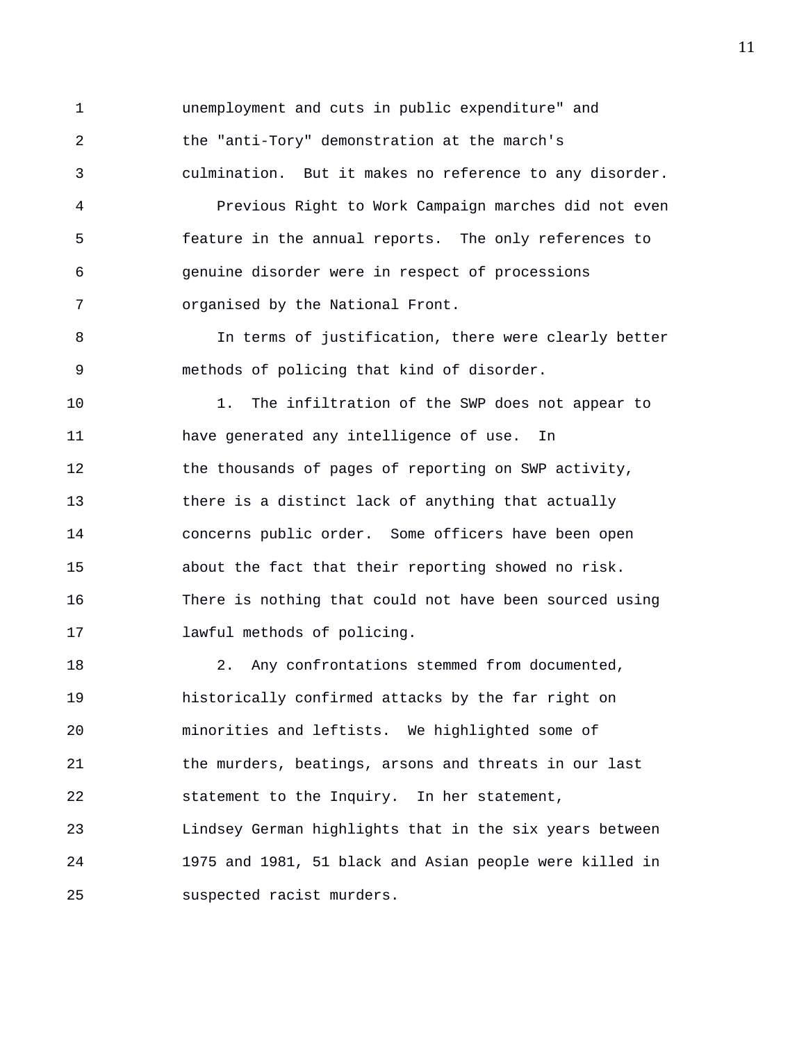unemployment and cuts in public expenditure" and the "anti-Tory" demonstration at the march's culmination. But it makes no reference to any disorder.

Previous Right to Work Campaign marches did not even feature in the annual reports. The only references to genuine disorder were in respect of processions organised by the National Front.

In terms of justification, there were clearly better methods of policing that kind of disorder.

1. The infiltration of the SWP does not appear to have generated any intelligence of use. In the thousands of pages of reporting on SWP activity, there is a distinct lack of anything that actually concerns public order. Some officers have been open about the fact that their reporting showed no risk. There is nothing that could not have been sourced using lawful methods of policing.

2. Any confrontations stemmed from documented, historically confirmed attacks by the far right on minorities and leftists. We highlighted some of the murders, beatings, arsons and threats in our last statement to the Inquiry. In her statement, Lindsey German highlights that in the six years between 1975 and 1981, 51 black and Asian people were killed in suspected racist murders.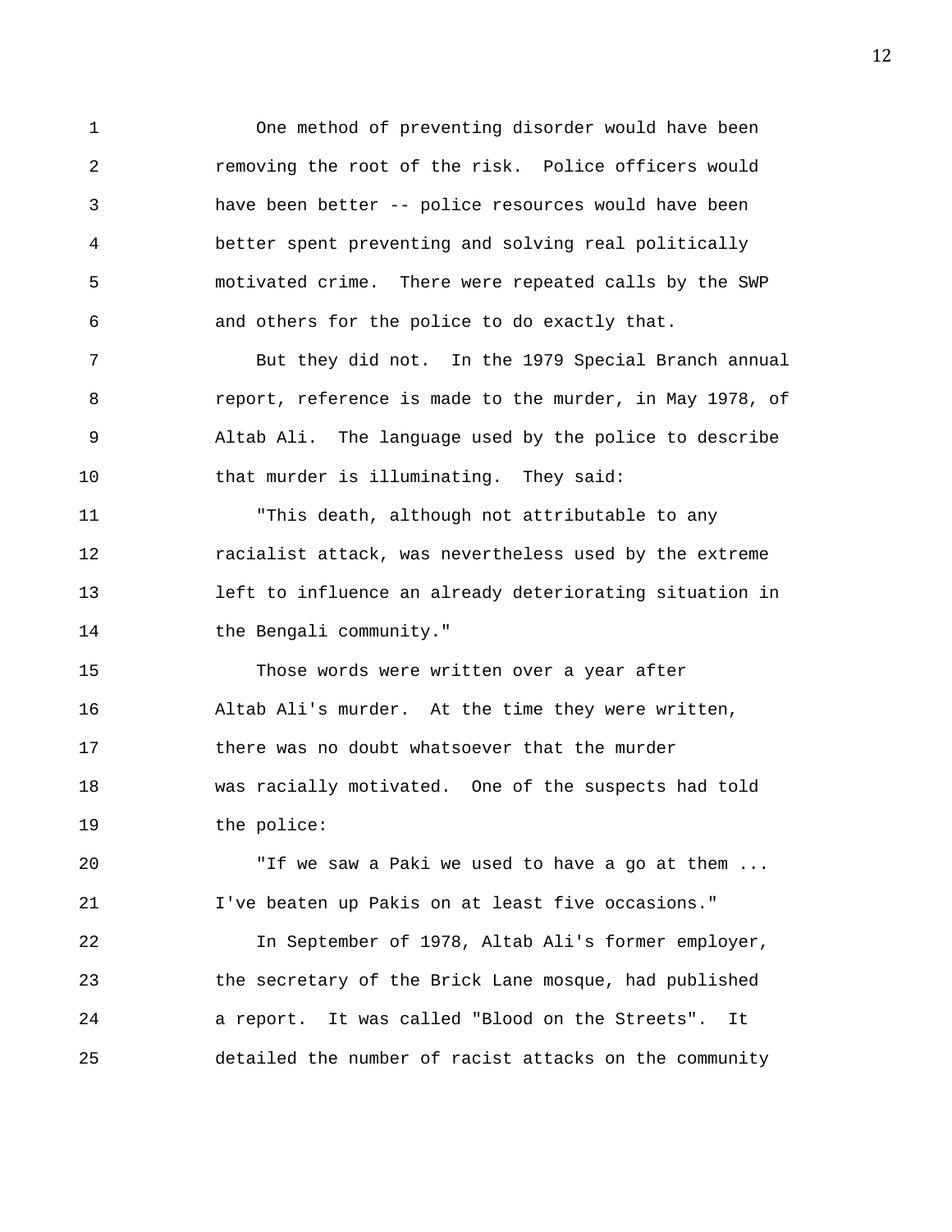One method of preventing disorder would have been removing the root of the risk. Police officers would have been better -- police resources would have been better spent preventing and solving real politically motivated crime. There were repeated calls by the SWP and others for the police to do exactly that.

But they did not. In the 1979 Special Branch annual report, reference is made to the murder, in May 1978, of Altab Ali. The language used by the police to describe that murder is illuminating. They said:

"This death, although not attributable to any racialist attack, was nevertheless used by the extreme left to influence an already deteriorating situation in the Bengali community."

Those words were written over a year after Altab Ali's murder. At the time they were written, there was no doubt whatsoever that the murder was racially motivated. One of the suspects had told the police:

"If we saw a Paki we used to have a go at them ... I've beaten up Pakis on at least five occasions."

In September of 1978, Altab Ali's former employer, the secretary of the Brick Lane mosque, had published a report. It was called "Blood on the Streets". It detailed the number of racist attacks on the community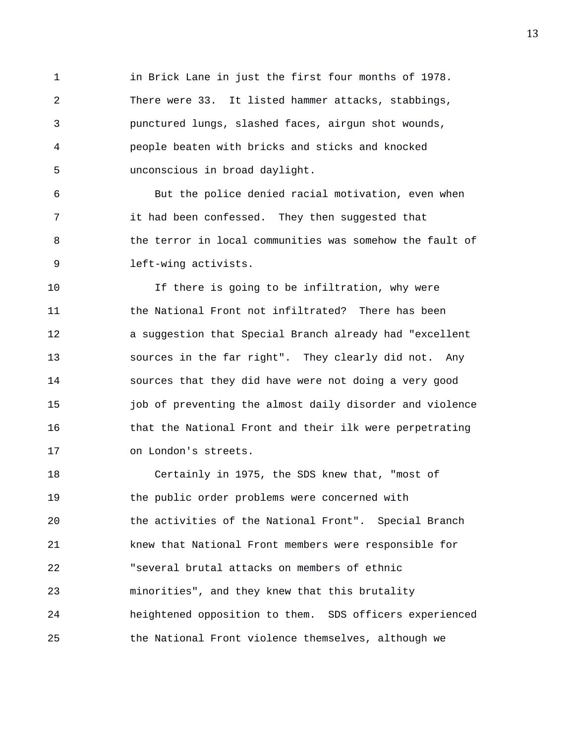in Brick Lane in just the first four months of 1978. There were 33. It listed hammer attacks, stabbings, punctured lungs, slashed faces, airgun shot wounds, people beaten with bricks and sticks and knocked unconscious in broad daylight.

But the police denied racial motivation, even when it had been confessed. They then suggested that the terror in local communities was somehow the fault of left-wing activists.

If there is going to be infiltration, why were the National Front not infiltrated? There has been a suggestion that Special Branch already had "excellent sources in the far right". They clearly did not. Any sources that they did have were not doing a very good job of preventing the almost daily disorder and violence that the National Front and their ilk were perpetrating on London's streets.

Certainly in 1975, the SDS knew that, "most of the public order problems were concerned with the activities of the National Front". Special Branch knew that National Front members were responsible for "several brutal attacks on members of ethnic minorities", and they knew that this brutality heightened opposition to them. SDS officers experienced the National Front violence themselves, although we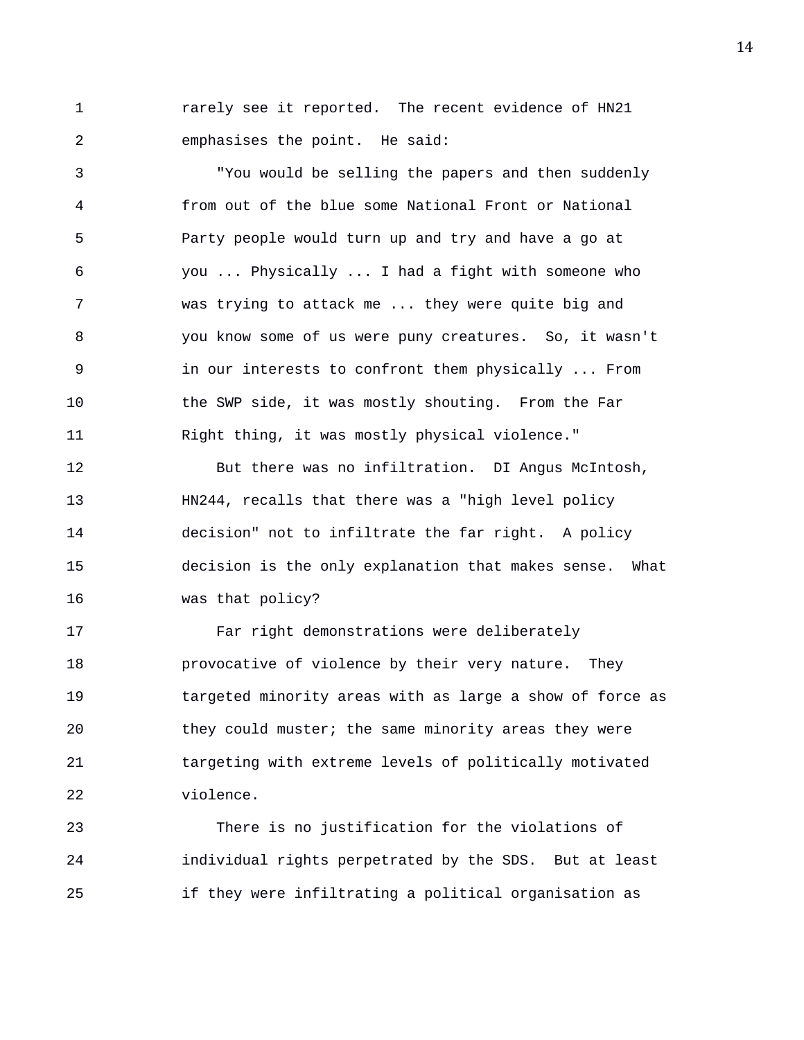rarely see it reported. The recent evidence of HN21 emphasises the point. He said:

"You would be selling the papers and then suddenly from out of the blue some National Front or National Party people would turn up and try and have a go at you ... Physically ... I had a fight with someone who was trying to attack me ... they were quite big and you know some of us were puny creatures. So, it wasn't in our interests to confront them physically ... From the SWP side, it was mostly shouting. From the Far Right thing, it was mostly physical violence."

But there was no infiltration. DI Angus McIntosh, HN244, recalls that there was a "high level policy decision" not to infiltrate the far right. A policy decision is the only explanation that makes sense. What was that policy?

Far right demonstrations were deliberately provocative of violence by their very nature. They targeted minority areas with as large a show of force as they could muster; the same minority areas they were targeting with extreme levels of politically motivated violence.

There is no justification for the violations of individual rights perpetrated by the SDS. But at least if they were infiltrating a political organisation as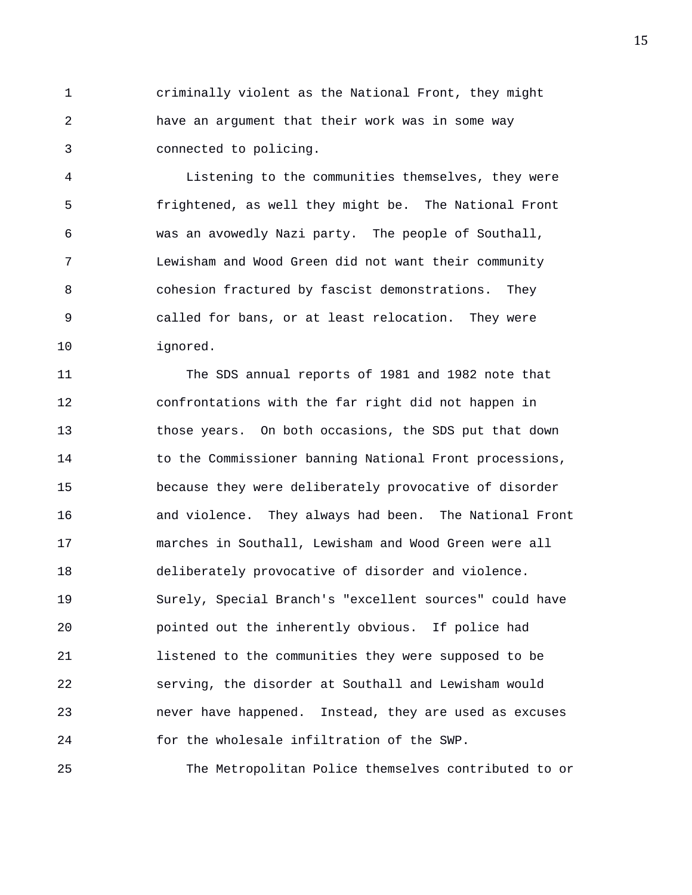criminally violent as the National Front, they might have an argument that their work was in some way connected to policing.

Listening to the communities themselves, they were frightened, as well they might be. The National Front was an avowedly Nazi party. The people of Southall, Lewisham and Wood Green did not want their community cohesion fractured by fascist demonstrations. They called for bans, or at least relocation. They were ignored.

The SDS annual reports of 1981 and 1982 note that confrontations with the far right did not happen in those years. On both occasions, the SDS put that down to the Commissioner banning National Front processions, because they were deliberately provocative of disorder and violence. They always had been. The National Front marches in Southall, Lewisham and Wood Green were all deliberately provocative of disorder and violence. Surely, Special Branch's "excellent sources" could have pointed out the inherently obvious. If police had listened to the communities they were supposed to be serving, the disorder at Southall and Lewisham would never have happened. Instead, they are used as excuses for the wholesale infiltration of the SWP.

The Metropolitan Police themselves contributed to or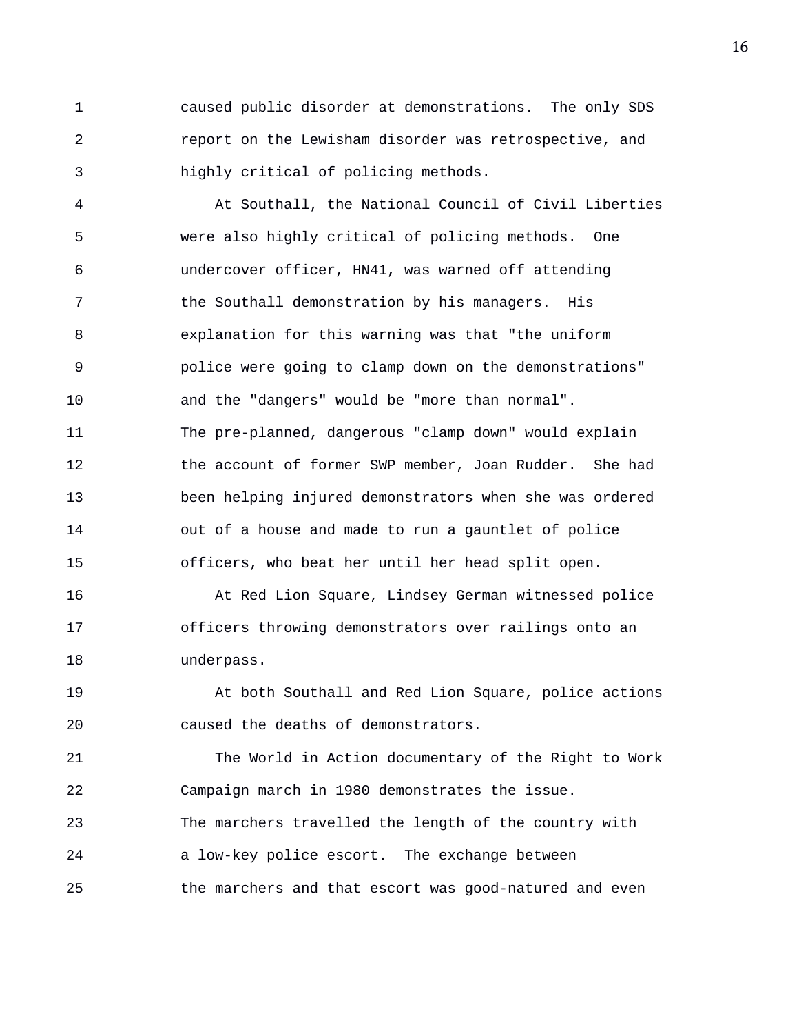caused public disorder at demonstrations. The only SDS report on the Lewisham disorder was retrospective, and highly critical of policing methods.

At Southall, the National Council of Civil Liberties were also highly critical of policing methods. One undercover officer, HN41, was warned off attending the Southall demonstration by his managers. His explanation for this warning was that "the uniform police were going to clamp down on the demonstrations" and the "dangers" would be "more than normal". The pre-planned, dangerous "clamp down" would explain the account of former SWP member, Joan Rudder. She had been helping injured demonstrators when she was ordered out of a house and made to run a gauntlet of police officers, who beat her until her head split open.

At Red Lion Square, Lindsey German witnessed police officers throwing demonstrators over railings onto an underpass.

At both Southall and Red Lion Square, police actions caused the deaths of demonstrators.

The World in Action documentary of the Right to Work Campaign march in 1980 demonstrates the issue. The marchers travelled the length of the country with a low-key police escort. The exchange between the marchers and that escort was good-natured and even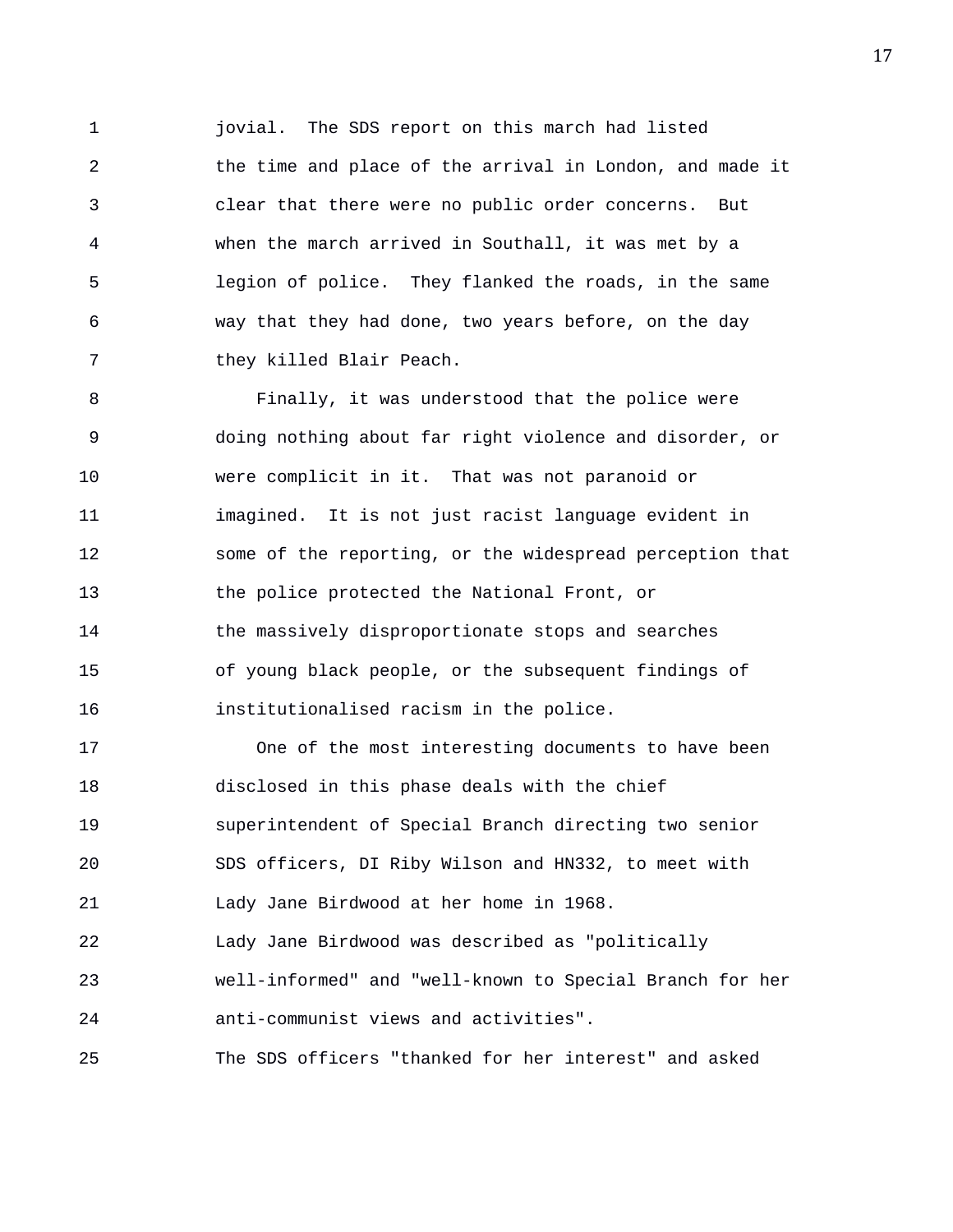jovial. The SDS report on this march had listed the time and place of the arrival in London, and made it clear that there were no public order concerns. But when the march arrived in Southall, it was met by a legion of police. They flanked the roads, in the same way that they had done, two years before, on the day they killed Blair Peach.

Finally, it was understood that the police were doing nothing about far right violence and disorder, or were complicit in it. That was not paranoid or imagined. It is not just racist language evident in some of the reporting, or the widespread perception that the police protected the National Front, or the massively disproportionate stops and searches of young black people, or the subsequent findings of institutionalised racism in the police.

One of the most interesting documents to have been disclosed in this phase deals with the chief superintendent of Special Branch directing two senior SDS officers, DI Riby Wilson and HN332, to meet with Lady Jane Birdwood at her home in 1968. Lady Jane Birdwood was described as "politically well-informed" and "well-known to Special Branch for her anti-communist views and activities". The SDS officers "thanked for her interest" and asked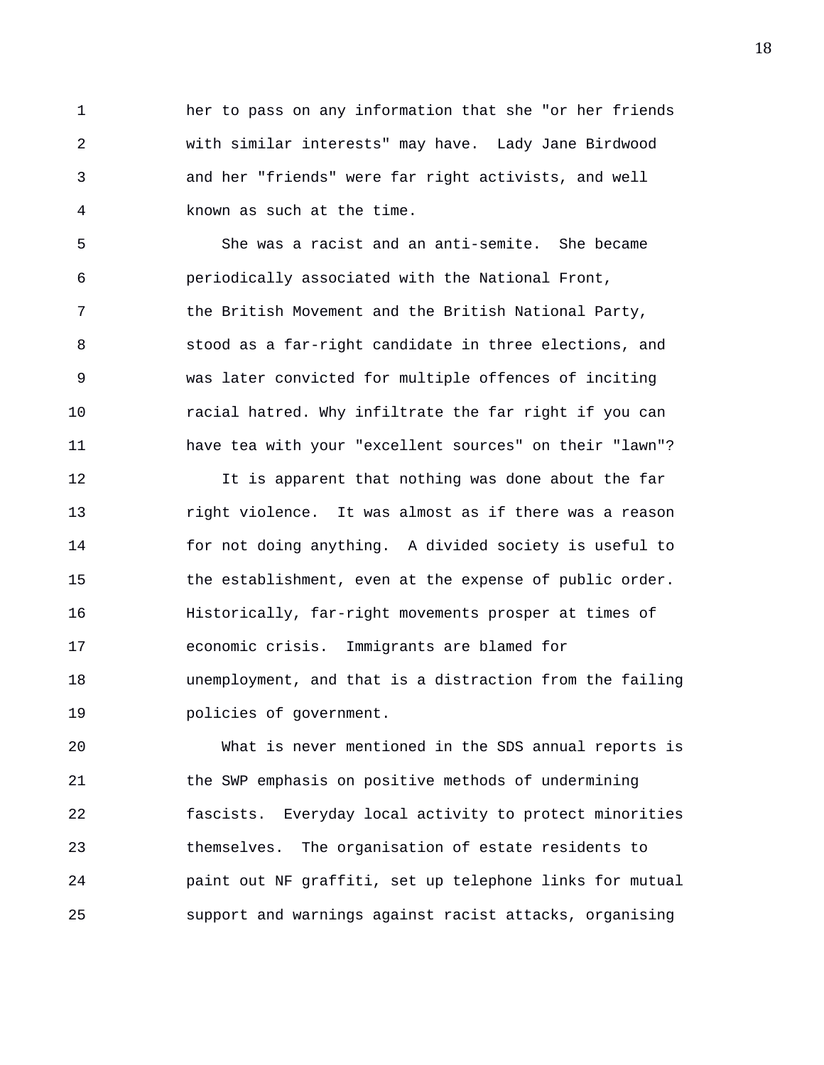her to pass on any information that she "or her friends with similar interests" may have. Lady Jane Birdwood and her "friends" were far right activists, and well known as such at the time.

She was a racist and an anti-semite. She became periodically associated with the National Front, the British Movement and the British National Party, stood as a far-right candidate in three elections, and was later convicted for multiple offences of inciting racial hatred. Why infiltrate the far right if you can have tea with your "excellent sources" on their "lawn"?

It is apparent that nothing was done about the far right violence. It was almost as if there was a reason for not doing anything. A divided society is useful to the establishment, even at the expense of public order. Historically, far-right movements prosper at times of economic crisis. Immigrants are blamed for unemployment, and that is a distraction from the failing policies of government.

What is never mentioned in the SDS annual reports is the SWP emphasis on positive methods of undermining fascists. Everyday local activity to protect minorities themselves. The organisation of estate residents to paint out NF graffiti, set up telephone links for mutual support and warnings against racist attacks, organising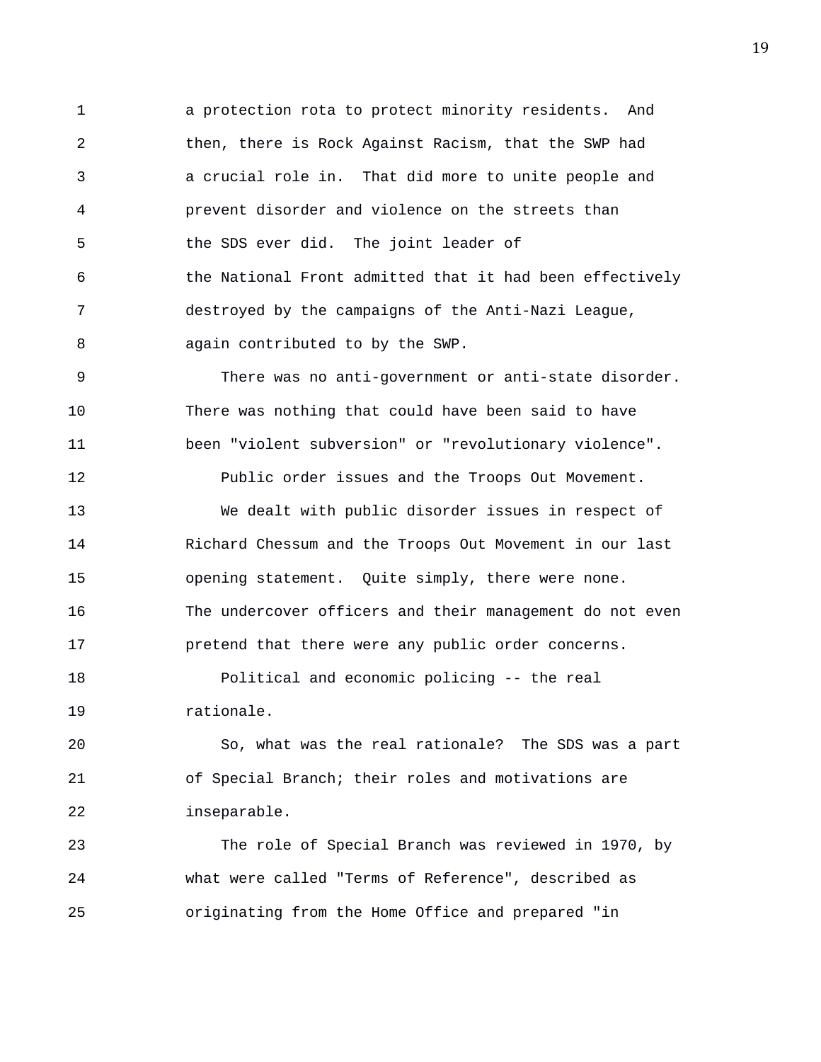a protection rota to protect minority residents. And then, there is Rock Against Racism, that the SWP had a crucial role in. That did more to unite people and prevent disorder and violence on the streets than the SDS ever did. The joint leader of the National Front admitted that it had been effectively destroyed by the campaigns of the Anti-Nazi League, again contributed to by the SWP.

There was no anti-government or anti-state disorder. There was nothing that could have been said to have been "violent subversion" or "revolutionary violence".

Public order issues and the Troops Out Movement.

We dealt with public disorder issues in respect of Richard Chessum and the Troops Out Movement in our last opening statement. Quite simply, there were none. The undercover officers and their management do not even pretend that there were any public order concerns.

Political and economic policing -- the real rationale.

So, what was the real rationale? The SDS was a part of Special Branch; their roles and motivations are inseparable.

The role of Special Branch was reviewed in 1970, by what were called "Terms of Reference", described as originating from the Home Office and prepared "in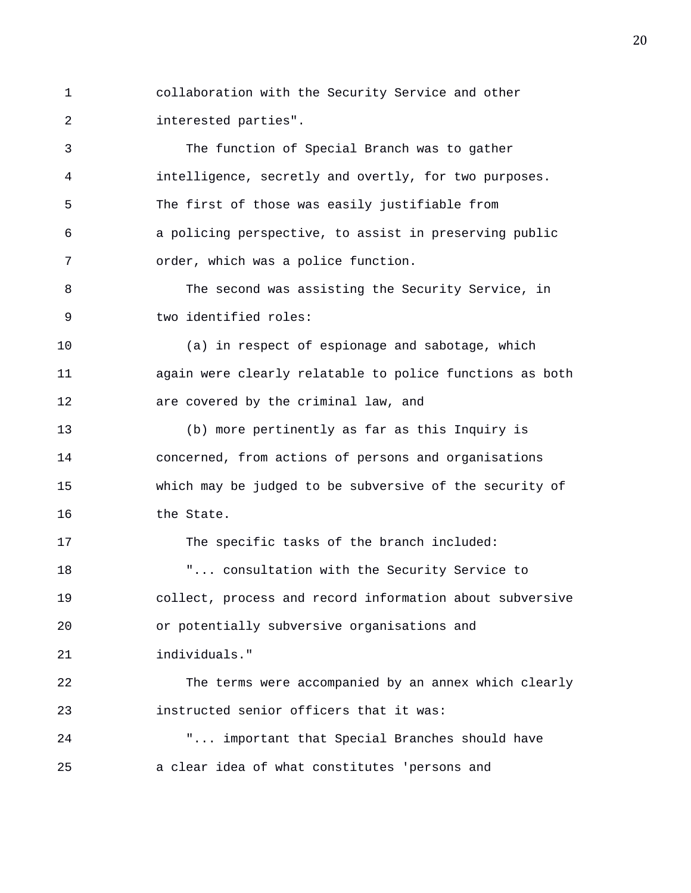collaboration with the Security Service and other interested parties".

The function of Special Branch was to gather intelligence, secretly and overtly, for two purposes. The first of those was easily justifiable from a policing perspective, to assist in preserving public order, which was a police function.

The second was assisting the Security Service, in two identified roles:

(a) in respect of espionage and sabotage, which again were clearly relatable to police functions as both are covered by the criminal law, and

(b) more pertinently as far as this Inquiry is concerned, from actions of persons and organisations which may be judged to be subversive of the security of the State.

The specific tasks of the branch included:

"... consultation with the Security Service to collect, process and record information about subversive or potentially subversive organisations and individuals."

The terms were accompanied by an annex which clearly instructed senior officers that it was:

"... important that Special Branches should have a clear idea of what constitutes 'persons and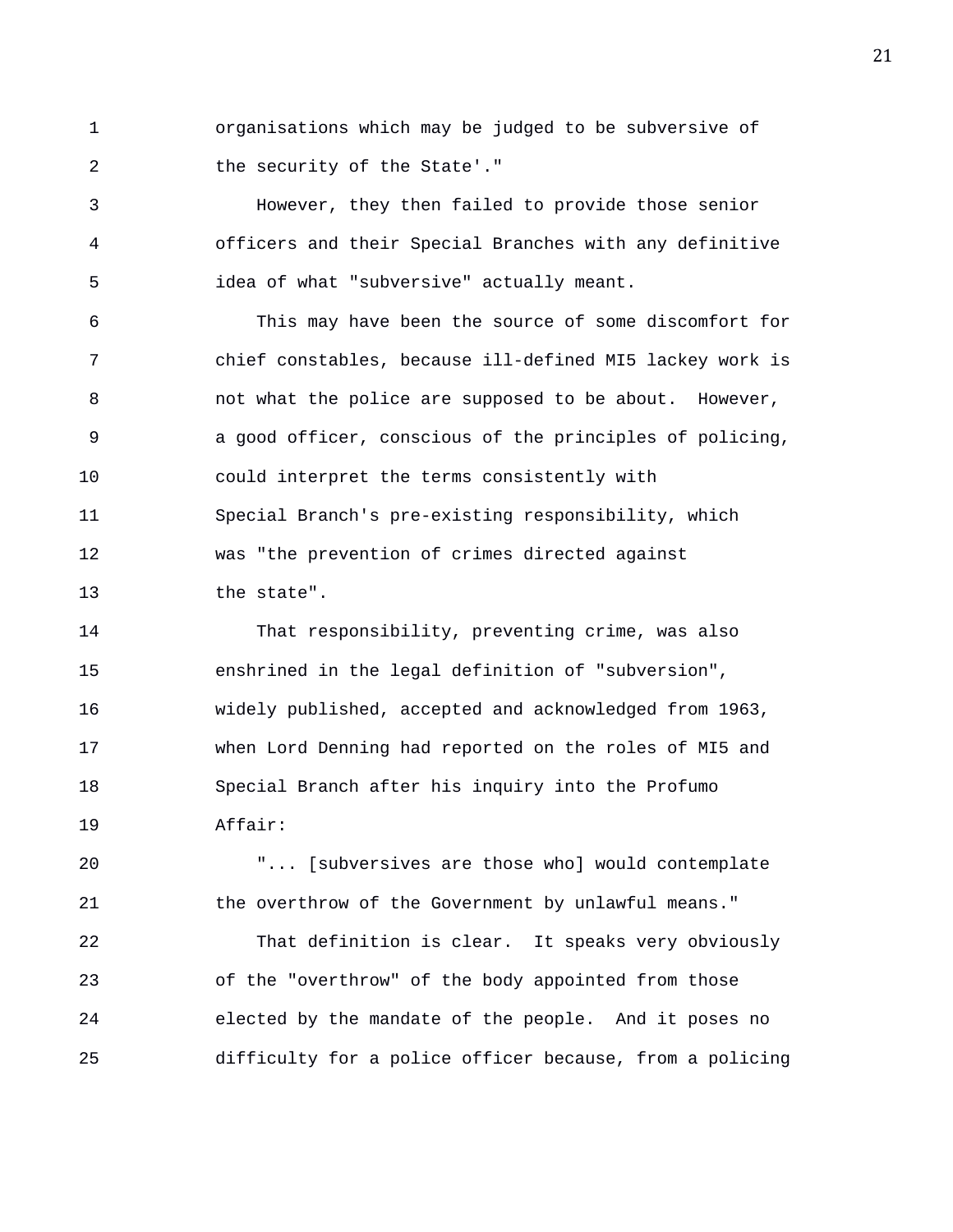organisations which may be judged to be subversive of the security of the State'."

However, they then failed to provide those senior officers and their Special Branches with any definitive idea of what "subversive" actually meant.

This may have been the source of some discomfort for chief constables, because ill-defined MI5 lackey work is not what the police are supposed to be about. However, a good officer, conscious of the principles of policing, could interpret the terms consistently with Special Branch's pre-existing responsibility, which was "the prevention of crimes directed against the state".

That responsibility, preventing crime, was also enshrined in the legal definition of "subversion", widely published, accepted and acknowledged from 1963, when Lord Denning had reported on the roles of MI5 and Special Branch after his inquiry into the Profumo Affair:

"... [subversives are those who] would contemplate the overthrow of the Government by unlawful means."

That definition is clear. It speaks very obviously of the "overthrow" of the body appointed from those elected by the mandate of the people. And it poses no difficulty for a police officer because, from a policing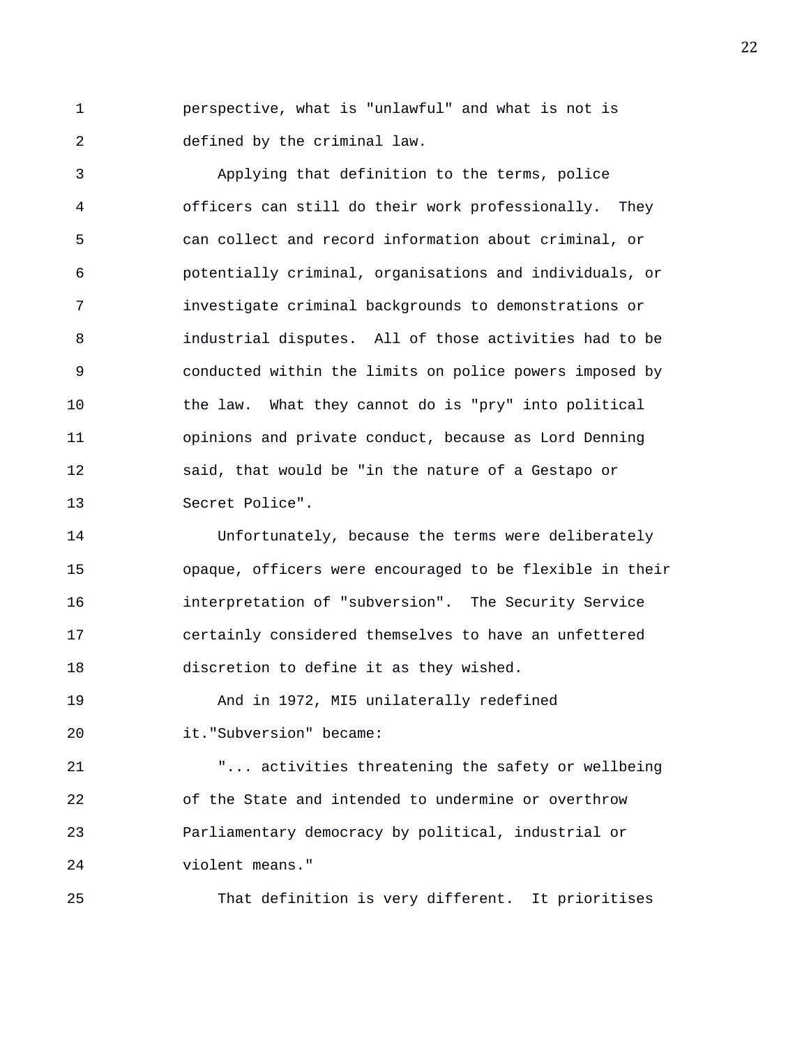perspective, what is "unlawful" and what is not is defined by the criminal law.

Applying that definition to the terms, police officers can still do their work professionally. They can collect and record information about criminal, or potentially criminal, organisations and individuals, or investigate criminal backgrounds to demonstrations or industrial disputes. All of those activities had to be conducted within the limits on police powers imposed by the law. What they cannot do is "pry" into political opinions and private conduct, because as Lord Denning said, that would be "in the nature of a Gestapo or Secret Police".

Unfortunately, because the terms were deliberately opaque, officers were encouraged to be flexible in their interpretation of "subversion". The Security Service certainly considered themselves to have an unfettered discretion to define it as they wished.

And in 1972, MI5 unilaterally redefined it."Subversion" became:

"... activities threatening the safety or wellbeing of the State and intended to undermine or overthrow Parliamentary democracy by political, industrial or violent means."

That definition is very different. It prioritises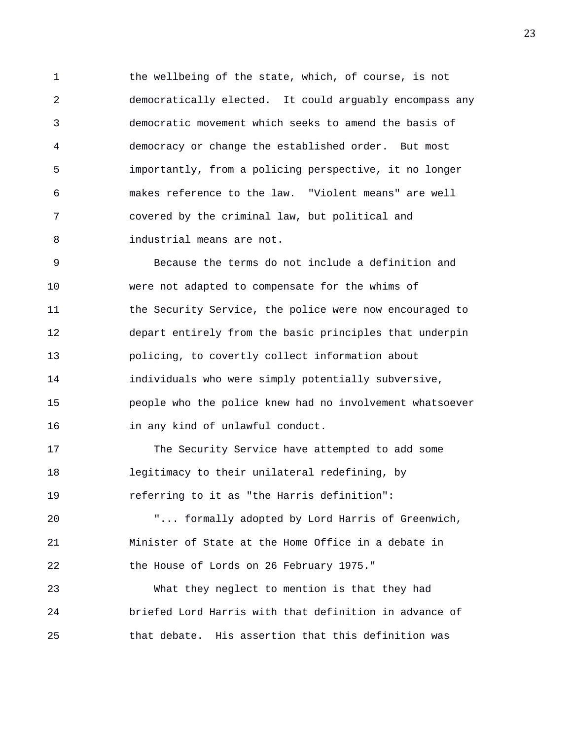the wellbeing of the state, which, of course, is not democratically elected. It could arguably encompass any democratic movement which seeks to amend the basis of democracy or change the established order. But most importantly, from a policing perspective, it no longer makes reference to the law. "Violent means" are well covered by the criminal law, but political and industrial means are not.

Because the terms do not include a definition and were not adapted to compensate for the whims of the Security Service, the police were now encouraged to depart entirely from the basic principles that underpin policing, to covertly collect information about individuals who were simply potentially subversive, people who the police knew had no involvement whatsoever in any kind of unlawful conduct.

The Security Service have attempted to add some legitimacy to their unilateral redefining, by referring to it as "the Harris definition":

"... formally adopted by Lord Harris of Greenwich, Minister of State at the Home Office in a debate in the House of Lords on 26 February 1975."

What they neglect to mention is that they had briefed Lord Harris with that definition in advance of that debate. His assertion that this definition was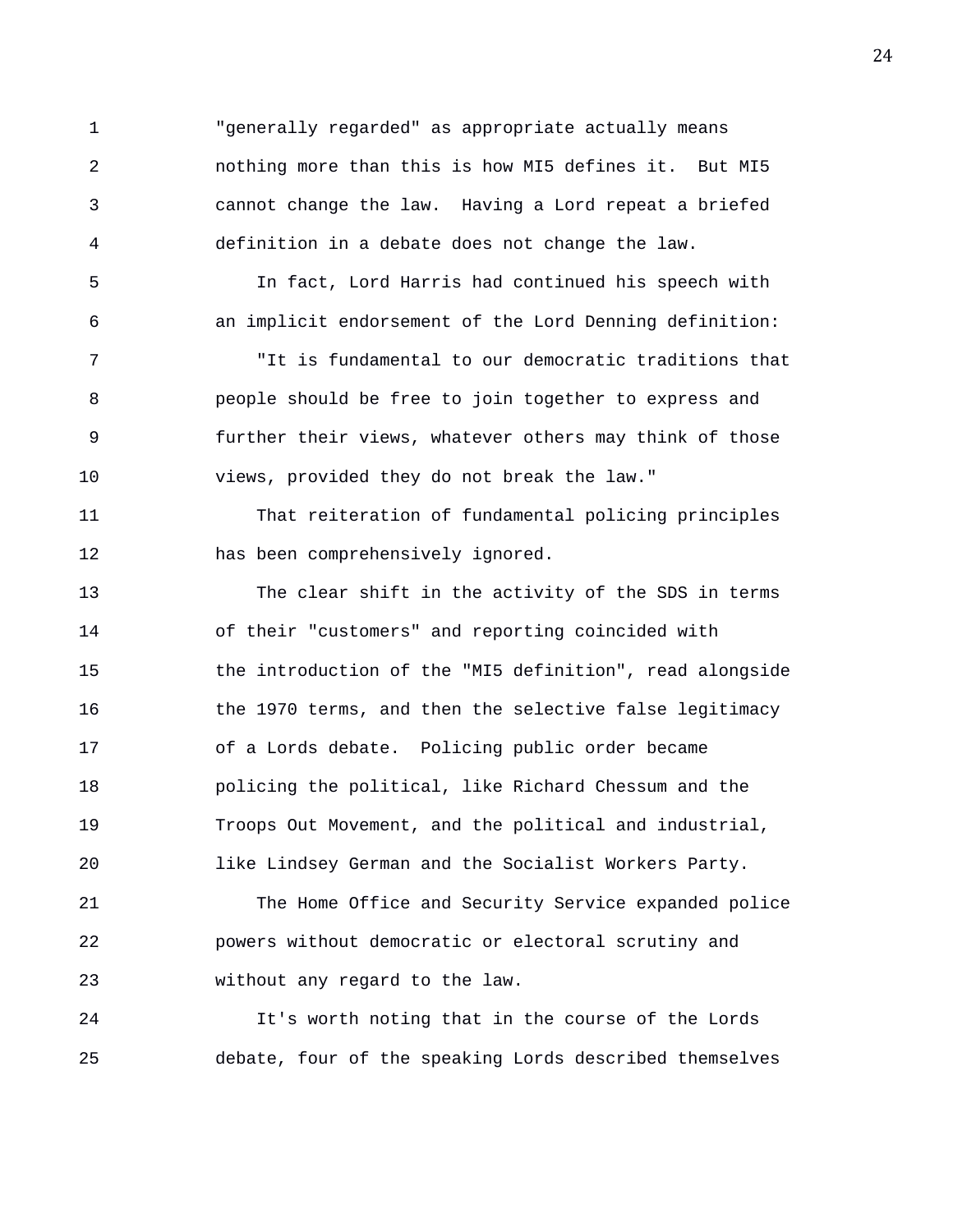"generally regarded" as appropriate actually means nothing more than this is how MI5 defines it. But MI5 cannot change the law. Having a Lord repeat a briefed definition in a debate does not change the law.

In fact, Lord Harris had continued his speech with an implicit endorsement of the Lord Denning definition:

"It is fundamental to our democratic traditions that people should be free to join together to express and further their views, whatever others may think of those views, provided they do not break the law."

That reiteration of fundamental policing principles has been comprehensively ignored.

The clear shift in the activity of the SDS in terms of their "customers" and reporting coincided with the introduction of the "MI5 definition", read alongside the 1970 terms, and then the selective false legitimacy of a Lords debate. Policing public order became policing the political, like Richard Chessum and the Troops Out Movement, and the political and industrial, like Lindsey German and the Socialist Workers Party.

The Home Office and Security Service expanded police powers without democratic or electoral scrutiny and without any regard to the law.

It's worth noting that in the course of the Lords debate, four of the speaking Lords described themselves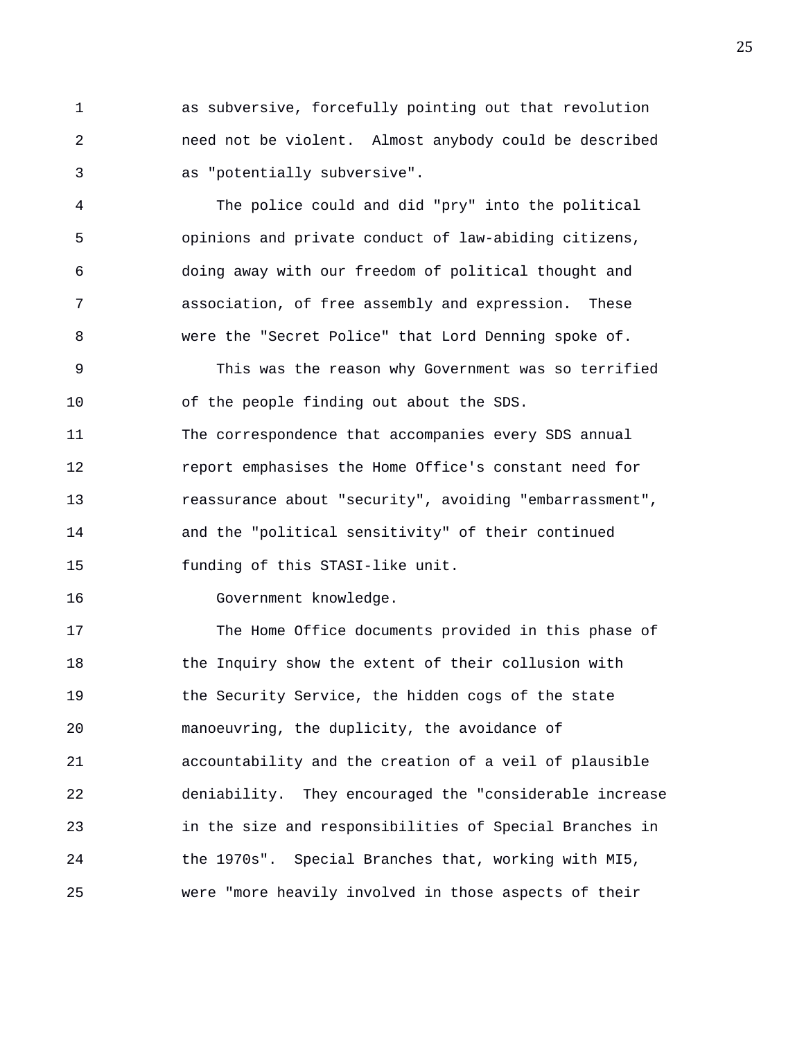as subversive, forcefully pointing out that revolution need not be violent. Almost anybody could be described as "potentially subversive".

The police could and did "pry" into the political opinions and private conduct of law-abiding citizens, doing away with our freedom of political thought and association, of free assembly and expression. These were the "Secret Police" that Lord Denning spoke of.

This was the reason why Government was so terrified of the people finding out about the SDS.

The correspondence that accompanies every SDS annual report emphasises the Home Office's constant need for reassurance about "security", avoiding "embarrassment", and the "political sensitivity" of their continued funding of this STASI-like unit.

Government knowledge.

The Home Office documents provided in this phase of the Inquiry show the extent of their collusion with the Security Service, the hidden cogs of the state manoeuvring, the duplicity, the avoidance of accountability and the creation of a veil of plausible deniability. They encouraged the "considerable increase in the size and responsibilities of Special Branches in the 1970s". Special Branches that, working with MI5, were "more heavily involved in those aspects of their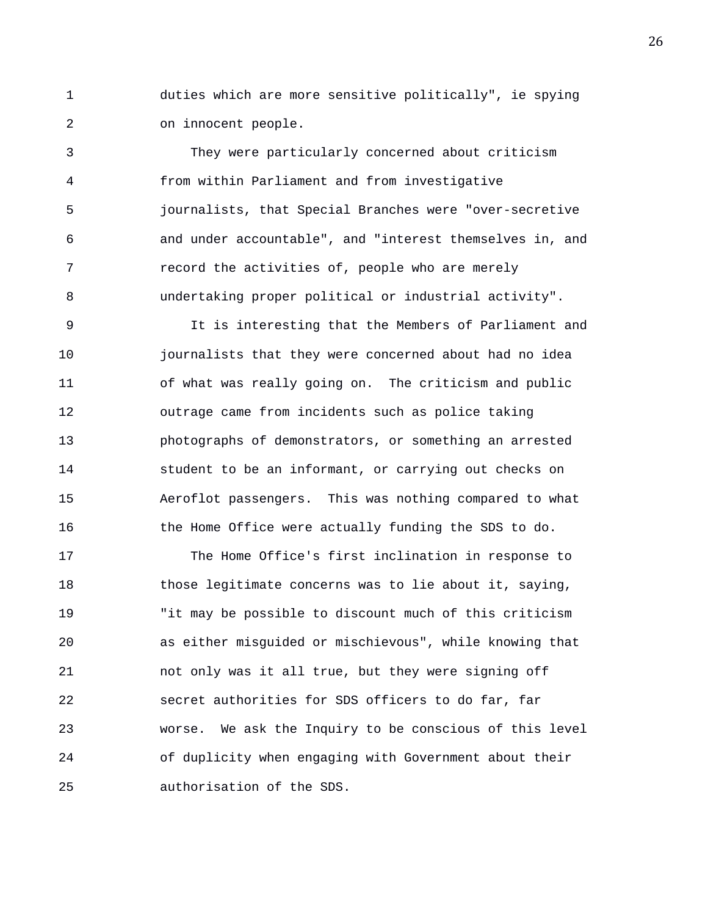duties which are more sensitive politically", ie spying on innocent people.

They were particularly concerned about criticism from within Parliament and from investigative journalists, that Special Branches were "over-secretive and under accountable", and "interest themselves in, and record the activities of, people who are merely undertaking proper political or industrial activity".

It is interesting that the Members of Parliament and journalists that they were concerned about had no idea of what was really going on. The criticism and public outrage came from incidents such as police taking photographs of demonstrators, or something an arrested student to be an informant, or carrying out checks on Aeroflot passengers. This was nothing compared to what the Home Office were actually funding the SDS to do.

The Home Office's first inclination in response to those legitimate concerns was to lie about it, saying, "it may be possible to discount much of this criticism as either misguided or mischievous", while knowing that not only was it all true, but they were signing off secret authorities for SDS officers to do far, far worse. We ask the Inquiry to be conscious of this level of duplicity when engaging with Government about their authorisation of the SDS.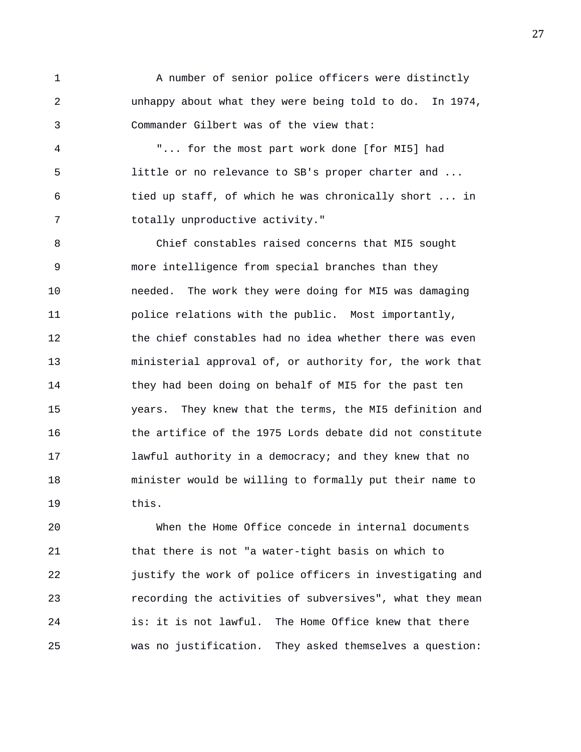A number of senior police officers were distinctly unhappy about what they were being told to do. In 1974, Commander Gilbert was of the view that:

"... for the most part work done [for MI5] had little or no relevance to SB's proper charter and ... tied up staff, of which he was chronically short ... in totally unproductive activity."

Chief constables raised concerns that MI5 sought more intelligence from special branches than they needed. The work they were doing for MI5 was damaging police relations with the public. Most importantly, the chief constables had no idea whether there was even ministerial approval of, or authority for, the work that they had been doing on behalf of MI5 for the past ten years. They knew that the terms, the MI5 definition and the artifice of the 1975 Lords debate did not constitute lawful authority in a democracy; and they knew that no minister would be willing to formally put their name to this.

When the Home Office concede in internal documents that there is not "a water-tight basis on which to justify the work of police officers in investigating and recording the activities of subversives", what they mean is: it is not lawful. The Home Office knew that there was no justification. They asked themselves a question: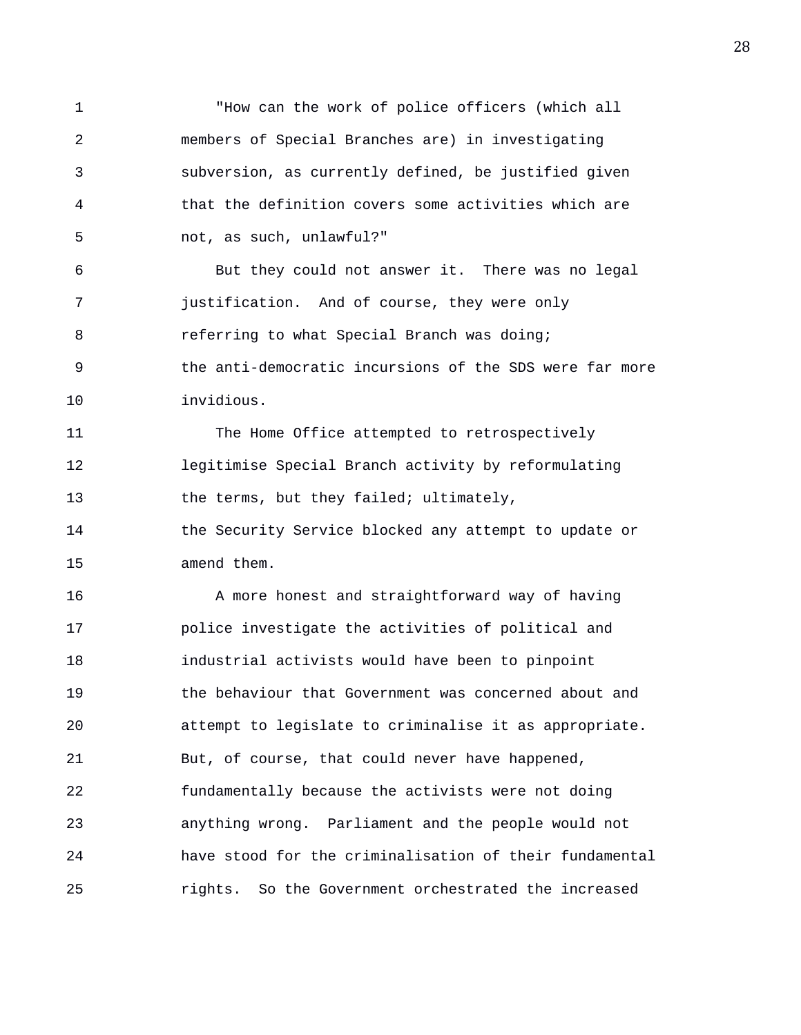"How can the work of police officers (which all members of Special Branches are) in investigating subversion, as currently defined, be justified given that the definition covers some activities which are not, as such, unlawful?"

But they could not answer it. There was no legal justification. And of course, they were only referring to what Special Branch was doing; the anti-democratic incursions of the SDS were far more invidious.

The Home Office attempted to retrospectively legitimise Special Branch activity by reformulating the terms, but they failed; ultimately, the Security Service blocked any attempt to update or amend them.

A more honest and straightforward way of having police investigate the activities of political and industrial activists would have been to pinpoint the behaviour that Government was concerned about and attempt to legislate to criminalise it as appropriate. But, of course, that could never have happened, fundamentally because the activists were not doing anything wrong. Parliament and the people would not have stood for the criminalisation of their fundamental rights. So the Government orchestrated the increased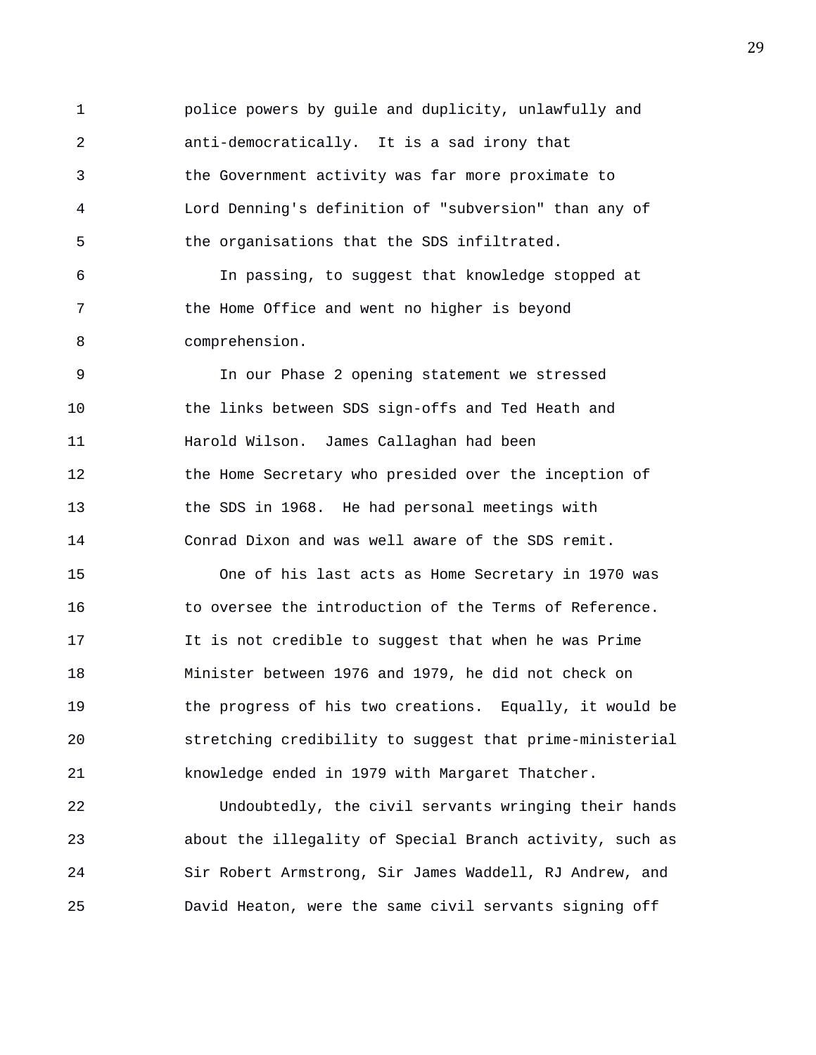police powers by guile and duplicity, unlawfully and anti-democratically. It is a sad irony that the Government activity was far more proximate to Lord Denning's definition of "subversion" than any of the organisations that the SDS infiltrated.

In passing, to suggest that knowledge stopped at the Home Office and went no higher is beyond comprehension.

In our Phase 2 opening statement we stressed the links between SDS sign-offs and Ted Heath and Harold Wilson. James Callaghan had been the Home Secretary who presided over the inception of the SDS in 1968. He had personal meetings with Conrad Dixon and was well aware of the SDS remit.

One of his last acts as Home Secretary in 1970 was to oversee the introduction of the Terms of Reference. It is not credible to suggest that when he was Prime Minister between 1976 and 1979, he did not check on the progress of his two creations. Equally, it would be stretching credibility to suggest that prime-ministerial knowledge ended in 1979 with Margaret Thatcher.

Undoubtedly, the civil servants wringing their hands about the illegality of Special Branch activity, such as Sir Robert Armstrong, Sir James Waddell, RJ Andrew, and David Heaton, were the same civil servants signing off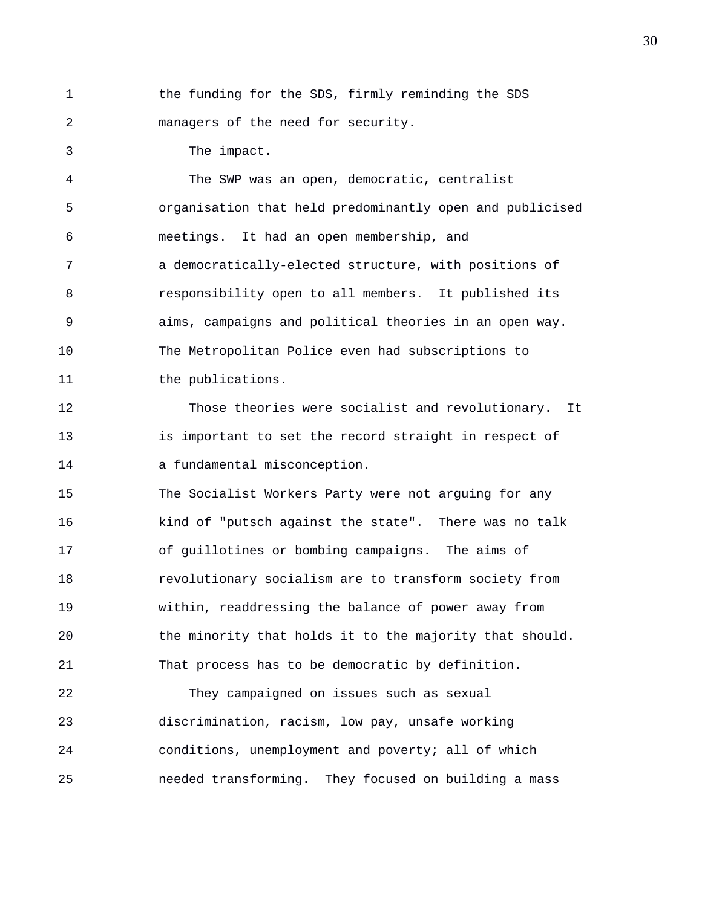the funding for the SDS, firmly reminding the SDS managers of the need for security.

The impact.

The SWP was an open, democratic, centralist organisation that held predominantly open and publicised meetings. It had an open membership, and a democratically-elected structure, with positions of responsibility open to all members. It published its aims, campaigns and political theories in an open way. The Metropolitan Police even had subscriptions to the publications.

Those theories were socialist and revolutionary. It is important to set the record straight in respect of a fundamental misconception.

The Socialist Workers Party were not arguing for any kind of "putsch against the state". There was no talk of guillotines or bombing campaigns. The aims of revolutionary socialism are to transform society from within, readdressing the balance of power away from the minority that holds it to the majority that should. That process has to be democratic by definition.

They campaigned on issues such as sexual discrimination, racism, low pay, unsafe working conditions, unemployment and poverty; all of which needed transforming. They focused on building a mass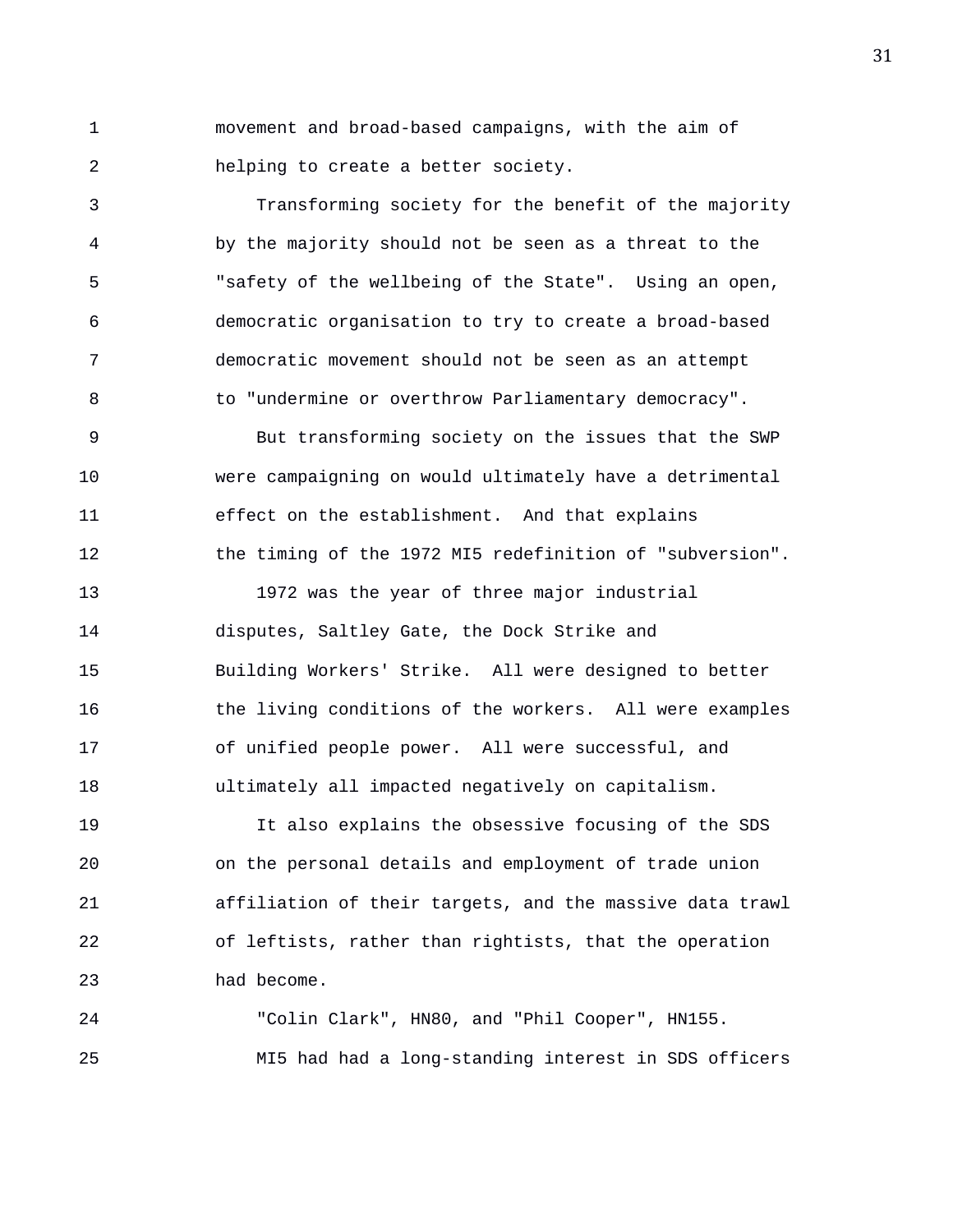movement and broad-based campaigns, with the aim of helping to create a better society.

Transforming society for the benefit of the majority by the majority should not be seen as a threat to the "safety of the wellbeing of the State". Using an open, democratic organisation to try to create a broad-based democratic movement should not be seen as an attempt to "undermine or overthrow Parliamentary democracy".

But transforming society on the issues that the SWP were campaigning on would ultimately have a detrimental effect on the establishment. And that explains the timing of the 1972 MI5 redefinition of "subversion".

1972 was the year of three major industrial disputes, Saltley Gate, the Dock Strike and Building Workers' Strike. All were designed to better the living conditions of the workers. All were examples of unified people power. All were successful, and ultimately all impacted negatively on capitalism.

It also explains the obsessive focusing of the SDS on the personal details and employment of trade union affiliation of their targets, and the massive data trawl of leftists, rather than rightists, that the operation had become.

"Colin Clark", HN80, and "Phil Cooper", HN155.

MI5 had had a long-standing interest in SDS officers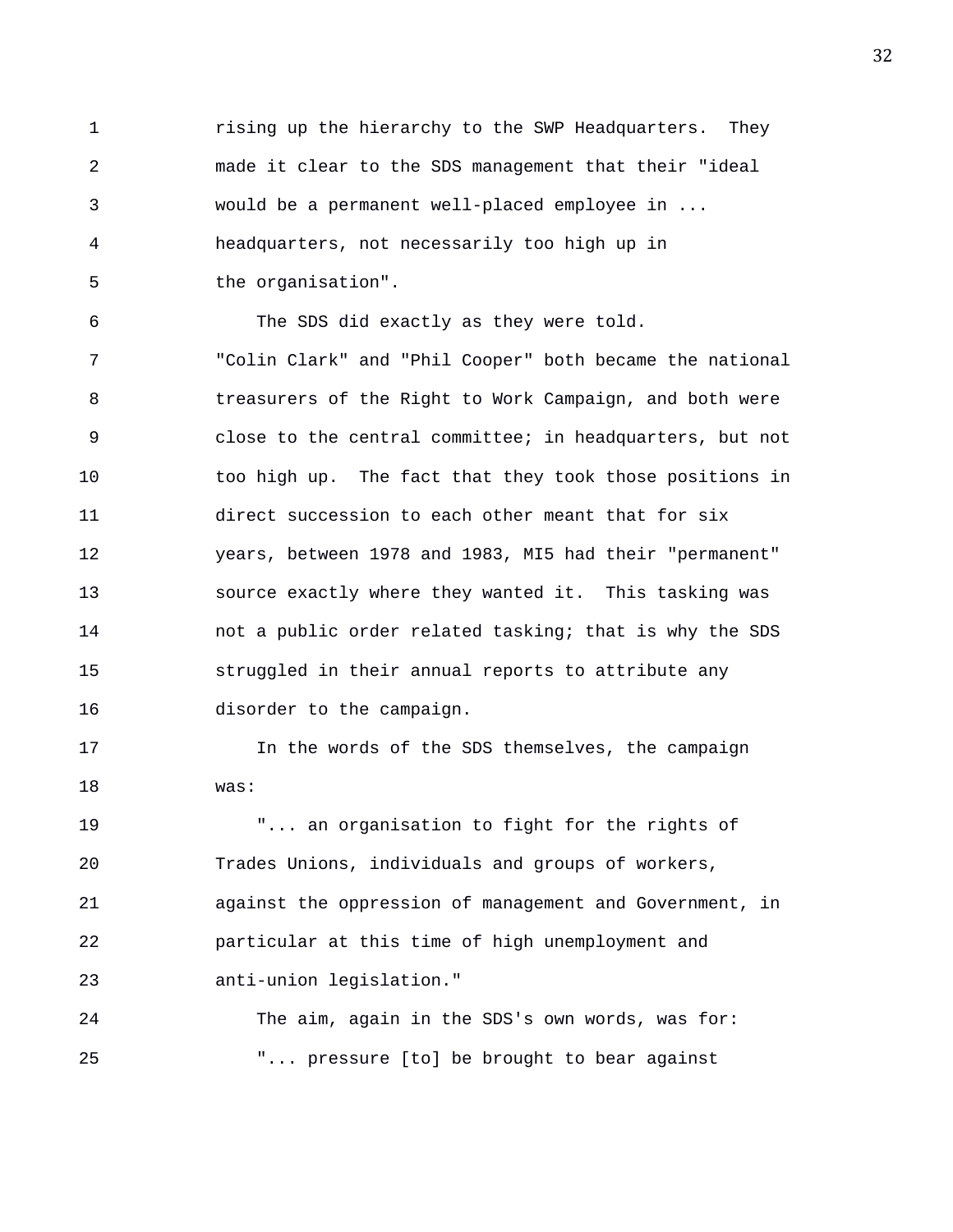rising up the hierarchy to the SWP Headquarters. They made it clear to the SDS management that their "ideal would be a permanent well-placed employee in ... headquarters, not necessarily too high up in the organisation".

The SDS did exactly as they were told. "Colin Clark" and "Phil Cooper" both became the national treasurers of the Right to Work Campaign, and both were close to the central committee; in headquarters, but not too high up. The fact that they took those positions in direct succession to each other meant that for six years, between 1978 and 1983, MI5 had their "permanent" source exactly where they wanted it. This tasking was not a public order related tasking; that is why the SDS struggled in their annual reports to attribute any disorder to the campaign.

In the words of the SDS themselves, the campaign was:

"... an organisation to fight for the rights of Trades Unions, individuals and groups of workers, against the oppression of management and Government, in particular at this time of high unemployment and anti-union legislation."

The aim, again in the SDS's own words, was for:

"... pressure [to] be brought to bear against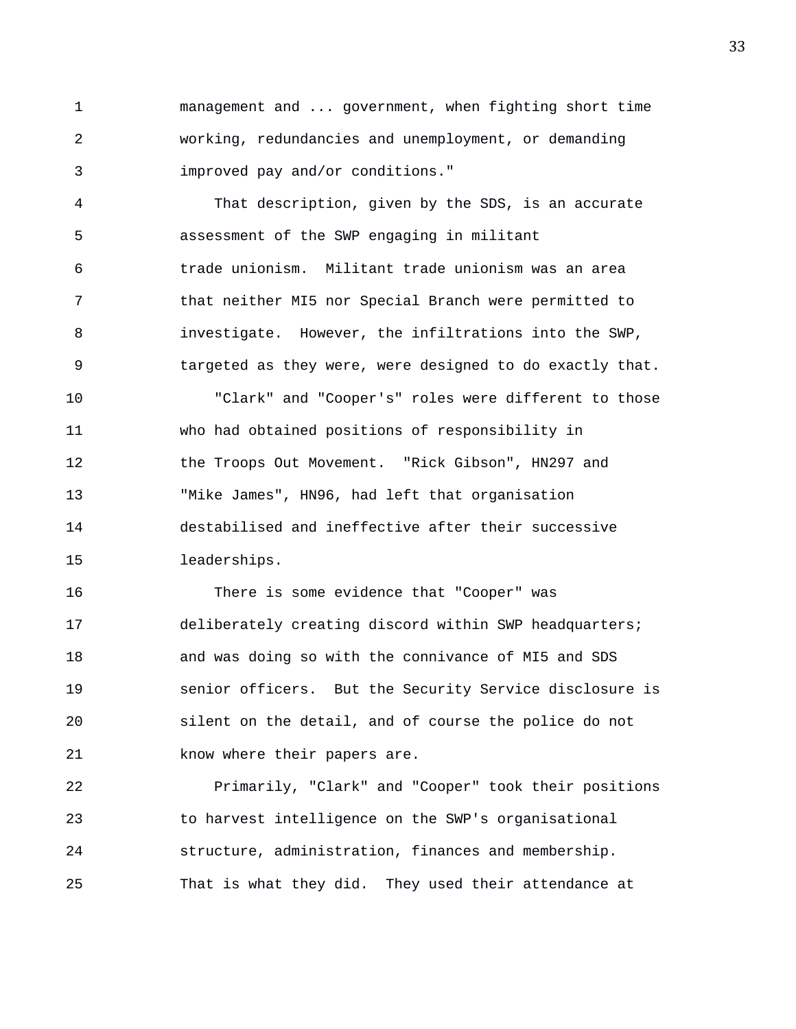management and ... government, when fighting short time working, redundancies and unemployment, or demanding improved pay and/or conditions."

That description, given by the SDS, is an accurate assessment of the SWP engaging in militant trade unionism. Militant trade unionism was an area that neither MI5 nor Special Branch were permitted to investigate. However, the infiltrations into the SWP, targeted as they were, were designed to do exactly that.

"Clark" and "Cooper's" roles were different to those who had obtained positions of responsibility in the Troops Out Movement. "Rick Gibson", HN297 and "Mike James", HN96, had left that organisation destabilised and ineffective after their successive leaderships.

There is some evidence that "Cooper" was deliberately creating discord within SWP headquarters; and was doing so with the connivance of MI5 and SDS senior officers. But the Security Service disclosure is silent on the detail, and of course the police do not know where their papers are.

Primarily, "Clark" and "Cooper" took their positions to harvest intelligence on the SWP's organisational structure, administration, finances and membership. That is what they did. They used their attendance at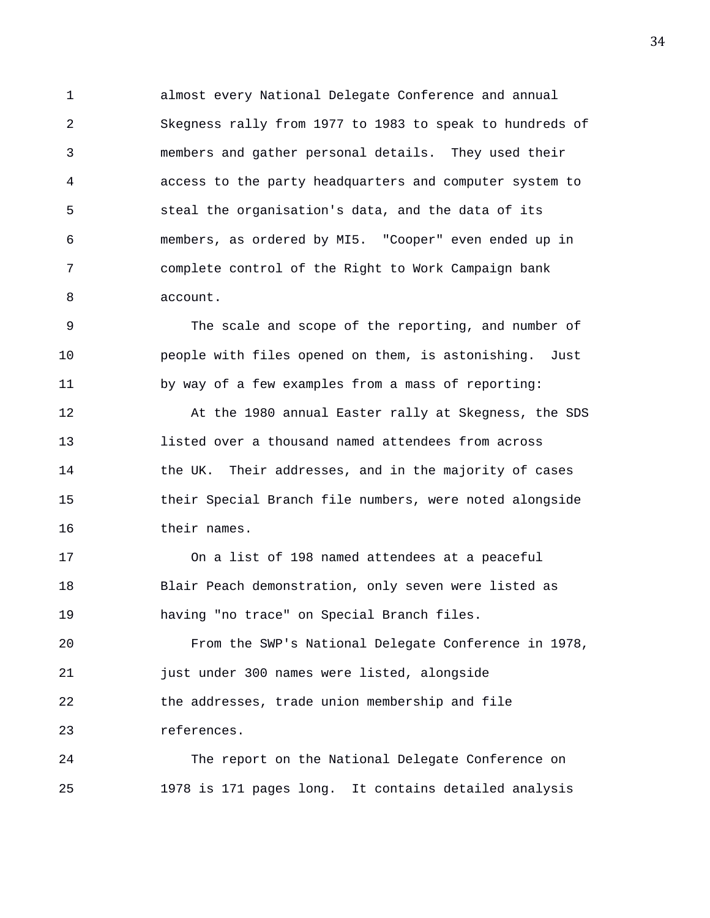almost every National Delegate Conference and annual Skegness rally from 1977 to 1983 to speak to hundreds of members and gather personal details. They used their access to the party headquarters and computer system to steal the organisation's data, and the data of its members, as ordered by MI5. "Cooper" even ended up in complete control of the Right to Work Campaign bank account.

The scale and scope of the reporting, and number of people with files opened on them, is astonishing. Just by way of a few examples from a mass of reporting:

At the 1980 annual Easter rally at Skegness, the SDS listed over a thousand named attendees from across the UK. Their addresses, and in the majority of cases their Special Branch file numbers, were noted alongside their names.

On a list of 198 named attendees at a peaceful Blair Peach demonstration, only seven were listed as having "no trace" on Special Branch files.

From the SWP's National Delegate Conference in 1978, just under 300 names were listed, alongside the addresses, trade union membership and file references.

The report on the National Delegate Conference on 1978 is 171 pages long. It contains detailed analysis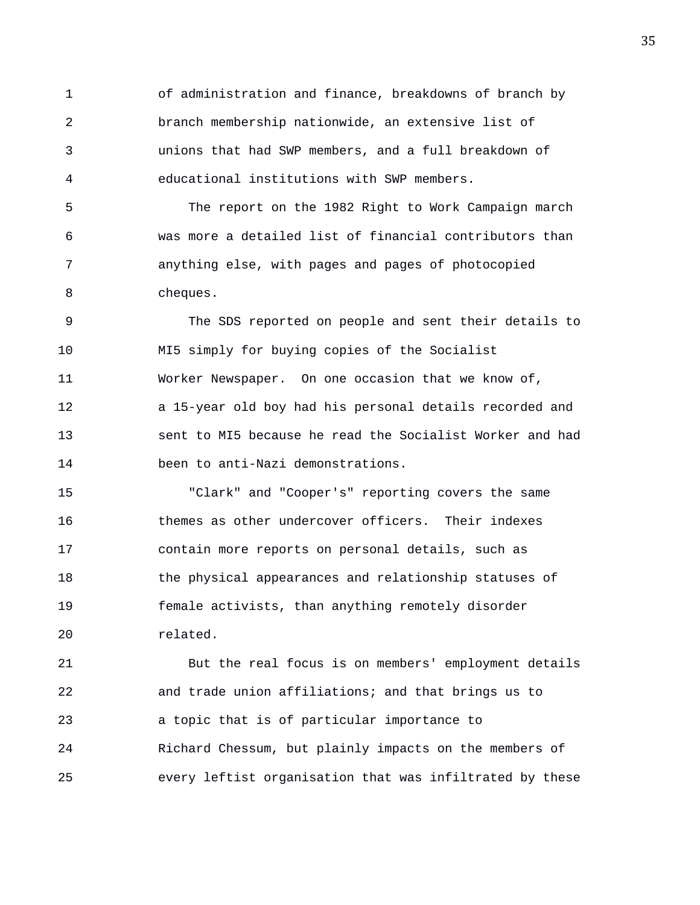of administration and finance, breakdowns of branch by branch membership nationwide, an extensive list of unions that had SWP members, and a full breakdown of educational institutions with SWP members.

The report on the 1982 Right to Work Campaign march was more a detailed list of financial contributors than anything else, with pages and pages of photocopied cheques.

The SDS reported on people and sent their details to MI5 simply for buying copies of the Socialist Worker Newspaper. On one occasion that we know of, a 15-year old boy had his personal details recorded and sent to MI5 because he read the Socialist Worker and had been to anti-Nazi demonstrations.

"Clark" and "Cooper's" reporting covers the same themes as other undercover officers. Their indexes contain more reports on personal details, such as the physical appearances and relationship statuses of female activists, than anything remotely disorder related.

But the real focus is on members' employment details and trade union affiliations; and that brings us to a topic that is of particular importance to Richard Chessum, but plainly impacts on the members of every leftist organisation that was infiltrated by these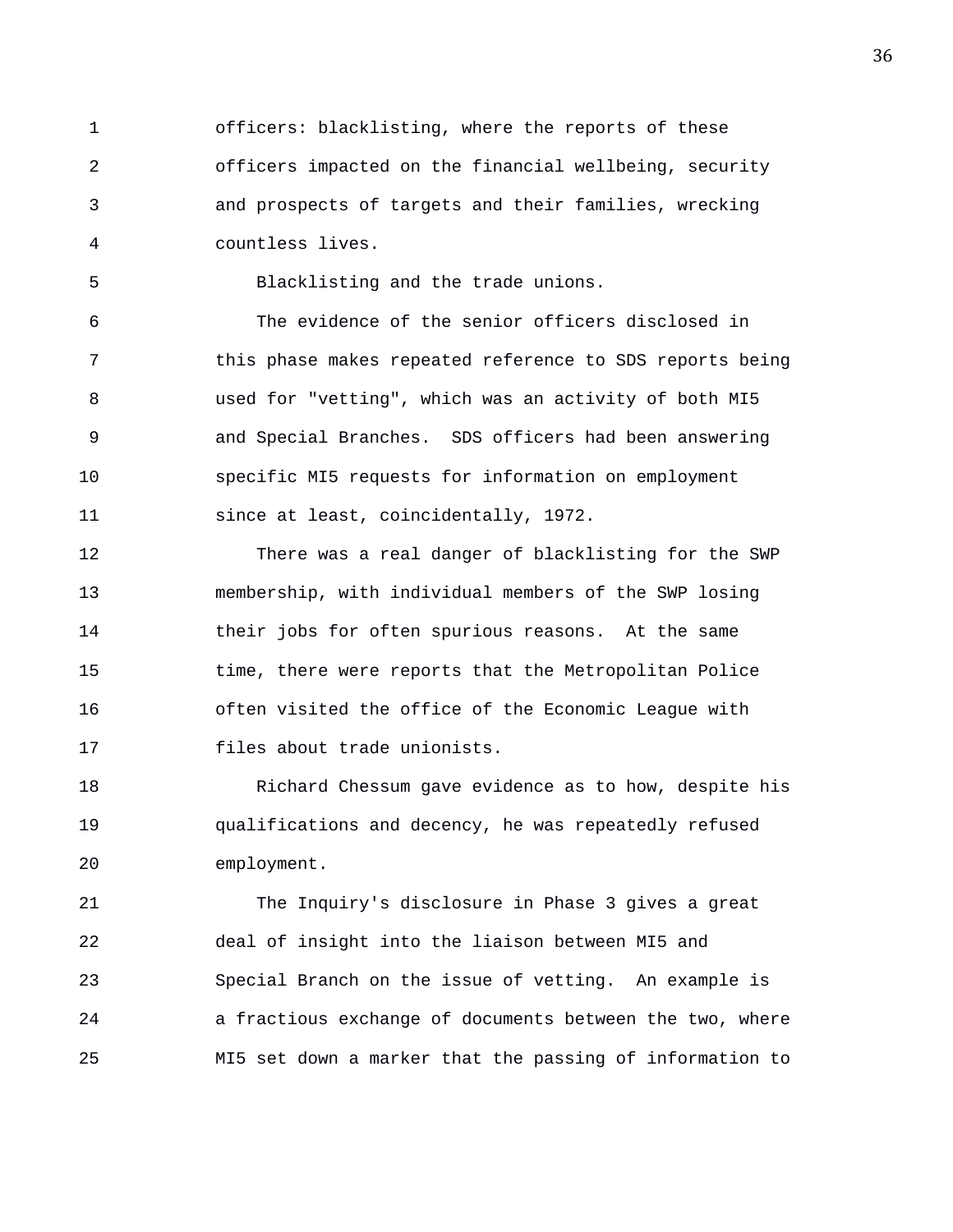officers: blacklisting, where the reports of these officers impacted on the financial wellbeing, security and prospects of targets and their families, wrecking countless lives.

Blacklisting and the trade unions.

The evidence of the senior officers disclosed in this phase makes repeated reference to SDS reports being used for "vetting", which was an activity of both MI5 and Special Branches. SDS officers had been answering specific MI5 requests for information on employment since at least, coincidentally, 1972.

There was a real danger of blacklisting for the SWP membership, with individual members of the SWP losing their jobs for often spurious reasons. At the same time, there were reports that the Metropolitan Police often visited the office of the Economic League with files about trade unionists.

Richard Chessum gave evidence as to how, despite his qualifications and decency, he was repeatedly refused employment.

The Inquiry's disclosure in Phase 3 gives a great deal of insight into the liaison between MI5 and Special Branch on the issue of vetting. An example is a fractious exchange of documents between the two, where MI5 set down a marker that the passing of information to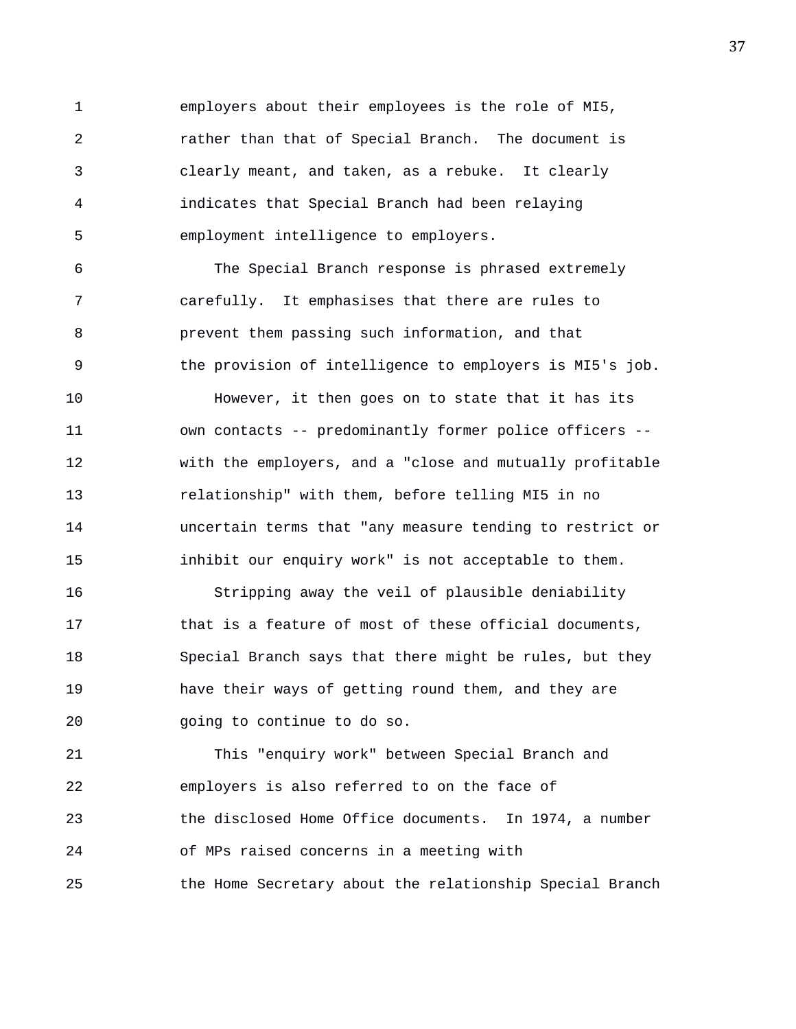employers about their employees is the role of MI5, rather than that of Special Branch. The document is clearly meant, and taken, as a rebuke. It clearly indicates that Special Branch had been relaying employment intelligence to employers.

The Special Branch response is phrased extremely carefully. It emphasises that there are rules to prevent them passing such information, and that the provision of intelligence to employers is MI5's job.

However, it then goes on to state that it has its own contacts -- predominantly former police officers -- with the employers, and a "close and mutually profitable relationship" with them, before telling MI5 in no uncertain terms that "any measure tending to restrict or inhibit our enquiry work" is not acceptable to them.

Stripping away the veil of plausible deniability that is a feature of most of these official documents, Special Branch says that there might be rules, but they have their ways of getting round them, and they are going to continue to do so.

This "enquiry work" between Special Branch and employers is also referred to on the face of the disclosed Home Office documents. In 1974, a number of MPs raised concerns in a meeting with the Home Secretary about the relationship Special Branch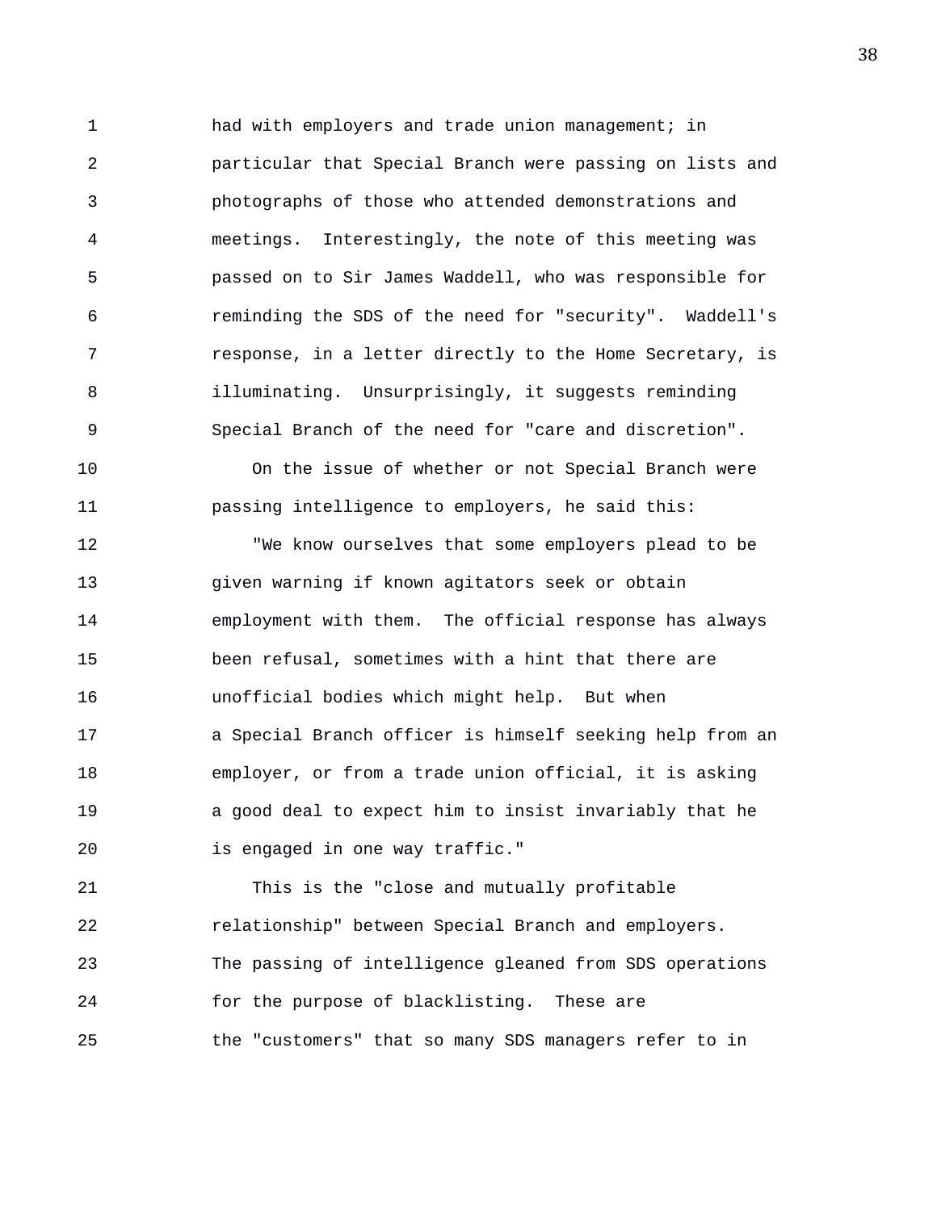had with employers and trade union management; in particular that Special Branch were passing on lists and photographs of those who attended demonstrations and meetings. Interestingly, the note of this meeting was passed on to Sir James Waddell, who was responsible for reminding the SDS of the need for "security". Waddell's response, in a letter directly to the Home Secretary, is illuminating. Unsurprisingly, it suggests reminding Special Branch of the need for "care and discretion".

On the issue of whether or not Special Branch were passing intelligence to employers, he said this:

"We know ourselves that some employers plead to be given warning if known agitators seek or obtain employment with them. The official response has always been refusal, sometimes with a hint that there are unofficial bodies which might help. But when a Special Branch officer is himself seeking help from an employer, or from a trade union official, it is asking a good deal to expect him to insist invariably that he is engaged in one way traffic."

This is the "close and mutually profitable relationship" between Special Branch and employers. The passing of intelligence gleaned from SDS operations for the purpose of blacklisting. These are the "customers" that so many SDS managers refer to in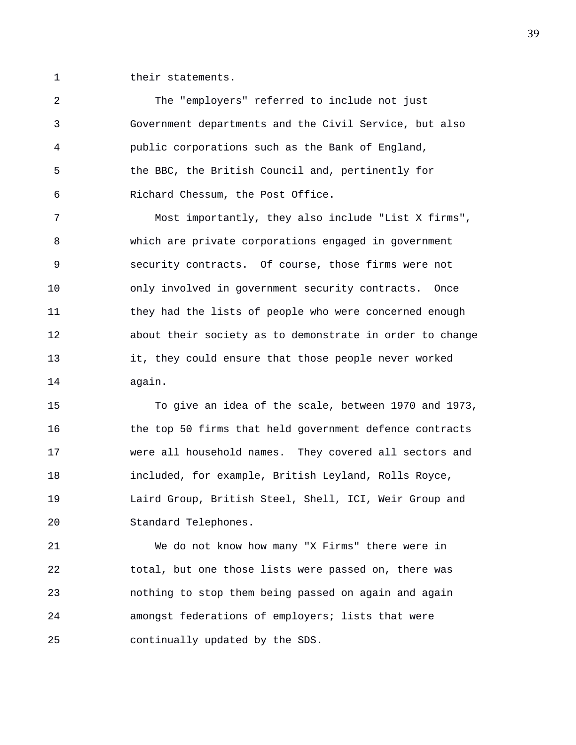their statements.

The "employers" referred to include not just Government departments and the Civil Service, but also public corporations such as the Bank of England, the BBC, the British Council and, pertinently for Richard Chessum, the Post Office.

Most importantly, they also include "List X firms", which are private corporations engaged in government security contracts. Of course, those firms were not only involved in government security contracts. Once they had the lists of people who were concerned enough about their society as to demonstrate in order to change it, they could ensure that those people never worked again.

To give an idea of the scale, between 1970 and 1973, the top 50 firms that held government defence contracts were all household names. They covered all sectors and included, for example, British Leyland, Rolls Royce, Laird Group, British Steel, Shell, ICI, Weir Group and Standard Telephones.

We do not know how many "X Firms" there were in total, but one those lists were passed on, there was nothing to stop them being passed on again and again amongst federations of employers; lists that were continually updated by the SDS.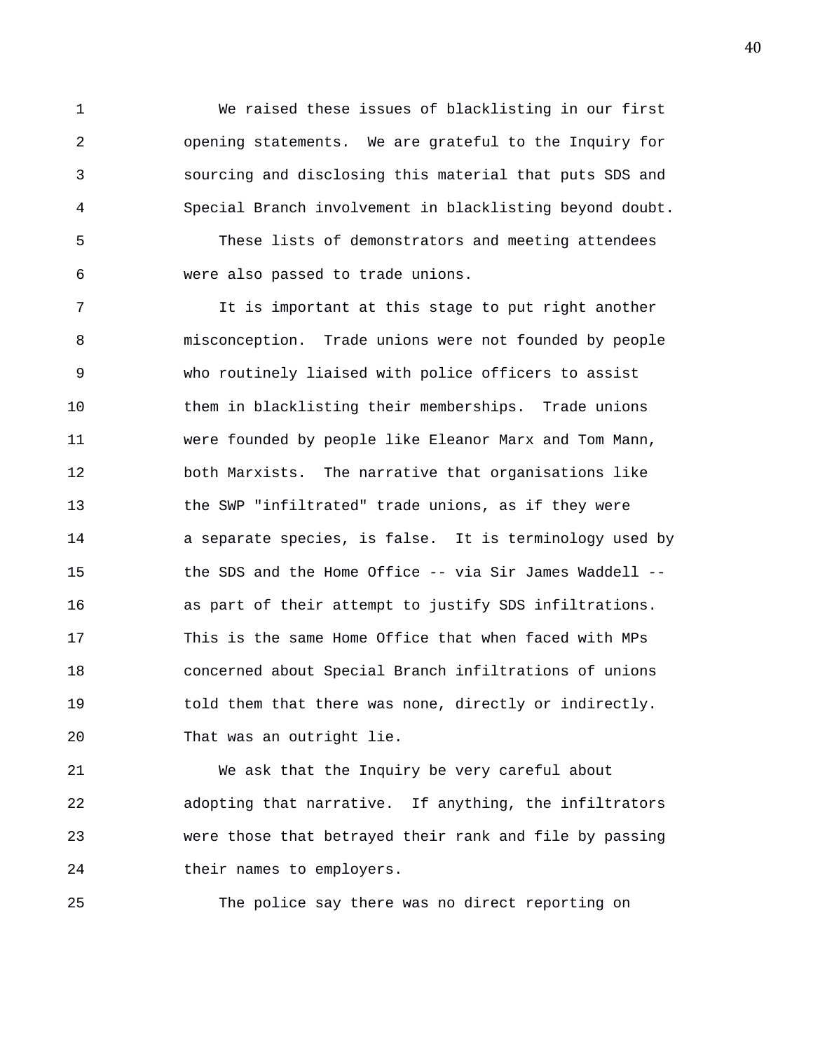We raised these issues of blacklisting in our first opening statements. We are grateful to the Inquiry for sourcing and disclosing this material that puts SDS and Special Branch involvement in blacklisting beyond doubt.

These lists of demonstrators and meeting attendees were also passed to trade unions.

It is important at this stage to put right another misconception. Trade unions were not founded by people who routinely liaised with police officers to assist them in blacklisting their memberships. Trade unions were founded by people like Eleanor Marx and Tom Mann, both Marxists. The narrative that organisations like the SWP "infiltrated" trade unions, as if they were a separate species, is false. It is terminology used by the SDS and the Home Office -- via Sir James Waddell -- as part of their attempt to justify SDS infiltrations. This is the same Home Office that when faced with MPs concerned about Special Branch infiltrations of unions told them that there was none, directly or indirectly. That was an outright lie.

We ask that the Inquiry be very careful about adopting that narrative. If anything, the infiltrators were those that betrayed their rank and file by passing their names to employers.

The police say there was no direct reporting on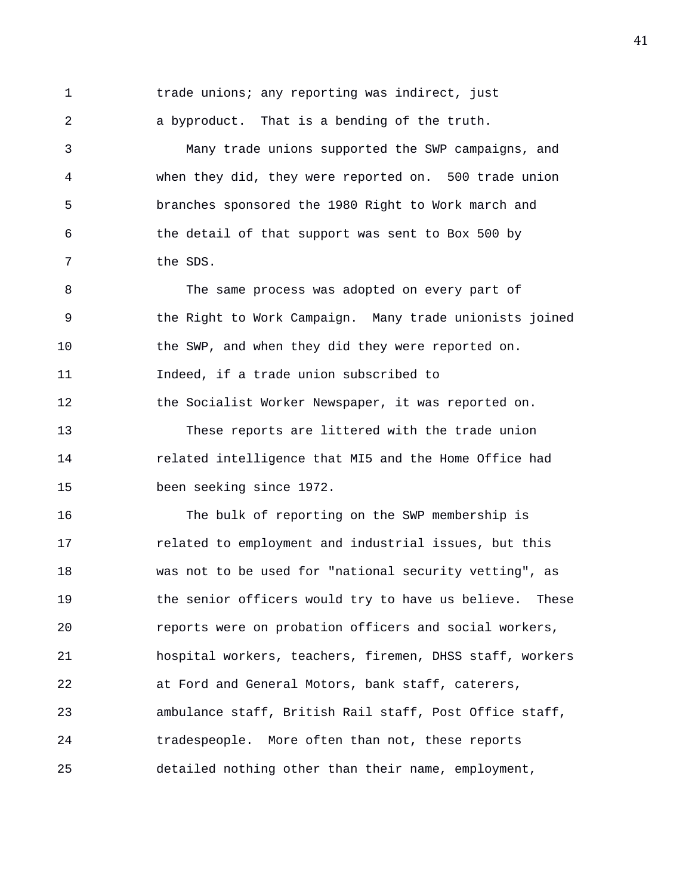trade unions; any reporting was indirect, just a byproduct. That is a bending of the truth.

Many trade unions supported the SWP campaigns, and when they did, they were reported on. 500 trade union branches sponsored the 1980 Right to Work march and the detail of that support was sent to Box 500 by the SDS.

The same process was adopted on every part of the Right to Work Campaign. Many trade unionists joined the SWP, and when they did they were reported on. Indeed, if a trade union subscribed to the Socialist Worker Newspaper, it was reported on.

These reports are littered with the trade union related intelligence that MI5 and the Home Office had been seeking since 1972.

The bulk of reporting on the SWP membership is related to employment and industrial issues, but this was not to be used for "national security vetting", as the senior officers would try to have us believe. These reports were on probation officers and social workers, hospital workers, teachers, firemen, DHSS staff, workers at Ford and General Motors, bank staff, caterers, ambulance staff, British Rail staff, Post Office staff, tradespeople. More often than not, these reports detailed nothing other than their name, employment,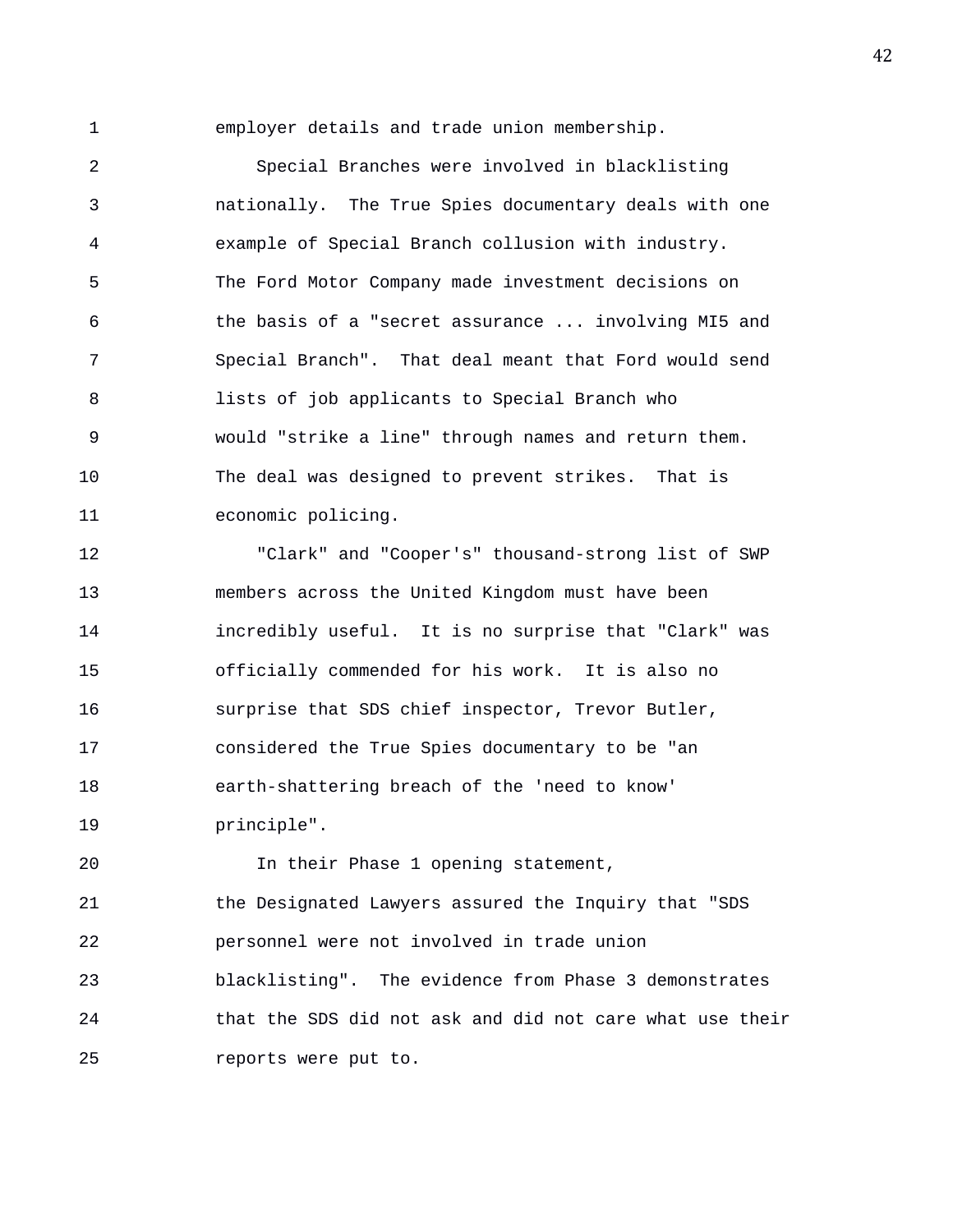employer details and trade union membership.

Special Branches were involved in blacklisting nationally. The True Spies documentary deals with one example of Special Branch collusion with industry. The Ford Motor Company made investment decisions on the basis of a "secret assurance ... involving MI5 and Special Branch". That deal meant that Ford would send lists of job applicants to Special Branch who would "strike a line" through names and return them. The deal was designed to prevent strikes. That is economic policing.

"Clark" and "Cooper's" thousand-strong list of SWP members across the United Kingdom must have been incredibly useful. It is no surprise that "Clark" was officially commended for his work. It is also no surprise that SDS chief inspector, Trevor Butler, considered the True Spies documentary to be "an earth-shattering breach of the 'need to know' principle".

In their Phase 1 opening statement, the Designated Lawyers assured the Inquiry that "SDS personnel were not involved in trade union blacklisting". The evidence from Phase 3 demonstrates that the SDS did not ask and did not care what use their reports were put to.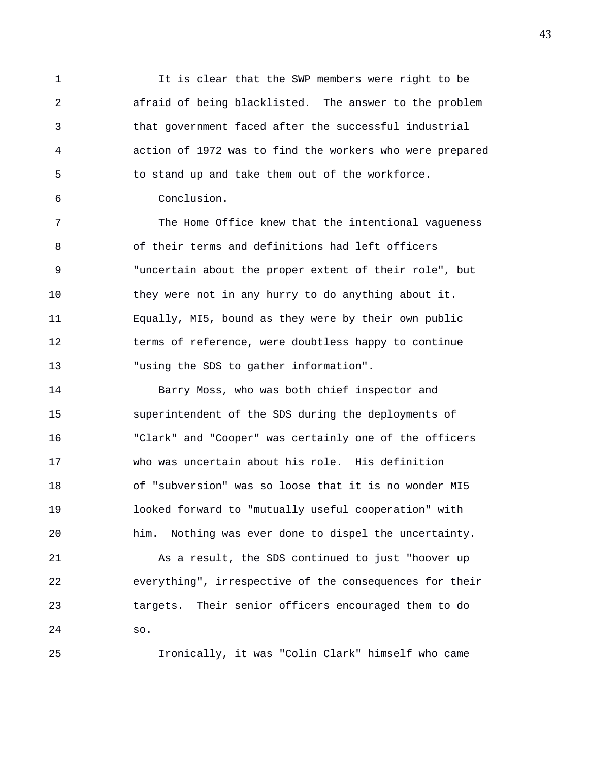It is clear that the SWP members were right to be afraid of being blacklisted. The answer to the problem that government faced after the successful industrial action of 1972 was to find the workers who were prepared to stand up and take them out of the workforce.

Conclusion.

The Home Office knew that the intentional vagueness of their terms and definitions had left officers "uncertain about the proper extent of their role", but they were not in any hurry to do anything about it. Equally, MI5, bound as they were by their own public terms of reference, were doubtless happy to continue "using the SDS to gather information".

Barry Moss, who was both chief inspector and superintendent of the SDS during the deployments of "Clark" and "Cooper" was certainly one of the officers who was uncertain about his role. His definition of "subversion" was so loose that it is no wonder MI5 looked forward to "mutually useful cooperation" with him. Nothing was ever done to dispel the uncertainty.

As a result, the SDS continued to just "hoover up everything", irrespective of the consequences for their targets. Their senior officers encouraged them to do so.

Ironically, it was "Colin Clark" himself who came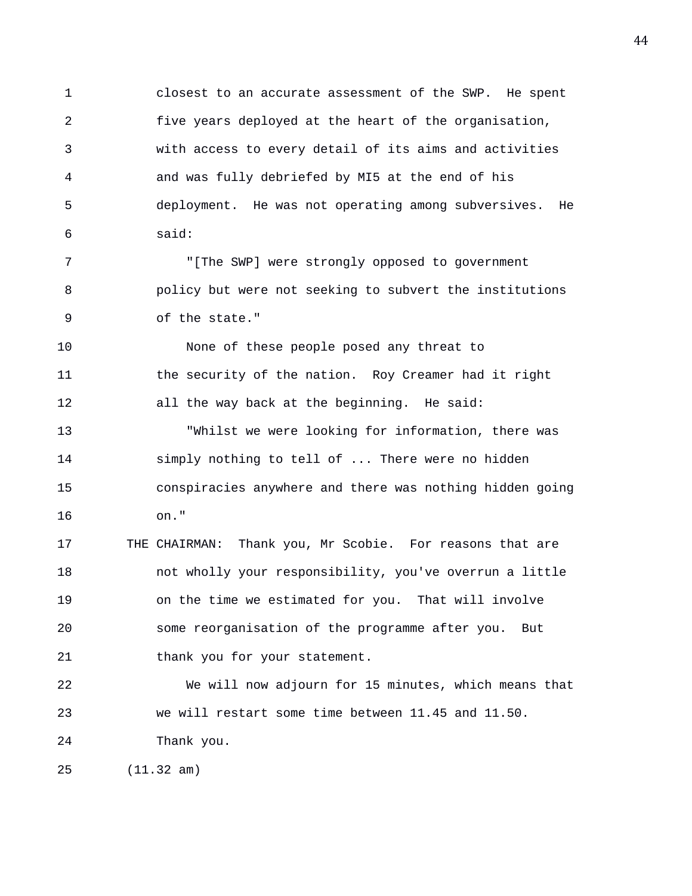closest to an accurate assessment of the SWP. He spent five years deployed at the heart of the organisation, with access to every detail of its aims and activities and was fully debriefed by MI5 at the end of his deployment. He was not operating among subversives. He said:

"[The SWP] were strongly opposed to government policy but were not seeking to subvert the institutions of the state."

None of these people posed any threat to the security of the nation. Roy Creamer had it right all the way back at the beginning. He said:

"Whilst we were looking for information, there was simply nothing to tell of ... There were no hidden conspiracies anywhere and there was nothing hidden going on."

THE CHAIRMAN: Thank you, Mr Scobie. For reasons that are not wholly your responsibility, you've overrun a little on the time we estimated for you. That will involve some reorganisation of the programme after you. But thank you for your statement.

We will now adjourn for 15 minutes, which means that we will restart some time between 11.45 and 11.50. Thank you.

(11.32 am)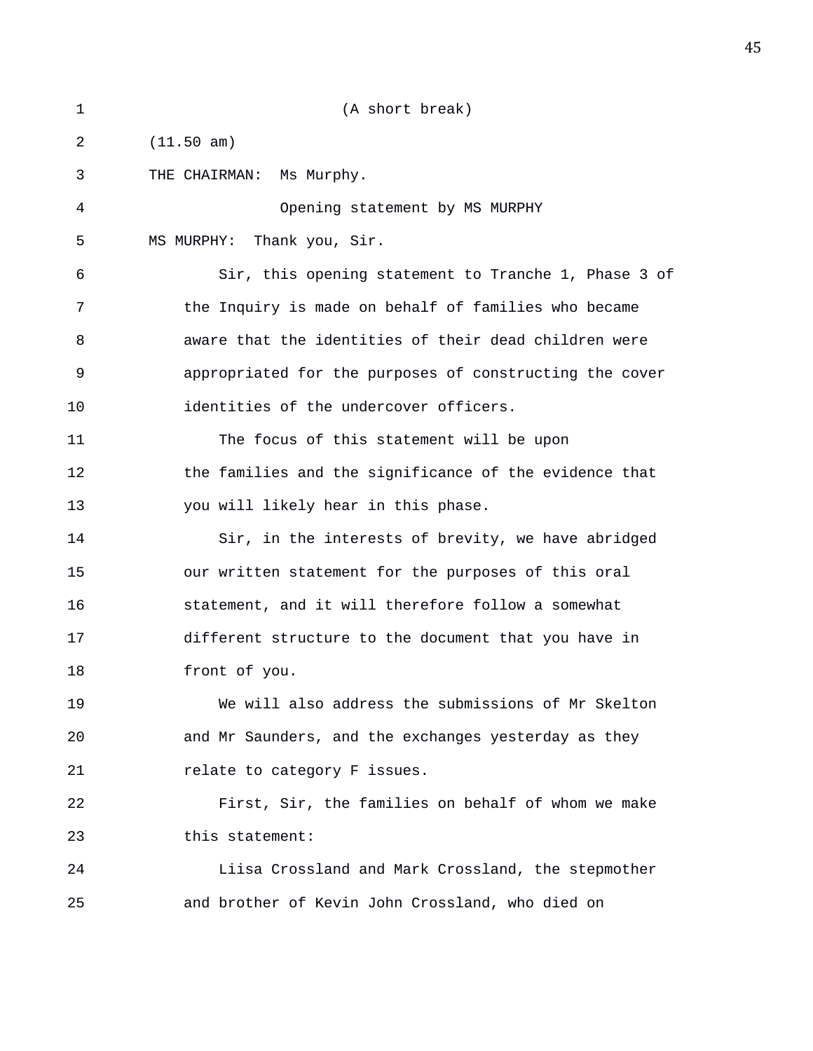(A short break)

(11.50 am)

THE CHAIRMAN: Ms Murphy.

Opening statement by MS MURPHY

MS MURPHY: Thank you, Sir.

Sir, this opening statement to Tranche 1, Phase 3 of the Inquiry is made on behalf of families who became aware that the identities of their dead children were appropriated for the purposes of constructing the cover identities of the undercover officers.

The focus of this statement will be upon the families and the significance of the evidence that you will likely hear in this phase.

Sir, in the interests of brevity, we have abridged our written statement for the purposes of this oral statement, and it will therefore follow a somewhat different structure to the document that you have in front of you.

We will also address the submissions of Mr Skelton and Mr Saunders, and the exchanges yesterday as they relate to category F issues.

First, Sir, the families on behalf of whom we make this statement:

Liisa Crossland and Mark Crossland, the stepmother and brother of Kevin John Crossland, who died on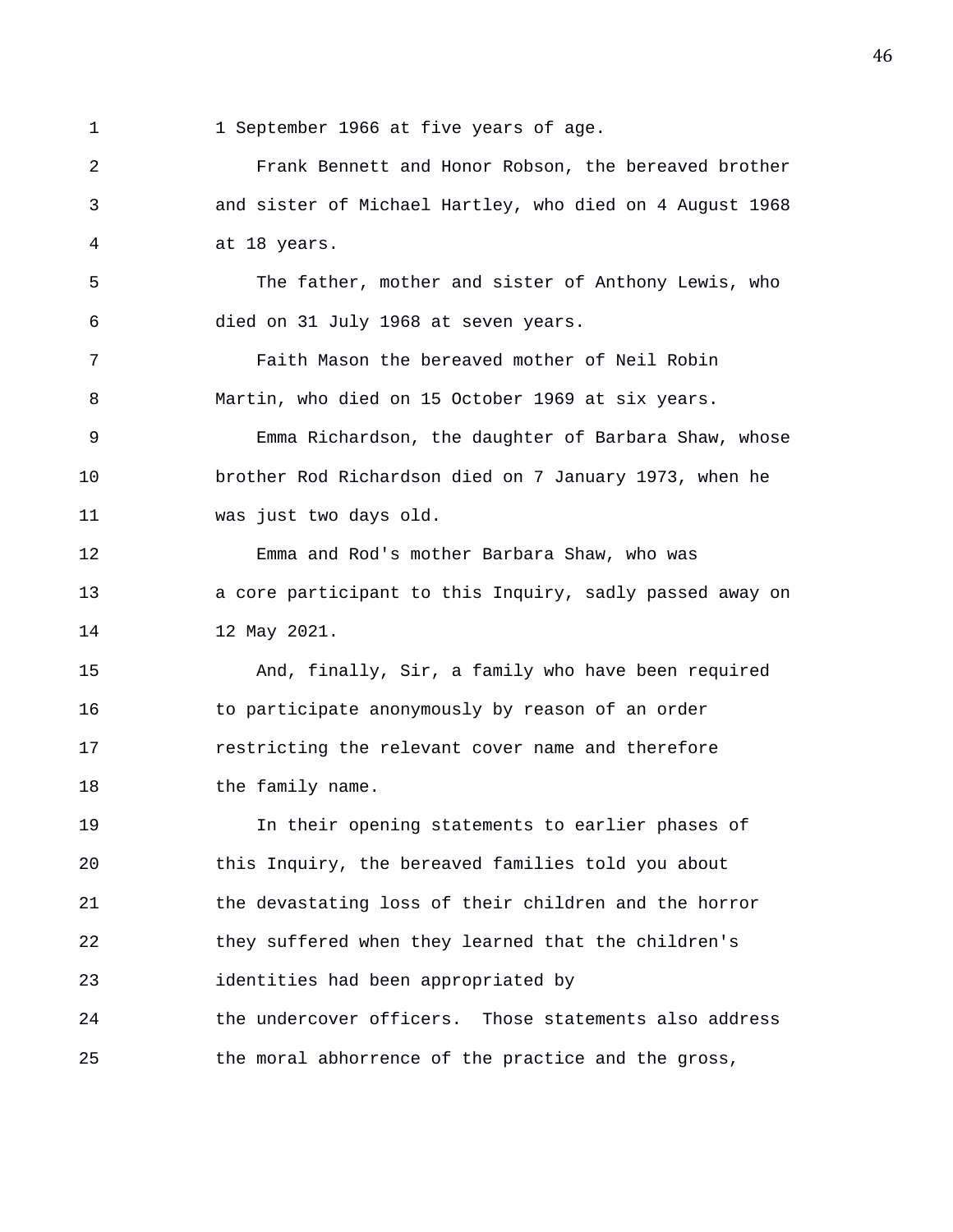1 September 1966 at five years of age.

Frank Bennett and Honor Robson, the bereaved brother and sister of Michael Hartley, who died on 4 August 1968 at 18 years.

The father, mother and sister of Anthony Lewis, who died on 31 July 1968 at seven years.

Faith Mason the bereaved mother of Neil Robin Martin, who died on 15 October 1969 at six years.

Emma Richardson, the daughter of Barbara Shaw, whose brother Rod Richardson died on 7 January 1973, when he was just two days old.

Emma and Rod's mother Barbara Shaw, who was a core participant to this Inquiry, sadly passed away on 12 May 2021.

And, finally, Sir, a family who have been required to participate anonymously by reason of an order restricting the relevant cover name and therefore the family name.

In their opening statements to earlier phases of this Inquiry, the bereaved families told you about the devastating loss of their children and the horror they suffered when they learned that the children's identities had been appropriated by the undercover officers. Those statements also address the moral abhorrence of the practice and the gross,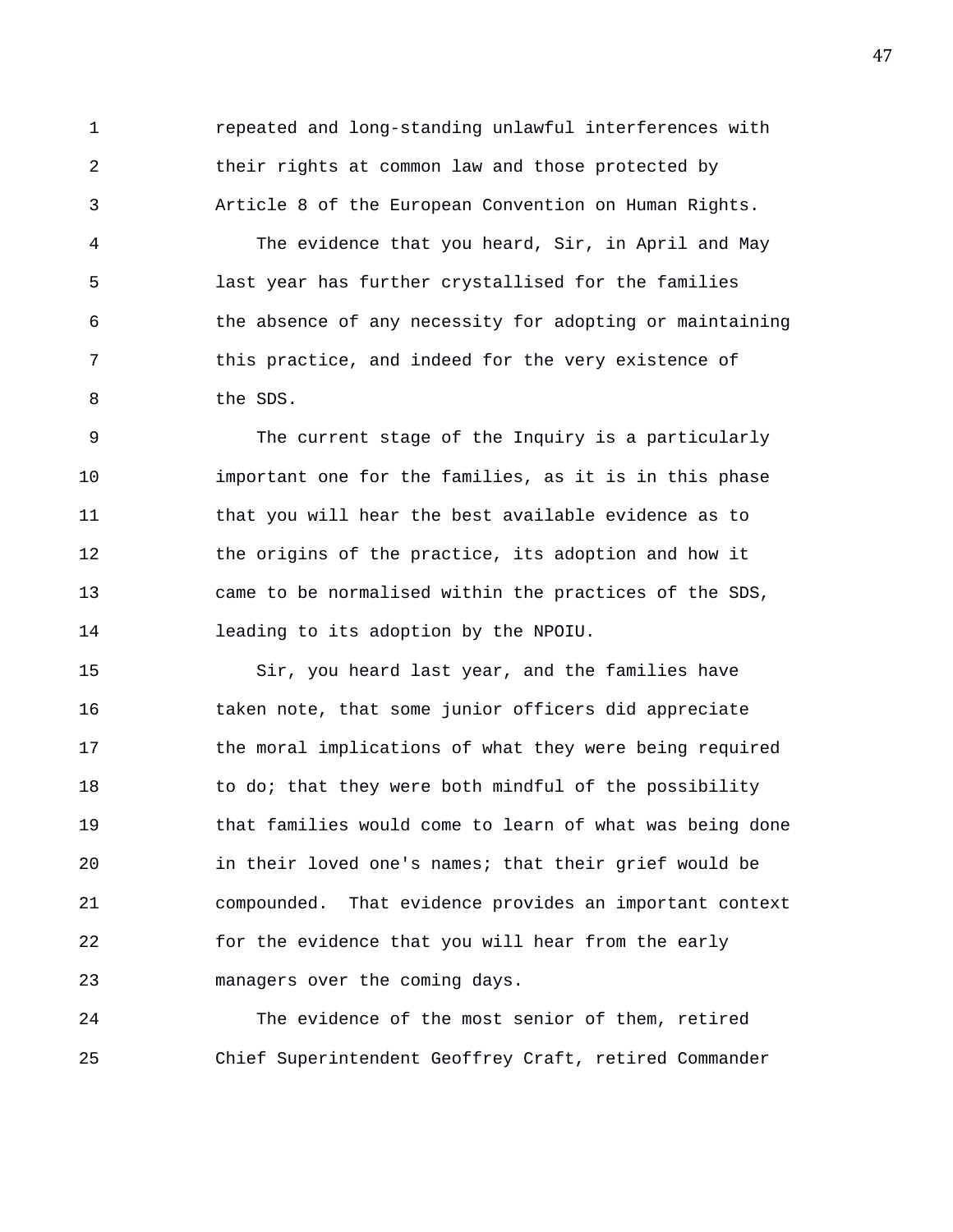repeated and long-standing unlawful interferences with their rights at common law and those protected by Article 8 of the European Convention on Human Rights.

The evidence that you heard, Sir, in April and May last year has further crystallised for the families the absence of any necessity for adopting or maintaining this practice, and indeed for the very existence of the SDS.

The current stage of the Inquiry is a particularly important one for the families, as it is in this phase that you will hear the best available evidence as to the origins of the practice, its adoption and how it came to be normalised within the practices of the SDS, leading to its adoption by the NPOIU.

Sir, you heard last year, and the families have taken note, that some junior officers did appreciate the moral implications of what they were being required to do; that they were both mindful of the possibility that families would come to learn of what was being done in their loved one's names; that their grief would be compounded. That evidence provides an important context for the evidence that you will hear from the early managers over the coming days.

The evidence of the most senior of them, retired Chief Superintendent Geoffrey Craft, retired Commander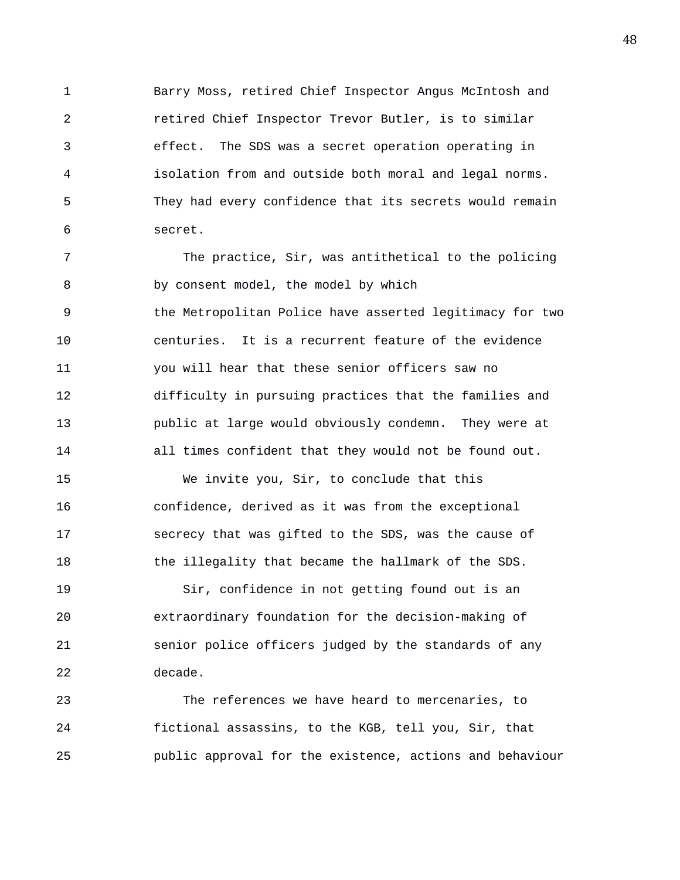Barry Moss, retired Chief Inspector Angus McIntosh and retired Chief Inspector Trevor Butler, is to similar effect. The SDS was a secret operation operating in isolation from and outside both moral and legal norms. They had every confidence that its secrets would remain secret.

The practice, Sir, was antithetical to the policing by consent model, the model by which the Metropolitan Police have asserted legitimacy for two centuries. It is a recurrent feature of the evidence you will hear that these senior officers saw no difficulty in pursuing practices that the families and public at large would obviously condemn. They were at all times confident that they would not be found out.

We invite you, Sir, to conclude that this confidence, derived as it was from the exceptional secrecy that was gifted to the SDS, was the cause of the illegality that became the hallmark of the SDS.

Sir, confidence in not getting found out is an extraordinary foundation for the decision-making of senior police officers judged by the standards of any decade.

The references we have heard to mercenaries, to fictional assassins, to the KGB, tell you, Sir, that public approval for the existence, actions and behaviour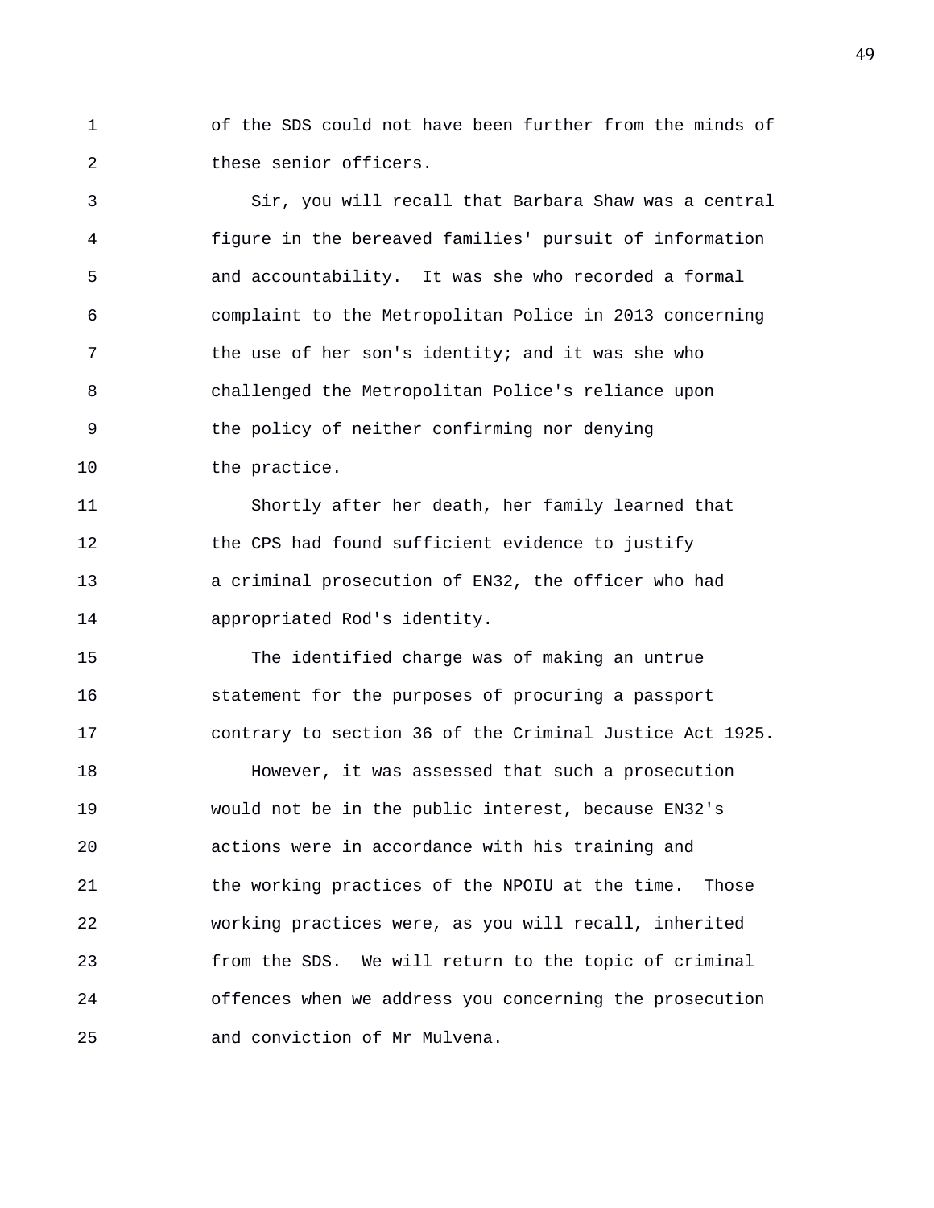of the SDS could not have been further from the minds of these senior officers.

Sir, you will recall that Barbara Shaw was a central figure in the bereaved families' pursuit of information and accountability. It was she who recorded a formal complaint to the Metropolitan Police in 2013 concerning the use of her son's identity; and it was she who challenged the Metropolitan Police's reliance upon the policy of neither confirming nor denying the practice.

Shortly after her death, her family learned that the CPS had found sufficient evidence to justify a criminal prosecution of EN32, the officer who had appropriated Rod's identity.

The identified charge was of making an untrue statement for the purposes of procuring a passport contrary to section 36 of the Criminal Justice Act 1925.

However, it was assessed that such a prosecution would not be in the public interest, because EN32's actions were in accordance with his training and the working practices of the NPOIU at the time. Those working practices were, as you will recall, inherited from the SDS. We will return to the topic of criminal offences when we address you concerning the prosecution and conviction of Mr Mulvena.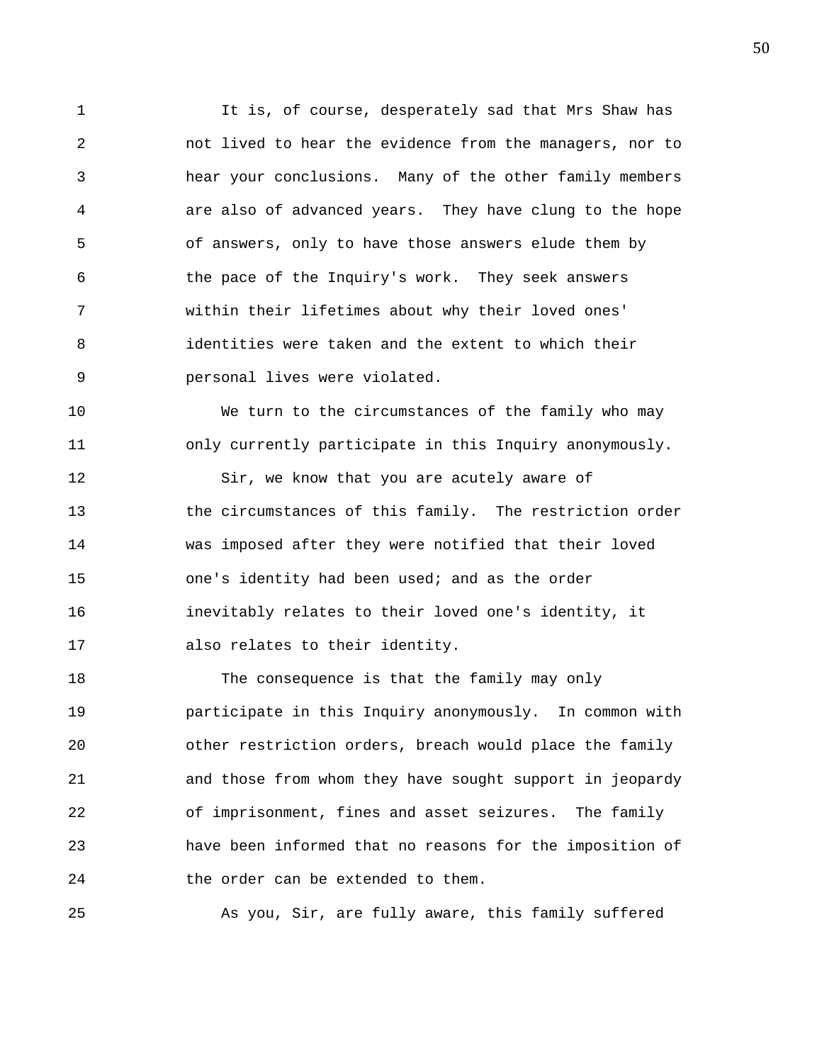It is, of course, desperately sad that Mrs Shaw has not lived to hear the evidence from the managers, nor to hear your conclusions. Many of the other family members are also of advanced years. They have clung to the hope of answers, only to have those answers elude them by the pace of the Inquiry's work. They seek answers within their lifetimes about why their loved ones' identities were taken and the extent to which their personal lives were violated.

We turn to the circumstances of the family who may only currently participate in this Inquiry anonymously.

Sir, we know that you are acutely aware of the circumstances of this family. The restriction order was imposed after they were notified that their loved one's identity had been used; and as the order inevitably relates to their loved one's identity, it also relates to their identity.

The consequence is that the family may only participate in this Inquiry anonymously. In common with other restriction orders, breach would place the family and those from whom they have sought support in jeopardy of imprisonment, fines and asset seizures. The family have been informed that no reasons for the imposition of the order can be extended to them.

As you, Sir, are fully aware, this family suffered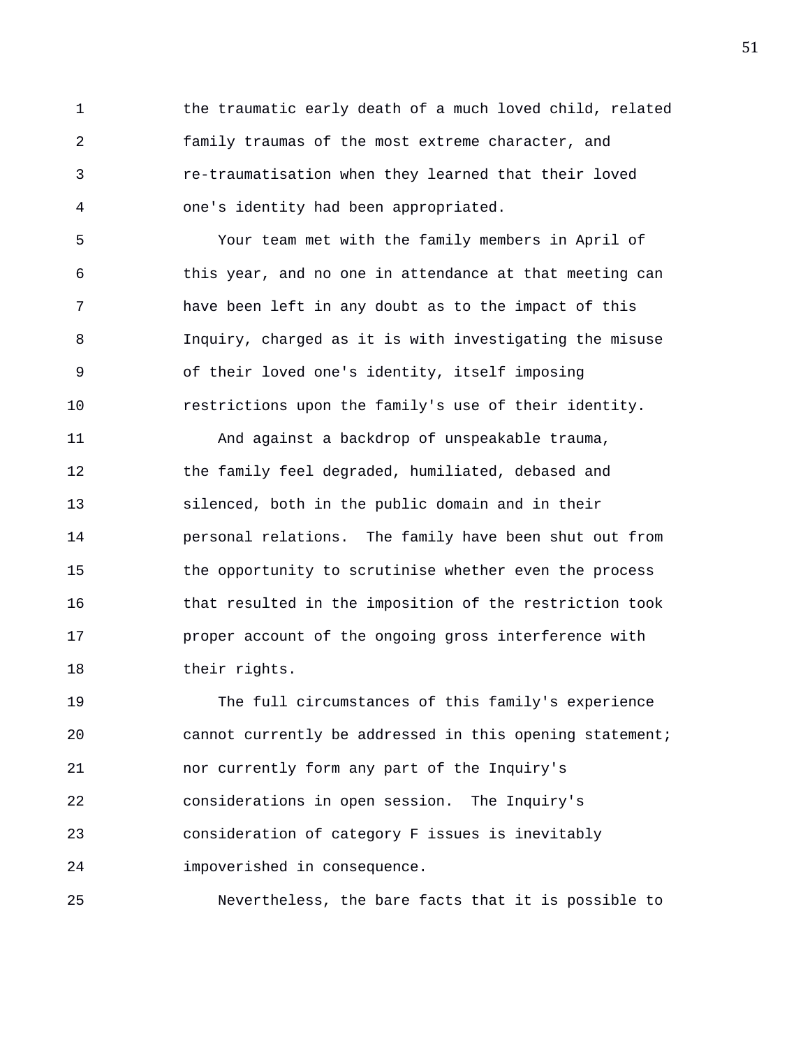the traumatic early death of a much loved child, related family traumas of the most extreme character, and re-traumatisation when they learned that their loved one's identity had been appropriated.

Your team met with the family members in April of this year, and no one in attendance at that meeting can have been left in any doubt as to the impact of this Inquiry, charged as it is with investigating the misuse of their loved one's identity, itself imposing restrictions upon the family's use of their identity.

And against a backdrop of unspeakable trauma, the family feel degraded, humiliated, debased and silenced, both in the public domain and in their personal relations. The family have been shut out from the opportunity to scrutinise whether even the process that resulted in the imposition of the restriction took proper account of the ongoing gross interference with their rights.

The full circumstances of this family's experience cannot currently be addressed in this opening statement; nor currently form any part of the Inquiry's considerations in open session. The Inquiry's consideration of category F issues is inevitably impoverished in consequence.

Nevertheless, the bare facts that it is possible to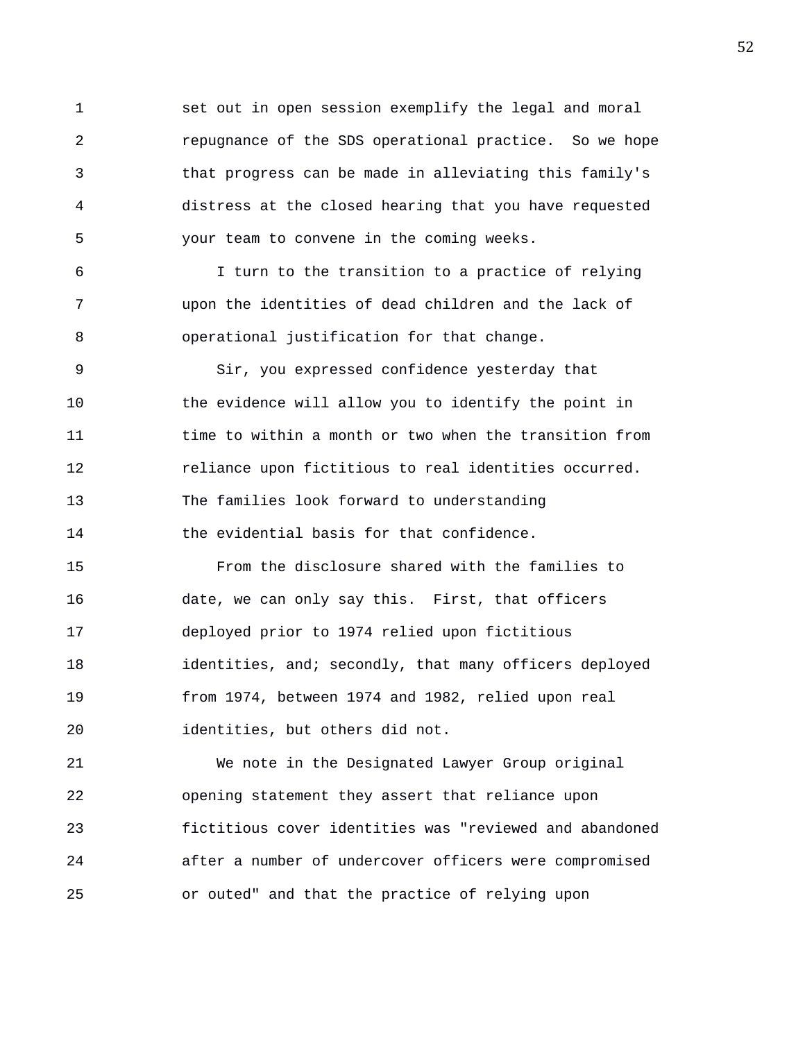set out in open session exemplify the legal and moral repugnance of the SDS operational practice. So we hope that progress can be made in alleviating this family's distress at the closed hearing that you have requested your team to convene in the coming weeks.

I turn to the transition to a practice of relying upon the identities of dead children and the lack of operational justification for that change.

Sir, you expressed confidence yesterday that the evidence will allow you to identify the point in time to within a month or two when the transition from reliance upon fictitious to real identities occurred. The families look forward to understanding the evidential basis for that confidence.

From the disclosure shared with the families to date, we can only say this. First, that officers deployed prior to 1974 relied upon fictitious identities, and; secondly, that many officers deployed from 1974, between 1974 and 1982, relied upon real identities, but others did not.

We note in the Designated Lawyer Group original opening statement they assert that reliance upon fictitious cover identities was "reviewed and abandoned after a number of undercover officers were compromised or outed" and that the practice of relying upon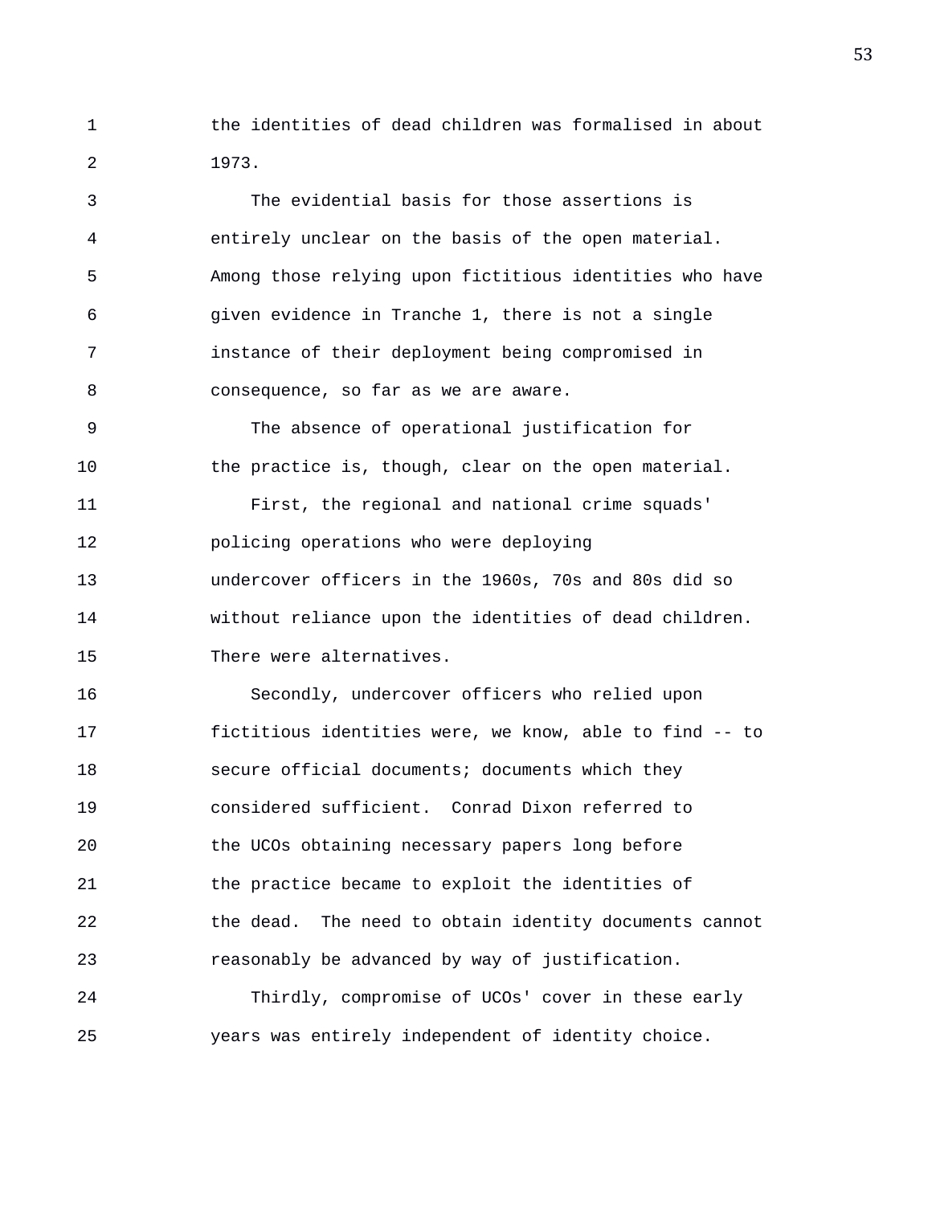the identities of dead children was formalised in about 1973.

The evidential basis for those assertions is entirely unclear on the basis of the open material. Among those relying upon fictitious identities who have given evidence in Tranche 1, there is not a single instance of their deployment being compromised in consequence, so far as we are aware.

The absence of operational justification for the practice is, though, clear on the open material.

First, the regional and national crime squads' policing operations who were deploying undercover officers in the 1960s, 70s and 80s did so without reliance upon the identities of dead children. There were alternatives.

Secondly, undercover officers who relied upon fictitious identities were, we know, able to find -- to secure official documents; documents which they considered sufficient. Conrad Dixon referred to the UCOs obtaining necessary papers long before the practice became to exploit the identities of the dead. The need to obtain identity documents cannot reasonably be advanced by way of justification.

Thirdly, compromise of UCOs' cover in these early years was entirely independent of identity choice.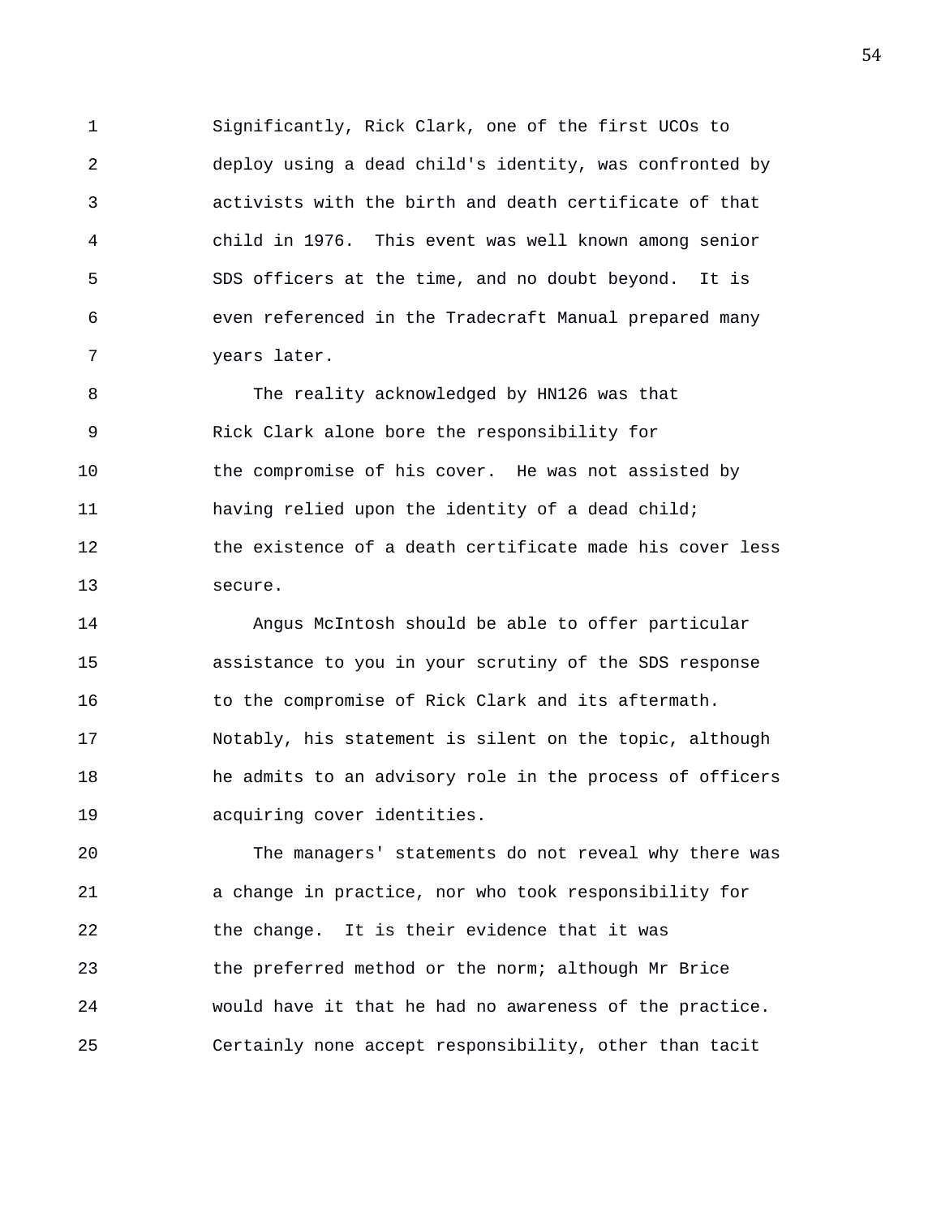Significantly, Rick Clark, one of the first UCOs to deploy using a dead child's identity, was confronted by activists with the birth and death certificate of that child in 1976. This event was well known among senior SDS officers at the time, and no doubt beyond. It is even referenced in the Tradecraft Manual prepared many years later.

The reality acknowledged by HN126 was that Rick Clark alone bore the responsibility for the compromise of his cover. He was not assisted by having relied upon the identity of a dead child; the existence of a death certificate made his cover less secure.

Angus McIntosh should be able to offer particular assistance to you in your scrutiny of the SDS response to the compromise of Rick Clark and its aftermath. Notably, his statement is silent on the topic, although he admits to an advisory role in the process of officers acquiring cover identities.

The managers' statements do not reveal why there was a change in practice, nor who took responsibility for the change. It is their evidence that it was the preferred method or the norm; although Mr Brice would have it that he had no awareness of the practice. Certainly none accept responsibility, other than tacit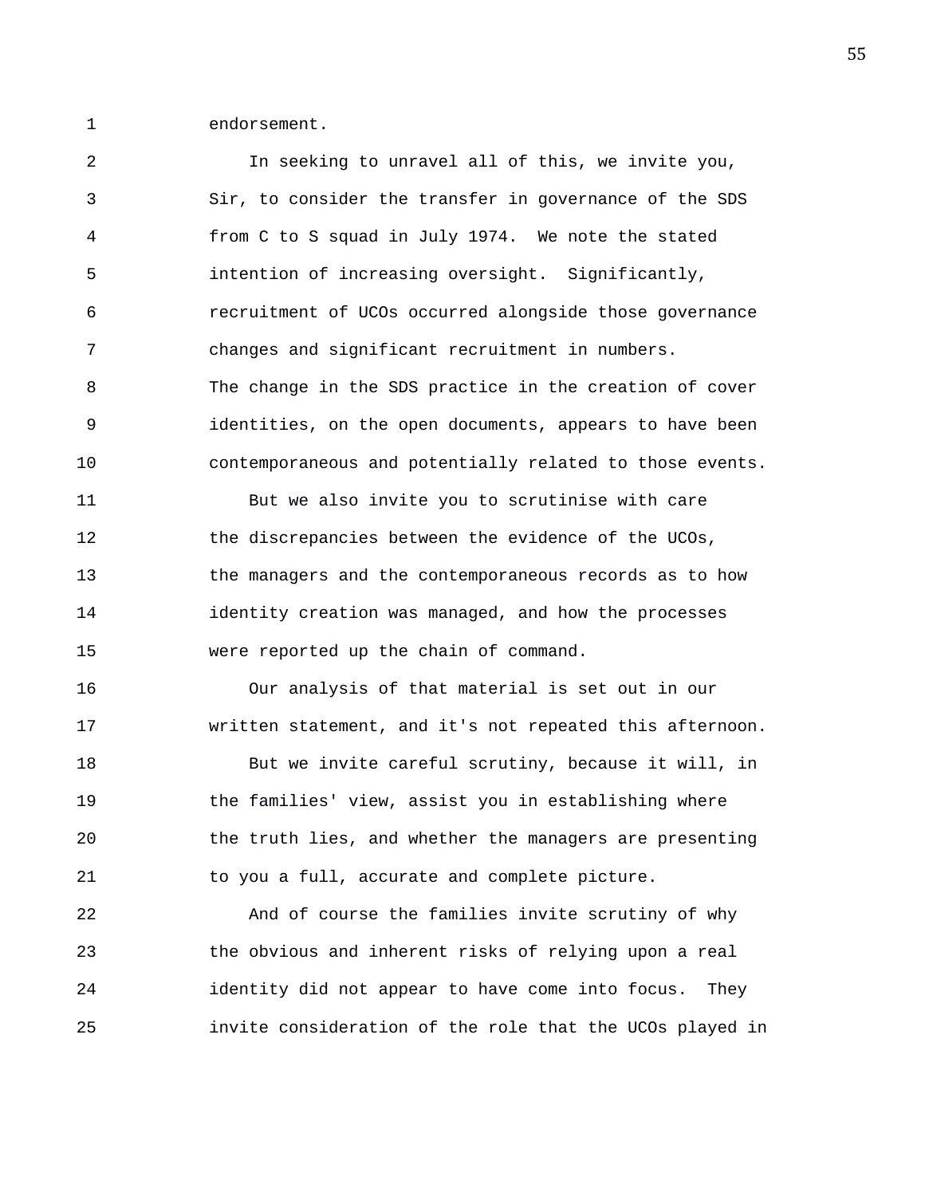endorsement.

In seeking to unravel all of this, we invite you, Sir, to consider the transfer in governance of the SDS from C to S squad in July 1974. We note the stated intention of increasing oversight. Significantly, recruitment of UCOs occurred alongside those governance changes and significant recruitment in numbers. The change in the SDS practice in the creation of cover identities, on the open documents, appears to have been contemporaneous and potentially related to those events.

But we also invite you to scrutinise with care the discrepancies between the evidence of the UCOs, the managers and the contemporaneous records as to how identity creation was managed, and how the processes were reported up the chain of command.

Our analysis of that material is set out in our written statement, and it's not repeated this afternoon.

But we invite careful scrutiny, because it will, in the families' view, assist you in establishing where the truth lies, and whether the managers are presenting to you a full, accurate and complete picture.

And of course the families invite scrutiny of why the obvious and inherent risks of relying upon a real identity did not appear to have come into focus. They invite consideration of the role that the UCOs played in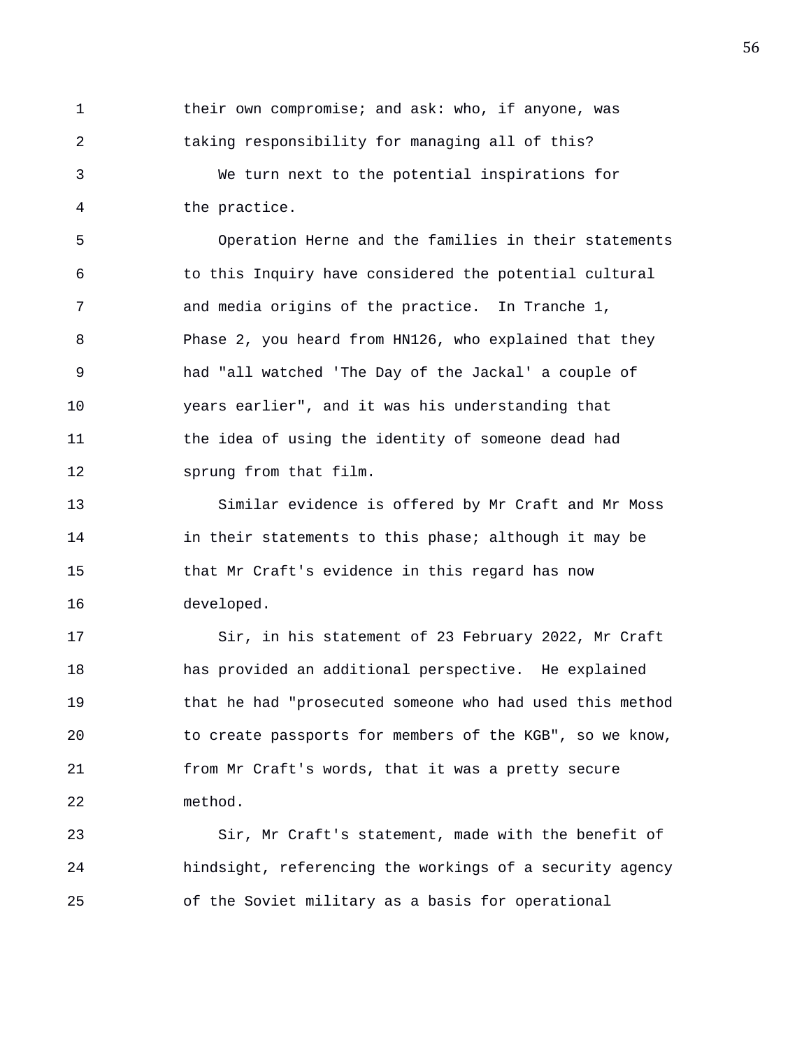their own compromise; and ask: who, if anyone, was taking responsibility for managing all of this?

We turn next to the potential inspirations for the practice.

Operation Herne and the families in their statements to this Inquiry have considered the potential cultural and media origins of the practice. In Tranche 1, Phase 2, you heard from HN126, who explained that they had "all watched 'The Day of the Jackal' a couple of years earlier", and it was his understanding that the idea of using the identity of someone dead had sprung from that film.

Similar evidence is offered by Mr Craft and Mr Moss in their statements to this phase; although it may be that Mr Craft's evidence in this regard has now developed.

Sir, in his statement of 23 February 2022, Mr Craft has provided an additional perspective. He explained that he had "prosecuted someone who had used this method to create passports for members of the KGB", so we know, from Mr Craft's words, that it was a pretty secure method.

Sir, Mr Craft's statement, made with the benefit of hindsight, referencing the workings of a security agency of the Soviet military as a basis for operational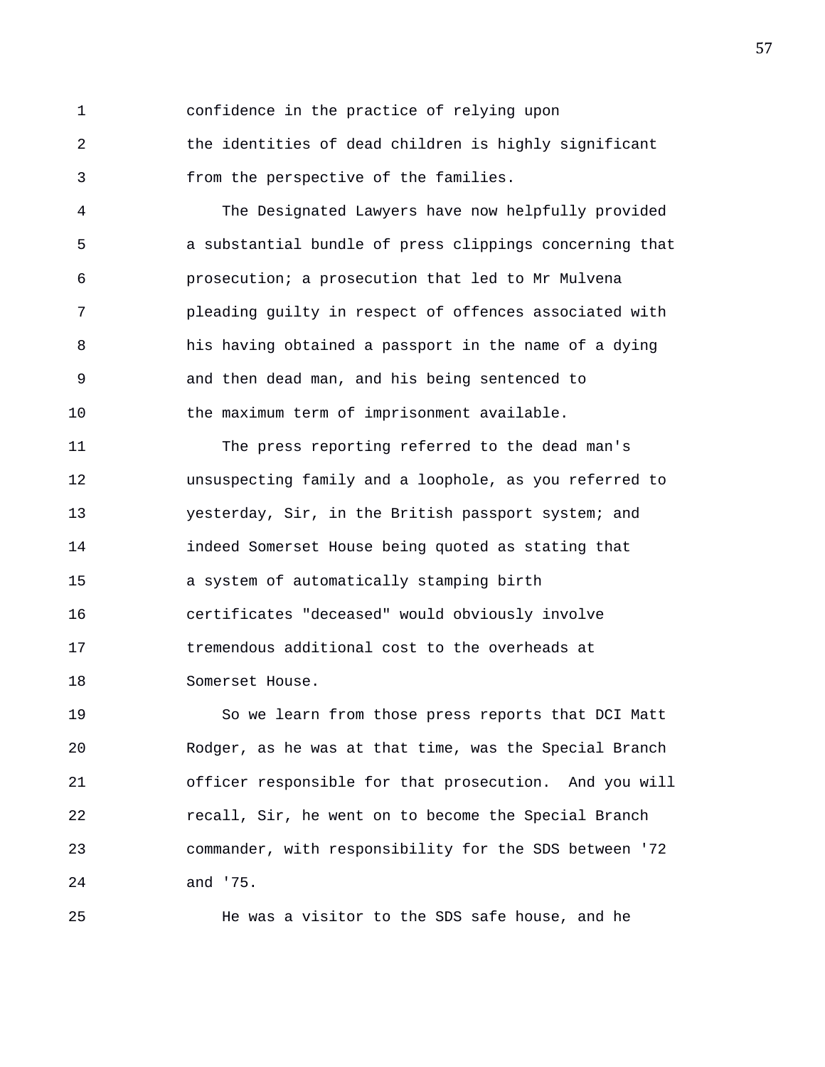confidence in the practice of relying upon the identities of dead children is highly significant from the perspective of the families.

The Designated Lawyers have now helpfully provided a substantial bundle of press clippings concerning that prosecution; a prosecution that led to Mr Mulvena pleading guilty in respect of offences associated with his having obtained a passport in the name of a dying and then dead man, and his being sentenced to the maximum term of imprisonment available.

The press reporting referred to the dead man's unsuspecting family and a loophole, as you referred to yesterday, Sir, in the British passport system; and indeed Somerset House being quoted as stating that a system of automatically stamping birth certificates "deceased" would obviously involve tremendous additional cost to the overheads at Somerset House.

So we learn from those press reports that DCI Matt Rodger, as he was at that time, was the Special Branch officer responsible for that prosecution. And you will recall, Sir, he went on to become the Special Branch commander, with responsibility for the SDS between '72 and '75.

He was a visitor to the SDS safe house, and he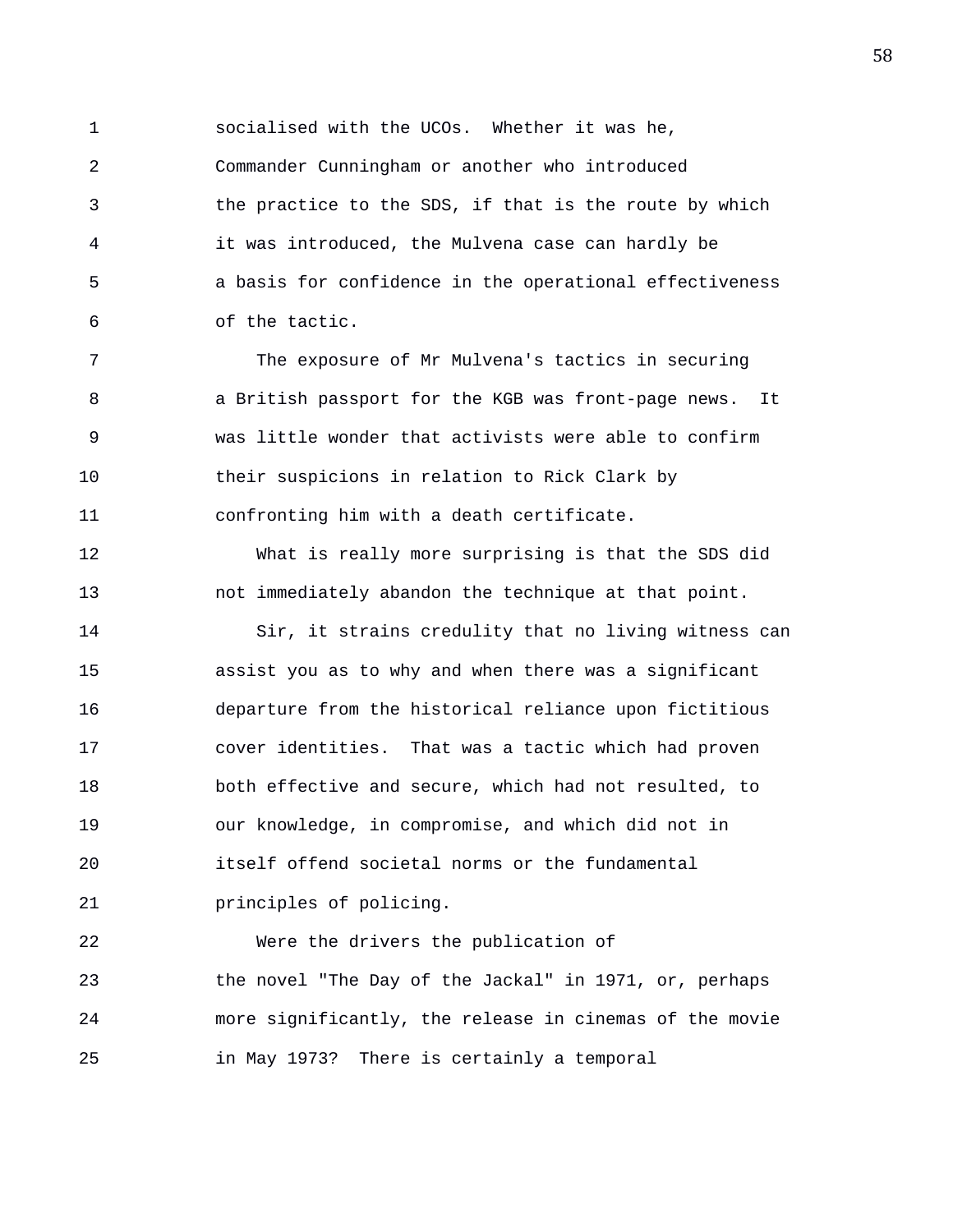socialised with the UCOs. Whether it was he, Commander Cunningham or another who introduced the practice to the SDS, if that is the route by which it was introduced, the Mulvena case can hardly be a basis for confidence in the operational effectiveness of the tactic.

The exposure of Mr Mulvena's tactics in securing a British passport for the KGB was front-page news. It was little wonder that activists were able to confirm their suspicions in relation to Rick Clark by confronting him with a death certificate.

What is really more surprising is that the SDS did not immediately abandon the technique at that point.

Sir, it strains credulity that no living witness can assist you as to why and when there was a significant departure from the historical reliance upon fictitious cover identities. That was a tactic which had proven both effective and secure, which had not resulted, to our knowledge, in compromise, and which did not in itself offend societal norms or the fundamental principles of policing.

Were the drivers the publication of the novel "The Day of the Jackal" in 1971, or, perhaps more significantly, the release in cinemas of the movie in May 1973? There is certainly a temporal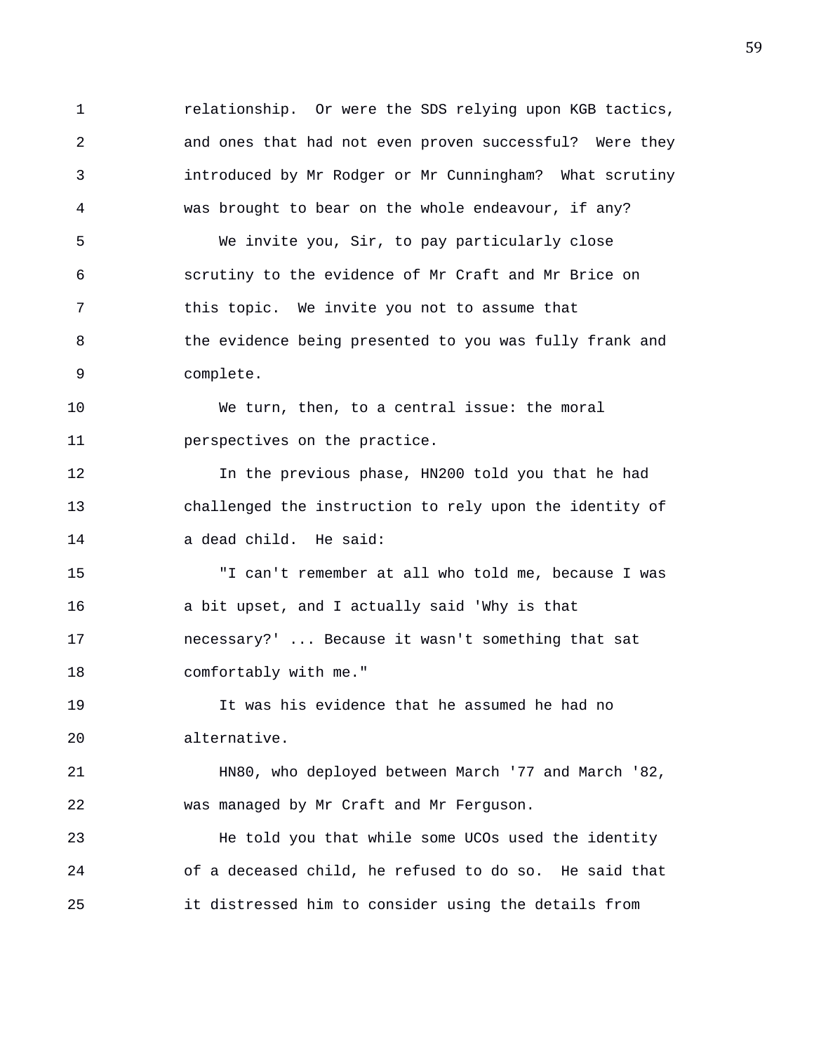relationship. Or were the SDS relying upon KGB tactics, and ones that had not even proven successful? Were they introduced by Mr Rodger or Mr Cunningham? What scrutiny was brought to bear on the whole endeavour, if any?

We invite you, Sir, to pay particularly close scrutiny to the evidence of Mr Craft and Mr Brice on this topic. We invite you not to assume that the evidence being presented to you was fully frank and complete.

We turn, then, to a central issue: the moral perspectives on the practice.

In the previous phase, HN200 told you that he had challenged the instruction to rely upon the identity of a dead child. He said:

"I can't remember at all who told me, because I was a bit upset, and I actually said 'Why is that necessary?' ... Because it wasn't something that sat comfortably with me."

It was his evidence that he assumed he had no alternative.

HN80, who deployed between March '77 and March '82, was managed by Mr Craft and Mr Ferguson.

He told you that while some UCOs used the identity of a deceased child, he refused to do so. He said that it distressed him to consider using the details from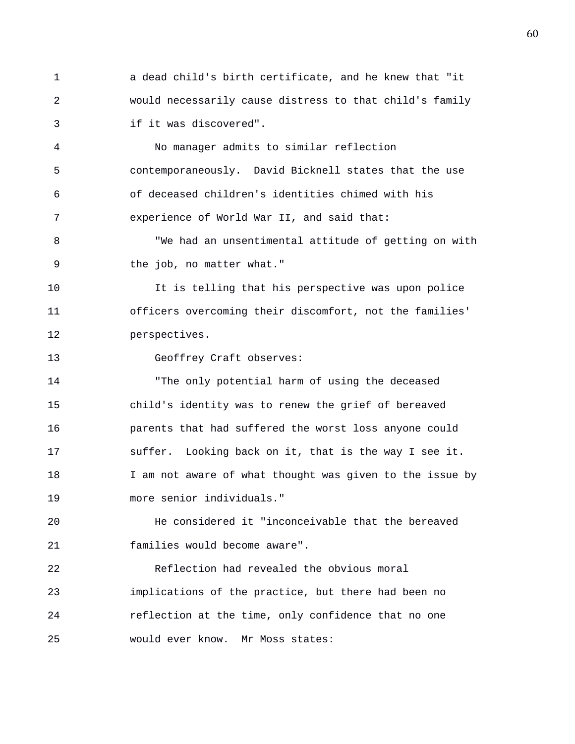a dead child's birth certificate, and he knew that "it would necessarily cause distress to that child's family if it was discovered".

No manager admits to similar reflection contemporaneously. David Bicknell states that the use of deceased children's identities chimed with his experience of World War II, and said that:

"We had an unsentimental attitude of getting on with the job, no matter what."

It is telling that his perspective was upon police officers overcoming their discomfort, not the families' perspectives.

Geoffrey Craft observes:

"The only potential harm of using the deceased child's identity was to renew the grief of bereaved parents that had suffered the worst loss anyone could suffer. Looking back on it, that is the way I see it. I am not aware of what thought was given to the issue by more senior individuals."

He considered it "inconceivable that the bereaved families would become aware".

Reflection had revealed the obvious moral implications of the practice, but there had been no reflection at the time, only confidence that no one would ever know. Mr Moss states: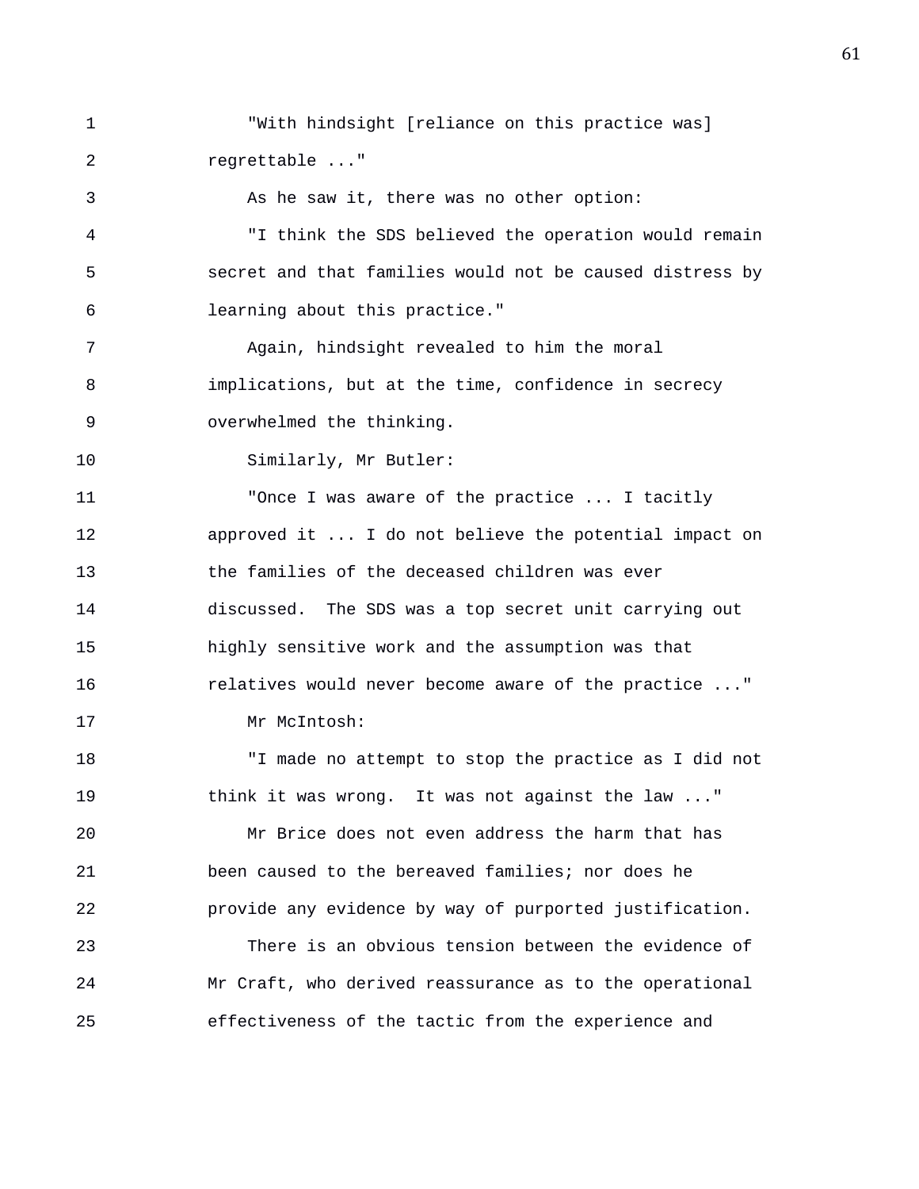"With hindsight [reliance on this practice was] regrettable ..."

As he saw it, there was no other option:

"I think the SDS believed the operation would remain secret and that families would not be caused distress by learning about this practice."

Again, hindsight revealed to him the moral implications, but at the time, confidence in secrecy overwhelmed the thinking.

Similarly, Mr Butler:

"Once I was aware of the practice ... I tacitly approved it ... I do not believe the potential impact on the families of the deceased children was ever discussed. The SDS was a top secret unit carrying out highly sensitive work and the assumption was that relatives would never become aware of the practice ..."

Mr McIntosh:

"I made no attempt to stop the practice as I did not think it was wrong. It was not against the law ..."

Mr Brice does not even address the harm that has been caused to the bereaved families; nor does he provide any evidence by way of purported justification.

There is an obvious tension between the evidence of Mr Craft, who derived reassurance as to the operational effectiveness of the tactic from the experience and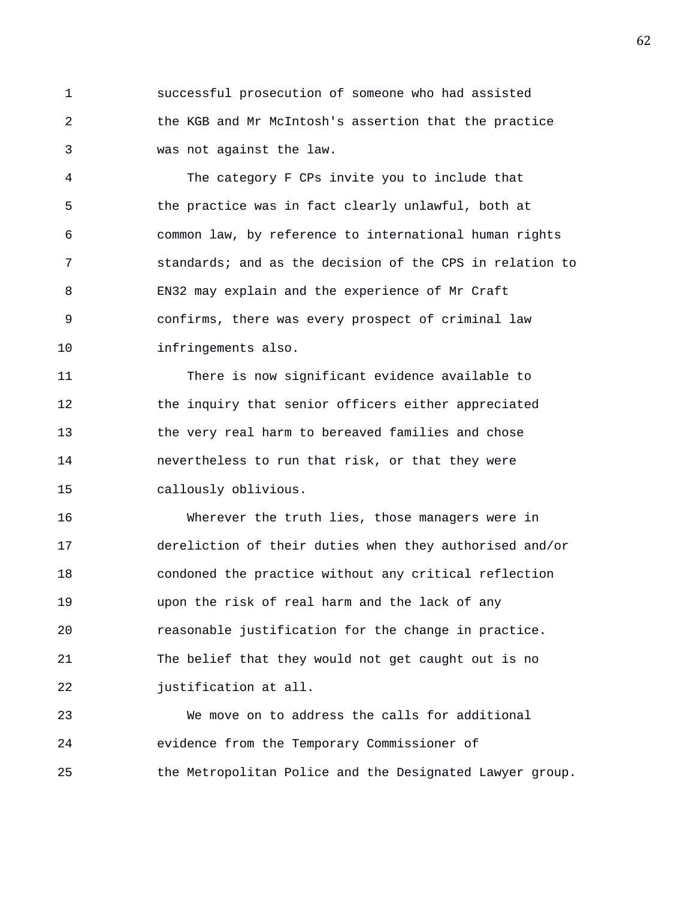successful prosecution of someone who had assisted the KGB and Mr McIntosh's assertion that the practice was not against the law.

The category F CPs invite you to include that the practice was in fact clearly unlawful, both at common law, by reference to international human rights standards; and as the decision of the CPS in relation to EN32 may explain and the experience of Mr Craft confirms, there was every prospect of criminal law infringements also.

There is now significant evidence available to the inquiry that senior officers either appreciated the very real harm to bereaved families and chose nevertheless to run that risk, or that they were callously oblivious.

Wherever the truth lies, those managers were in dereliction of their duties when they authorised and/or condoned the practice without any critical reflection upon the risk of real harm and the lack of any reasonable justification for the change in practice. The belief that they would not get caught out is no justification at all.

We move on to address the calls for additional evidence from the Temporary Commissioner of the Metropolitan Police and the Designated Lawyer group.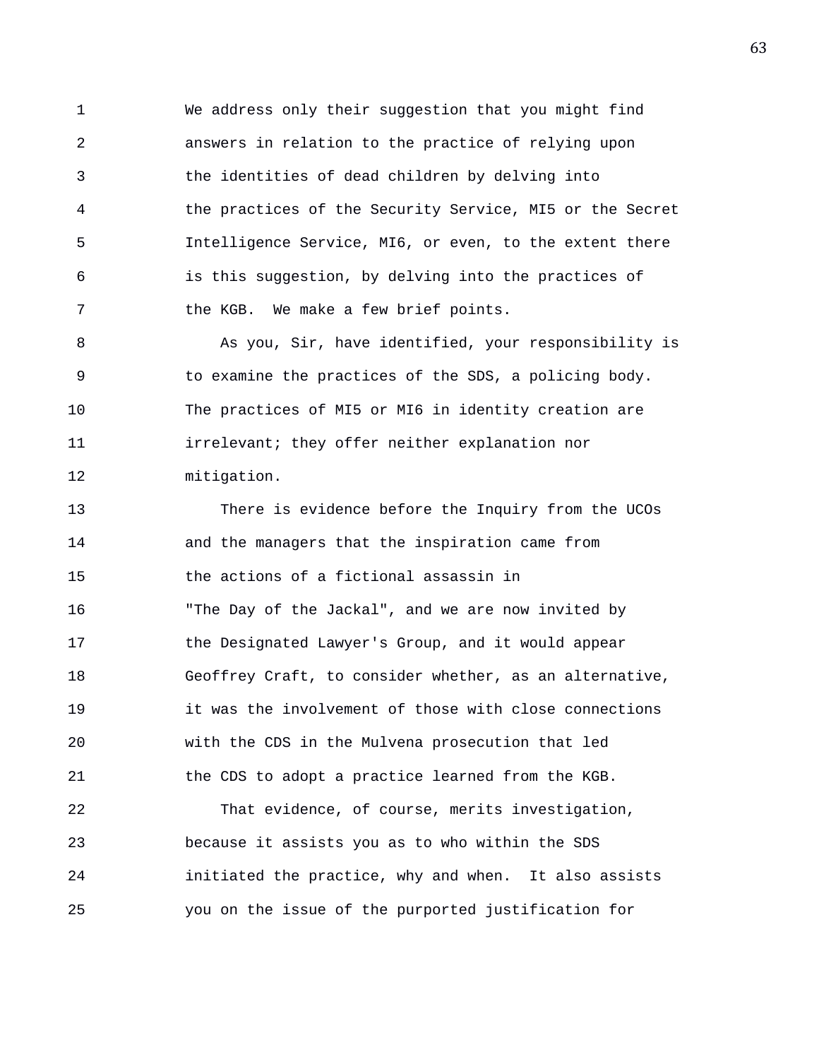We address only their suggestion that you might find answers in relation to the practice of relying upon the identities of dead children by delving into the practices of the Security Service, MI5 or the Secret Intelligence Service, MI6, or even, to the extent there is this suggestion, by delving into the practices of the KGB. We make a few brief points.

As you, Sir, have identified, your responsibility is to examine the practices of the SDS, a policing body. The practices of MI5 or MI6 in identity creation are irrelevant; they offer neither explanation nor mitigation.

There is evidence before the Inquiry from the UCOs and the managers that the inspiration came from the actions of a fictional assassin in "The Day of the Jackal", and we are now invited by the Designated Lawyer's Group, and it would appear Geoffrey Craft, to consider whether, as an alternative, it was the involvement of those with close connections with the CDS in the Mulvena prosecution that led the CDS to adopt a practice learned from the KGB.

That evidence, of course, merits investigation, because it assists you as to who within the SDS initiated the practice, why and when. It also assists you on the issue of the purported justification for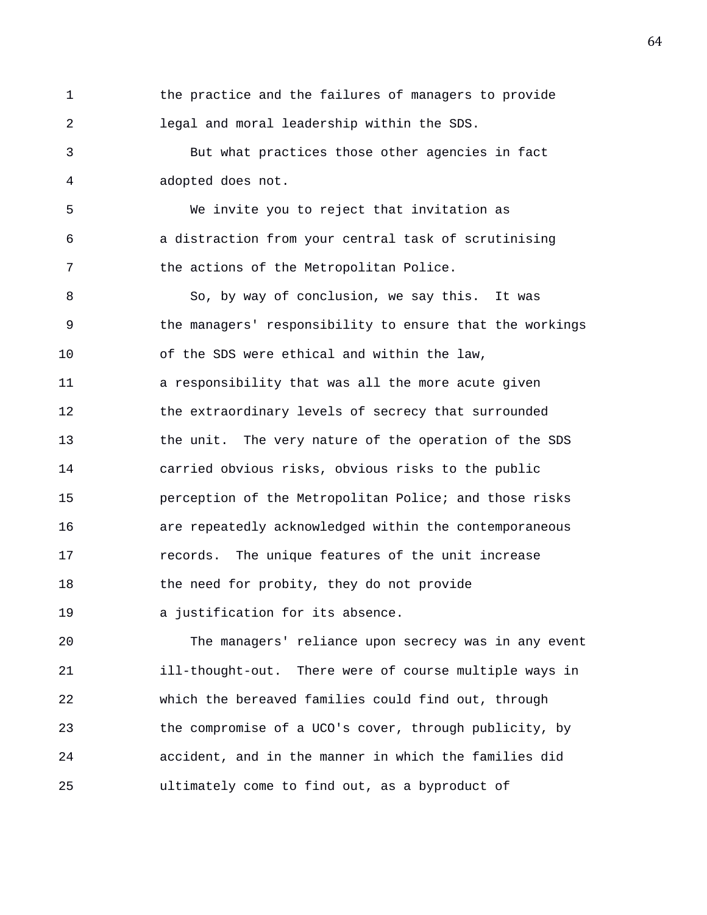the practice and the failures of managers to provide legal and moral leadership within the SDS.

But what practices those other agencies in fact adopted does not.

We invite you to reject that invitation as a distraction from your central task of scrutinising the actions of the Metropolitan Police.

So, by way of conclusion, we say this. It was the managers' responsibility to ensure that the workings of the SDS were ethical and within the law, a responsibility that was all the more acute given the extraordinary levels of secrecy that surrounded the unit. The very nature of the operation of the SDS carried obvious risks, obvious risks to the public perception of the Metropolitan Police; and those risks are repeatedly acknowledged within the contemporaneous records. The unique features of the unit increase the need for probity, they do not provide a justification for its absence.

The managers' reliance upon secrecy was in any event ill-thought-out. There were of course multiple ways in which the bereaved families could find out, through the compromise of a UCO's cover, through publicity, by accident, and in the manner in which the families did ultimately come to find out, as a byproduct of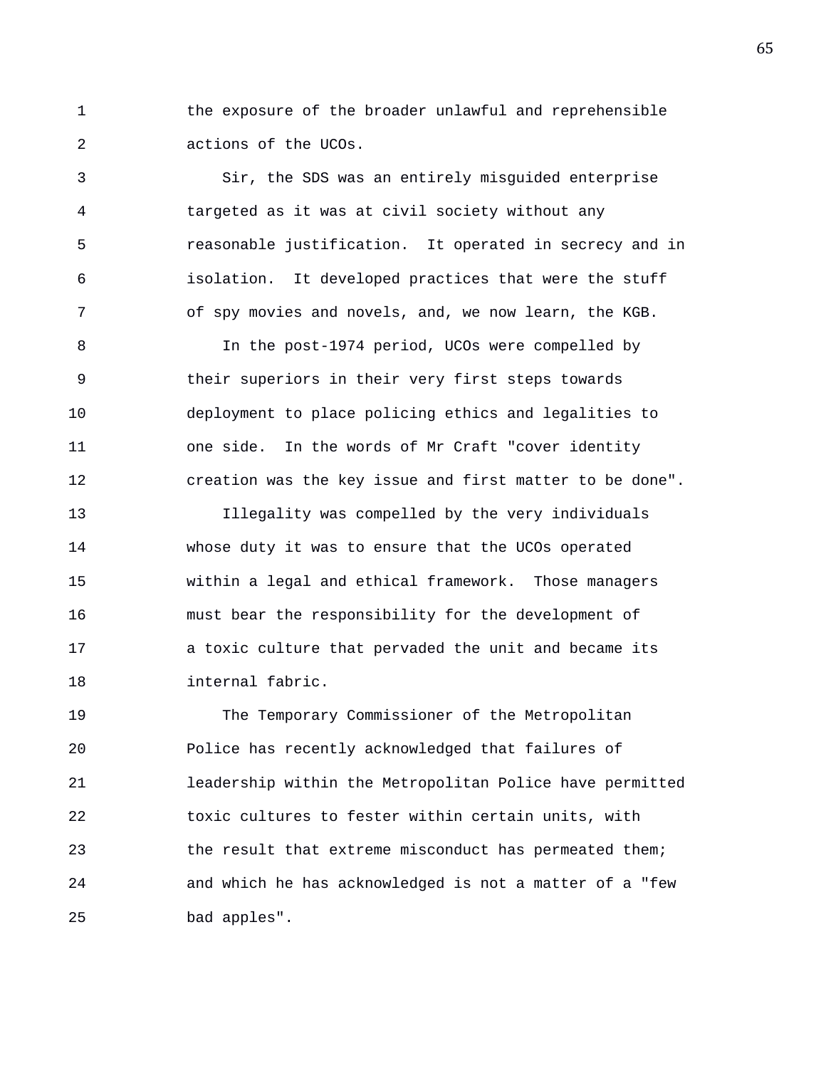the exposure of the broader unlawful and reprehensible actions of the UCOs.

Sir, the SDS was an entirely misguided enterprise targeted as it was at civil society without any reasonable justification. It operated in secrecy and in isolation. It developed practices that were the stuff of spy movies and novels, and, we now learn, the KGB.

In the post-1974 period, UCOs were compelled by their superiors in their very first steps towards deployment to place policing ethics and legalities to one side. In the words of Mr Craft "cover identity creation was the key issue and first matter to be done".

Illegality was compelled by the very individuals whose duty it was to ensure that the UCOs operated within a legal and ethical framework. Those managers must bear the responsibility for the development of a toxic culture that pervaded the unit and became its internal fabric.

The Temporary Commissioner of the Metropolitan Police has recently acknowledged that failures of leadership within the Metropolitan Police have permitted toxic cultures to fester within certain units, with the result that extreme misconduct has permeated them; and which he has acknowledged is not a matter of a "few bad apples".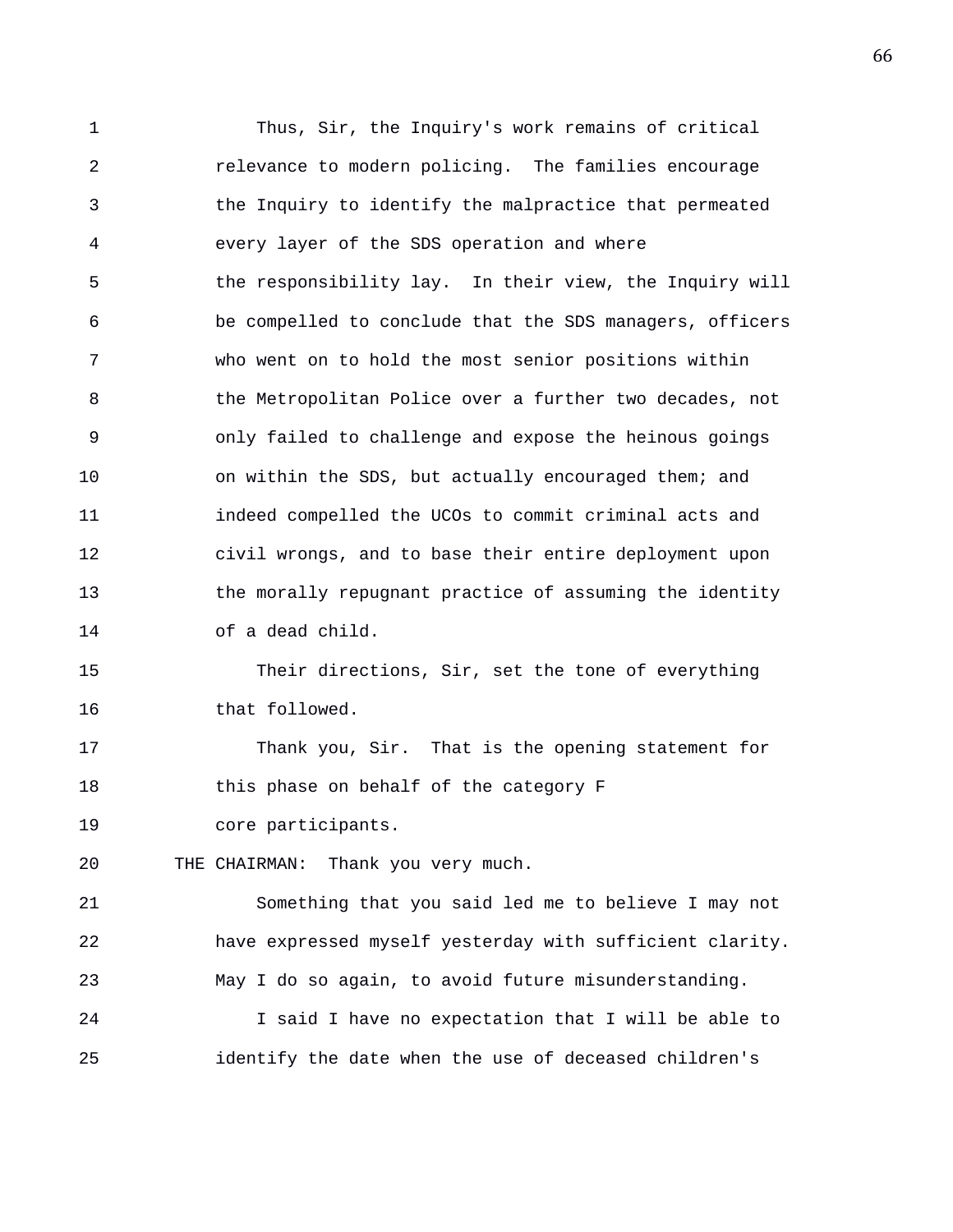Thus, Sir, the Inquiry's work remains of critical relevance to modern policing. The families encourage the Inquiry to identify the malpractice that permeated every layer of the SDS operation and where the responsibility lay. In their view, the Inquiry will be compelled to conclude that the SDS managers, officers who went on to hold the most senior positions within the Metropolitan Police over a further two decades, not only failed to challenge and expose the heinous goings on within the SDS, but actually encouraged them; and indeed compelled the UCOs to commit criminal acts and civil wrongs, and to base their entire deployment upon the morally repugnant practice of assuming the identity of a dead child.

Their directions, Sir, set the tone of everything that followed.

Thank you, Sir. That is the opening statement for this phase on behalf of the category F core participants.

THE CHAIRMAN: Thank you very much.

Something that you said led me to believe I may not have expressed myself yesterday with sufficient clarity. May I do so again, to avoid future misunderstanding.

I said I have no expectation that I will be able to identify the date when the use of deceased children's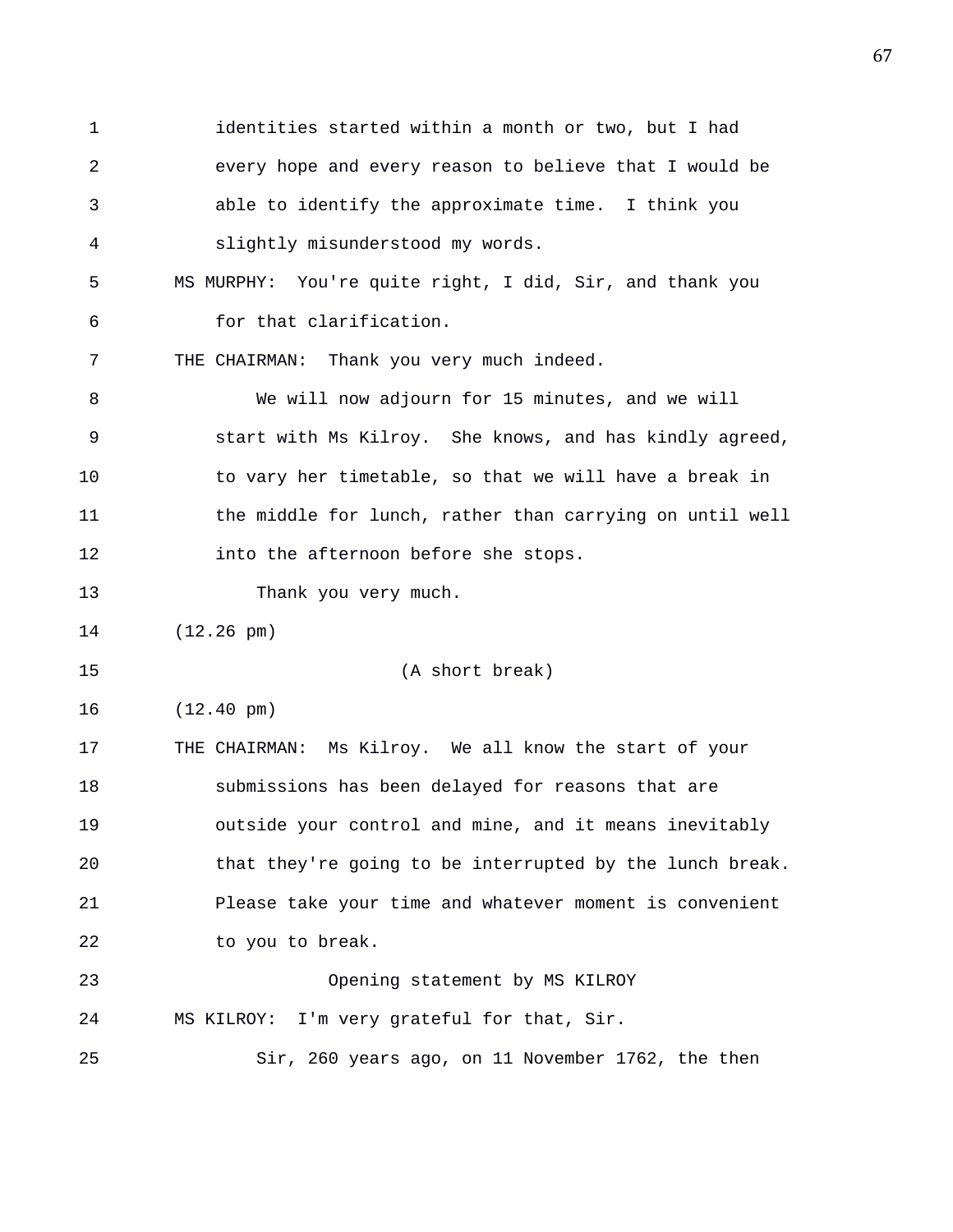identities started within a month or two, but I had every hope and every reason to believe that I would be able to identify the approximate time. I think you slightly misunderstood my words.

MS MURPHY: You're quite right, I did, Sir, and thank you for that clarification.

THE CHAIRMAN: Thank you very much indeed.

We will now adjourn for 15 minutes, and we will start with Ms Kilroy. She knows, and has kindly agreed, to vary her timetable, so that we will have a break in the middle for lunch, rather than carrying on until well into the afternoon before she stops.

Thank you very much.

(12.26 pm)

(A short break)

(12.40 pm)

THE CHAIRMAN: Ms Kilroy. We all know the start of your submissions has been delayed for reasons that are outside your control and mine, and it means inevitably that they're going to be interrupted by the lunch break. Please take your time and whatever moment is convenient to you to break.

## Opening statement by MS KILROY

MS KILROY: I'm very grateful for that, Sir.

Sir, 260 years ago, on 11 November 1762, the then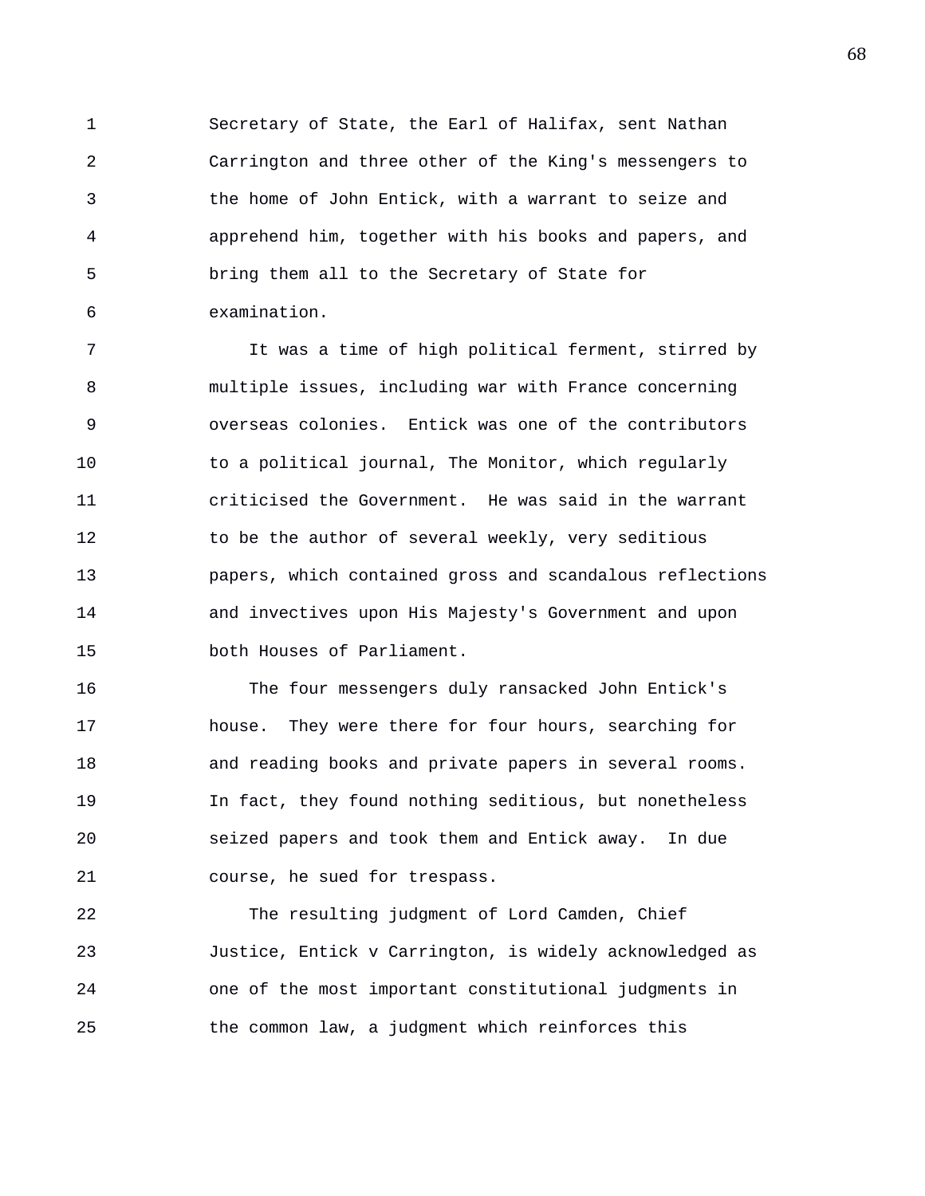Secretary of State, the Earl of Halifax, sent Nathan Carrington and three other of the King's messengers to the home of John Entick, with a warrant to seize and apprehend him, together with his books and papers, and bring them all to the Secretary of State for examination.

It was a time of high political ferment, stirred by multiple issues, including war with France concerning overseas colonies. Entick was one of the contributors to a political journal, The Monitor, which regularly criticised the Government. He was said in the warrant to be the author of several weekly, very seditious papers, which contained gross and scandalous reflections and invectives upon His Majesty's Government and upon both Houses of Parliament.

The four messengers duly ransacked John Entick's house. They were there for four hours, searching for and reading books and private papers in several rooms. In fact, they found nothing seditious, but nonetheless seized papers and took them and Entick away. In due course, he sued for trespass.

The resulting judgment of Lord Camden, Chief Justice, Entick v Carrington, is widely acknowledged as one of the most important constitutional judgments in the common law, a judgment which reinforces this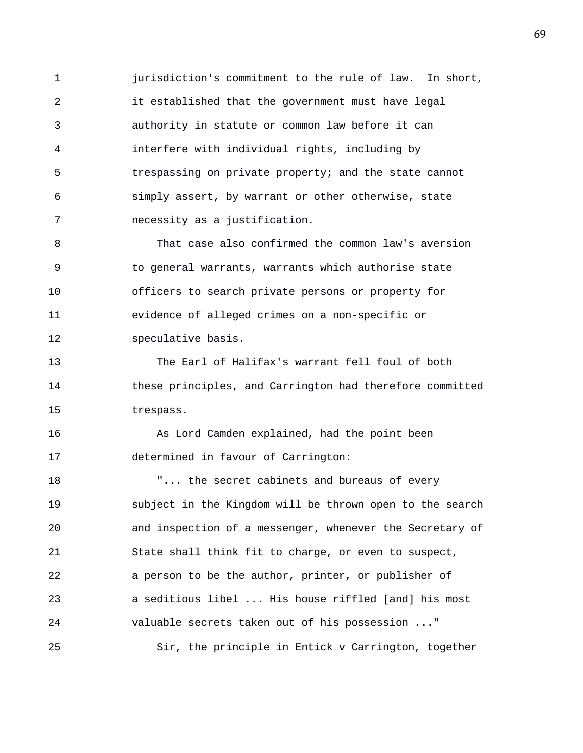jurisdiction's commitment to the rule of law. In short, it established that the government must have legal authority in statute or common law before it can interfere with individual rights, including by trespassing on private property; and the state cannot simply assert, by warrant or other otherwise, state necessity as a justification.

That case also confirmed the common law's aversion to general warrants, warrants which authorise state officers to search private persons or property for evidence of alleged crimes on a non-specific or speculative basis.

The Earl of Halifax's warrant fell foul of both these principles, and Carrington had therefore committed trespass.

As Lord Camden explained, had the point been determined in favour of Carrington:

"... the secret cabinets and bureaus of every subject in the Kingdom will be thrown open to the search and inspection of a messenger, whenever the Secretary of State shall think fit to charge, or even to suspect, a person to be the author, printer, or publisher of a seditious libel ... His house riffled [and] his most valuable secrets taken out of his possession ..."

Sir, the principle in Entick v Carrington, together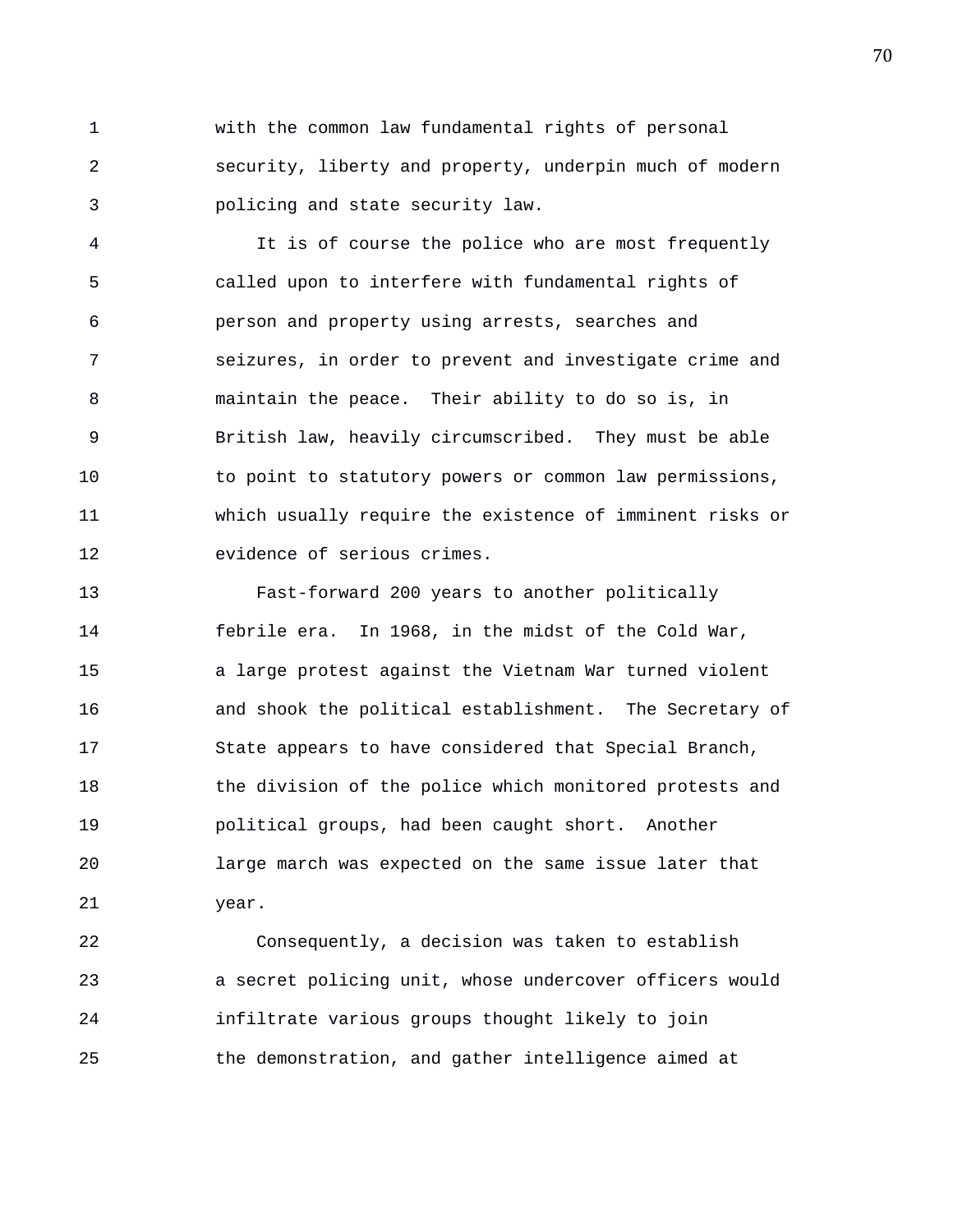with the common law fundamental rights of personal security, liberty and property, underpin much of modern policing and state security law.

It is of course the police who are most frequently called upon to interfere with fundamental rights of person and property using arrests, searches and seizures, in order to prevent and investigate crime and maintain the peace. Their ability to do so is, in British law, heavily circumscribed. They must be able to point to statutory powers or common law permissions, which usually require the existence of imminent risks or evidence of serious crimes.

Fast-forward 200 years to another politically febrile era. In 1968, in the midst of the Cold War, a large protest against the Vietnam War turned violent and shook the political establishment. The Secretary of State appears to have considered that Special Branch, the division of the police which monitored protests and political groups, had been caught short. Another large march was expected on the same issue later that year.

Consequently, a decision was taken to establish a secret policing unit, whose undercover officers would infiltrate various groups thought likely to join the demonstration, and gather intelligence aimed at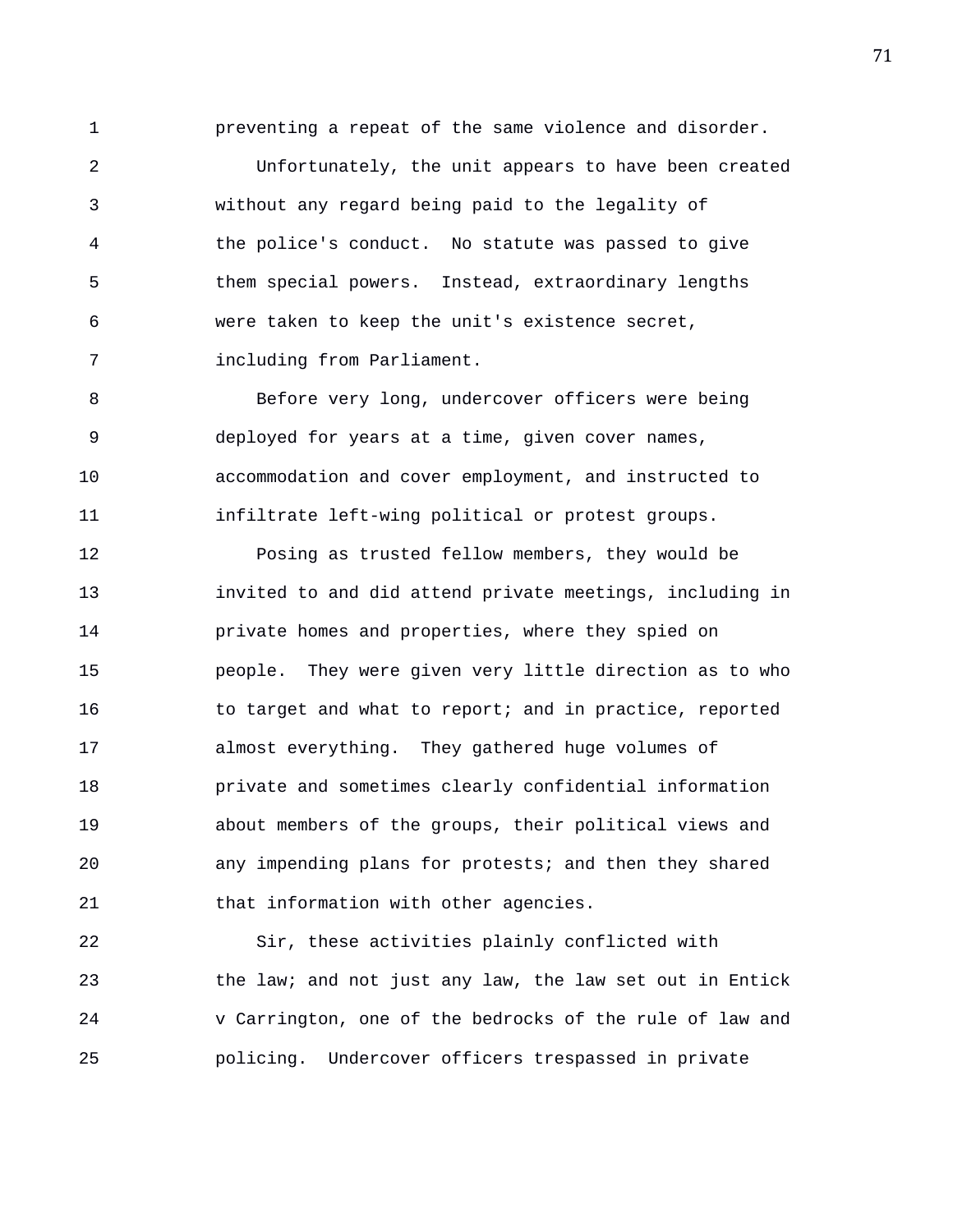preventing a repeat of the same violence and disorder.

Unfortunately, the unit appears to have been created without any regard being paid to the legality of the police's conduct. No statute was passed to give them special powers. Instead, extraordinary lengths were taken to keep the unit's existence secret, including from Parliament.

Before very long, undercover officers were being deployed for years at a time, given cover names, accommodation and cover employment, and instructed to infiltrate left-wing political or protest groups.

Posing as trusted fellow members, they would be invited to and did attend private meetings, including in private homes and properties, where they spied on people. They were given very little direction as to who to target and what to report; and in practice, reported almost everything. They gathered huge volumes of private and sometimes clearly confidential information about members of the groups, their political views and any impending plans for protests; and then they shared that information with other agencies.

Sir, these activities plainly conflicted with the law; and not just any law, the law set out in Entick v Carrington, one of the bedrocks of the rule of law and policing. Undercover officers trespassed in private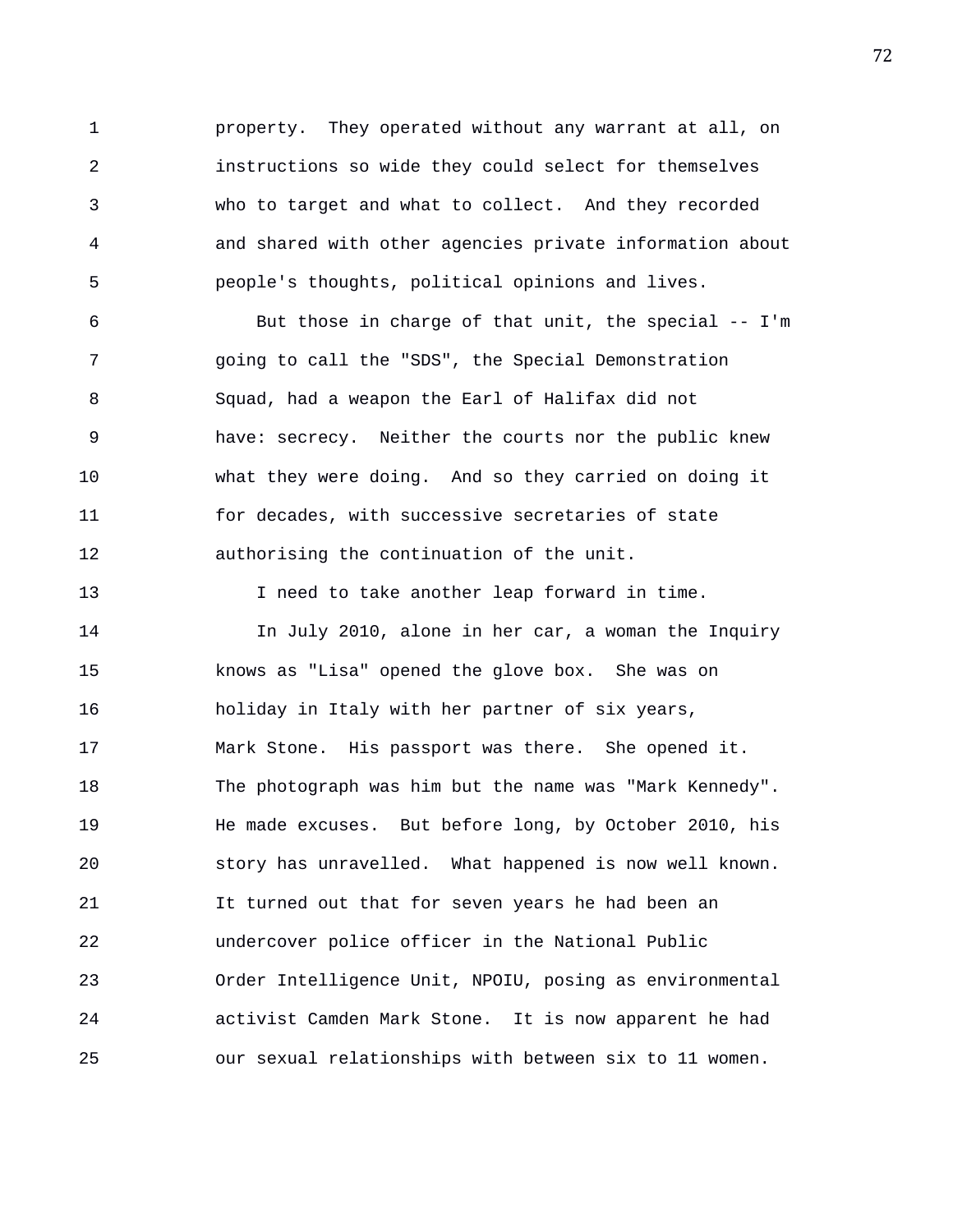property. They operated without any warrant at all, on instructions so wide they could select for themselves who to target and what to collect. And they recorded and shared with other agencies private information about people's thoughts, political opinions and lives.

But those in charge of that unit, the special -- I'm going to call the "SDS", the Special Demonstration Squad, had a weapon the Earl of Halifax did not have: secrecy. Neither the courts nor the public knew what they were doing. And so they carried on doing it for decades, with successive secretaries of state authorising the continuation of the unit.

I need to take another leap forward in time.

In July 2010, alone in her car, a woman the Inquiry knows as "Lisa" opened the glove box. She was on holiday in Italy with her partner of six years, Mark Stone. His passport was there. She opened it. The photograph was him but the name was "Mark Kennedy". He made excuses. But before long, by October 2010, his story has unravelled. What happened is now well known. It turned out that for seven years he had been an undercover police officer in the National Public Order Intelligence Unit, NPOIU, posing as environmental activist Camden Mark Stone. It is now apparent he had our sexual relationships with between six to 11 women.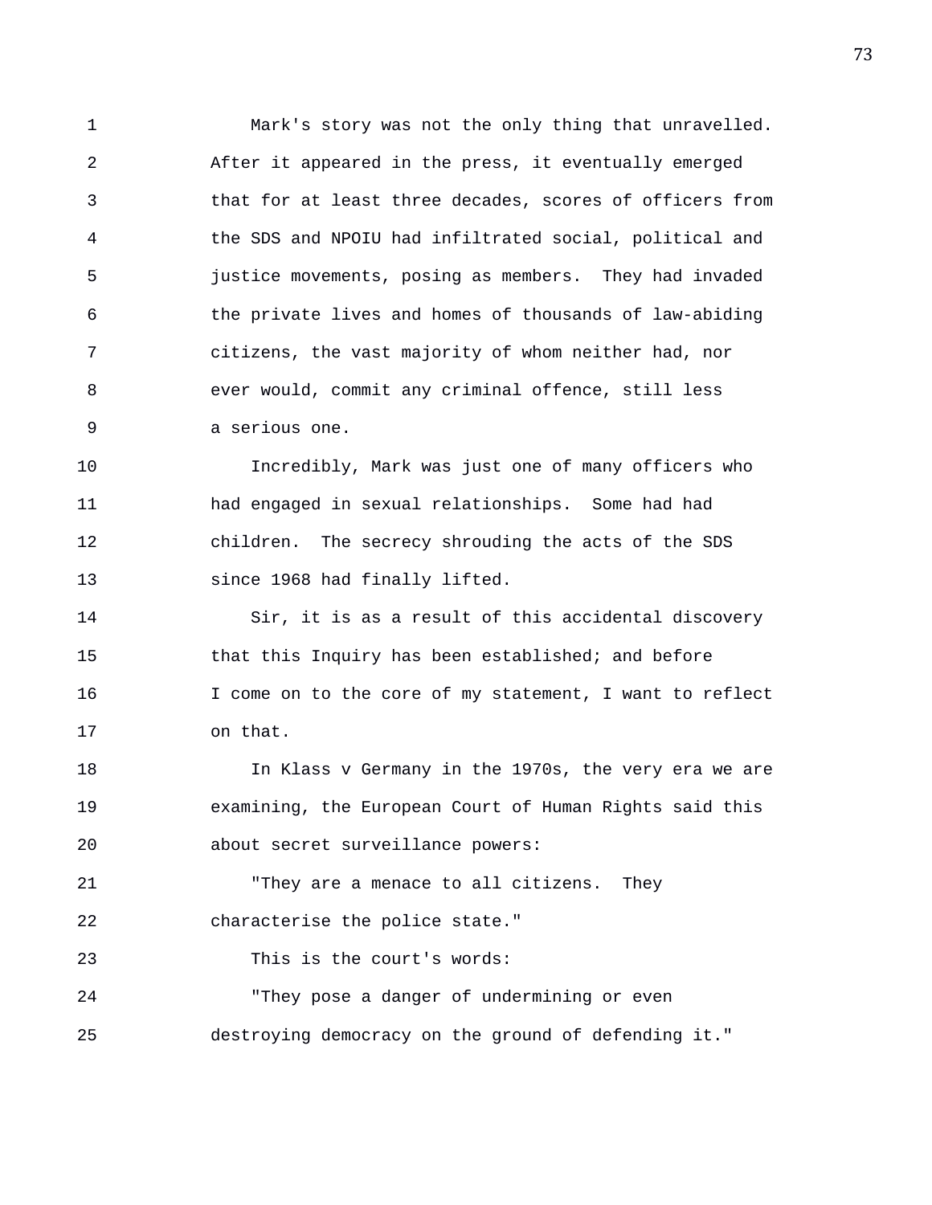Mark's story was not the only thing that unravelled. After it appeared in the press, it eventually emerged that for at least three decades, scores of officers from the SDS and NPOIU had infiltrated social, political and justice movements, posing as members. They had invaded the private lives and homes of thousands of law-abiding citizens, the vast majority of whom neither had, nor ever would, commit any criminal offence, still less a serious one.

Incredibly, Mark was just one of many officers who had engaged in sexual relationships. Some had had children. The secrecy shrouding the acts of the SDS since 1968 had finally lifted.

Sir, it is as a result of this accidental discovery that this Inquiry has been established; and before I come on to the core of my statement, I want to reflect on that.

In Klass v Germany in the 1970s, the very era we are examining, the European Court of Human Rights said this about secret surveillance powers:

"They are a menace to all citizens. They characterise the police state."

This is the court's words:

"They pose a danger of undermining or even destroying democracy on the ground of defending it."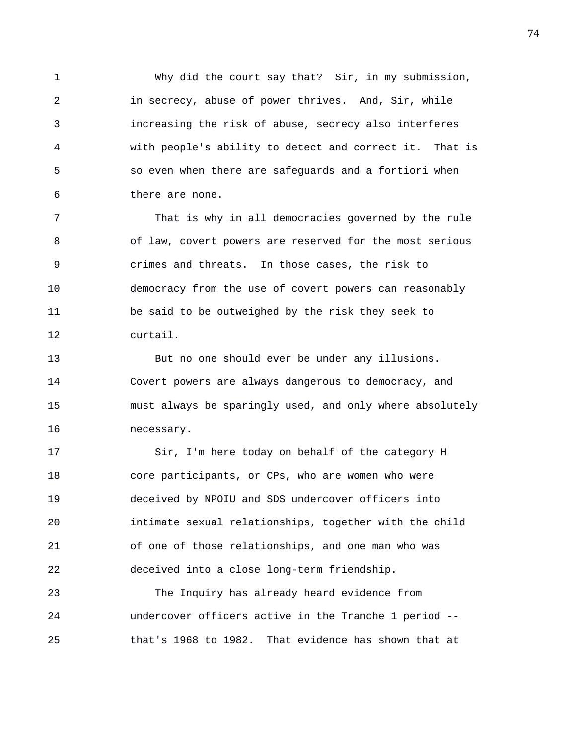Why did the court say that? Sir, in my submission, in secrecy, abuse of power thrives. And, Sir, while increasing the risk of abuse, secrecy also interferes with people's ability to detect and correct it. That is so even when there are safeguards and a fortiori when there are none.

That is why in all democracies governed by the rule of law, covert powers are reserved for the most serious crimes and threats. In those cases, the risk to democracy from the use of covert powers can reasonably be said to be outweighed by the risk they seek to curtail.

But no one should ever be under any illusions. Covert powers are always dangerous to democracy, and must always be sparingly used, and only where absolutely necessary.

Sir, I'm here today on behalf of the category H core participants, or CPs, who are women who were deceived by NPOIU and SDS undercover officers into intimate sexual relationships, together with the child of one of those relationships, and one man who was deceived into a close long-term friendship.

The Inquiry has already heard evidence from undercover officers active in the Tranche 1 period -- that's 1968 to 1982. That evidence has shown that at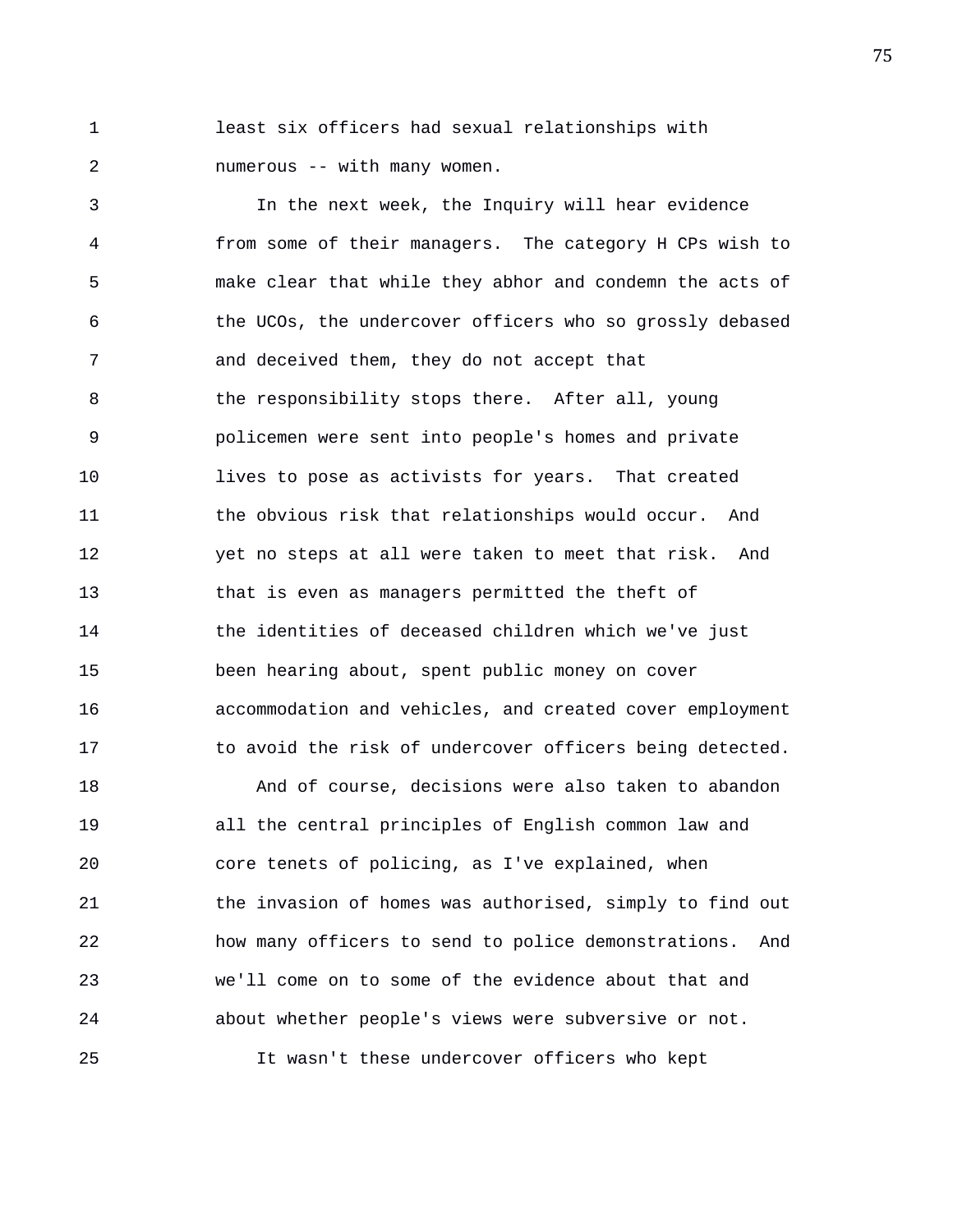least six officers had sexual relationships with numerous -- with many women.

In the next week, the Inquiry will hear evidence from some of their managers. The category H CPs wish to make clear that while they abhor and condemn the acts of the UCOs, the undercover officers who so grossly debased and deceived them, they do not accept that the responsibility stops there. After all, young policemen were sent into people's homes and private lives to pose as activists for years. That created the obvious risk that relationships would occur. And yet no steps at all were taken to meet that risk. And that is even as managers permitted the theft of the identities of deceased children which we've just been hearing about, spent public money on cover accommodation and vehicles, and created cover employment to avoid the risk of undercover officers being detected.

And of course, decisions were also taken to abandon all the central principles of English common law and core tenets of policing, as I've explained, when the invasion of homes was authorised, simply to find out how many officers to send to police demonstrations. And we'll come on to some of the evidence about that and about whether people's views were subversive or not.

It wasn't these undercover officers who kept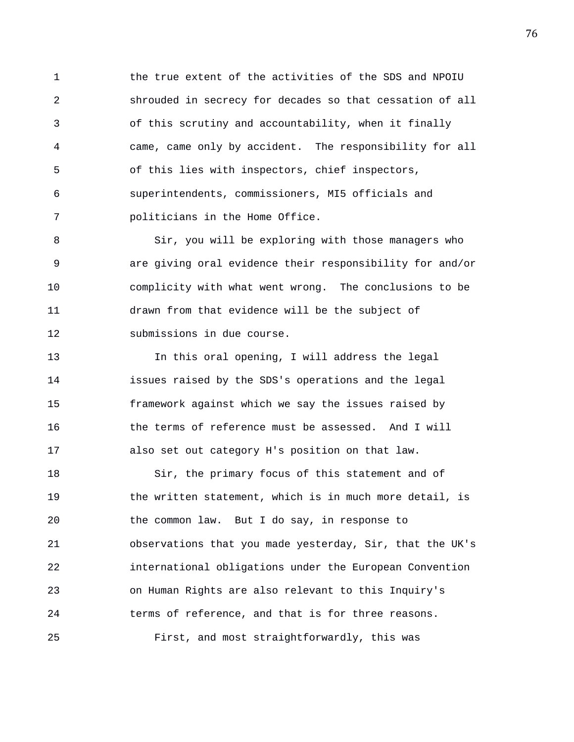the true extent of the activities of the SDS and NPOIU shrouded in secrecy for decades so that cessation of all of this scrutiny and accountability, when it finally came, came only by accident. The responsibility for all of this lies with inspectors, chief inspectors, superintendents, commissioners, MI5 officials and politicians in the Home Office.

Sir, you will be exploring with those managers who are giving oral evidence their responsibility for and/or complicity with what went wrong. The conclusions to be drawn from that evidence will be the subject of submissions in due course.

In this oral opening, I will address the legal issues raised by the SDS's operations and the legal framework against which we say the issues raised by the terms of reference must be assessed. And I will also set out category H's position on that law.

Sir, the primary focus of this statement and of the written statement, which is in much more detail, is the common law. But I do say, in response to observations that you made yesterday, Sir, that the UK's international obligations under the European Convention on Human Rights are also relevant to this Inquiry's terms of reference, and that is for three reasons.

First, and most straightforwardly, this was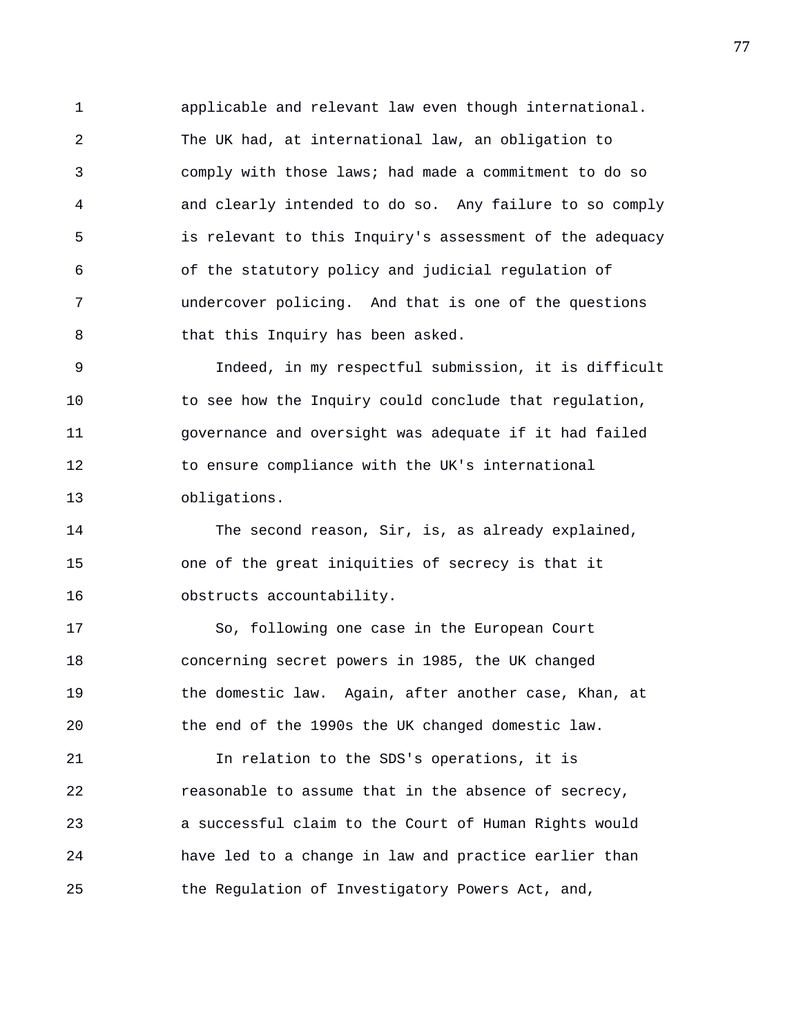applicable and relevant law even though international. The UK had, at international law, an obligation to comply with those laws; had made a commitment to do so and clearly intended to do so. Any failure to so comply is relevant to this Inquiry's assessment of the adequacy of the statutory policy and judicial regulation of undercover policing. And that is one of the questions that this Inquiry has been asked.

Indeed, in my respectful submission, it is difficult to see how the Inquiry could conclude that regulation, governance and oversight was adequate if it had failed to ensure compliance with the UK's international obligations.

The second reason, Sir, is, as already explained, one of the great iniquities of secrecy is that it obstructs accountability.

So, following one case in the European Court concerning secret powers in 1985, the UK changed the domestic law. Again, after another case, Khan, at the end of the 1990s the UK changed domestic law.

In relation to the SDS's operations, it is reasonable to assume that in the absence of secrecy, a successful claim to the Court of Human Rights would have led to a change in law and practice earlier than the Regulation of Investigatory Powers Act, and,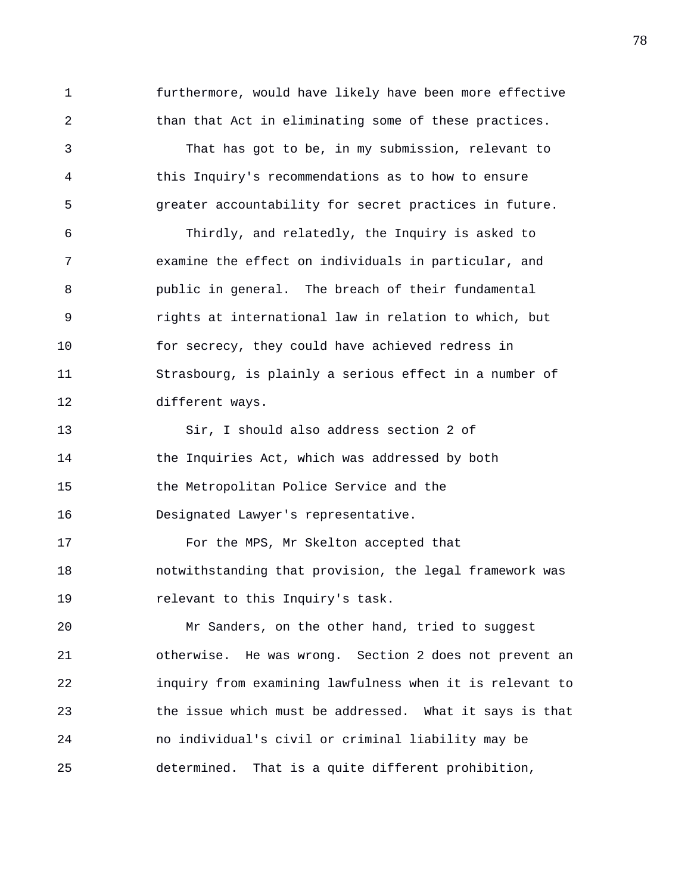furthermore, would have likely have been more effective than that Act in eliminating some of these practices.

That has got to be, in my submission, relevant to this Inquiry's recommendations as to how to ensure greater accountability for secret practices in future.

Thirdly, and relatedly, the Inquiry is asked to examine the effect on individuals in particular, and public in general. The breach of their fundamental rights at international law in relation to which, but for secrecy, they could have achieved redress in Strasbourg, is plainly a serious effect in a number of different ways.

Sir, I should also address section 2 of the Inquiries Act, which was addressed by both the Metropolitan Police Service and the Designated Lawyer's representative.

For the MPS, Mr Skelton accepted that notwithstanding that provision, the legal framework was relevant to this Inquiry's task.

Mr Sanders, on the other hand, tried to suggest otherwise. He was wrong. Section 2 does not prevent an inquiry from examining lawfulness when it is relevant to the issue which must be addressed. What it says is that no individual's civil or criminal liability may be determined. That is a quite different prohibition,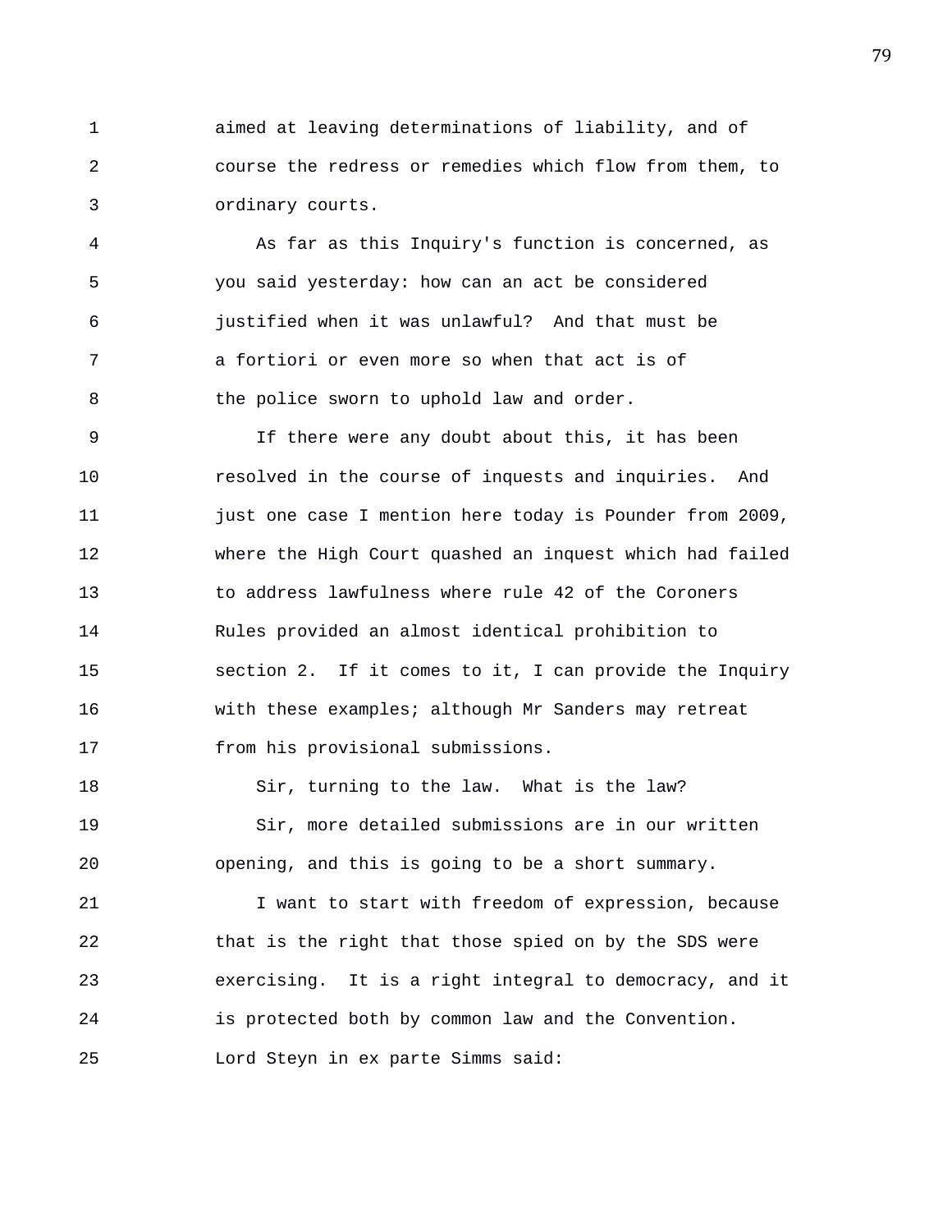aimed at leaving determinations of liability, and of course the redress or remedies which flow from them, to ordinary courts.

As far as this Inquiry's function is concerned, as you said yesterday: how can an act be considered justified when it was unlawful? And that must be a fortiori or even more so when that act is of the police sworn to uphold law and order.

If there were any doubt about this, it has been resolved in the course of inquests and inquiries. And just one case I mention here today is Pounder from 2009, where the High Court quashed an inquest which had failed to address lawfulness where rule 42 of the Coroners Rules provided an almost identical prohibition to section 2. If it comes to it, I can provide the Inquiry with these examples; although Mr Sanders may retreat from his provisional submissions.

Sir, turning to the law. What is the law?

Sir, more detailed submissions are in our written opening, and this is going to be a short summary.

I want to start with freedom of expression, because that is the right that those spied on by the SDS were exercising. It is a right integral to democracy, and it is protected both by common law and the Convention. Lord Steyn in ex parte Simms said: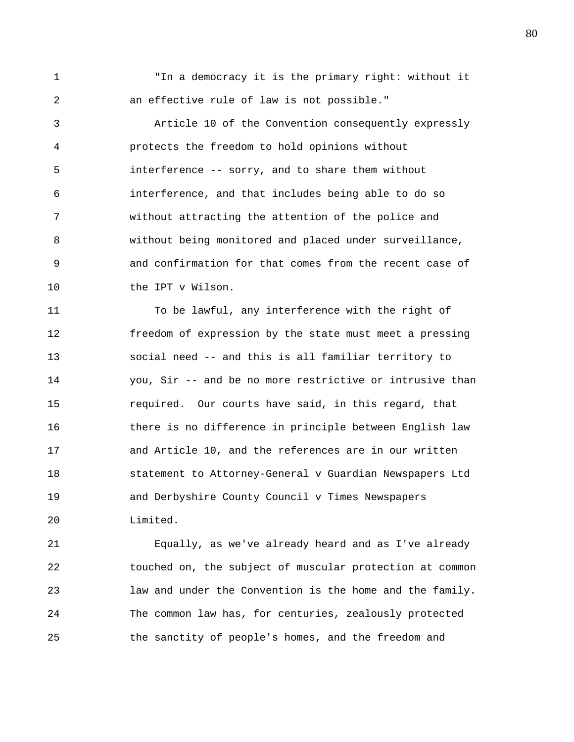"In a democracy it is the primary right: without it an effective rule of law is not possible."

Article 10 of the Convention consequently expressly protects the freedom to hold opinions without interference -- sorry, and to share them without interference, and that includes being able to do so without attracting the attention of the police and without being monitored and placed under surveillance, and confirmation for that comes from the recent case of the IPT v Wilson.

To be lawful, any interference with the right of freedom of expression by the state must meet a pressing social need -- and this is all familiar territory to you, Sir -- and be no more restrictive or intrusive than required. Our courts have said, in this regard, that there is no difference in principle between English law and Article 10, and the references are in our written statement to Attorney-General v Guardian Newspapers Ltd and Derbyshire County Council v Times Newspapers Limited.

Equally, as we've already heard and as I've already touched on, the subject of muscular protection at common law and under the Convention is the home and the family. The common law has, for centuries, zealously protected the sanctity of people's homes, and the freedom and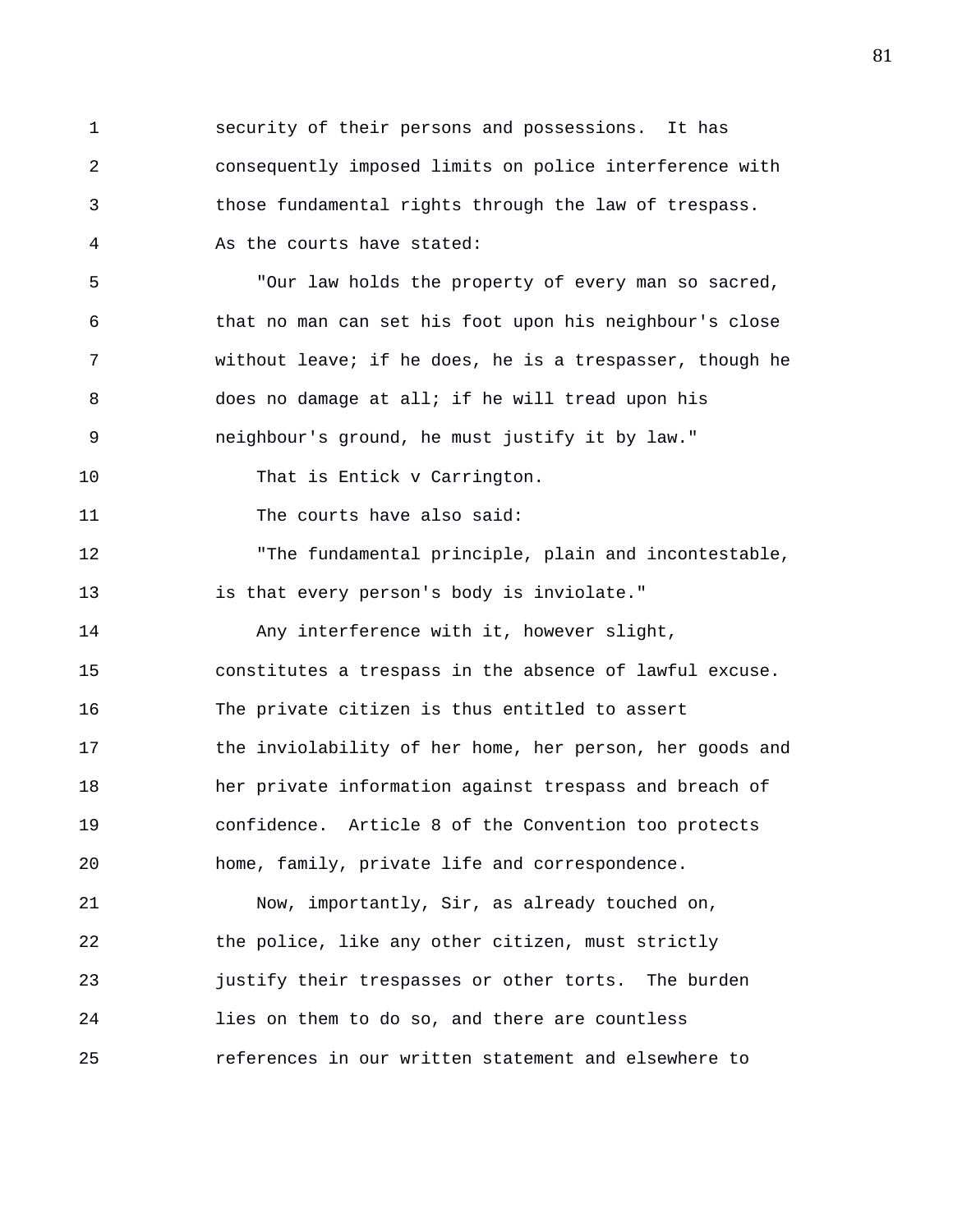security of their persons and possessions. It has consequently imposed limits on police interference with those fundamental rights through the law of trespass. As the courts have stated:

"Our law holds the property of every man so sacred, that no man can set his foot upon his neighbour's close without leave; if he does, he is a trespasser, though he does no damage at all; if he will tread upon his neighbour's ground, he must justify it by law."

That is Entick v Carrington.

The courts have also said:

"The fundamental principle, plain and incontestable, is that every person's body is inviolate."

Any interference with it, however slight, constitutes a trespass in the absence of lawful excuse. The private citizen is thus entitled to assert the inviolability of her home, her person, her goods and her private information against trespass and breach of confidence. Article 8 of the Convention too protects home, family, private life and correspondence.

Now, importantly, Sir, as already touched on, the police, like any other citizen, must strictly justify their trespasses or other torts. The burden lies on them to do so, and there are countless references in our written statement and elsewhere to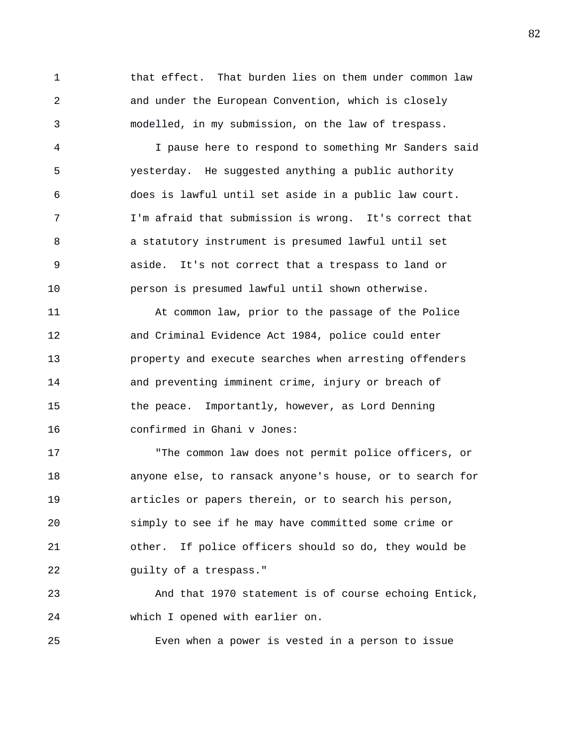that effect. That burden lies on them under common law and under the European Convention, which is closely modelled, in my submission, on the law of trespass.

I pause here to respond to something Mr Sanders said yesterday. He suggested anything a public authority does is lawful until set aside in a public law court. I'm afraid that submission is wrong. It's correct that a statutory instrument is presumed lawful until set aside. It's not correct that a trespass to land or person is presumed lawful until shown otherwise.

At common law, prior to the passage of the Police and Criminal Evidence Act 1984, police could enter property and execute searches when arresting offenders and preventing imminent crime, injury or breach of the peace. Importantly, however, as Lord Denning confirmed in Ghani v Jones:

"The common law does not permit police officers, or anyone else, to ransack anyone's house, or to search for articles or papers therein, or to search his person, simply to see if he may have committed some crime or other. If police officers should so do, they would be guilty of a trespass."

And that 1970 statement is of course echoing Entick, which I opened with earlier on.

Even when a power is vested in a person to issue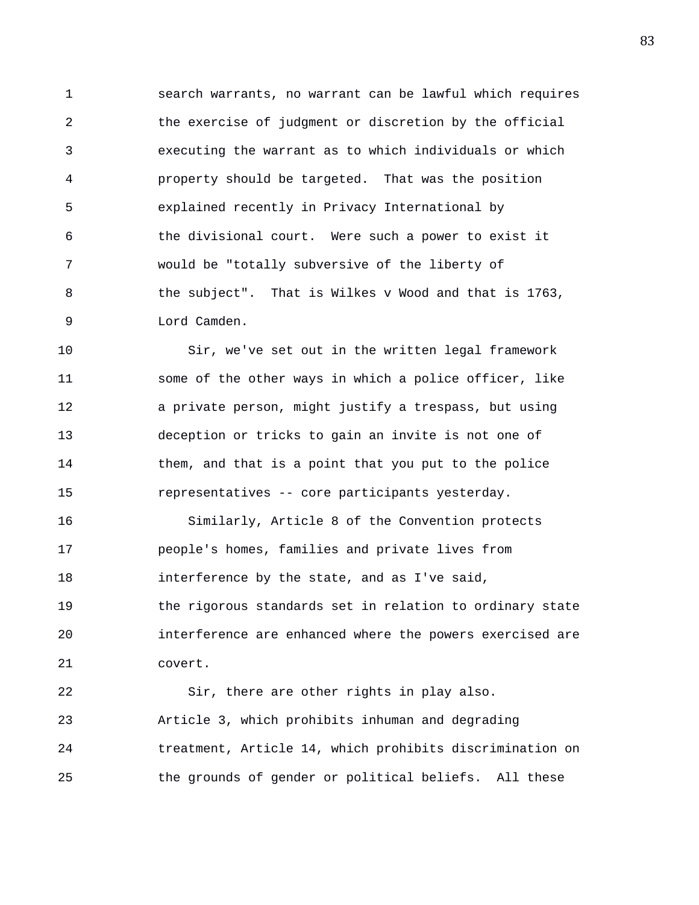search warrants, no warrant can be lawful which requires the exercise of judgment or discretion by the official executing the warrant as to which individuals or which property should be targeted. That was the position explained recently in Privacy International by the divisional court. Were such a power to exist it would be "totally subversive of the liberty of the subject". That is Wilkes v Wood and that is 1763, Lord Camden.

Sir, we've set out in the written legal framework some of the other ways in which a police officer, like a private person, might justify a trespass, but using deception or tricks to gain an invite is not one of them, and that is a point that you put to the police representatives -- core participants yesterday.

Similarly, Article 8 of the Convention protects people's homes, families and private lives from interference by the state, and as I've said, the rigorous standards set in relation to ordinary state interference are enhanced where the powers exercised are covert.

Sir, there are other rights in play also. Article 3, which prohibits inhuman and degrading treatment, Article 14, which prohibits discrimination on the grounds of gender or political beliefs. All these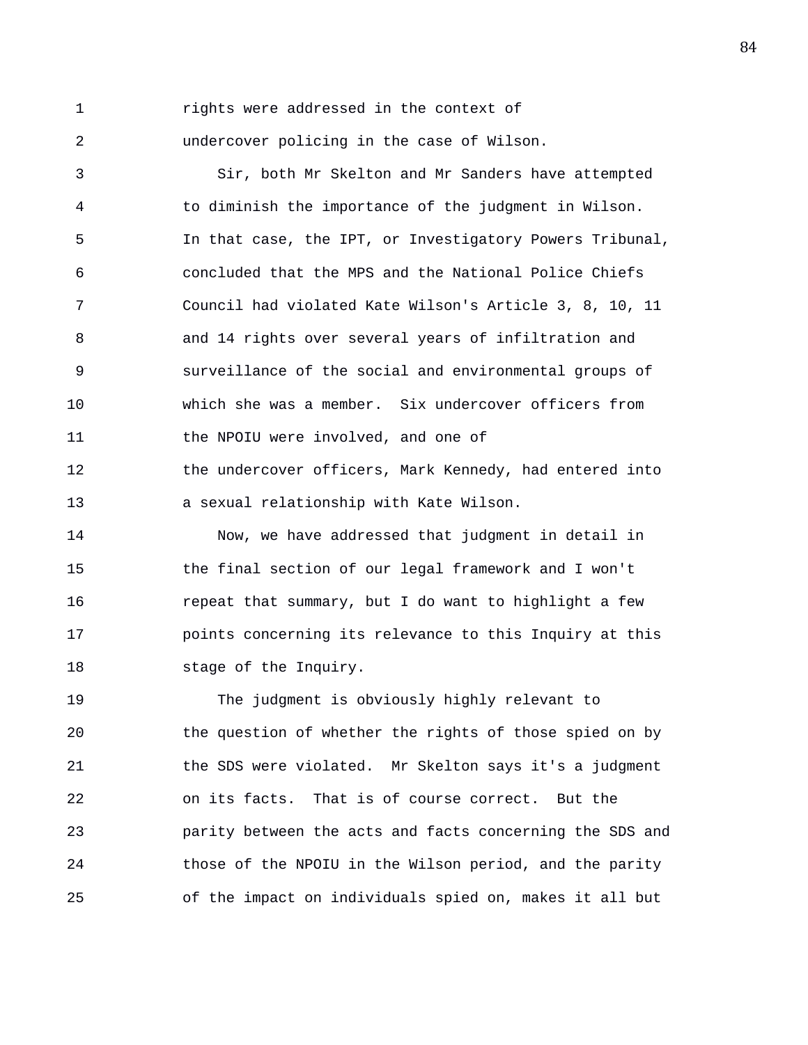rights were addressed in the context of undercover policing in the case of Wilson.

Sir, both Mr Skelton and Mr Sanders have attempted to diminish the importance of the judgment in Wilson. In that case, the IPT, or Investigatory Powers Tribunal, concluded that the MPS and the National Police Chiefs Council had violated Kate Wilson's Article 3, 8, 10, 11 and 14 rights over several years of infiltration and surveillance of the social and environmental groups of which she was a member. Six undercover officers from the NPOIU were involved, and one of the undercover officers, Mark Kennedy, had entered into a sexual relationship with Kate Wilson.

Now, we have addressed that judgment in detail in the final section of our legal framework and I won't repeat that summary, but I do want to highlight a few points concerning its relevance to this Inquiry at this stage of the Inquiry.

The judgment is obviously highly relevant to the question of whether the rights of those spied on by the SDS were violated. Mr Skelton says it's a judgment on its facts. That is of course correct. But the parity between the acts and facts concerning the SDS and those of the NPOIU in the Wilson period, and the parity of the impact on individuals spied on, makes it all but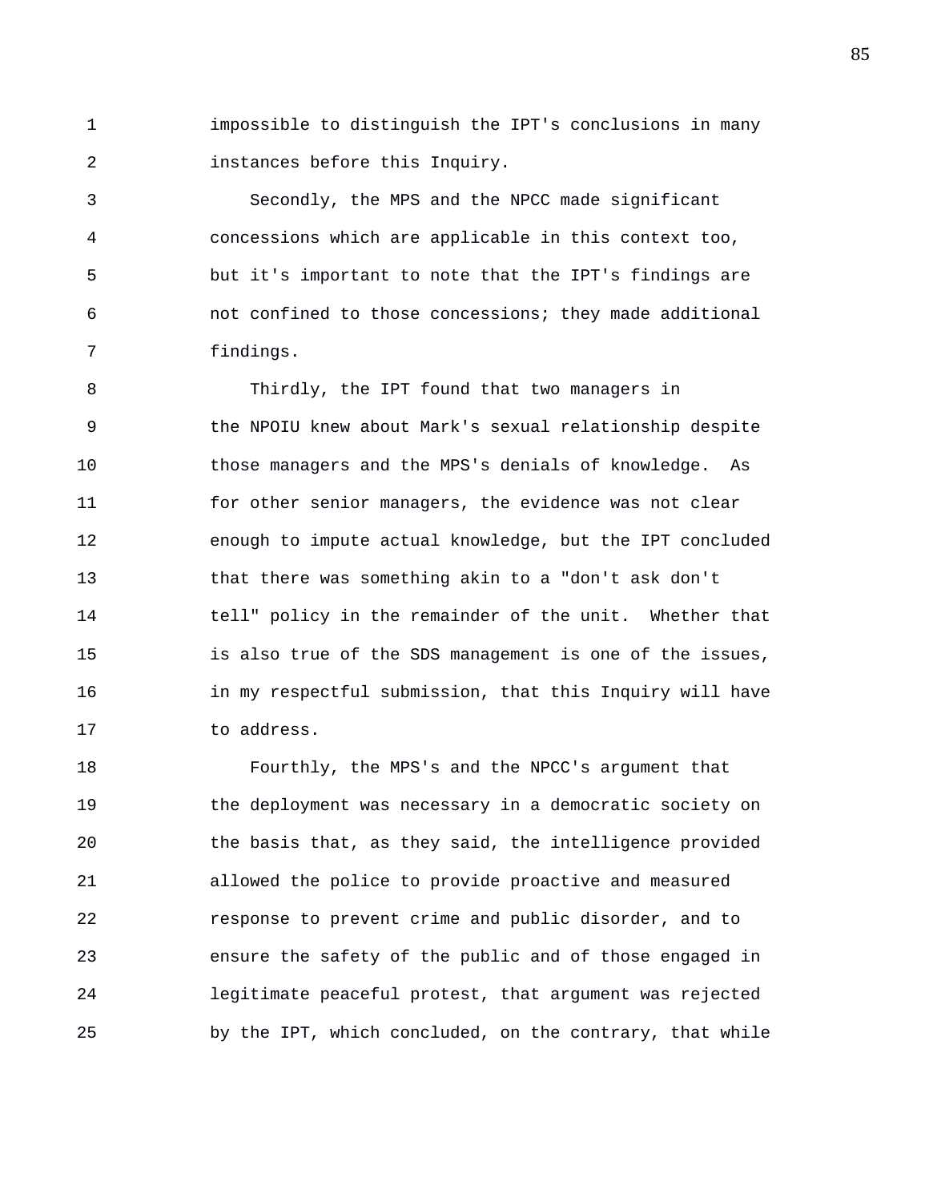impossible to distinguish the IPT's conclusions in many instances before this Inquiry.

Secondly, the MPS and the NPCC made significant concessions which are applicable in this context too, but it's important to note that the IPT's findings are not confined to those concessions; they made additional findings.

Thirdly, the IPT found that two managers in the NPOIU knew about Mark's sexual relationship despite those managers and the MPS's denials of knowledge. As for other senior managers, the evidence was not clear enough to impute actual knowledge, but the IPT concluded that there was something akin to a "don't ask don't tell" policy in the remainder of the unit. Whether that is also true of the SDS management is one of the issues, in my respectful submission, that this Inquiry will have to address.

Fourthly, the MPS's and the NPCC's argument that the deployment was necessary in a democratic society on the basis that, as they said, the intelligence provided allowed the police to provide proactive and measured response to prevent crime and public disorder, and to ensure the safety of the public and of those engaged in legitimate peaceful protest, that argument was rejected by the IPT, which concluded, on the contrary, that while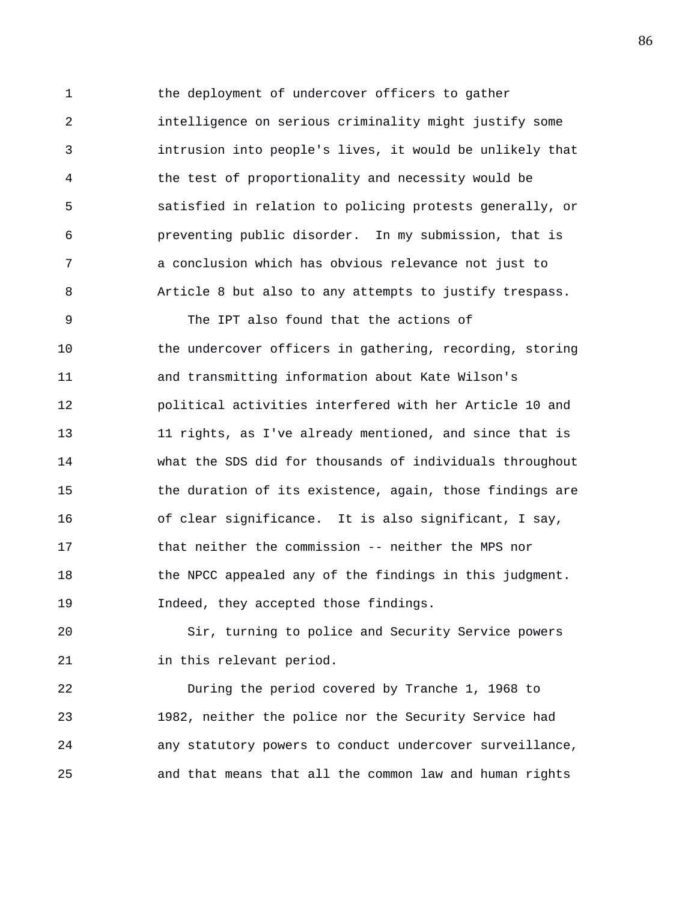the deployment of undercover officers to gather intelligence on serious criminality might justify some intrusion into people's lives, it would be unlikely that the test of proportionality and necessity would be satisfied in relation to policing protests generally, or preventing public disorder. In my submission, that is a conclusion which has obvious relevance not just to Article 8 but also to any attempts to justify trespass.

The IPT also found that the actions of the undercover officers in gathering, recording, storing and transmitting information about Kate Wilson's political activities interfered with her Article 10 and 11 rights, as I've already mentioned, and since that is what the SDS did for thousands of individuals throughout the duration of its existence, again, those findings are of clear significance. It is also significant, I say, that neither the commission -- neither the MPS nor the NPCC appealed any of the findings in this judgment. Indeed, they accepted those findings.

Sir, turning to police and Security Service powers in this relevant period.

During the period covered by Tranche 1, 1968 to 1982, neither the police nor the Security Service had any statutory powers to conduct undercover surveillance, and that means that all the common law and human rights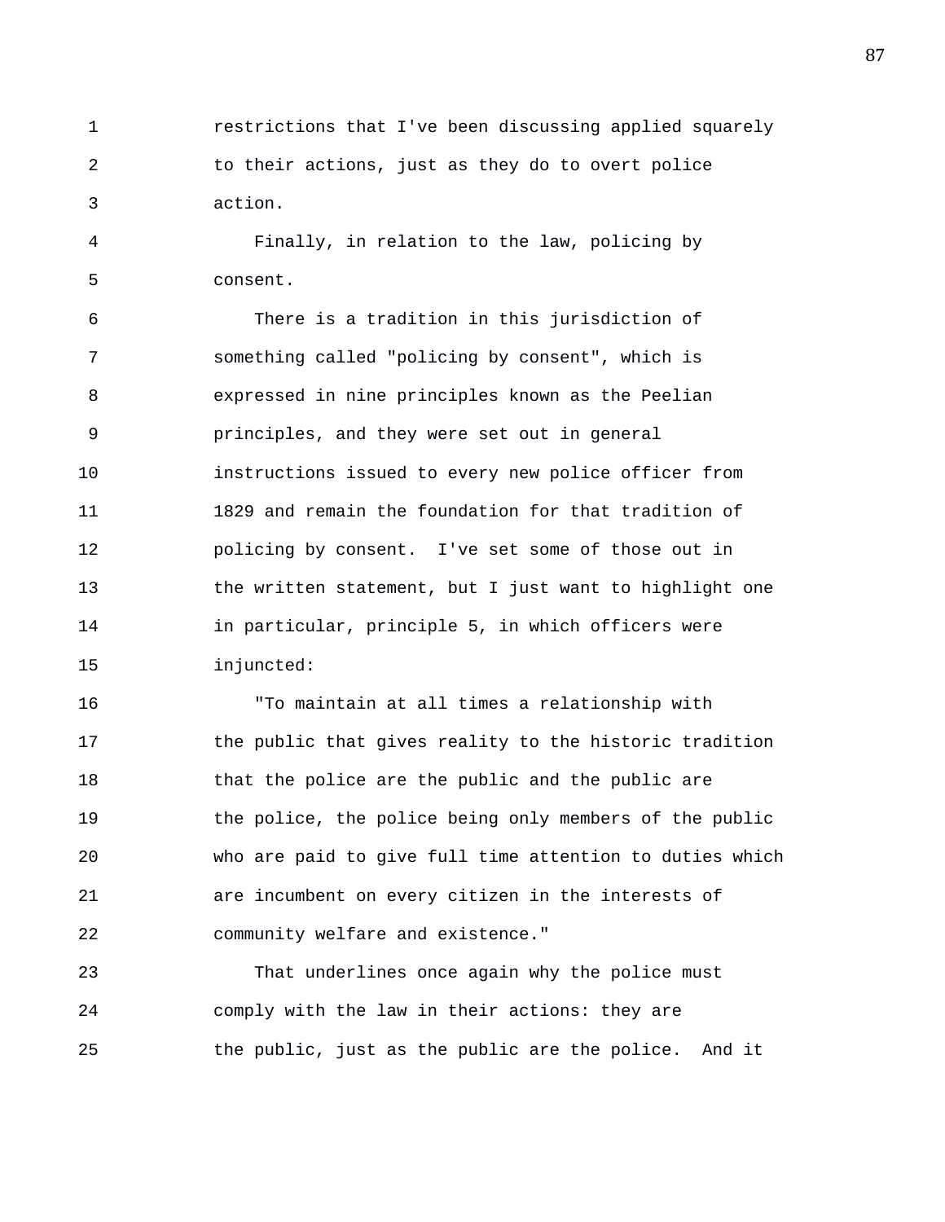restrictions that I've been discussing applied squarely to their actions, just as they do to overt police action.

Finally, in relation to the law, policing by consent.

There is a tradition in this jurisdiction of something called "policing by consent", which is expressed in nine principles known as the Peelian principles, and they were set out in general instructions issued to every new police officer from 1829 and remain the foundation for that tradition of policing by consent. I've set some of those out in the written statement, but I just want to highlight one in particular, principle 5, in which officers were injuncted:

"To maintain at all times a relationship with the public that gives reality to the historic tradition that the police are the public and the public are the police, the police being only members of the public who are paid to give full time attention to duties which are incumbent on every citizen in the interests of community welfare and existence."

That underlines once again why the police must comply with the law in their actions: they are the public, just as the public are the police. And it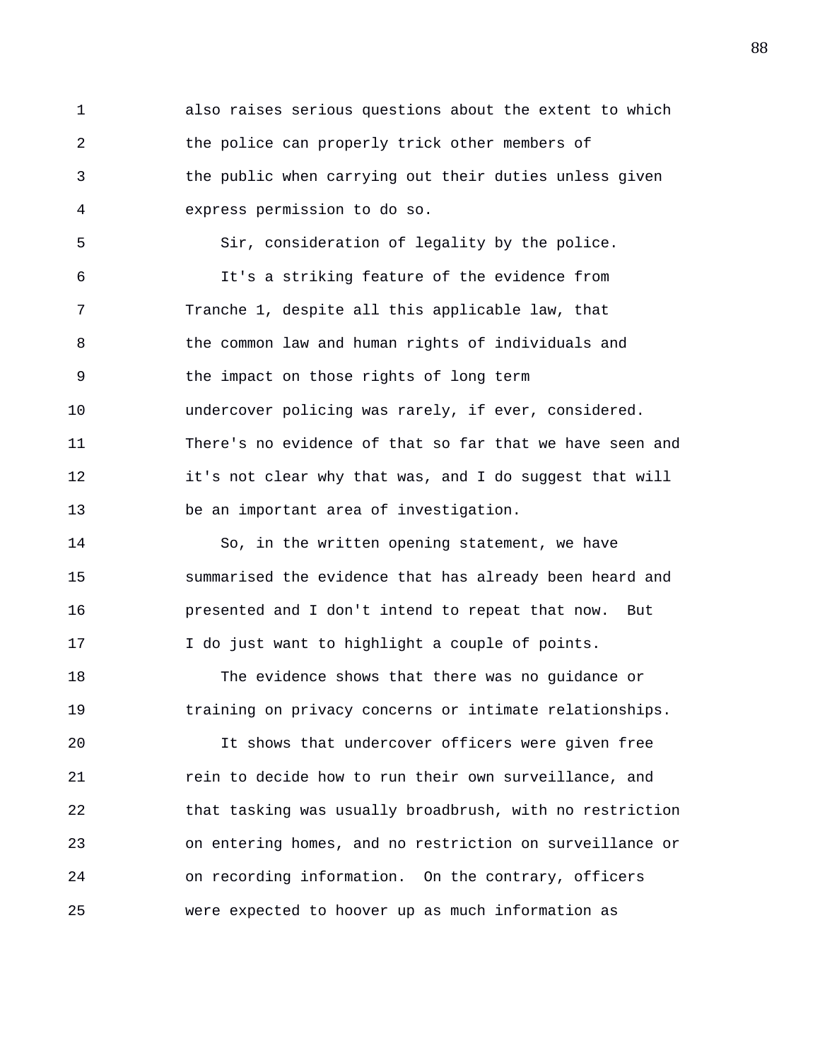also raises serious questions about the extent to which the police can properly trick other members of the public when carrying out their duties unless given express permission to do so.

Sir, consideration of legality by the police.

It's a striking feature of the evidence from Tranche 1, despite all this applicable law, that the common law and human rights of individuals and the impact on those rights of long term undercover policing was rarely, if ever, considered. There's no evidence of that so far that we have seen and it's not clear why that was, and I do suggest that will be an important area of investigation.

So, in the written opening statement, we have summarised the evidence that has already been heard and presented and I don't intend to repeat that now. But I do just want to highlight a couple of points.

The evidence shows that there was no guidance or training on privacy concerns or intimate relationships.

It shows that undercover officers were given free rein to decide how to run their own surveillance, and that tasking was usually broadbrush, with no restriction on entering homes, and no restriction on surveillance or on recording information. On the contrary, officers were expected to hoover up as much information as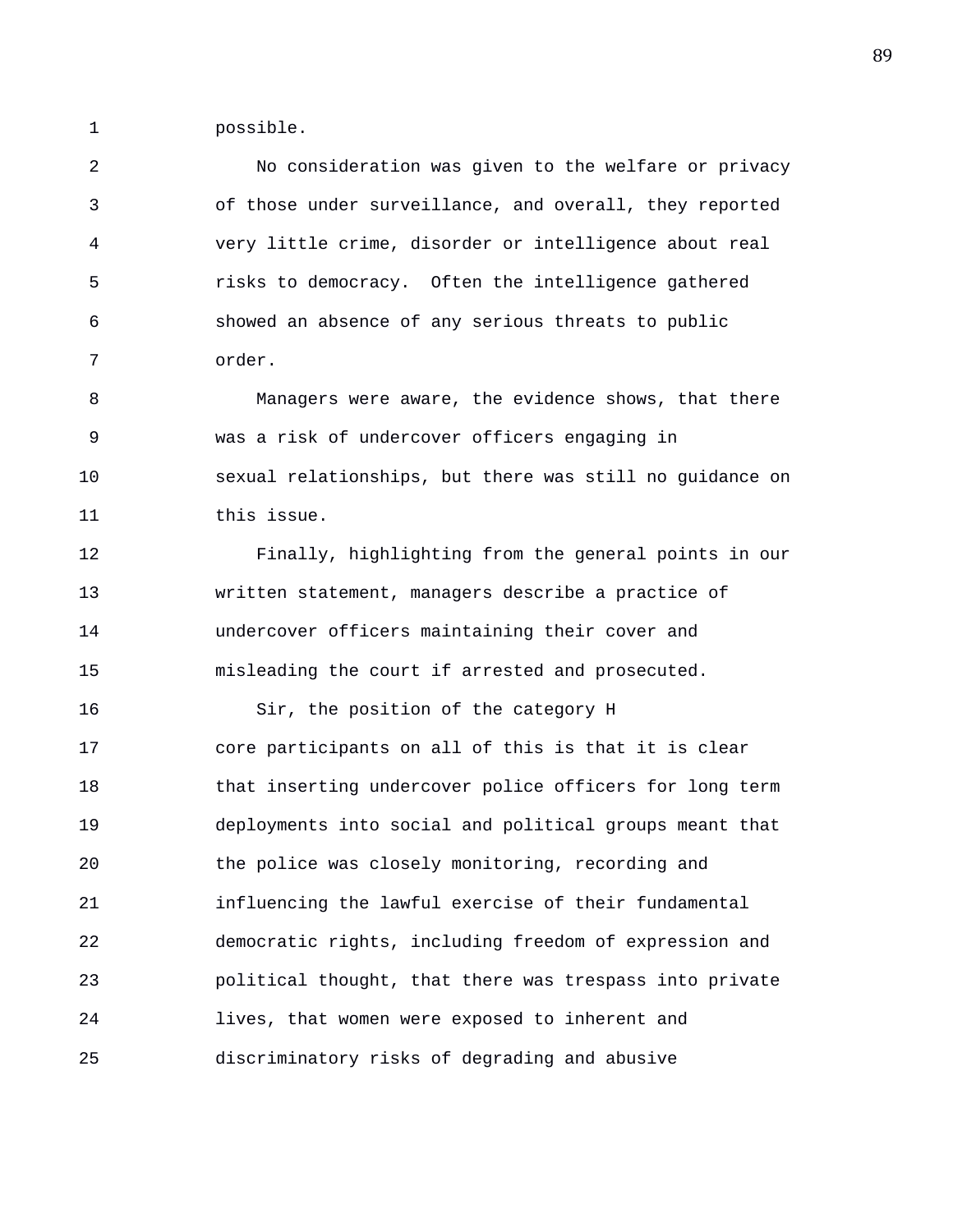possible.

No consideration was given to the welfare or privacy of those under surveillance, and overall, they reported very little crime, disorder or intelligence about real risks to democracy. Often the intelligence gathered showed an absence of any serious threats to public order.

Managers were aware, the evidence shows, that there was a risk of undercover officers engaging in sexual relationships, but there was still no guidance on this issue.

Finally, highlighting from the general points in our written statement, managers describe a practice of undercover officers maintaining their cover and misleading the court if arrested and prosecuted.

Sir, the position of the category H core participants on all of this is that it is clear that inserting undercover police officers for long term deployments into social and political groups meant that the police was closely monitoring, recording and influencing the lawful exercise of their fundamental democratic rights, including freedom of expression and political thought, that there was trespass into private lives, that women were exposed to inherent and discriminatory risks of degrading and abusive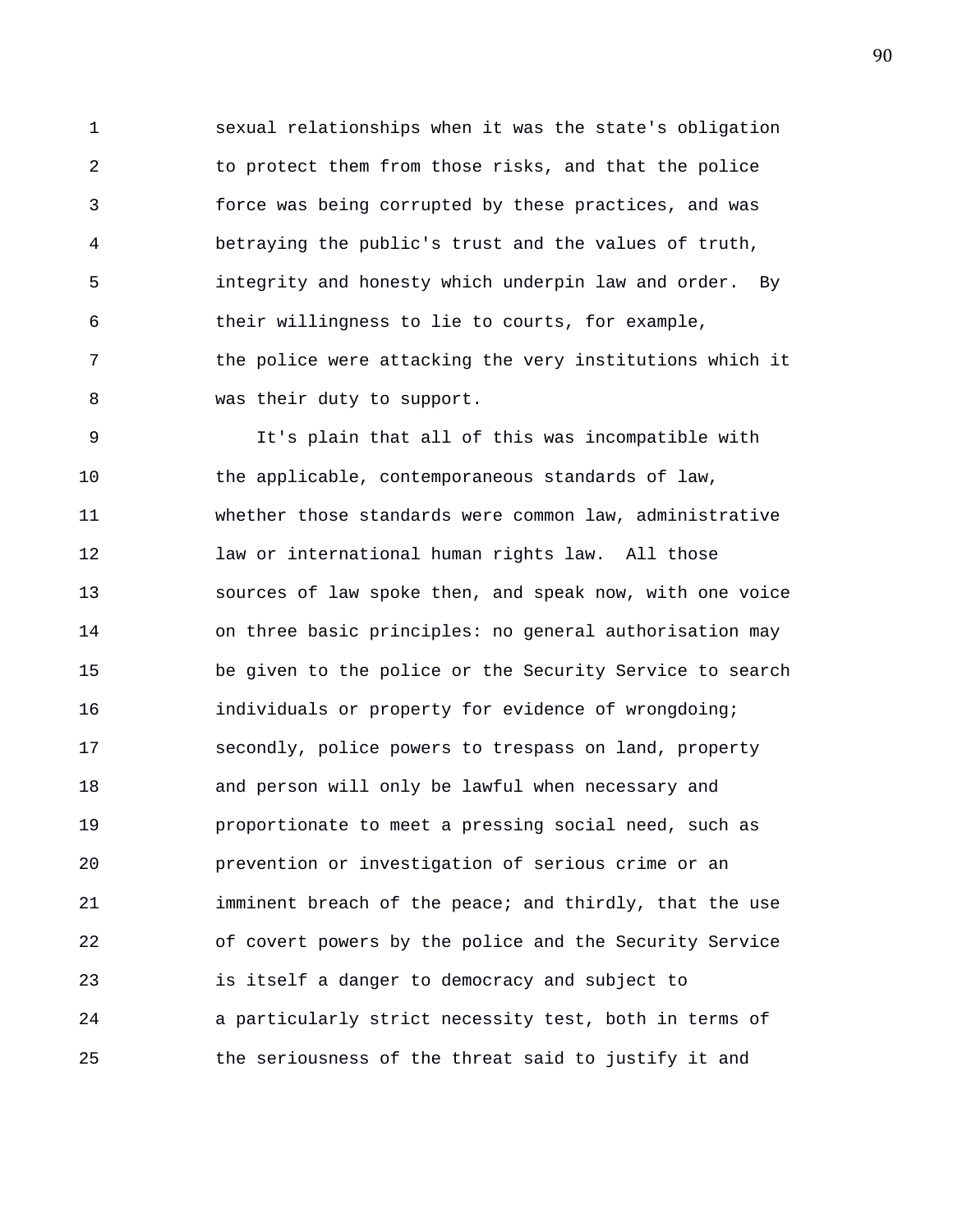sexual relationships when it was the state's obligation to protect them from those risks, and that the police force was being corrupted by these practices, and was betraying the public's trust and the values of truth, integrity and honesty which underpin law and order. By their willingness to lie to courts, for example, the police were attacking the very institutions which it was their duty to support.

It's plain that all of this was incompatible with the applicable, contemporaneous standards of law, whether those standards were common law, administrative law or international human rights law. All those sources of law spoke then, and speak now, with one voice on three basic principles: no general authorisation may be given to the police or the Security Service to search individuals or property for evidence of wrongdoing; secondly, police powers to trespass on land, property and person will only be lawful when necessary and proportionate to meet a pressing social need, such as prevention or investigation of serious crime or an imminent breach of the peace; and thirdly, that the use of covert powers by the police and the Security Service is itself a danger to democracy and subject to a particularly strict necessity test, both in terms of the seriousness of the threat said to justify it and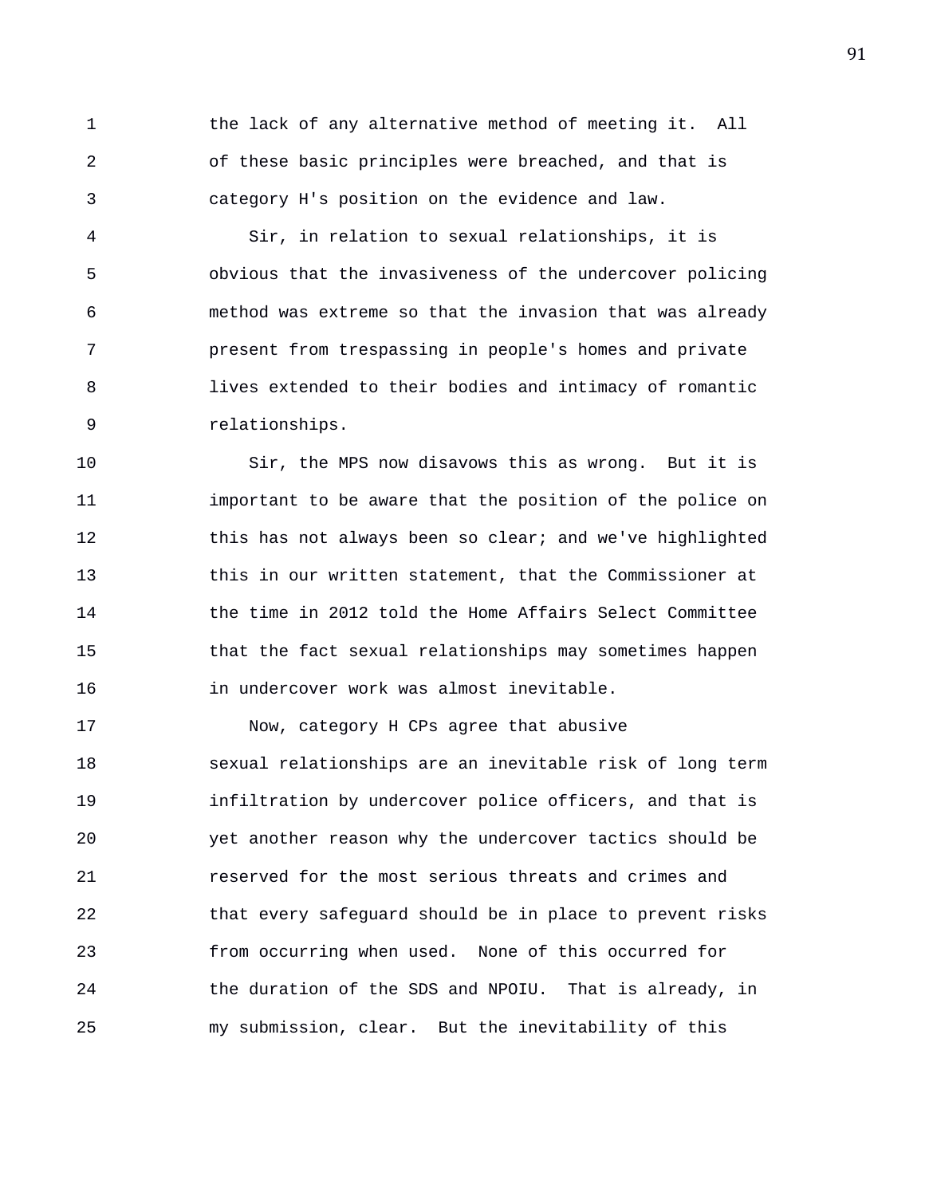the lack of any alternative method of meeting it. All of these basic principles were breached, and that is category H's position on the evidence and law.

Sir, in relation to sexual relationships, it is obvious that the invasiveness of the undercover policing method was extreme so that the invasion that was already present from trespassing in people's homes and private lives extended to their bodies and intimacy of romantic relationships.

Sir, the MPS now disavows this as wrong. But it is important to be aware that the position of the police on this has not always been so clear; and we've highlighted this in our written statement, that the Commissioner at the time in 2012 told the Home Affairs Select Committee that the fact sexual relationships may sometimes happen in undercover work was almost inevitable.

Now, category H CPs agree that abusive sexual relationships are an inevitable risk of long term infiltration by undercover police officers, and that is yet another reason why the undercover tactics should be reserved for the most serious threats and crimes and that every safeguard should be in place to prevent risks from occurring when used. None of this occurred for the duration of the SDS and NPOIU. That is already, in my submission, clear. But the inevitability of this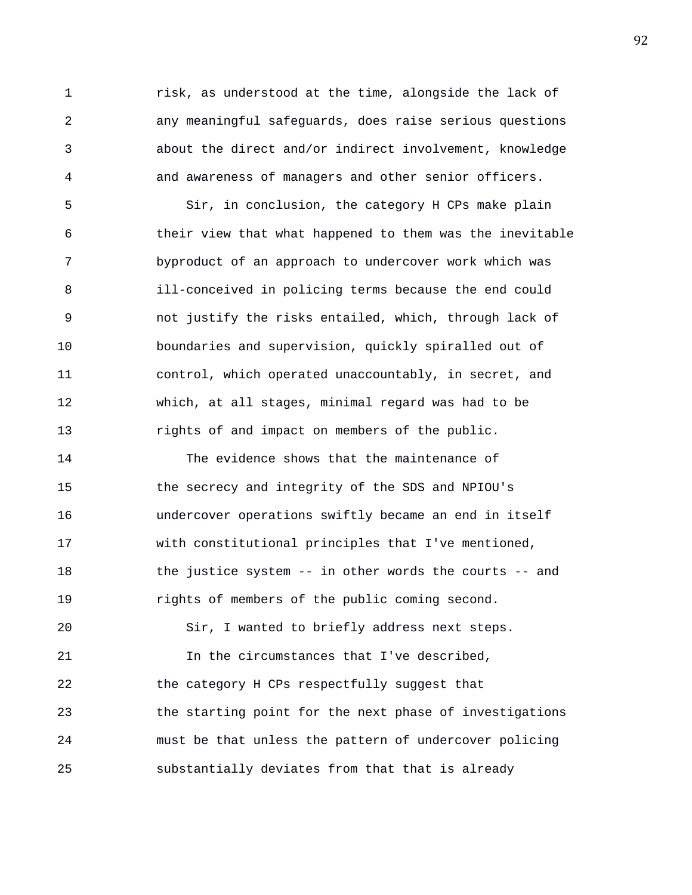risk, as understood at the time, alongside the lack of any meaningful safeguards, does raise serious questions about the direct and/or indirect involvement, knowledge and awareness of managers and other senior officers.

Sir, in conclusion, the category H CPs make plain their view that what happened to them was the inevitable byproduct of an approach to undercover work which was ill-conceived in policing terms because the end could not justify the risks entailed, which, through lack of boundaries and supervision, quickly spiralled out of control, which operated unaccountably, in secret, and which, at all stages, minimal regard was had to be rights of and impact on members of the public.

The evidence shows that the maintenance of the secrecy and integrity of the SDS and NPIOU's undercover operations swiftly became an end in itself with constitutional principles that I've mentioned, the justice system -- in other words the courts -- and rights of members of the public coming second.

Sir, I wanted to briefly address next steps.

In the circumstances that I've described, the category H CPs respectfully suggest that the starting point for the next phase of investigations must be that unless the pattern of undercover policing substantially deviates from that that is already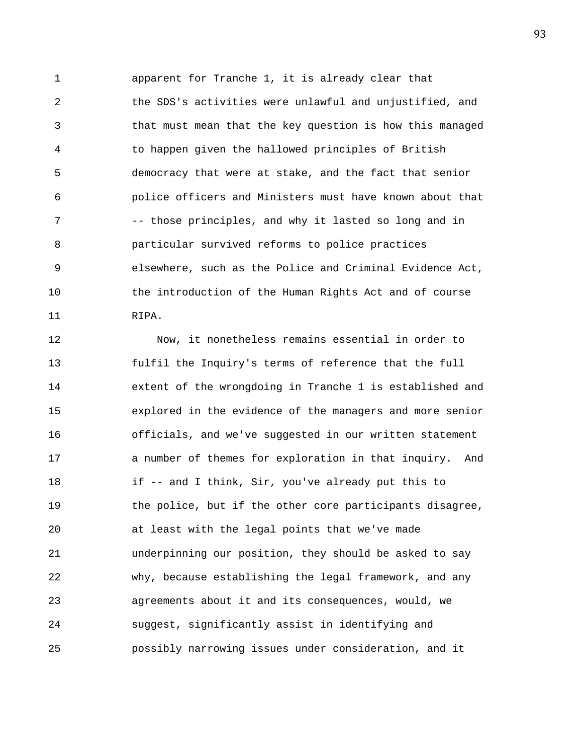apparent for Tranche 1, it is already clear that the SDS's activities were unlawful and unjustified, and that must mean that the key question is how this managed to happen given the hallowed principles of British democracy that were at stake, and the fact that senior police officers and Ministers must have known about that -- those principles, and why it lasted so long and in particular survived reforms to police practices elsewhere, such as the Police and Criminal Evidence Act, the introduction of the Human Rights Act and of course RIPA.

Now, it nonetheless remains essential in order to fulfil the Inquiry's terms of reference that the full extent of the wrongdoing in Tranche 1 is established and explored in the evidence of the managers and more senior officials, and we've suggested in our written statement a number of themes for exploration in that inquiry. And if -- and I think, Sir, you've already put this to the police, but if the other core participants disagree, at least with the legal points that we've made underpinning our position, they should be asked to say why, because establishing the legal framework, and any agreements about it and its consequences, would, we suggest, significantly assist in identifying and possibly narrowing issues under consideration, and it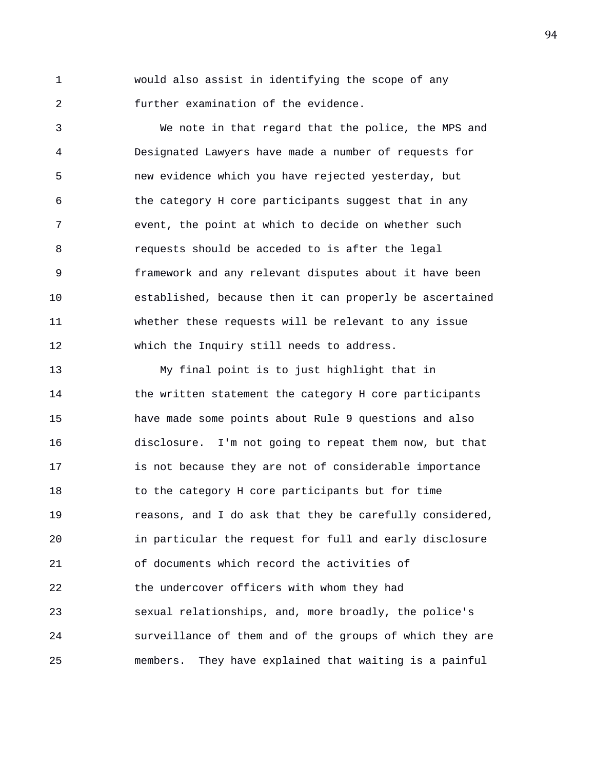would also assist in identifying the scope of any further examination of the evidence.

We note in that regard that the police, the MPS and Designated Lawyers have made a number of requests for new evidence which you have rejected yesterday, but the category H core participants suggest that in any event, the point at which to decide on whether such requests should be acceded to is after the legal framework and any relevant disputes about it have been established, because then it can properly be ascertained whether these requests will be relevant to any issue which the Inquiry still needs to address.

My final point is to just highlight that in the written statement the category H core participants have made some points about Rule 9 questions and also disclosure. I'm not going to repeat them now, but that is not because they are not of considerable importance to the category H core participants but for time reasons, and I do ask that they be carefully considered, in particular the request for full and early disclosure of documents which record the activities of the undercover officers with whom they had sexual relationships, and, more broadly, the police's surveillance of them and of the groups of which they are members. They have explained that waiting is a painful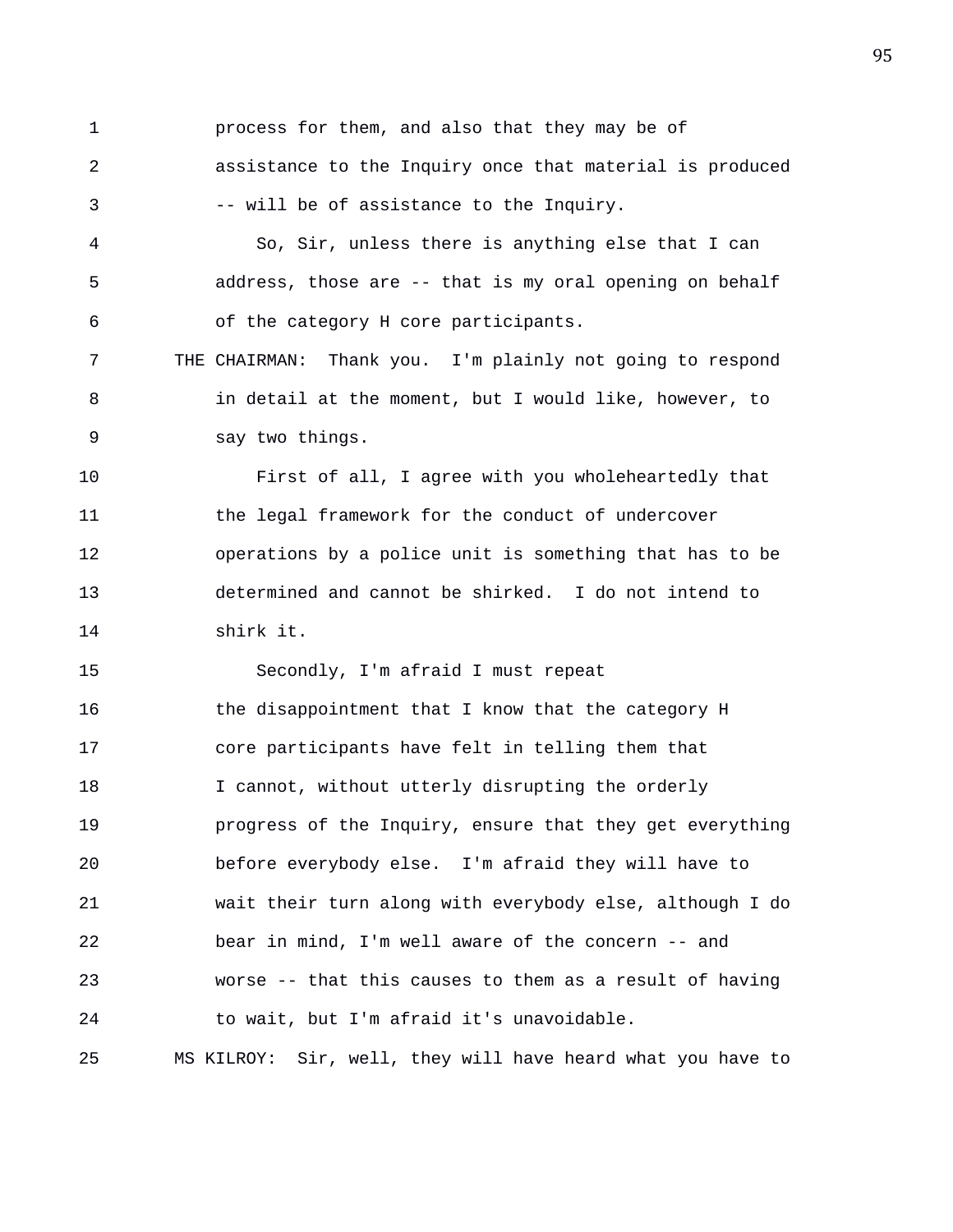process for them, and also that they may be of assistance to the Inquiry once that material is produced -- will be of assistance to the Inquiry.

So, Sir, unless there is anything else that I can address, those are -- that is my oral opening on behalf of the category H core participants.

THE CHAIRMAN: Thank you. I'm plainly not going to respond in detail at the moment, but I would like, however, to say two things.

First of all, I agree with you wholeheartedly that the legal framework for the conduct of undercover operations by a police unit is something that has to be determined and cannot be shirked. I do not intend to shirk it.

Secondly, I'm afraid I must repeat the disappointment that I know that the category H core participants have felt in telling them that I cannot, without utterly disrupting the orderly progress of the Inquiry, ensure that they get everything before everybody else. I'm afraid they will have to wait their turn along with everybody else, although I do bear in mind, I'm well aware of the concern -- and worse -- that this causes to them as a result of having to wait, but I'm afraid it's unavoidable.

MS KILROY: Sir, well, they will have heard what you have to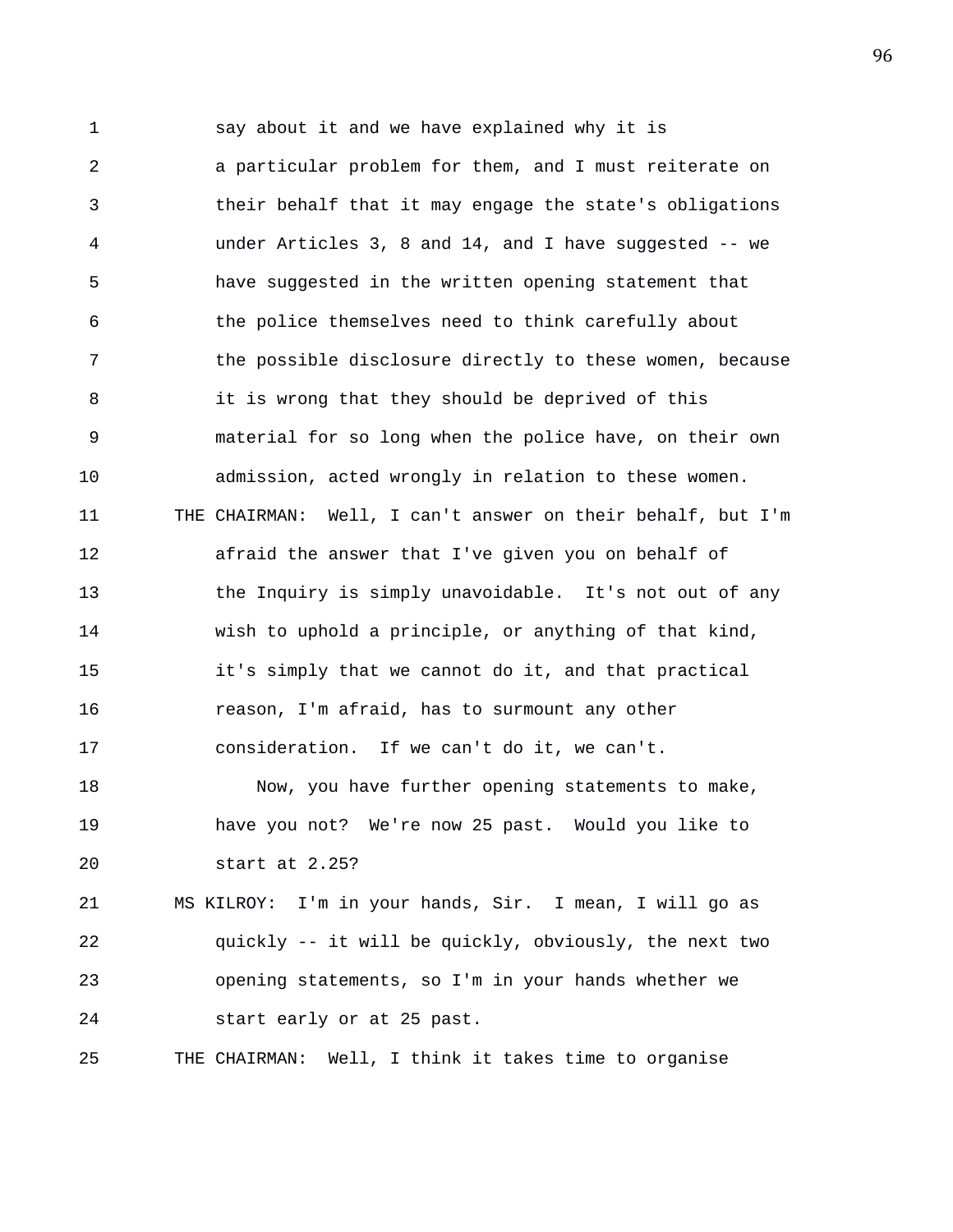1 say about it and we have explained why it is
2 a particular problem for them, and I must reiterate on
3 their behalf that it may engage the state's obligations
4 under Articles 3, 8 and 14, and I have suggested -- we
5 have suggested in the written opening statement that
6 the police themselves need to think carefully about
7 the possible disclosure directly to these women, because
8 it is wrong that they should be deprived of this
9 material for so long when the police have, on their own
10 admission, acted wrongly in relation to these women.
11 THE CHAIRMAN: Well, I can't answer on their behalf, but I'm
12 afraid the answer that I've given you on behalf of
13 the Inquiry is simply unavoidable. It's not out of any
14 wish to uphold a principle, or anything of that kind,
15 it's simply that we cannot do it, and that practical
16 reason, I'm afraid, has to surmount any other
17 consideration. If we can't do it, we can't.
18 Now, you have further opening statements to make,
19 have you not? We're now 25 past. Would you like to
20 start at 2.25?
21 MS KILROY: I'm in your hands, Sir. I mean, I will go as
22 quickly -- it will be quickly, obviously, the next two
23 opening statements, so I'm in your hands whether we
24 start early or at 25 past.
25 THE CHAIRMAN: Well, I think it takes time to organise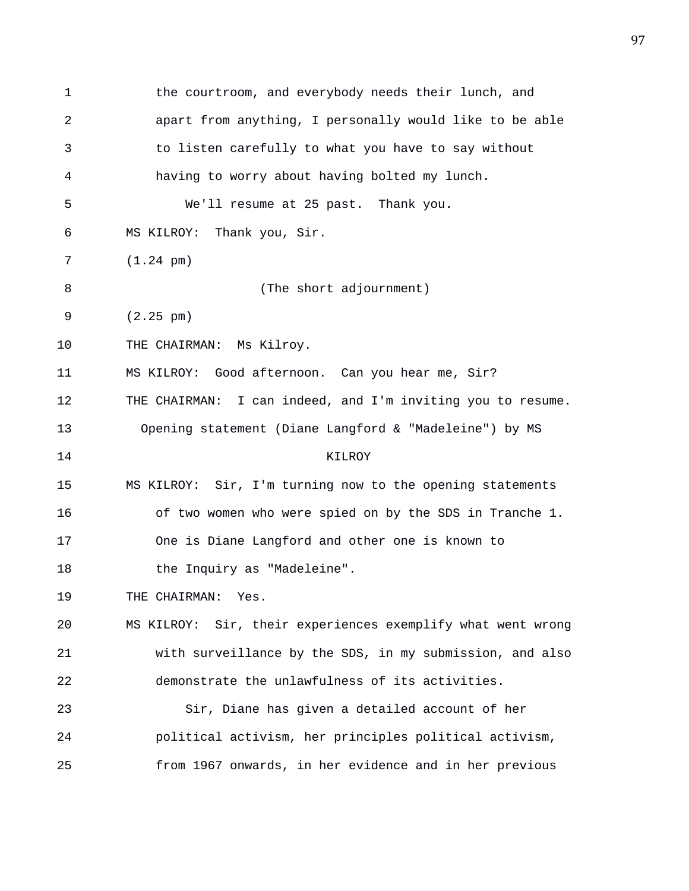1 the courtroom, and everybody needs their lunch, and
2 apart from anything, I personally would like to be able
3 to listen carefully to what you have to say without
4 having to worry about having bolted my lunch.
5 We'll resume at 25 past. Thank you.
6 MS KILROY: Thank you, Sir.
7 (1.24 pm)
8 (The short adjournment)
9 (2.25 pm)
10 THE CHAIRMAN: Ms Kilroy.
11 MS KILROY: Good afternoon. Can you hear me, Sir?
12 THE CHAIRMAN: I can indeed, and I'm inviting you to resume.
13 Opening statement (Diane Langford & "Madeleine") by MS
14 KILROY
15 MS KILROY: Sir, I'm turning now to the opening statements
16 of two women who were spied on by the SDS in Tranche 1.
17 One is Diane Langford and other one is known to
18 the Inquiry as "Madeleine".
19 THE CHAIRMAN: Yes.
20 MS KILROY: Sir, their experiences exemplify what went wrong
21 with surveillance by the SDS, in my submission, and also
22 demonstrate the unlawfulness of its activities.
23 Sir, Diane has given a detailed account of her
24 political activism, her principles political activism,
25 from 1967 onwards, in her evidence and in her previous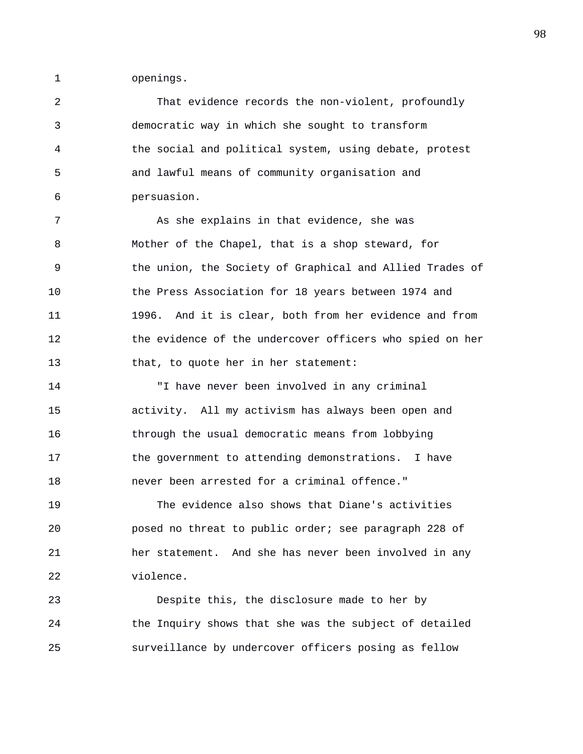openings.

That evidence records the non-violent, profoundly democratic way in which she sought to transform the social and political system, using debate, protest and lawful means of community organisation and persuasion.

As she explains in that evidence, she was Mother of the Chapel, that is a shop steward, for the union, the Society of Graphical and Allied Trades of the Press Association for 18 years between 1974 and 1996. And it is clear, both from her evidence and from the evidence of the undercover officers who spied on her that, to quote her in her statement:

"I have never been involved in any criminal activity. All my activism has always been open and through the usual democratic means from lobbying the government to attending demonstrations. I have never been arrested for a criminal offence."

The evidence also shows that Diane's activities posed no threat to public order; see paragraph 228 of her statement. And she has never been involved in any violence.

Despite this, the disclosure made to her by the Inquiry shows that she was the subject of detailed surveillance by undercover officers posing as fellow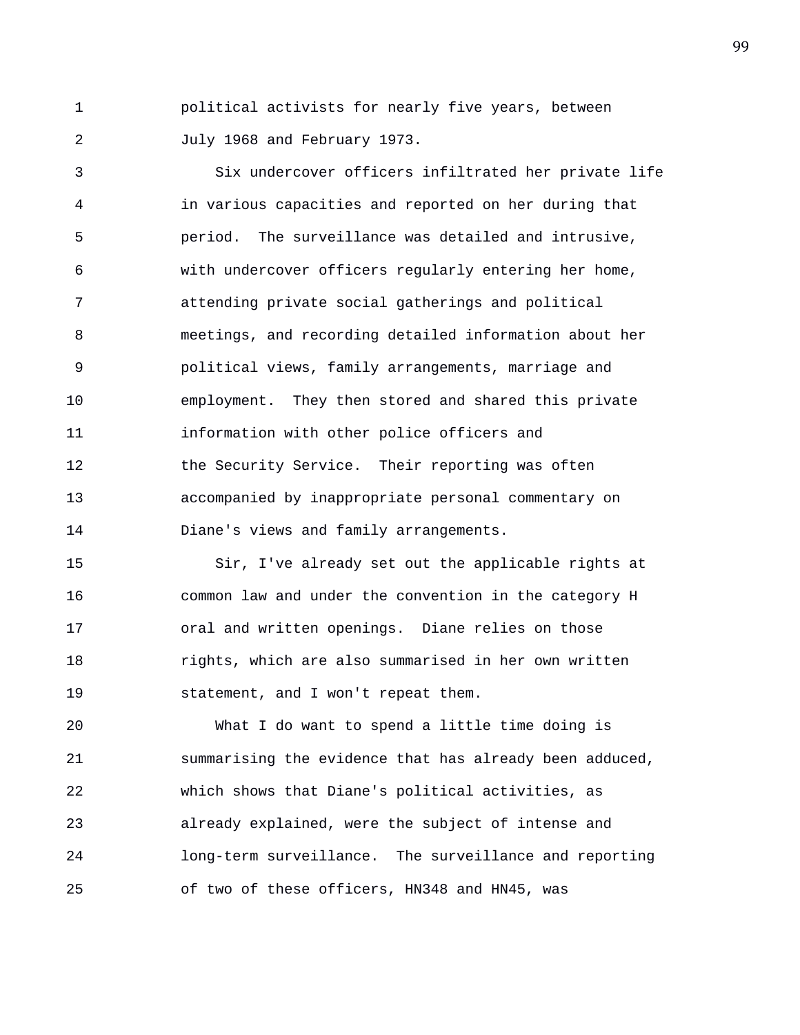political activists for nearly five years, between July 1968 and February 1973.

Six undercover officers infiltrated her private life in various capacities and reported on her during that period. The surveillance was detailed and intrusive, with undercover officers regularly entering her home, attending private social gatherings and political meetings, and recording detailed information about her political views, family arrangements, marriage and employment. They then stored and shared this private information with other police officers and the Security Service. Their reporting was often accompanied by inappropriate personal commentary on Diane's views and family arrangements.

Sir, I've already set out the applicable rights at common law and under the convention in the category H oral and written openings. Diane relies on those rights, which are also summarised in her own written statement, and I won't repeat them.

What I do want to spend a little time doing is summarising the evidence that has already been adduced, which shows that Diane's political activities, as already explained, were the subject of intense and long-term surveillance. The surveillance and reporting of two of these officers, HN348 and HN45, was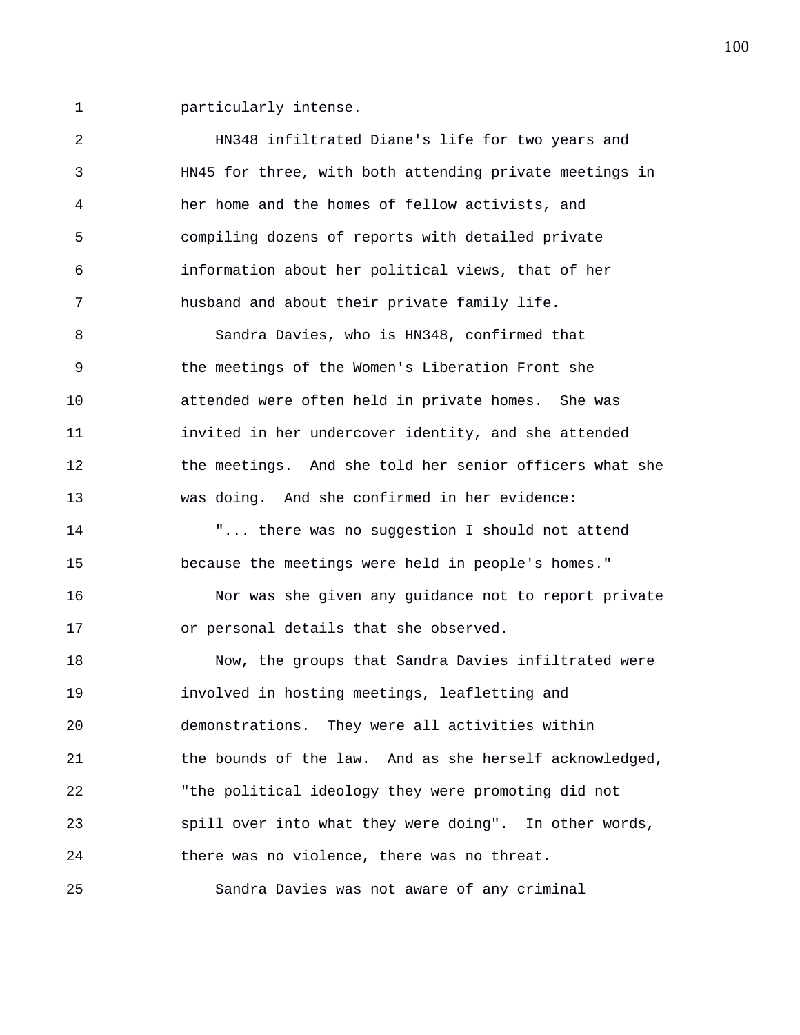particularly intense.

HN348 infiltrated Diane's life for two years and HN45 for three, with both attending private meetings in her home and the homes of fellow activists, and compiling dozens of reports with detailed private information about her political views, that of her husband and about their private family life.

Sandra Davies, who is HN348, confirmed that the meetings of the Women's Liberation Front she attended were often held in private homes. She was invited in her undercover identity, and she attended the meetings. And she told her senior officers what she was doing. And she confirmed in her evidence:

"... there was no suggestion I should not attend because the meetings were held in people's homes."

Nor was she given any guidance not to report private or personal details that she observed.

Now, the groups that Sandra Davies infiltrated were involved in hosting meetings, leafletting and demonstrations. They were all activities within the bounds of the law. And as she herself acknowledged, "the political ideology they were promoting did not spill over into what they were doing". In other words, there was no violence, there was no threat.

Sandra Davies was not aware of any criminal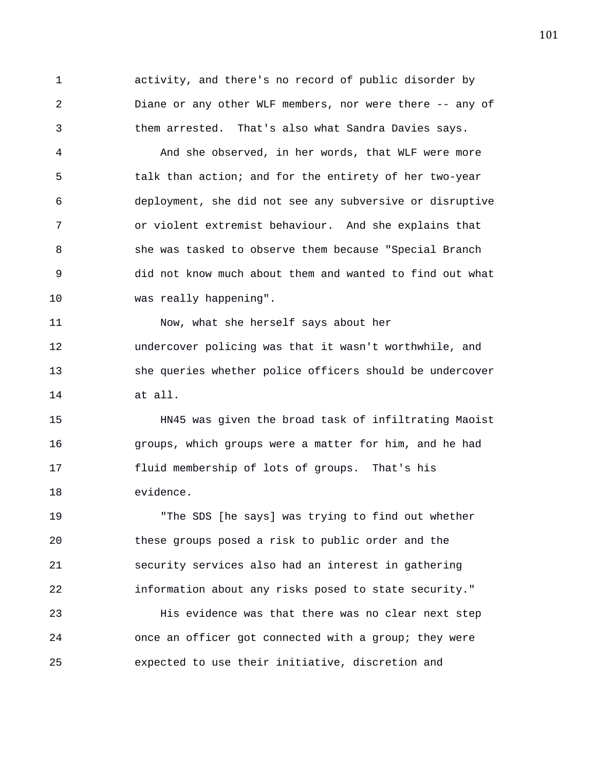activity, and there's no record of public disorder by Diane or any other WLF members, nor were there -- any of them arrested. That's also what Sandra Davies says.

And she observed, in her words, that WLF were more talk than action; and for the entirety of her two-year deployment, she did not see any subversive or disruptive or violent extremist behaviour. And she explains that she was tasked to observe them because "Special Branch did not know much about them and wanted to find out what was really happening".

Now, what she herself says about her undercover policing was that it wasn't worthwhile, and she queries whether police officers should be undercover at all.

HN45 was given the broad task of infiltrating Maoist groups, which groups were a matter for him, and he had fluid membership of lots of groups. That's his evidence.

"The SDS [he says] was trying to find out whether these groups posed a risk to public order and the security services also had an interest in gathering information about any risks posed to state security."

His evidence was that there was no clear next step once an officer got connected with a group; they were expected to use their initiative, discretion and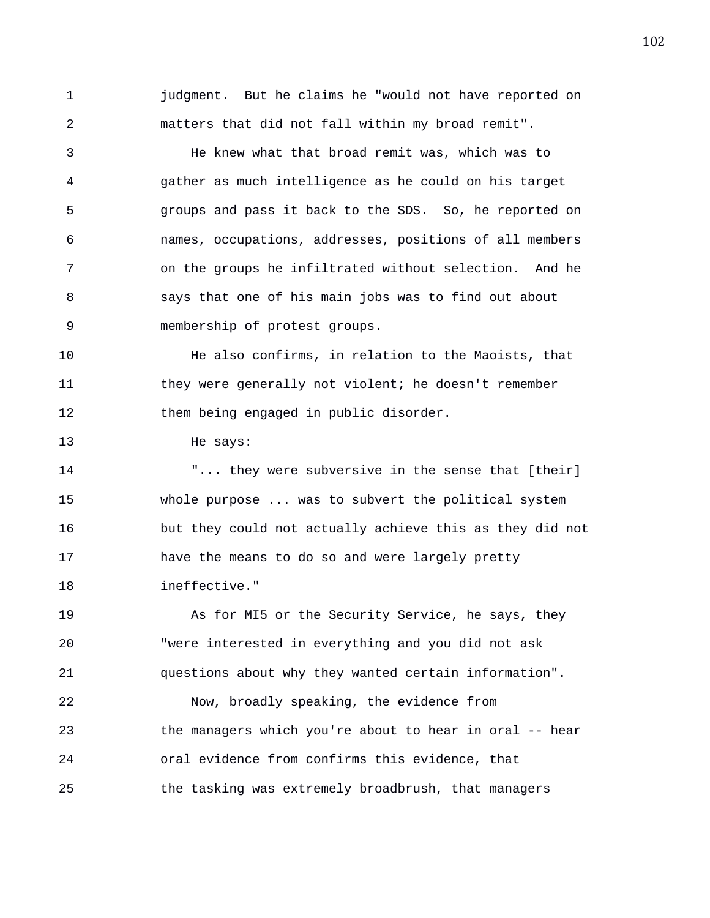judgment. But he claims he "would not have reported on matters that did not fall within my broad remit".

He knew what that broad remit was, which was to gather as much intelligence as he could on his target groups and pass it back to the SDS. So, he reported on names, occupations, addresses, positions of all members on the groups he infiltrated without selection. And he says that one of his main jobs was to find out about membership of protest groups.

He also confirms, in relation to the Maoists, that they were generally not violent; he doesn't remember them being engaged in public disorder.

He says:

"... they were subversive in the sense that [their] whole purpose ... was to subvert the political system but they could not actually achieve this as they did not have the means to do so and were largely pretty ineffective."

As for MI5 or the Security Service, he says, they "were interested in everything and you did not ask questions about why they wanted certain information".

Now, broadly speaking, the evidence from the managers which you're about to hear in oral -- hear oral evidence from confirms this evidence, that the tasking was extremely broadbrush, that managers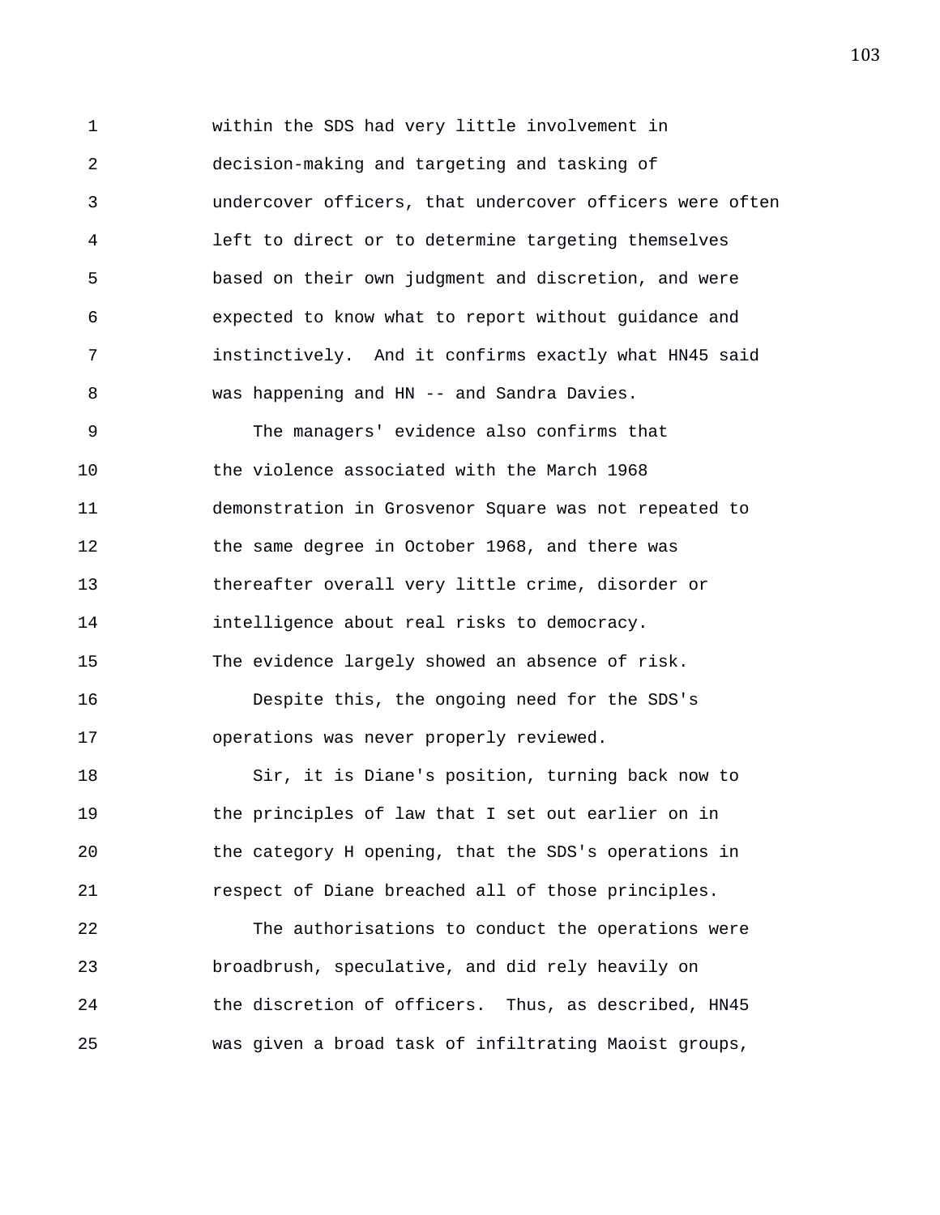within the SDS had very little involvement in decision-making and targeting and tasking of undercover officers, that undercover officers were often left to direct or to determine targeting themselves based on their own judgment and discretion, and were expected to know what to report without guidance and instinctively. And it confirms exactly what HN45 said was happening and HN -- and Sandra Davies.

The managers' evidence also confirms that the violence associated with the March 1968 demonstration in Grosvenor Square was not repeated to the same degree in October 1968, and there was thereafter overall very little crime, disorder or intelligence about real risks to democracy. The evidence largely showed an absence of risk.

Despite this, the ongoing need for the SDS's operations was never properly reviewed.

Sir, it is Diane's position, turning back now to the principles of law that I set out earlier on in the category H opening, that the SDS's operations in respect of Diane breached all of those principles.

The authorisations to conduct the operations were broadbrush, speculative, and did rely heavily on the discretion of officers. Thus, as described, HN45 was given a broad task of infiltrating Maoist groups,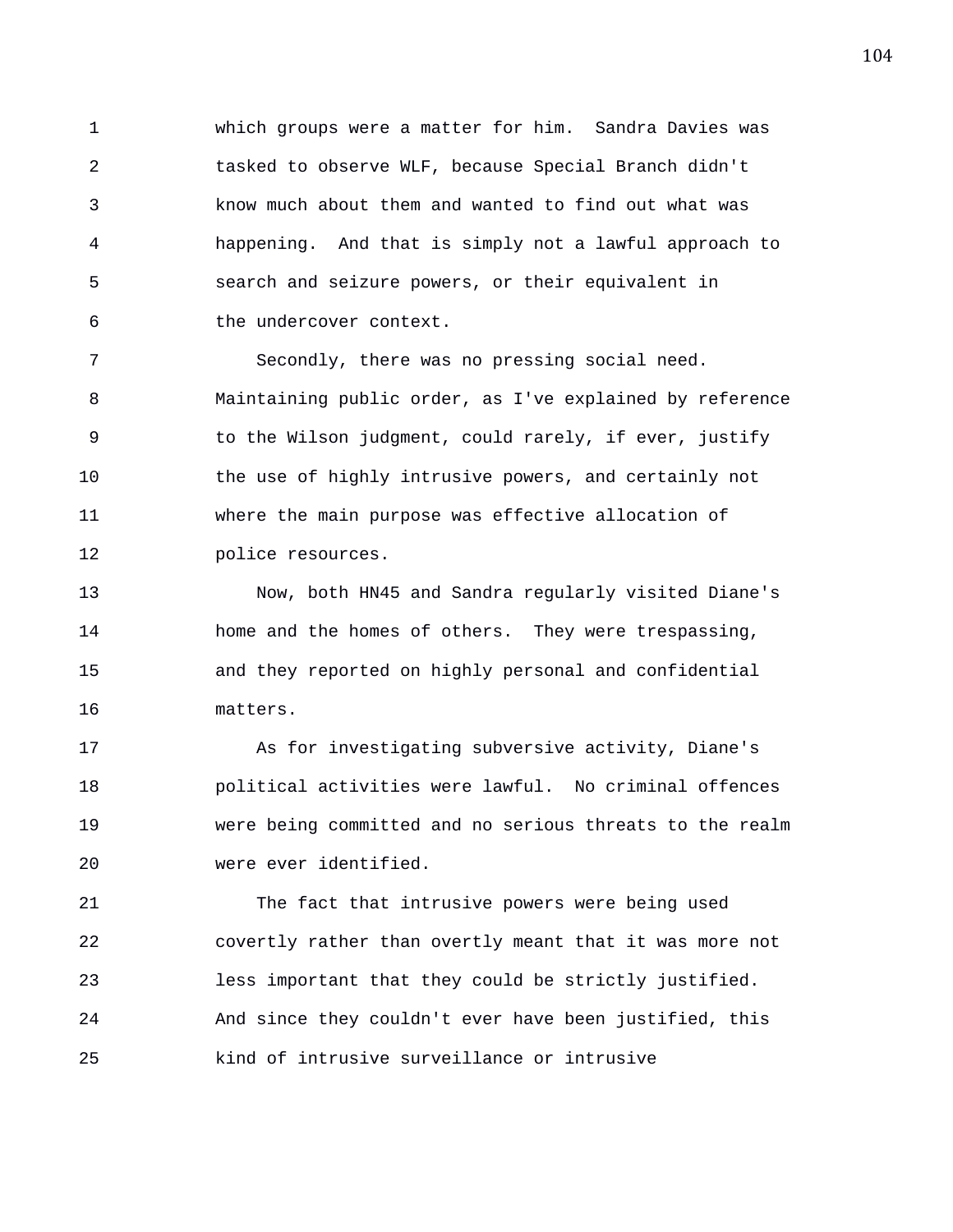which groups were a matter for him. Sandra Davies was tasked to observe WLF, because Special Branch didn't know much about them and wanted to find out what was happening. And that is simply not a lawful approach to search and seizure powers, or their equivalent in the undercover context.

Secondly, there was no pressing social need. Maintaining public order, as I've explained by reference to the Wilson judgment, could rarely, if ever, justify the use of highly intrusive powers, and certainly not where the main purpose was effective allocation of police resources.

Now, both HN45 and Sandra regularly visited Diane's home and the homes of others. They were trespassing, and they reported on highly personal and confidential matters.

As for investigating subversive activity, Diane's political activities were lawful. No criminal offences were being committed and no serious threats to the realm were ever identified.

The fact that intrusive powers were being used covertly rather than overtly meant that it was more not less important that they could be strictly justified. And since they couldn't ever have been justified, this kind of intrusive surveillance or intrusive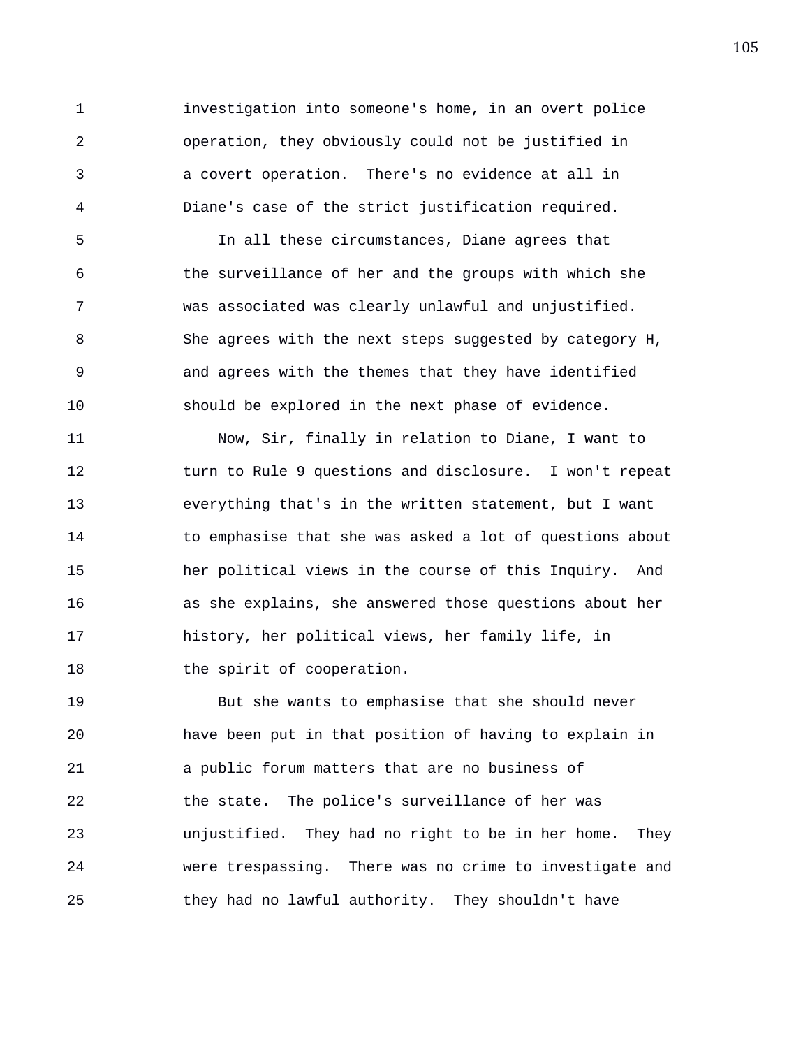investigation into someone's home, in an overt police operation, they obviously could not be justified in a covert operation. There's no evidence at all in Diane's case of the strict justification required.

In all these circumstances, Diane agrees that the surveillance of her and the groups with which she was associated was clearly unlawful and unjustified. She agrees with the next steps suggested by category H, and agrees with the themes that they have identified should be explored in the next phase of evidence.

Now, Sir, finally in relation to Diane, I want to turn to Rule 9 questions and disclosure. I won't repeat everything that's in the written statement, but I want to emphasise that she was asked a lot of questions about her political views in the course of this Inquiry. And as she explains, she answered those questions about her history, her political views, her family life, in the spirit of cooperation.

But she wants to emphasise that she should never have been put in that position of having to explain in a public forum matters that are no business of the state. The police's surveillance of her was unjustified. They had no right to be in her home. They were trespassing. There was no crime to investigate and they had no lawful authority. They shouldn't have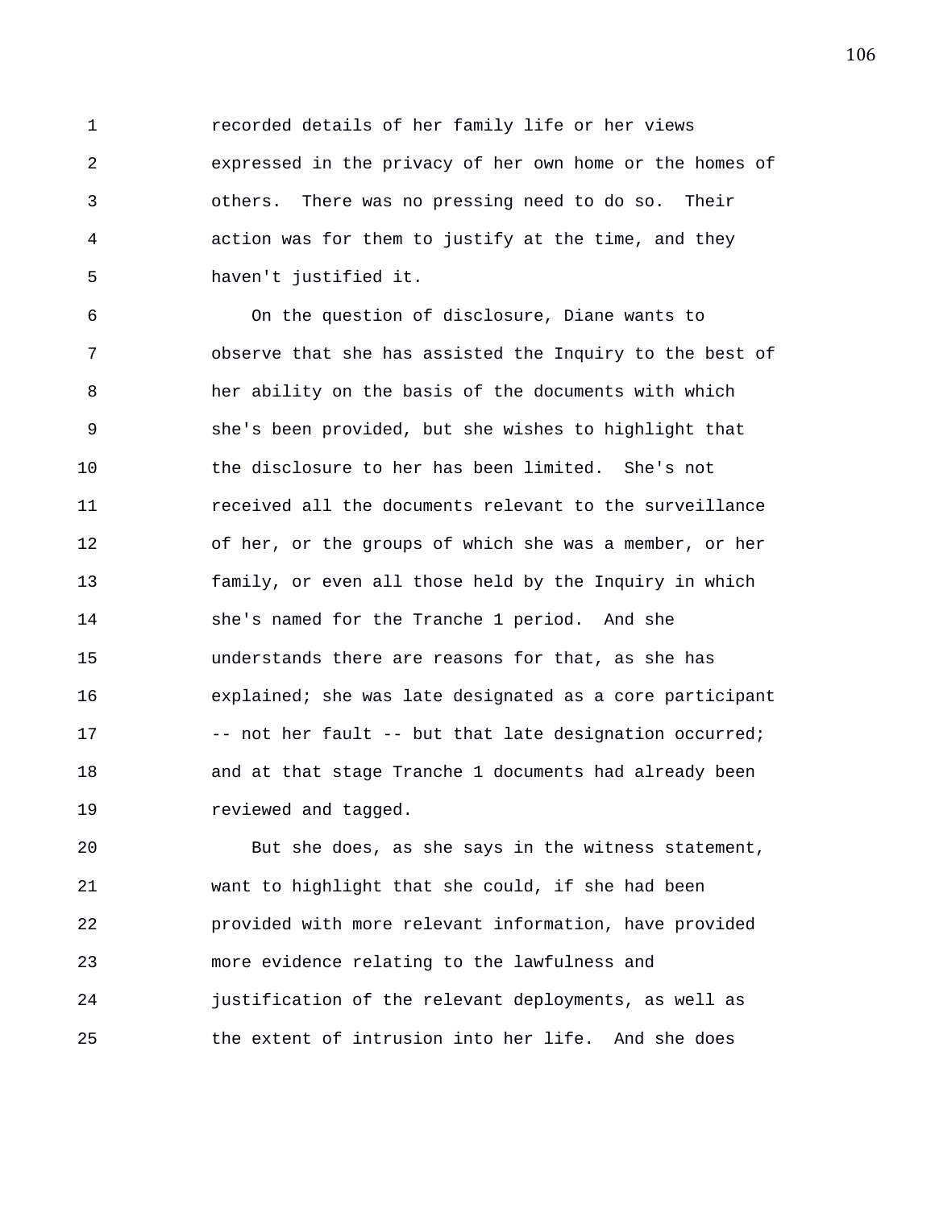recorded details of her family life or her views expressed in the privacy of her own home or the homes of others. There was no pressing need to do so. Their action was for them to justify at the time, and they haven't justified it.

On the question of disclosure, Diane wants to observe that she has assisted the Inquiry to the best of her ability on the basis of the documents with which she's been provided, but she wishes to highlight that the disclosure to her has been limited. She's not received all the documents relevant to the surveillance of her, or the groups of which she was a member, or her family, or even all those held by the Inquiry in which she's named for the Tranche 1 period. And she understands there are reasons for that, as she has explained; she was late designated as a core participant -- not her fault -- but that late designation occurred; and at that stage Tranche 1 documents had already been reviewed and tagged.

But she does, as she says in the witness statement, want to highlight that she could, if she had been provided with more relevant information, have provided more evidence relating to the lawfulness and justification of the relevant deployments, as well as the extent of intrusion into her life. And she does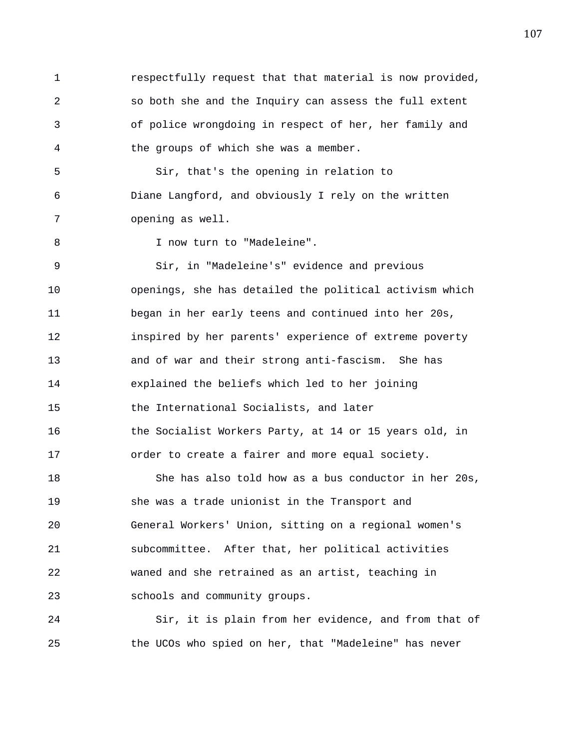respectfully request that that material is now provided, so both she and the Inquiry can assess the full extent of police wrongdoing in respect of her, her family and the groups of which she was a member.

Sir, that's the opening in relation to Diane Langford, and obviously I rely on the written opening as well.

I now turn to "Madeleine".

Sir, in "Madeleine's" evidence and previous openings, she has detailed the political activism which began in her early teens and continued into her 20s, inspired by her parents' experience of extreme poverty and of war and their strong anti-fascism. She has explained the beliefs which led to her joining the International Socialists, and later the Socialist Workers Party, at 14 or 15 years old, in order to create a fairer and more equal society.

She has also told how as a bus conductor in her 20s, she was a trade unionist in the Transport and General Workers' Union, sitting on a regional women's subcommittee. After that, her political activities waned and she retrained as an artist, teaching in schools and community groups.

Sir, it is plain from her evidence, and from that of the UCOs who spied on her, that "Madeleine" has never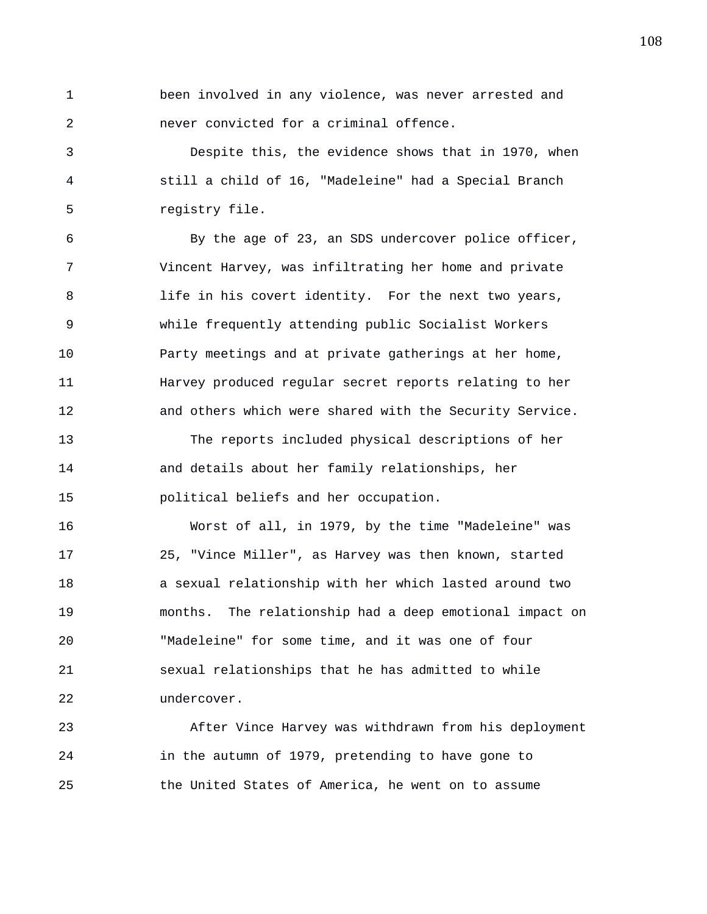been involved in any violence, was never arrested and never convicted for a criminal offence.

Despite this, the evidence shows that in 1970, when still a child of 16, "Madeleine" had a Special Branch registry file.

By the age of 23, an SDS undercover police officer, Vincent Harvey, was infiltrating her home and private life in his covert identity. For the next two years, while frequently attending public Socialist Workers Party meetings and at private gatherings at her home, Harvey produced regular secret reports relating to her and others which were shared with the Security Service.

The reports included physical descriptions of her and details about her family relationships, her political beliefs and her occupation.

Worst of all, in 1979, by the time "Madeleine" was 25, "Vince Miller", as Harvey was then known, started a sexual relationship with her which lasted around two months. The relationship had a deep emotional impact on "Madeleine" for some time, and it was one of four sexual relationships that he has admitted to while undercover.

After Vince Harvey was withdrawn from his deployment in the autumn of 1979, pretending to have gone to the United States of America, he went on to assume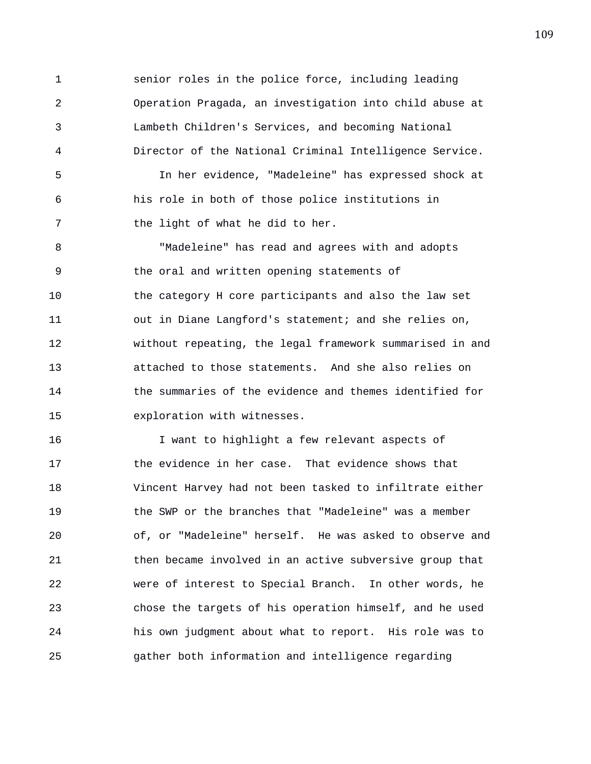senior roles in the police force, including leading Operation Pragada, an investigation into child abuse at Lambeth Children's Services, and becoming National Director of the National Criminal Intelligence Service.

In her evidence, "Madeleine" has expressed shock at his role in both of those police institutions in the light of what he did to her.

"Madeleine" has read and agrees with and adopts the oral and written opening statements of the category H core participants and also the law set out in Diane Langford's statement; and she relies on, without repeating, the legal framework summarised in and attached to those statements. And she also relies on the summaries of the evidence and themes identified for exploration with witnesses.

I want to highlight a few relevant aspects of the evidence in her case. That evidence shows that Vincent Harvey had not been tasked to infiltrate either the SWP or the branches that "Madeleine" was a member of, or "Madeleine" herself. He was asked to observe and then became involved in an active subversive group that were of interest to Special Branch. In other words, he chose the targets of his operation himself, and he used his own judgment about what to report. His role was to gather both information and intelligence regarding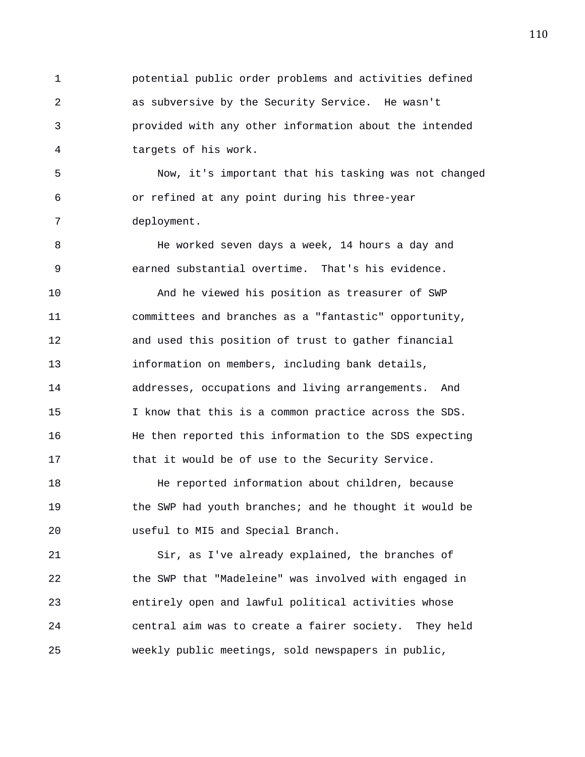potential public order problems and activities defined as subversive by the Security Service. He wasn't provided with any other information about the intended targets of his work.

Now, it's important that his tasking was not changed or refined at any point during his three-year deployment.

He worked seven days a week, 14 hours a day and earned substantial overtime. That's his evidence.

And he viewed his position as treasurer of SWP committees and branches as a "fantastic" opportunity, and used this position of trust to gather financial information on members, including bank details, addresses, occupations and living arrangements. And I know that this is a common practice across the SDS. He then reported this information to the SDS expecting that it would be of use to the Security Service.

He reported information about children, because the SWP had youth branches; and he thought it would be useful to MI5 and Special Branch.

Sir, as I've already explained, the branches of the SWP that "Madeleine" was involved with engaged in entirely open and lawful political activities whose central aim was to create a fairer society. They held weekly public meetings, sold newspapers in public,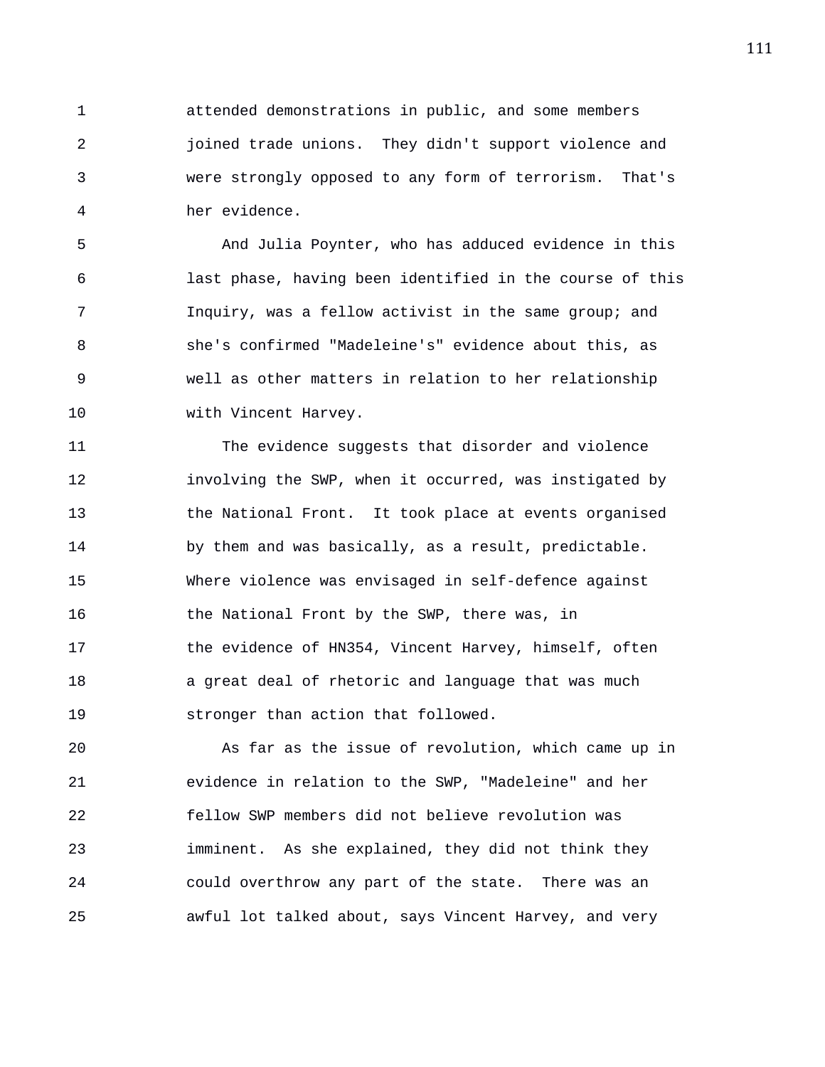attended demonstrations in public, and some members joined trade unions. They didn't support violence and were strongly opposed to any form of terrorism. That's her evidence.

And Julia Poynter, who has adduced evidence in this last phase, having been identified in the course of this Inquiry, was a fellow activist in the same group; and she's confirmed "Madeleine's" evidence about this, as well as other matters in relation to her relationship with Vincent Harvey.

The evidence suggests that disorder and violence involving the SWP, when it occurred, was instigated by the National Front. It took place at events organised by them and was basically, as a result, predictable. Where violence was envisaged in self-defence against the National Front by the SWP, there was, in the evidence of HN354, Vincent Harvey, himself, often a great deal of rhetoric and language that was much stronger than action that followed.

As far as the issue of revolution, which came up in evidence in relation to the SWP, "Madeleine" and her fellow SWP members did not believe revolution was imminent. As she explained, they did not think they could overthrow any part of the state. There was an awful lot talked about, says Vincent Harvey, and very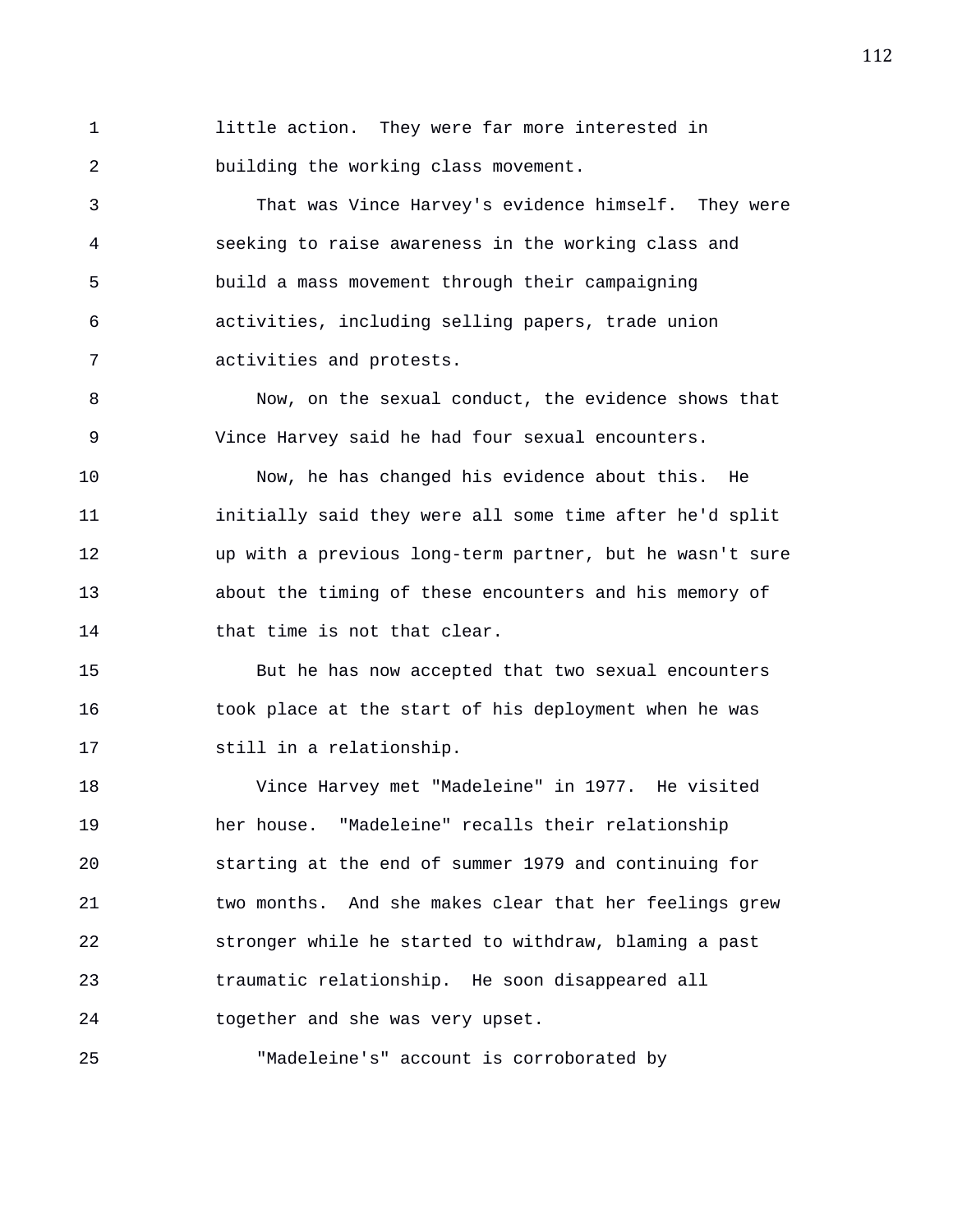little action. They were far more interested in building the working class movement.

That was Vince Harvey's evidence himself. They were seeking to raise awareness in the working class and build a mass movement through their campaigning activities, including selling papers, trade union activities and protests.

Now, on the sexual conduct, the evidence shows that Vince Harvey said he had four sexual encounters.

Now, he has changed his evidence about this. He initially said they were all some time after he'd split up with a previous long-term partner, but he wasn't sure about the timing of these encounters and his memory of that time is not that clear.

But he has now accepted that two sexual encounters took place at the start of his deployment when he was still in a relationship.

Vince Harvey met "Madeleine" in 1977. He visited her house. "Madeleine" recalls their relationship starting at the end of summer 1979 and continuing for two months. And she makes clear that her feelings grew stronger while he started to withdraw, blaming a past traumatic relationship. He soon disappeared all together and she was very upset.

"Madeleine's" account is corroborated by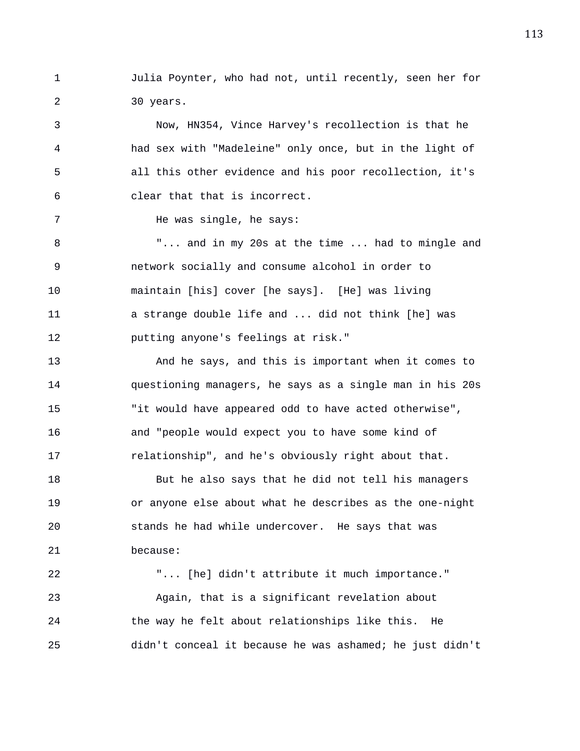Julia Poynter, who had not, until recently, seen her for 30 years.

Now, HN354, Vince Harvey's recollection is that he had sex with "Madeleine" only once, but in the light of all this other evidence and his poor recollection, it's clear that that is incorrect.

He was single, he says:

"... and in my 20s at the time ... had to mingle and network socially and consume alcohol in order to maintain [his] cover [he says]. [He] was living a strange double life and ... did not think [he] was putting anyone's feelings at risk."

And he says, and this is important when it comes to questioning managers, he says as a single man in his 20s "it would have appeared odd to have acted otherwise", and "people would expect you to have some kind of relationship", and he's obviously right about that.

But he also says that he did not tell his managers or anyone else about what he describes as the one-night stands he had while undercover. He says that was because:

"... [he] didn't attribute it much importance."

Again, that is a significant revelation about the way he felt about relationships like this. He didn't conceal it because he was ashamed; he just didn't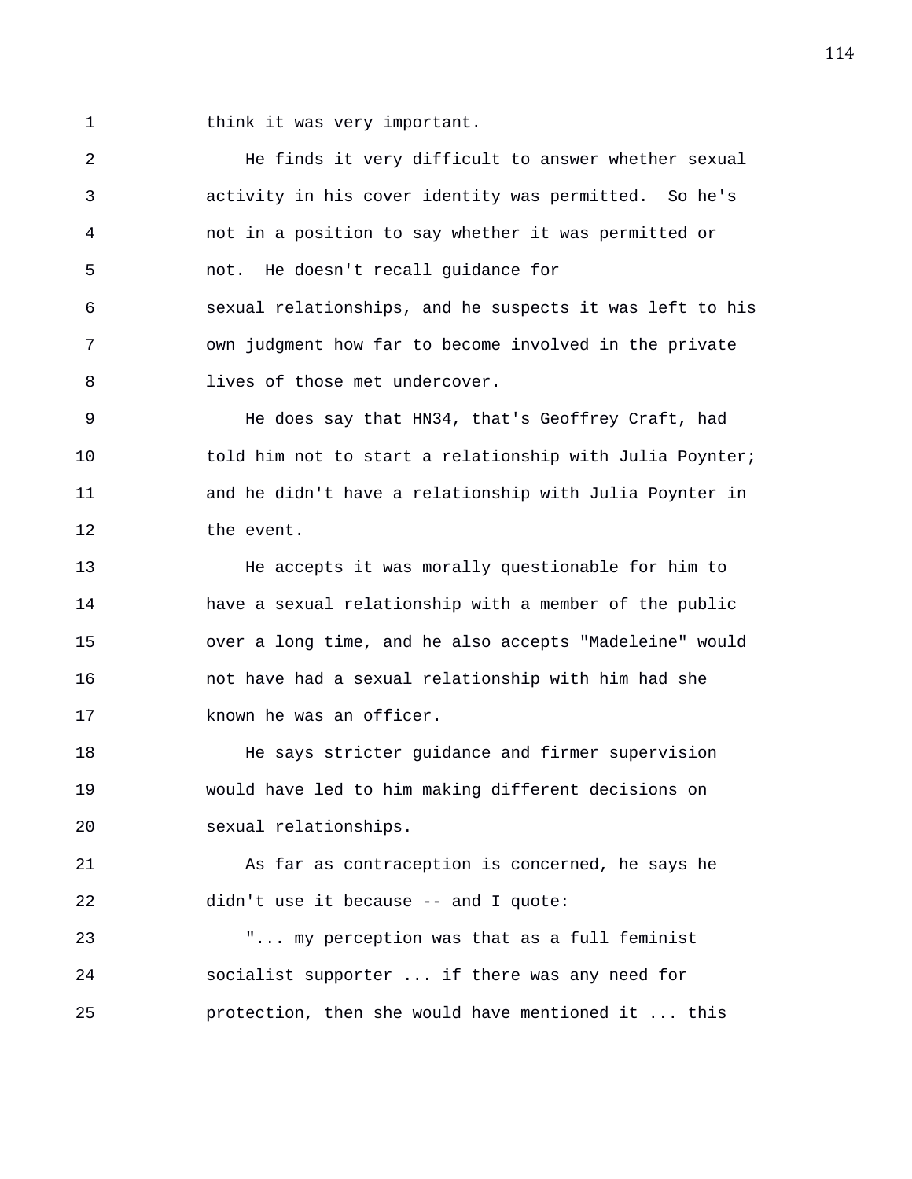think it was very important.

He finds it very difficult to answer whether sexual activity in his cover identity was permitted. So he's not in a position to say whether it was permitted or not. He doesn't recall guidance for sexual relationships, and he suspects it was left to his own judgment how far to become involved in the private lives of those met undercover.

He does say that HN34, that's Geoffrey Craft, had told him not to start a relationship with Julia Poynter; and he didn't have a relationship with Julia Poynter in the event.

He accepts it was morally questionable for him to have a sexual relationship with a member of the public over a long time, and he also accepts "Madeleine" would not have had a sexual relationship with him had she known he was an officer.

He says stricter guidance and firmer supervision would have led to him making different decisions on sexual relationships.

As far as contraception is concerned, he says he didn't use it because -- and I quote:

"... my perception was that as a full feminist socialist supporter ... if there was any need for protection, then she would have mentioned it ... this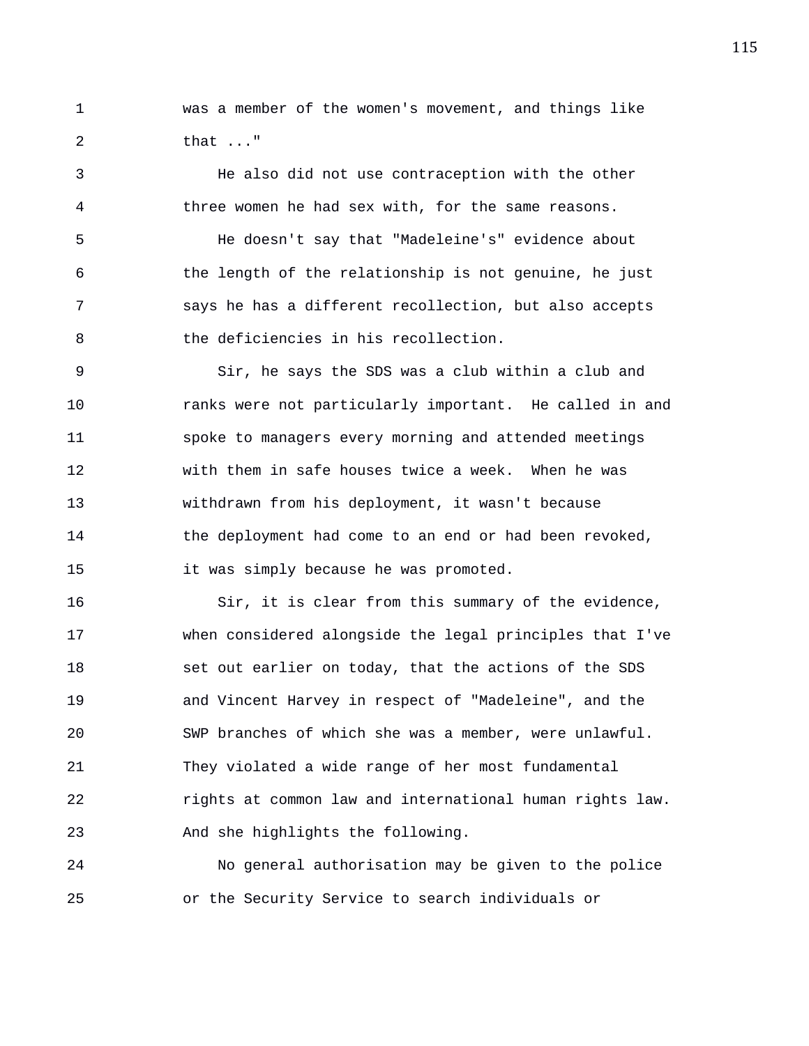was a member of the women's movement, and things like that ..."

He also did not use contraception with the other three women he had sex with, for the same reasons.

He doesn't say that "Madeleine's" evidence about the length of the relationship is not genuine, he just says he has a different recollection, but also accepts the deficiencies in his recollection.

Sir, he says the SDS was a club within a club and ranks were not particularly important. He called in and spoke to managers every morning and attended meetings with them in safe houses twice a week. When he was withdrawn from his deployment, it wasn't because the deployment had come to an end or had been revoked, it was simply because he was promoted.

Sir, it is clear from this summary of the evidence, when considered alongside the legal principles that I've set out earlier on today, that the actions of the SDS and Vincent Harvey in respect of "Madeleine", and the SWP branches of which she was a member, were unlawful. They violated a wide range of her most fundamental rights at common law and international human rights law. And she highlights the following.

No general authorisation may be given to the police or the Security Service to search individuals or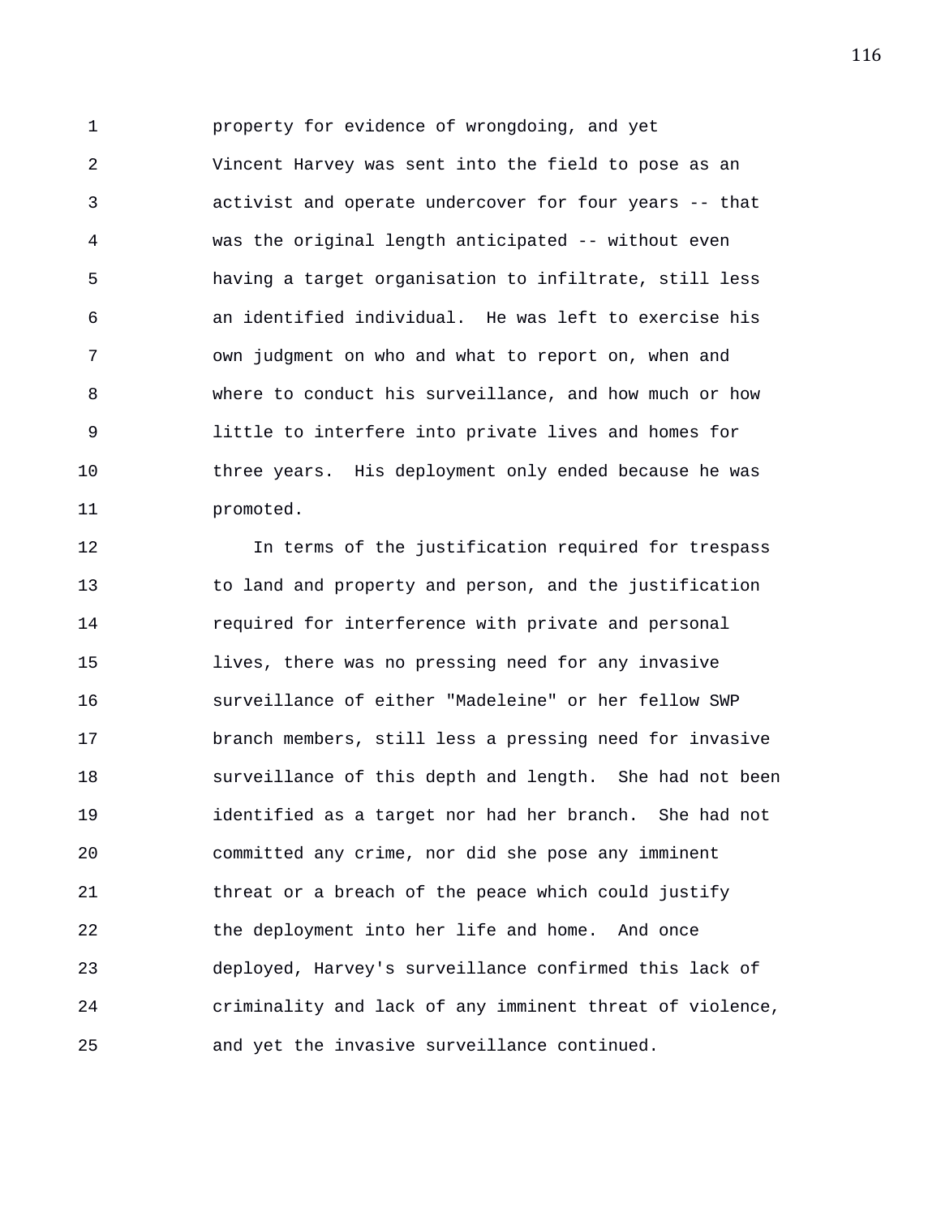property for evidence of wrongdoing, and yet Vincent Harvey was sent into the field to pose as an activist and operate undercover for four years -- that was the original length anticipated -- without even having a target organisation to infiltrate, still less an identified individual. He was left to exercise his own judgment on who and what to report on, when and where to conduct his surveillance, and how much or how little to interfere into private lives and homes for three years. His deployment only ended because he was promoted.

In terms of the justification required for trespass to land and property and person, and the justification required for interference with private and personal lives, there was no pressing need for any invasive surveillance of either "Madeleine" or her fellow SWP branch members, still less a pressing need for invasive surveillance of this depth and length. She had not been identified as a target nor had her branch. She had not committed any crime, nor did she pose any imminent threat or a breach of the peace which could justify the deployment into her life and home. And once deployed, Harvey's surveillance confirmed this lack of criminality and lack of any imminent threat of violence, and yet the invasive surveillance continued.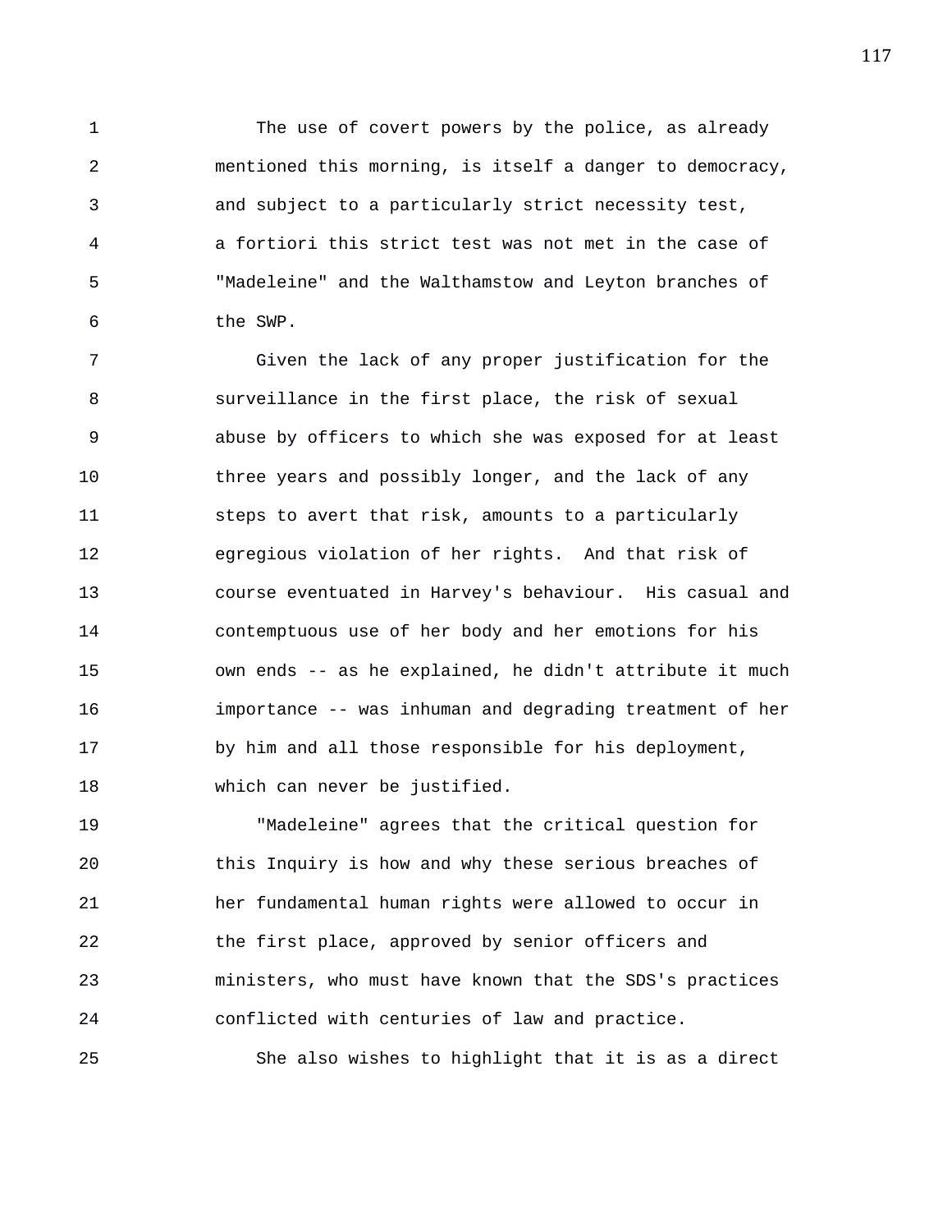The use of covert powers by the police, as already mentioned this morning, is itself a danger to democracy, and subject to a particularly strict necessity test, a fortiori this strict test was not met in the case of "Madeleine" and the Walthamstow and Leyton branches of the SWP.

Given the lack of any proper justification for the surveillance in the first place, the risk of sexual abuse by officers to which she was exposed for at least three years and possibly longer, and the lack of any steps to avert that risk, amounts to a particularly egregious violation of her rights. And that risk of course eventuated in Harvey's behaviour. His casual and contemptuous use of her body and her emotions for his own ends -- as he explained, he didn't attribute it much importance -- was inhuman and degrading treatment of her by him and all those responsible for his deployment, which can never be justified.

"Madeleine" agrees that the critical question for this Inquiry is how and why these serious breaches of her fundamental human rights were allowed to occur in the first place, approved by senior officers and ministers, who must have known that the SDS's practices conflicted with centuries of law and practice.

She also wishes to highlight that it is as a direct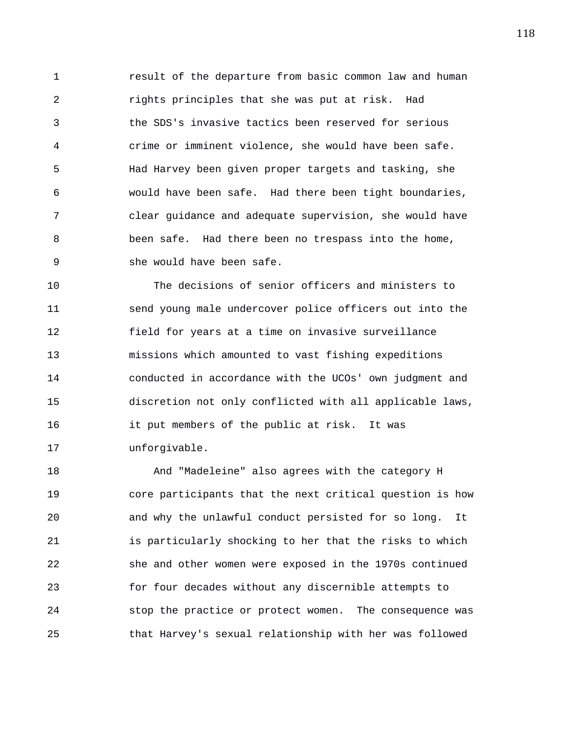result of the departure from basic common law and human rights principles that she was put at risk. Had the SDS's invasive tactics been reserved for serious crime or imminent violence, she would have been safe. Had Harvey been given proper targets and tasking, she would have been safe. Had there been tight boundaries, clear guidance and adequate supervision, she would have been safe. Had there been no trespass into the home, she would have been safe.

The decisions of senior officers and ministers to send young male undercover police officers out into the field for years at a time on invasive surveillance missions which amounted to vast fishing expeditions conducted in accordance with the UCOs' own judgment and discretion not only conflicted with all applicable laws, it put members of the public at risk. It was unforgivable.

And "Madeleine" also agrees with the category H core participants that the next critical question is how and why the unlawful conduct persisted for so long. It is particularly shocking to her that the risks to which she and other women were exposed in the 1970s continued for four decades without any discernible attempts to stop the practice or protect women. The consequence was that Harvey's sexual relationship with her was followed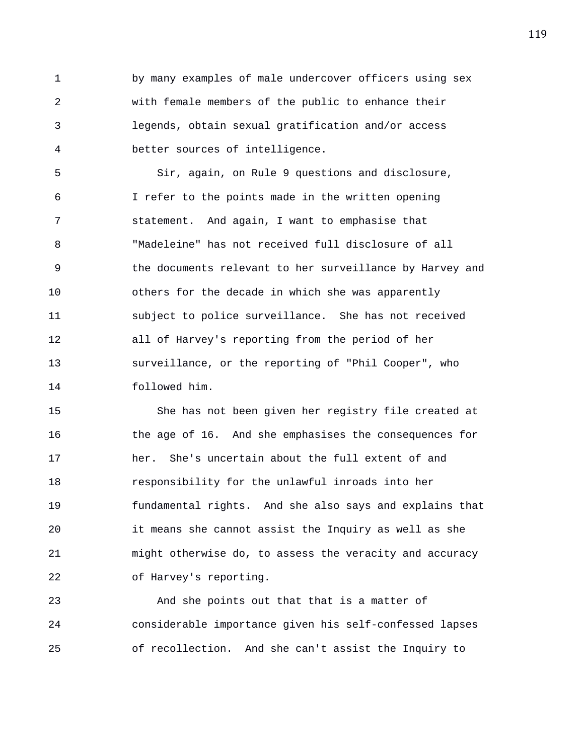by many examples of male undercover officers using sex with female members of the public to enhance their legends, obtain sexual gratification and/or access better sources of intelligence.

Sir, again, on Rule 9 questions and disclosure, I refer to the points made in the written opening statement. And again, I want to emphasise that "Madeleine" has not received full disclosure of all the documents relevant to her surveillance by Harvey and others for the decade in which she was apparently subject to police surveillance. She has not received all of Harvey's reporting from the period of her surveillance, or the reporting of "Phil Cooper", who followed him.

She has not been given her registry file created at the age of 16. And she emphasises the consequences for her. She's uncertain about the full extent of and responsibility for the unlawful inroads into her fundamental rights. And she also says and explains that it means she cannot assist the Inquiry as well as she might otherwise do, to assess the veracity and accuracy of Harvey's reporting.

And she points out that that is a matter of considerable importance given his self-confessed lapses of recollection. And she can't assist the Inquiry to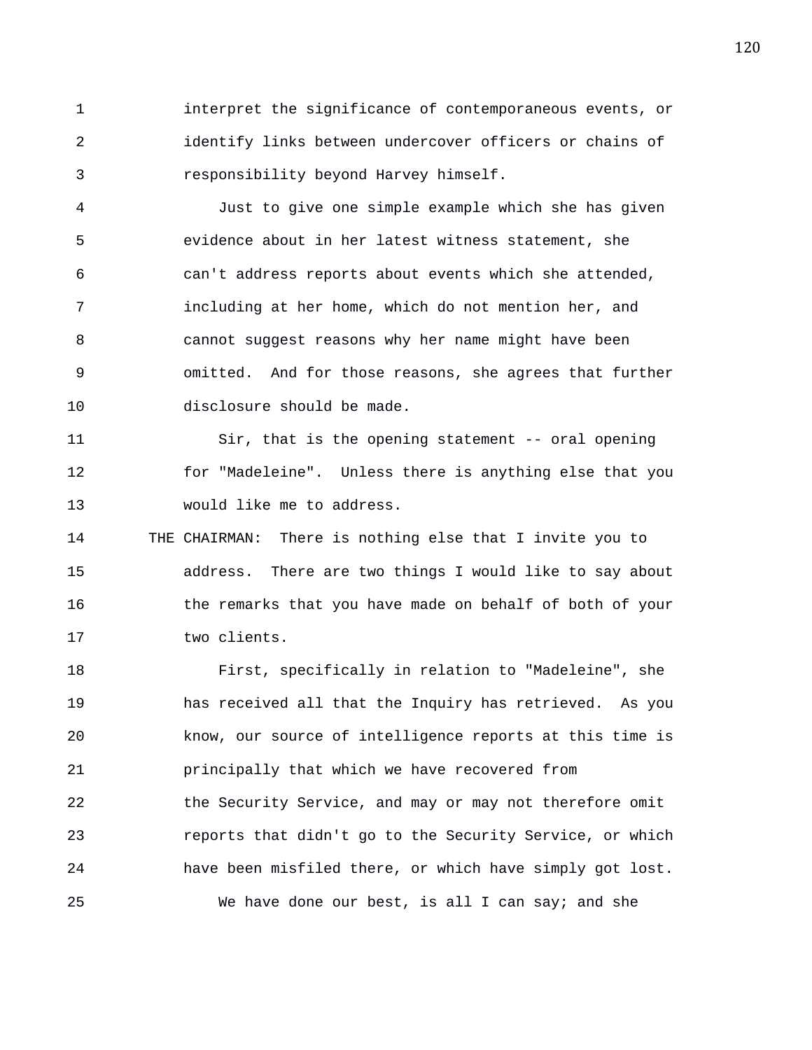1 interpret the significance of contemporaneous events, or
2 identify links between undercover officers or chains of
3 responsibility beyond Harvey himself.
4 Just to give one simple example which she has given
5 evidence about in her latest witness statement, she
6 can't address reports about events which she attended,
7 including at her home, which do not mention her, and
8 cannot suggest reasons why her name might have been
9 omitted. And for those reasons, she agrees that further
10 disclosure should be made.
11 Sir, that is the opening statement -- oral opening
12 for "Madeleine". Unless there is anything else that you
13 would like me to address.
14 THE CHAIRMAN: There is nothing else that I invite you to
15 address. There are two things I would like to say about
16 the remarks that you have made on behalf of both of your
17 two clients.
18 First, specifically in relation to "Madeleine", she
19 has received all that the Inquiry has retrieved. As you
20 know, our source of intelligence reports at this time is
21 principally that which we have recovered from
22 the Security Service, and may or may not therefore omit
23 reports that didn't go to the Security Service, or which
24 have been misfiled there, or which have simply got lost.
25 We have done our best, is all I can say; and she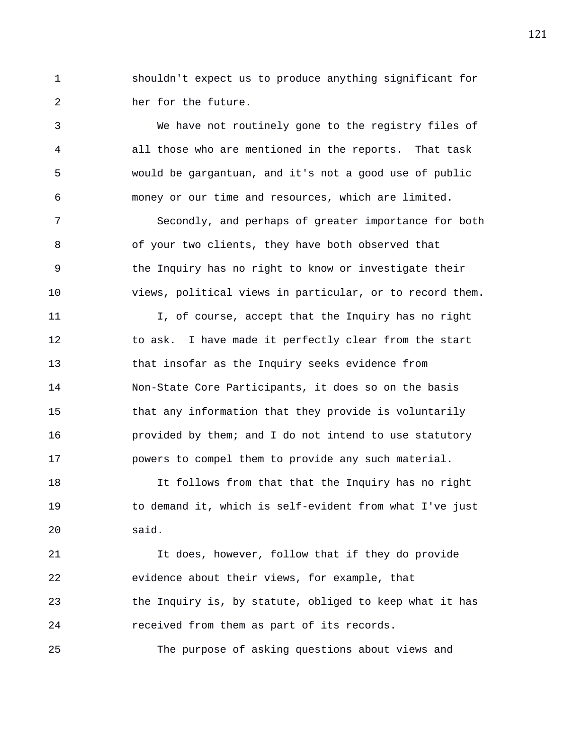shouldn't expect us to produce anything significant for her for the future.

We have not routinely gone to the registry files of all those who are mentioned in the reports. That task would be gargantuan, and it's not a good use of public money or our time and resources, which are limited.

Secondly, and perhaps of greater importance for both of your two clients, they have both observed that the Inquiry has no right to know or investigate their views, political views in particular, or to record them.

I, of course, accept that the Inquiry has no right to ask. I have made it perfectly clear from the start that insofar as the Inquiry seeks evidence from Non-State Core Participants, it does so on the basis that any information that they provide is voluntarily provided by them; and I do not intend to use statutory powers to compel them to provide any such material.

It follows from that that the Inquiry has no right to demand it, which is self-evident from what I've just said.

It does, however, follow that if they do provide evidence about their views, for example, that the Inquiry is, by statute, obliged to keep what it has received from them as part of its records.

The purpose of asking questions about views and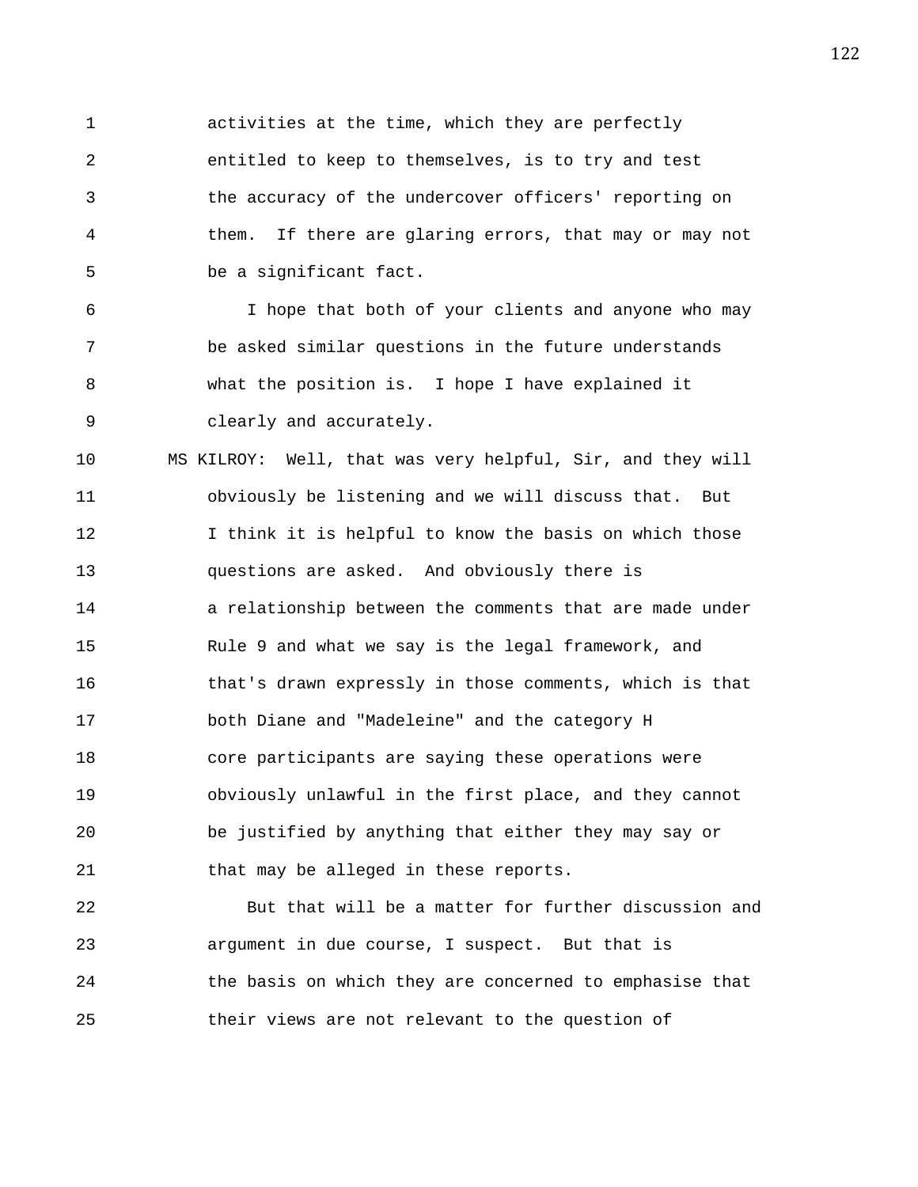activities at the time, which they are perfectly entitled to keep to themselves, is to try and test the accuracy of the undercover officers' reporting on them. If there are glaring errors, that may or may not be a significant fact.

I hope that both of your clients and anyone who may be asked similar questions in the future understands what the position is. I hope I have explained it clearly and accurately.

MS KILROY: Well, that was very helpful, Sir, and they will obviously be listening and we will discuss that. But I think it is helpful to know the basis on which those questions are asked. And obviously there is a relationship between the comments that are made under Rule 9 and what we say is the legal framework, and that's drawn expressly in those comments, which is that both Diane and "Madeleine" and the category H core participants are saying these operations were obviously unlawful in the first place, and they cannot be justified by anything that either they may say or that may be alleged in these reports.

But that will be a matter for further discussion and argument in due course, I suspect. But that is the basis on which they are concerned to emphasise that their views are not relevant to the question of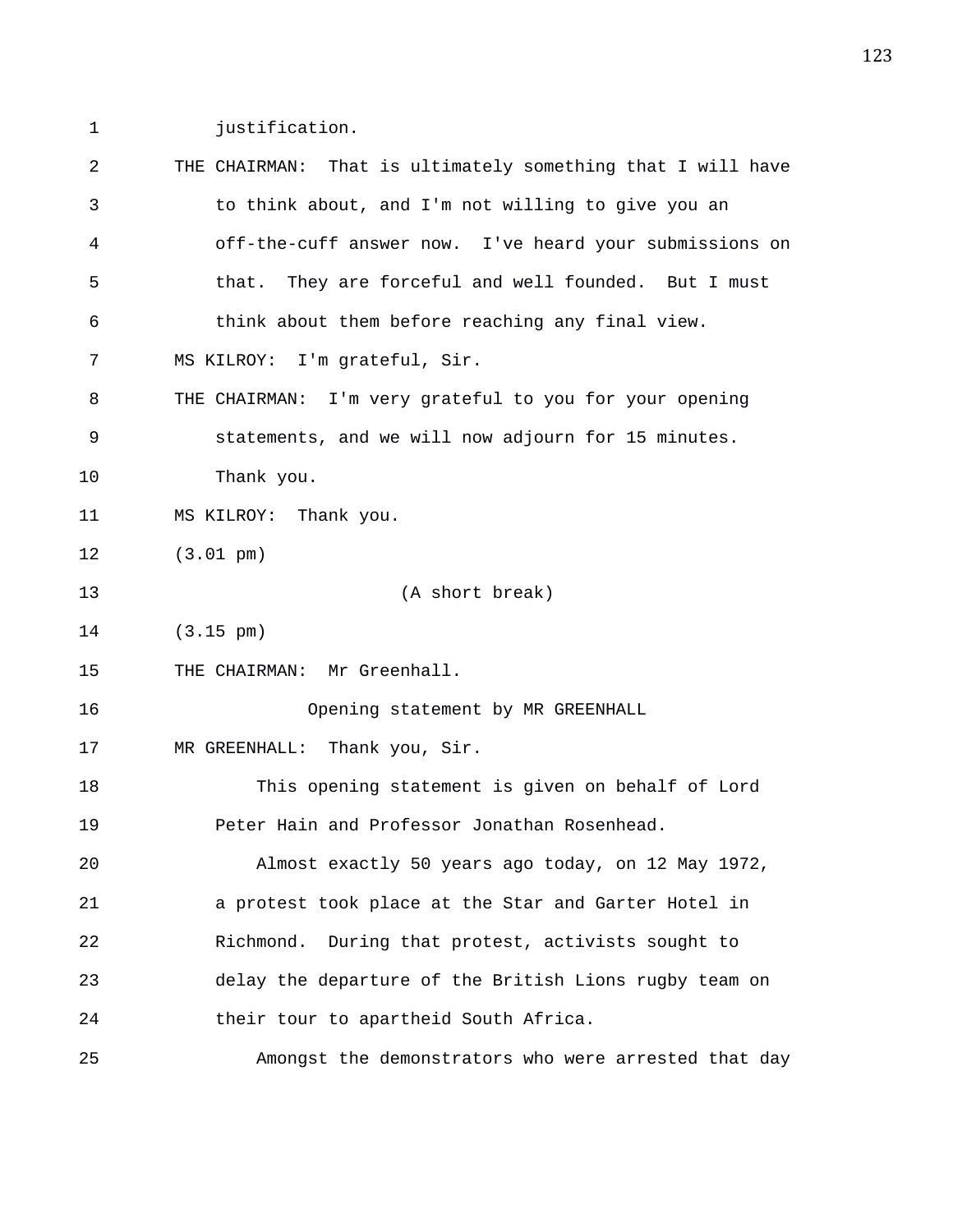justification.

THE CHAIRMAN: That is ultimately something that I will have to think about, and I'm not willing to give you an off-the-cuff answer now. I've heard your submissions on that. They are forceful and well founded. But I must think about them before reaching any final view.

MS KILROY: I'm grateful, Sir.

THE CHAIRMAN: I'm very grateful to you for your opening statements, and we will now adjourn for 15 minutes. Thank you.

MS KILROY: Thank you.

(3.01 pm)

(A short break)

(3.15 pm)

THE CHAIRMAN: Mr Greenhall.

## Opening statement by MR GREENHALL

MR GREENHALL: Thank you, Sir.

This opening statement is given on behalf of Lord Peter Hain and Professor Jonathan Rosenhead.

Almost exactly 50 years ago today, on 12 May 1972, a protest took place at the Star and Garter Hotel in Richmond. During that protest, activists sought to delay the departure of the British Lions rugby team on their tour to apartheid South Africa.

Amongst the demonstrators who were arrested that day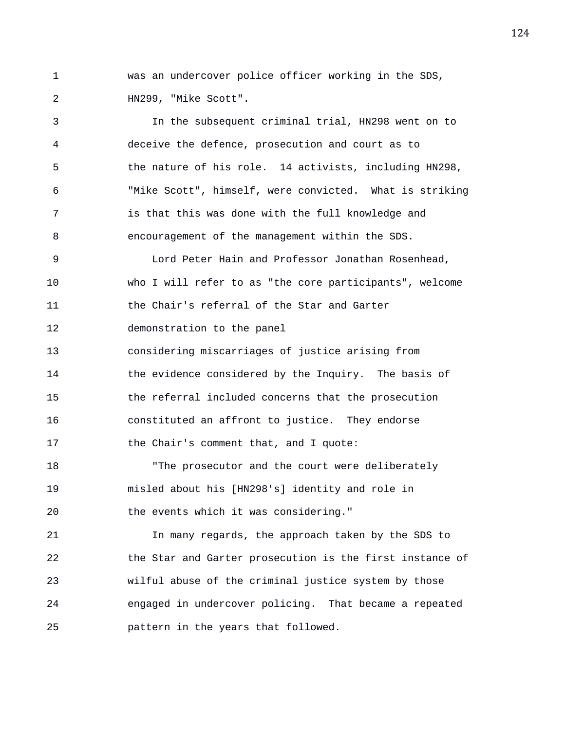was an undercover police officer working in the SDS, HN299, "Mike Scott".

In the subsequent criminal trial, HN298 went on to deceive the defence, prosecution and court as to the nature of his role. 14 activists, including HN298, "Mike Scott", himself, were convicted. What is striking is that this was done with the full knowledge and encouragement of the management within the SDS.

Lord Peter Hain and Professor Jonathan Rosenhead, who I will refer to as "the core participants", welcome the Chair's referral of the Star and Garter demonstration to the panel considering miscarriages of justice arising from the evidence considered by the Inquiry. The basis of the referral included concerns that the prosecution constituted an affront to justice. They endorse the Chair's comment that, and I quote:

"The prosecutor and the court were deliberately misled about his [HN298's] identity and role in the events which it was considering."

In many regards, the approach taken by the SDS to the Star and Garter prosecution is the first instance of wilful abuse of the criminal justice system by those engaged in undercover policing. That became a repeated pattern in the years that followed.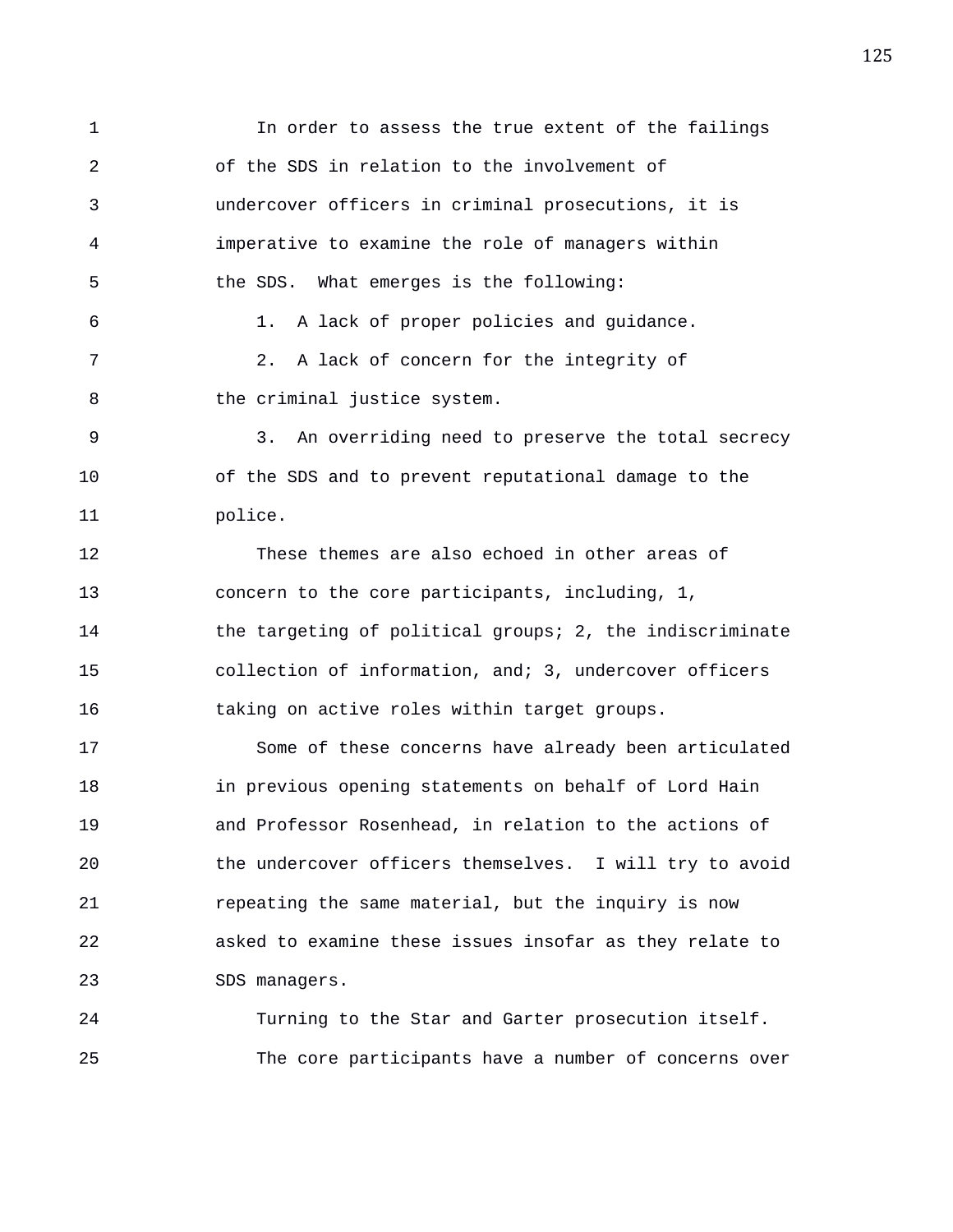In order to assess the true extent of the failings of the SDS in relation to the involvement of undercover officers in criminal prosecutions, it is imperative to examine the role of managers within the SDS. What emerges is the following:

1. A lack of proper policies and guidance.

2. A lack of concern for the integrity of the criminal justice system.

3. An overriding need to preserve the total secrecy of the SDS and to prevent reputational damage to the police.

These themes are also echoed in other areas of concern to the core participants, including, 1, the targeting of political groups; 2, the indiscriminate collection of information, and; 3, undercover officers taking on active roles within target groups.

Some of these concerns have already been articulated in previous opening statements on behalf of Lord Hain and Professor Rosenhead, in relation to the actions of the undercover officers themselves. I will try to avoid repeating the same material, but the inquiry is now asked to examine these issues insofar as they relate to SDS managers.

Turning to the Star and Garter prosecution itself. The core participants have a number of concerns over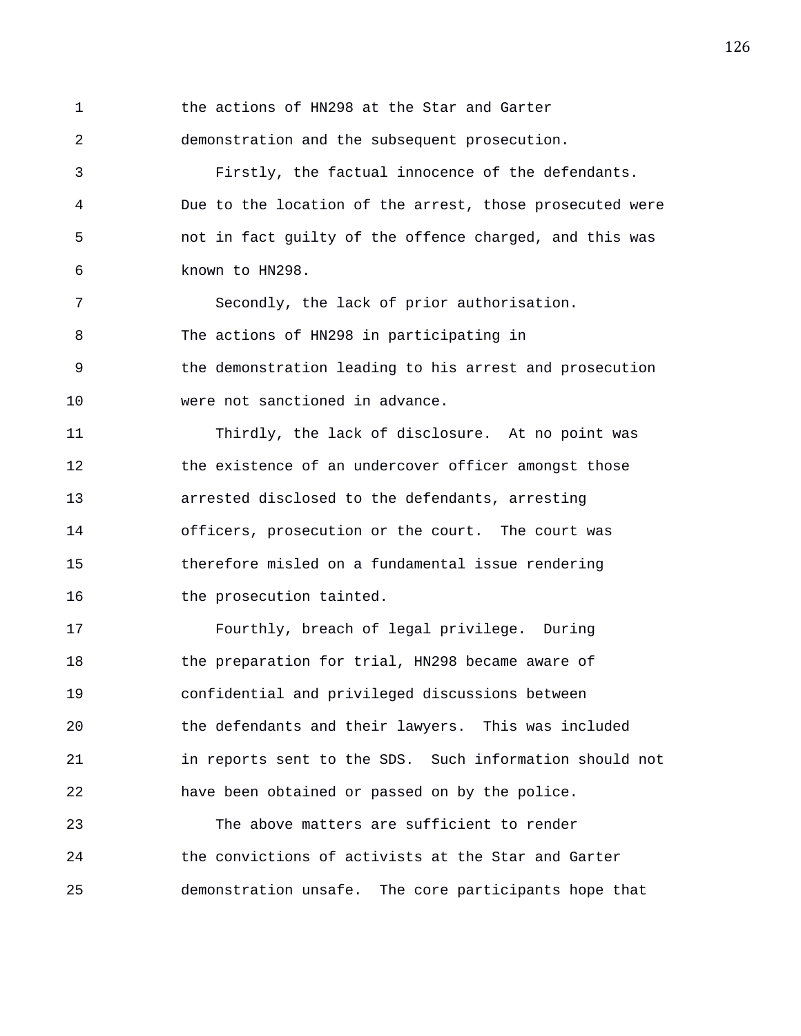the actions of HN298 at the Star and Garter demonstration and the subsequent prosecution.

Firstly, the factual innocence of the defendants. Due to the location of the arrest, those prosecuted were not in fact guilty of the offence charged, and this was known to HN298.

Secondly, the lack of prior authorisation. The actions of HN298 in participating in the demonstration leading to his arrest and prosecution were not sanctioned in advance.

Thirdly, the lack of disclosure. At no point was the existence of an undercover officer amongst those arrested disclosed to the defendants, arresting officers, prosecution or the court. The court was therefore misled on a fundamental issue rendering the prosecution tainted.

Fourthly, breach of legal privilege. During the preparation for trial, HN298 became aware of confidential and privileged discussions between the defendants and their lawyers. This was included in reports sent to the SDS. Such information should not have been obtained or passed on by the police.

The above matters are sufficient to render the convictions of activists at the Star and Garter demonstration unsafe. The core participants hope that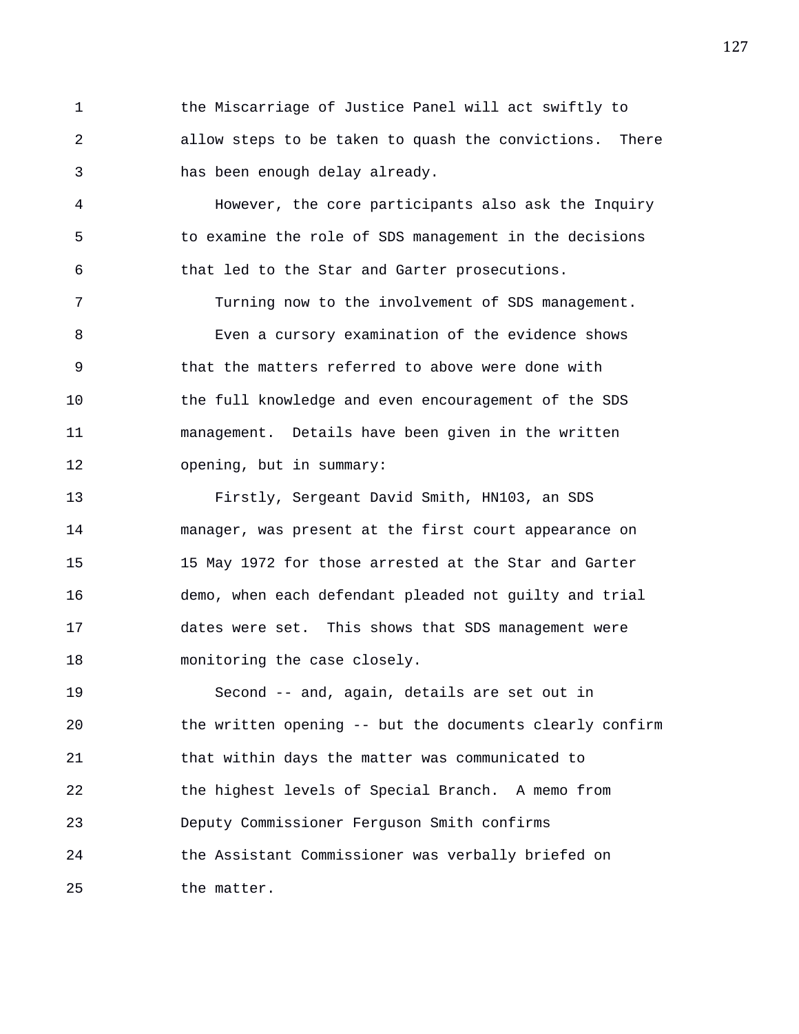the Miscarriage of Justice Panel will act swiftly to allow steps to be taken to quash the convictions. There has been enough delay already.

However, the core participants also ask the Inquiry to examine the role of SDS management in the decisions that led to the Star and Garter prosecutions.

Turning now to the involvement of SDS management.

Even a cursory examination of the evidence shows that the matters referred to above were done with the full knowledge and even encouragement of the SDS management. Details have been given in the written opening, but in summary:

Firstly, Sergeant David Smith, HN103, an SDS manager, was present at the first court appearance on 15 May 1972 for those arrested at the Star and Garter demo, when each defendant pleaded not guilty and trial dates were set. This shows that SDS management were monitoring the case closely.

Second -- and, again, details are set out in the written opening -- but the documents clearly confirm that within days the matter was communicated to the highest levels of Special Branch. A memo from Deputy Commissioner Ferguson Smith confirms the Assistant Commissioner was verbally briefed on the matter.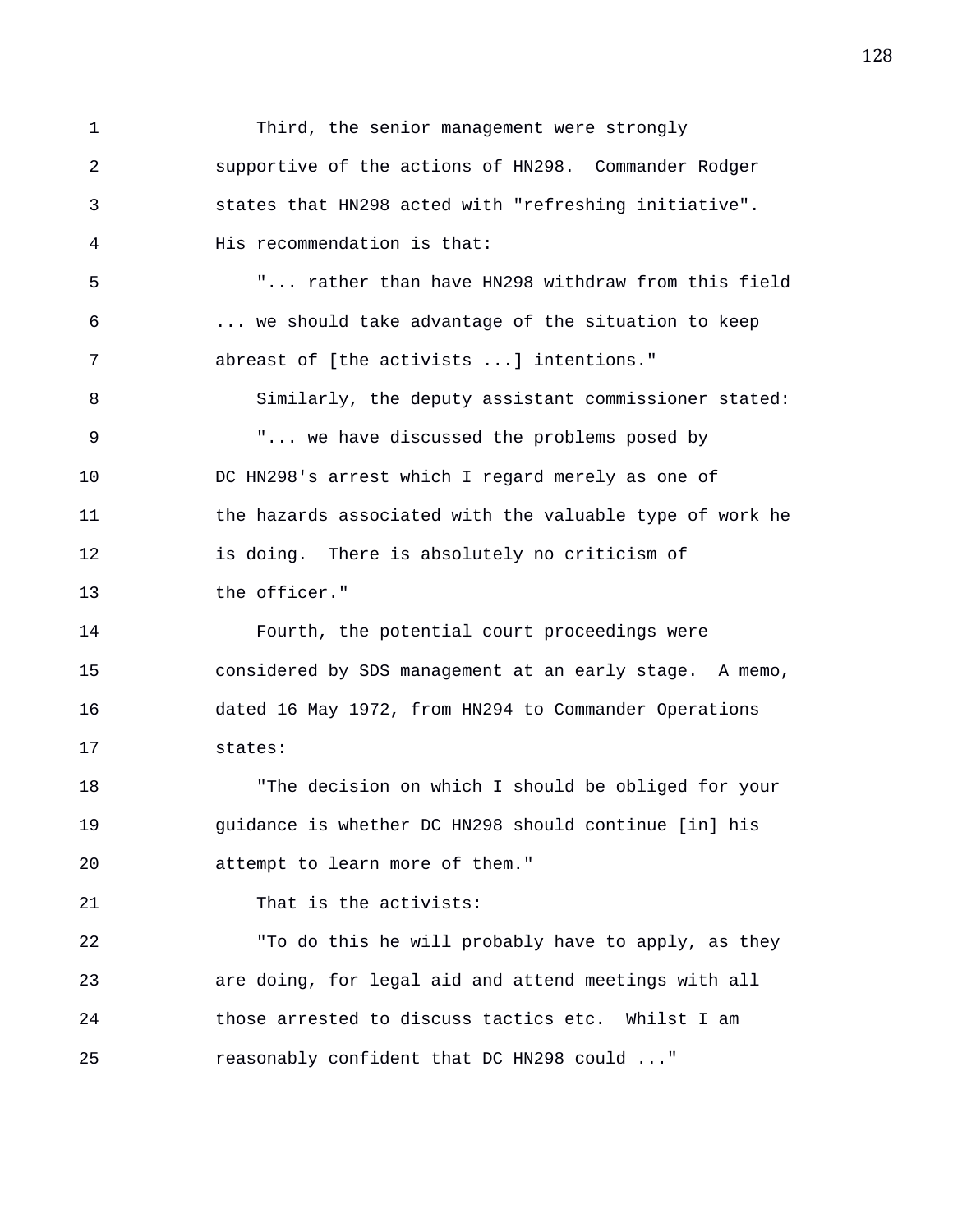Third, the senior management were strongly supportive of the actions of HN298. Commander Rodger states that HN298 acted with "refreshing initiative". His recommendation is that:

"... rather than have HN298 withdraw from this field ... we should take advantage of the situation to keep abreast of [the activists ...] intentions."

Similarly, the deputy assistant commissioner stated:

"... we have discussed the problems posed by DC HN298's arrest which I regard merely as one of the hazards associated with the valuable type of work he is doing. There is absolutely no criticism of the officer."

Fourth, the potential court proceedings were considered by SDS management at an early stage. A memo, dated 16 May 1972, from HN294 to Commander Operations states:

"The decision on which I should be obliged for your guidance is whether DC HN298 should continue [in] his attempt to learn more of them."

That is the activists:

"To do this he will probably have to apply, as they are doing, for legal aid and attend meetings with all those arrested to discuss tactics etc. Whilst I am reasonably confident that DC HN298 could ..."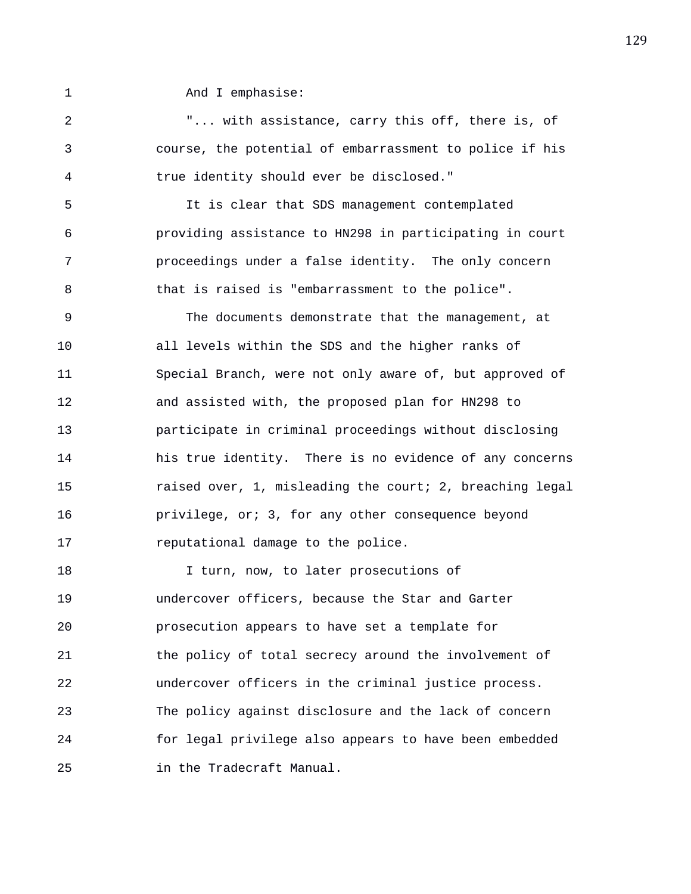And I emphasise:

"... with assistance, carry this off, there is, of course, the potential of embarrassment to police if his true identity should ever be disclosed."

It is clear that SDS management contemplated providing assistance to HN298 in participating in court proceedings under a false identity. The only concern that is raised is "embarrassment to the police".

The documents demonstrate that the management, at all levels within the SDS and the higher ranks of Special Branch, were not only aware of, but approved of and assisted with, the proposed plan for HN298 to participate in criminal proceedings without disclosing his true identity. There is no evidence of any concerns raised over, 1, misleading the court; 2, breaching legal privilege, or; 3, for any other consequence beyond reputational damage to the police.

I turn, now, to later prosecutions of undercover officers, because the Star and Garter prosecution appears to have set a template for the policy of total secrecy around the involvement of undercover officers in the criminal justice process. The policy against disclosure and the lack of concern for legal privilege also appears to have been embedded in the Tradecraft Manual.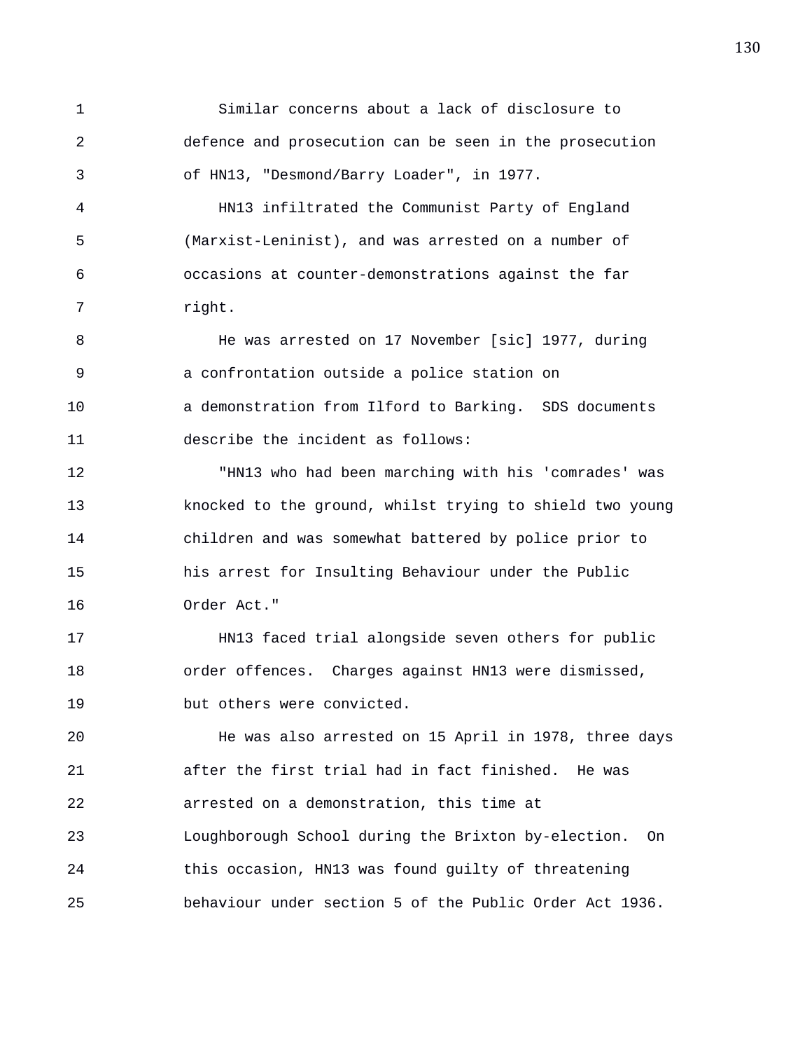Similar concerns about a lack of disclosure to defence and prosecution can be seen in the prosecution of HN13, "Desmond/Barry Loader", in 1977.

HN13 infiltrated the Communist Party of England (Marxist-Leninist), and was arrested on a number of occasions at counter-demonstrations against the far right.

He was arrested on 17 November [sic] 1977, during a confrontation outside a police station on a demonstration from Ilford to Barking. SDS documents describe the incident as follows:

"HN13 who had been marching with his 'comrades' was knocked to the ground, whilst trying to shield two young children and was somewhat battered by police prior to his arrest for Insulting Behaviour under the Public Order Act."

HN13 faced trial alongside seven others for public order offences. Charges against HN13 were dismissed, but others were convicted.

He was also arrested on 15 April in 1978, three days after the first trial had in fact finished. He was arrested on a demonstration, this time at Loughborough School during the Brixton by-election. On this occasion, HN13 was found guilty of threatening behaviour under section 5 of the Public Order Act 1936.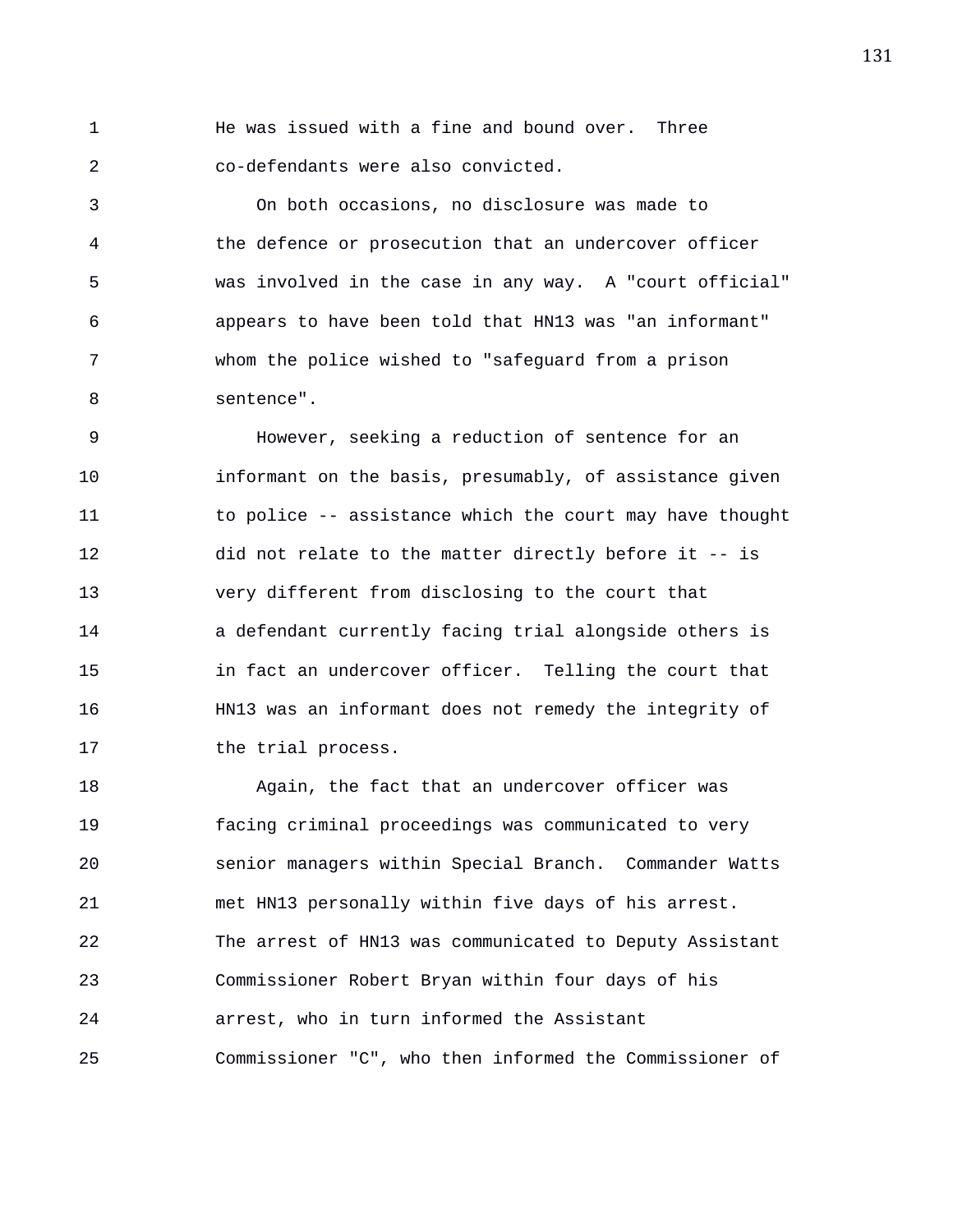He was issued with a fine and bound over. Three co-defendants were also convicted.

On both occasions, no disclosure was made to the defence or prosecution that an undercover officer was involved in the case in any way. A "court official" appears to have been told that HN13 was "an informant" whom the police wished to "safeguard from a prison sentence".

However, seeking a reduction of sentence for an informant on the basis, presumably, of assistance given to police -- assistance which the court may have thought did not relate to the matter directly before it -- is very different from disclosing to the court that a defendant currently facing trial alongside others is in fact an undercover officer. Telling the court that HN13 was an informant does not remedy the integrity of the trial process.

Again, the fact that an undercover officer was facing criminal proceedings was communicated to very senior managers within Special Branch. Commander Watts met HN13 personally within five days of his arrest. The arrest of HN13 was communicated to Deputy Assistant Commissioner Robert Bryan within four days of his arrest, who in turn informed the Assistant Commissioner "C", who then informed the Commissioner of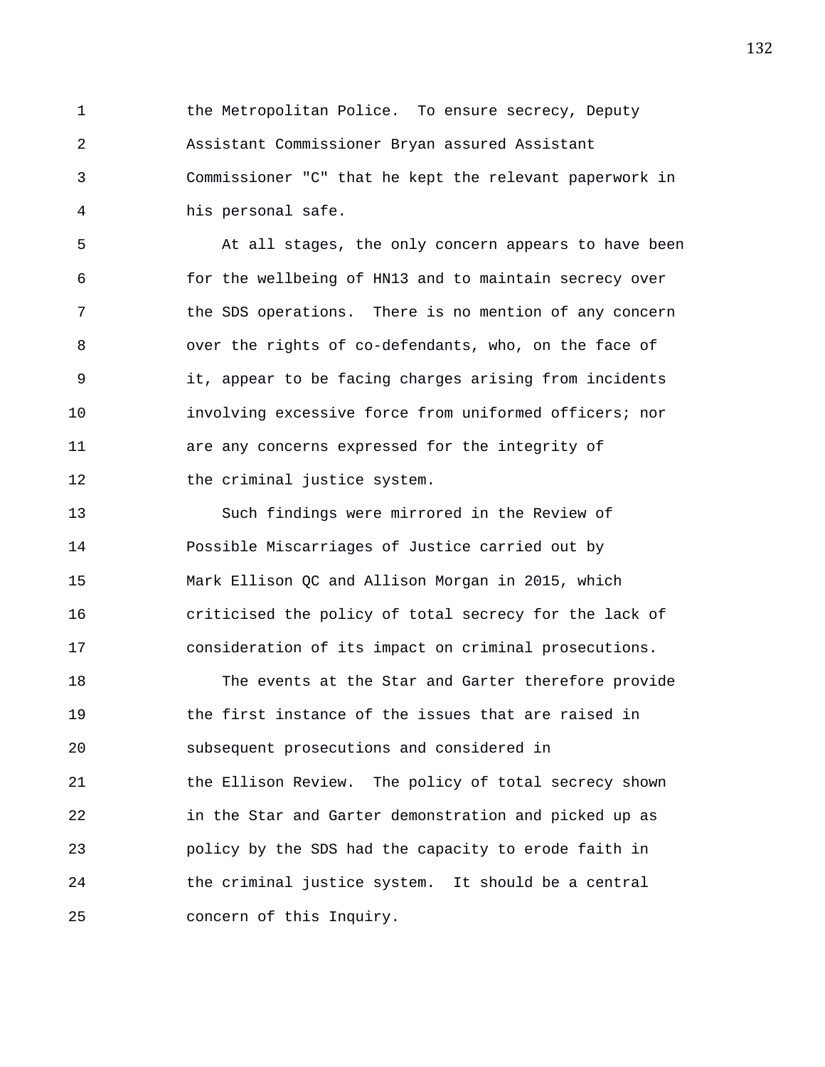the Metropolitan Police. To ensure secrecy, Deputy Assistant Commissioner Bryan assured Assistant Commissioner "C" that he kept the relevant paperwork in his personal safe.

At all stages, the only concern appears to have been for the wellbeing of HN13 and to maintain secrecy over the SDS operations. There is no mention of any concern over the rights of co-defendants, who, on the face of it, appear to be facing charges arising from incidents involving excessive force from uniformed officers; nor are any concerns expressed for the integrity of the criminal justice system.

Such findings were mirrored in the Review of Possible Miscarriages of Justice carried out by Mark Ellison QC and Allison Morgan in 2015, which criticised the policy of total secrecy for the lack of consideration of its impact on criminal prosecutions.

The events at the Star and Garter therefore provide the first instance of the issues that are raised in subsequent prosecutions and considered in the Ellison Review. The policy of total secrecy shown in the Star and Garter demonstration and picked up as policy by the SDS had the capacity to erode faith in the criminal justice system. It should be a central concern of this Inquiry.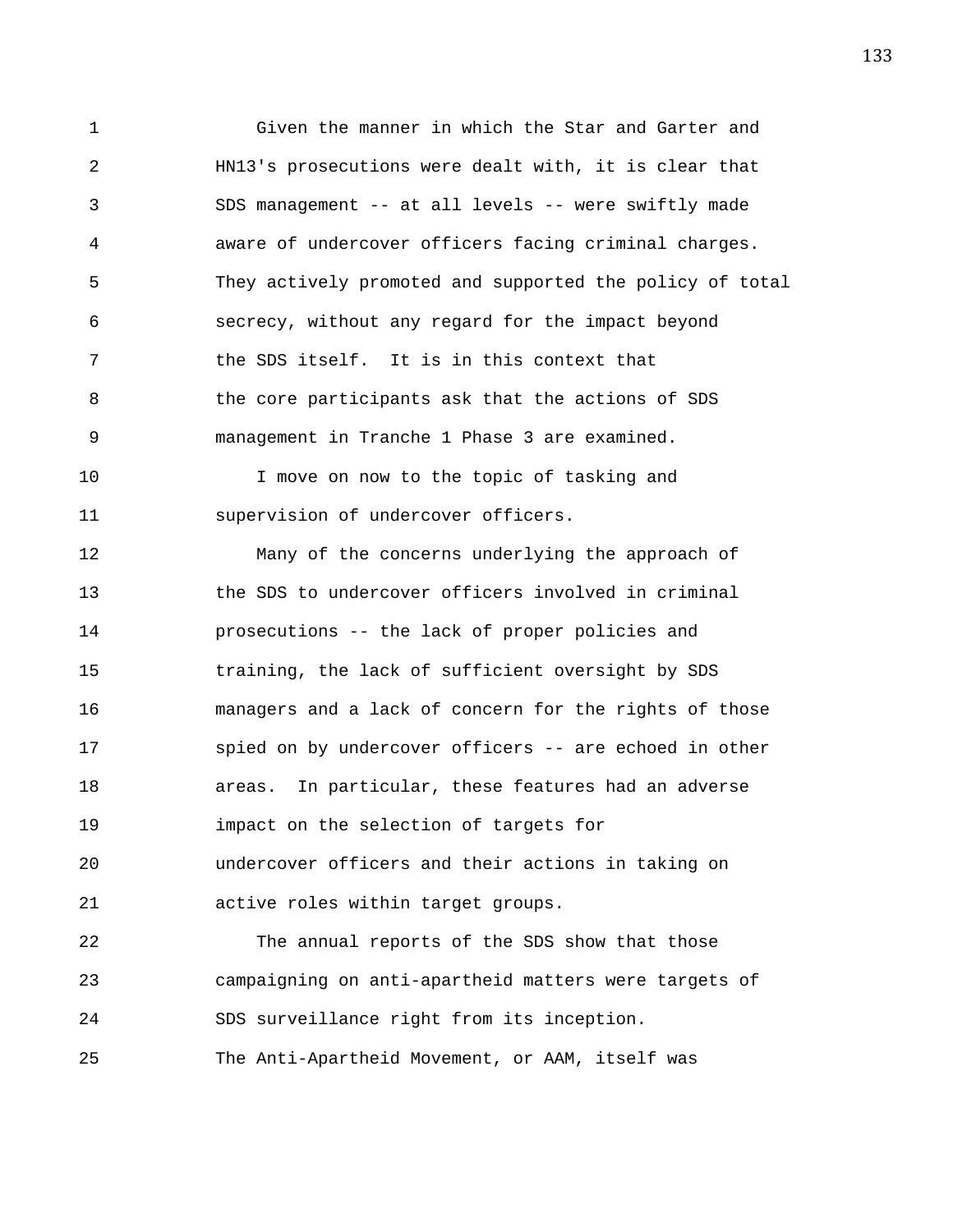Given the manner in which the Star and Garter and HN13's prosecutions were dealt with, it is clear that SDS management -- at all levels -- were swiftly made aware of undercover officers facing criminal charges. They actively promoted and supported the policy of total secrecy, without any regard for the impact beyond the SDS itself. It is in this context that the core participants ask that the actions of SDS management in Tranche 1 Phase 3 are examined.

I move on now to the topic of tasking and supervision of undercover officers.

Many of the concerns underlying the approach of the SDS to undercover officers involved in criminal prosecutions -- the lack of proper policies and training, the lack of sufficient oversight by SDS managers and a lack of concern for the rights of those spied on by undercover officers -- are echoed in other areas. In particular, these features had an adverse impact on the selection of targets for undercover officers and their actions in taking on active roles within target groups.

The annual reports of the SDS show that those campaigning on anti-apartheid matters were targets of SDS surveillance right from its inception. The Anti-Apartheid Movement, or AAM, itself was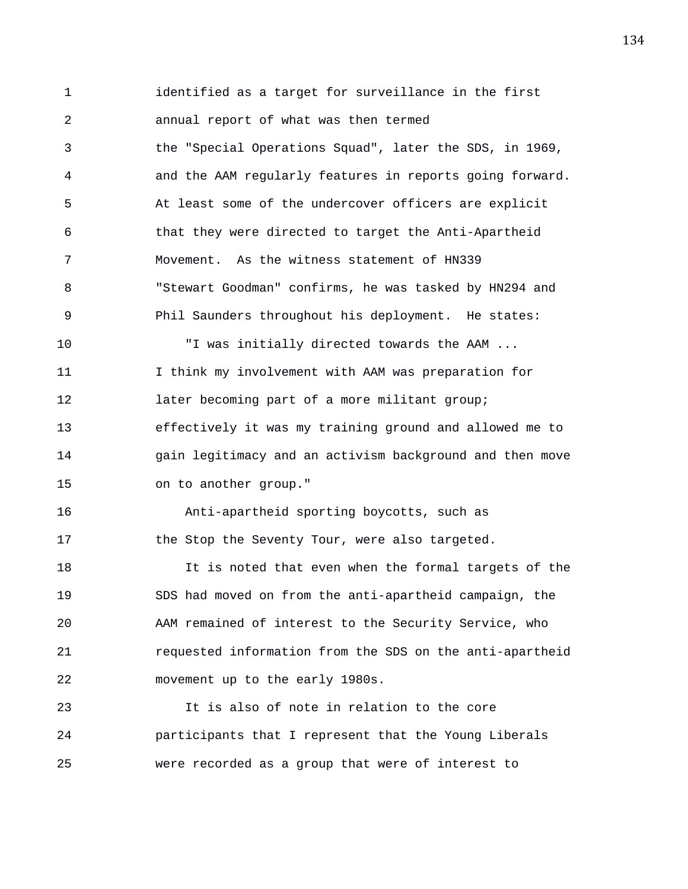identified as a target for surveillance in the first annual report of what was then termed the "Special Operations Squad", later the SDS, in 1969, and the AAM regularly features in reports going forward. At least some of the undercover officers are explicit that they were directed to target the Anti-Apartheid Movement. As the witness statement of HN339 "Stewart Goodman" confirms, he was tasked by HN294 and Phil Saunders throughout his deployment. He states:

"I was initially directed towards the AAM ... I think my involvement with AAM was preparation for later becoming part of a more militant group; effectively it was my training ground and allowed me to gain legitimacy and an activism background and then move on to another group."

Anti-apartheid sporting boycotts, such as the Stop the Seventy Tour, were also targeted.

It is noted that even when the formal targets of the SDS had moved on from the anti-apartheid campaign, the AAM remained of interest to the Security Service, who requested information from the SDS on the anti-apartheid movement up to the early 1980s.

It is also of note in relation to the core participants that I represent that the Young Liberals were recorded as a group that were of interest to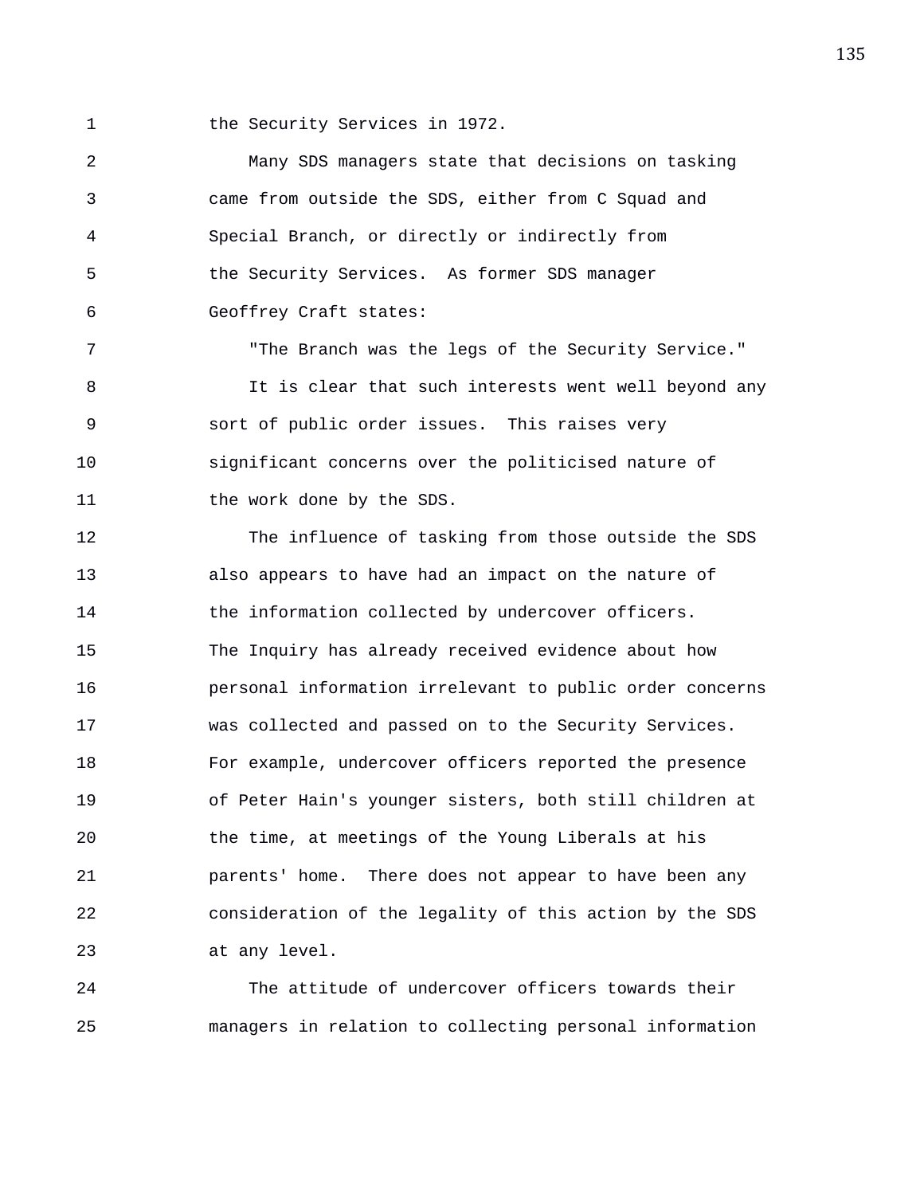the Security Services in 1972.

Many SDS managers state that decisions on tasking came from outside the SDS, either from C Squad and Special Branch, or directly or indirectly from the Security Services. As former SDS manager Geoffrey Craft states:

"The Branch was the legs of the Security Service."

It is clear that such interests went well beyond any sort of public order issues. This raises very significant concerns over the politicised nature of the work done by the SDS.

The influence of tasking from those outside the SDS also appears to have had an impact on the nature of the information collected by undercover officers. The Inquiry has already received evidence about how personal information irrelevant to public order concerns was collected and passed on to the Security Services. For example, undercover officers reported the presence of Peter Hain's younger sisters, both still children at the time, at meetings of the Young Liberals at his parents' home. There does not appear to have been any consideration of the legality of this action by the SDS at any level.

The attitude of undercover officers towards their managers in relation to collecting personal information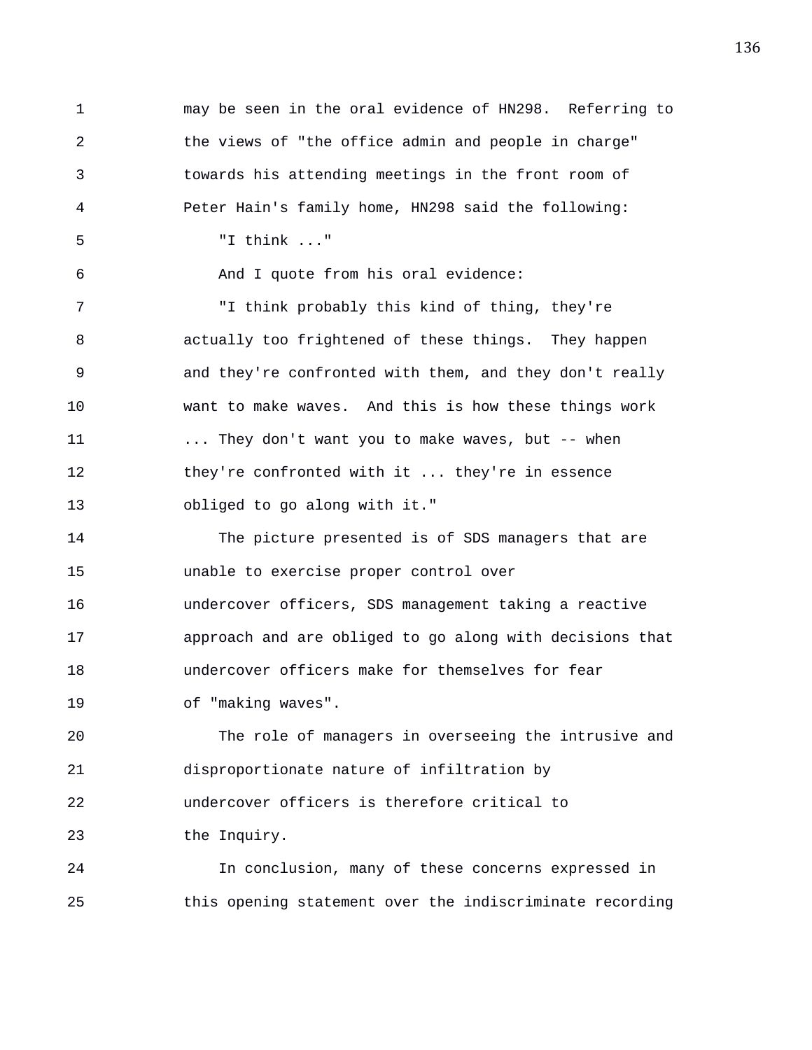may be seen in the oral evidence of HN298. Referring to the views of "the office admin and people in charge" towards his attending meetings in the front room of Peter Hain's family home, HN298 said the following:

"I think ..."

And I quote from his oral evidence:

"I think probably this kind of thing, they're actually too frightened of these things. They happen and they're confronted with them, and they don't really want to make waves. And this is how these things work ... They don't want you to make waves, but -- when they're confronted with it ... they're in essence obliged to go along with it."

The picture presented is of SDS managers that are unable to exercise proper control over undercover officers, SDS management taking a reactive approach and are obliged to go along with decisions that undercover officers make for themselves for fear of "making waves".

The role of managers in overseeing the intrusive and disproportionate nature of infiltration by undercover officers is therefore critical to the Inquiry.

In conclusion, many of these concerns expressed in this opening statement over the indiscriminate recording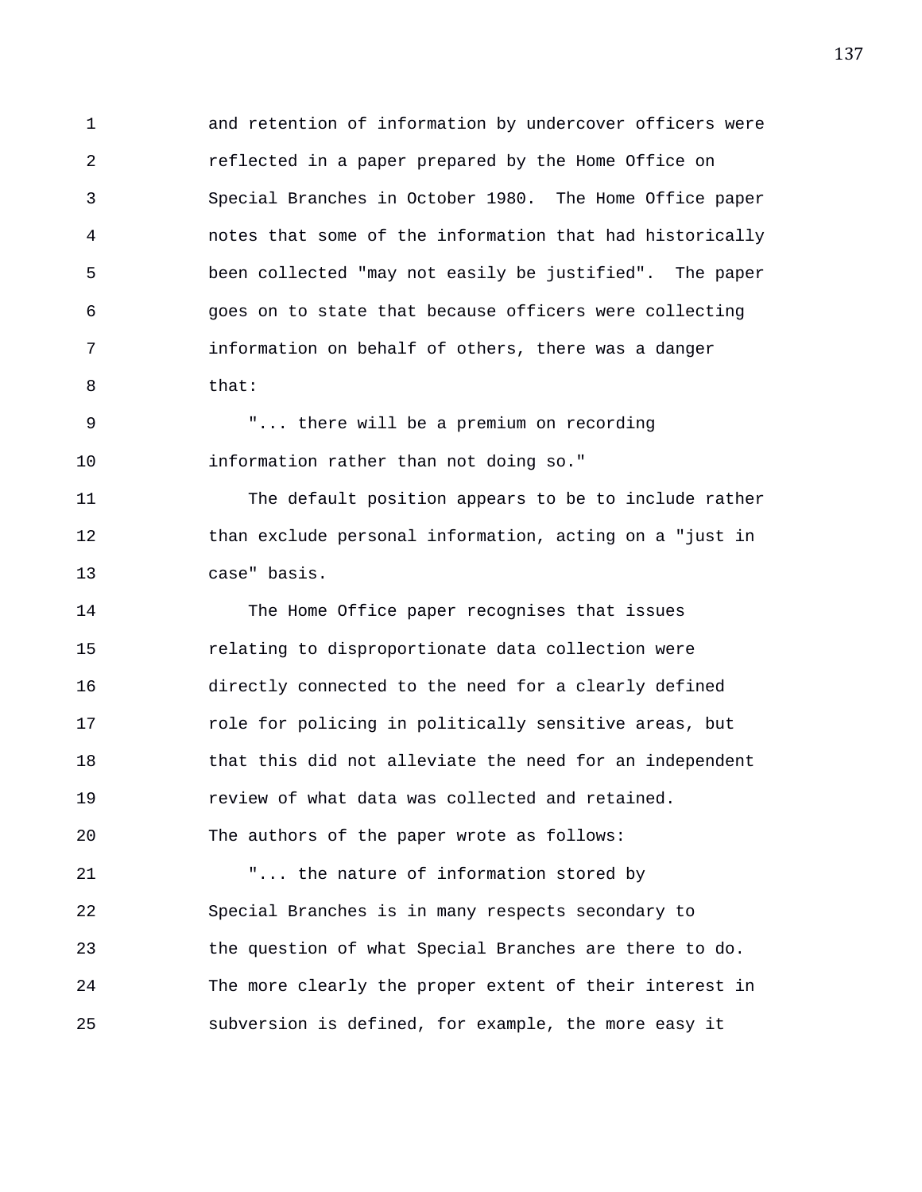and retention of information by undercover officers were reflected in a paper prepared by the Home Office on Special Branches in October 1980. The Home Office paper notes that some of the information that had historically been collected "may not easily be justified". The paper goes on to state that because officers were collecting information on behalf of others, there was a danger that:

"... there will be a premium on recording information rather than not doing so."

The default position appears to be to include rather than exclude personal information, acting on a "just in case" basis.

The Home Office paper recognises that issues relating to disproportionate data collection were directly connected to the need for a clearly defined role for policing in politically sensitive areas, but that this did not alleviate the need for an independent review of what data was collected and retained. The authors of the paper wrote as follows:

"... the nature of information stored by Special Branches is in many respects secondary to the question of what Special Branches are there to do. The more clearly the proper extent of their interest in subversion is defined, for example, the more easy it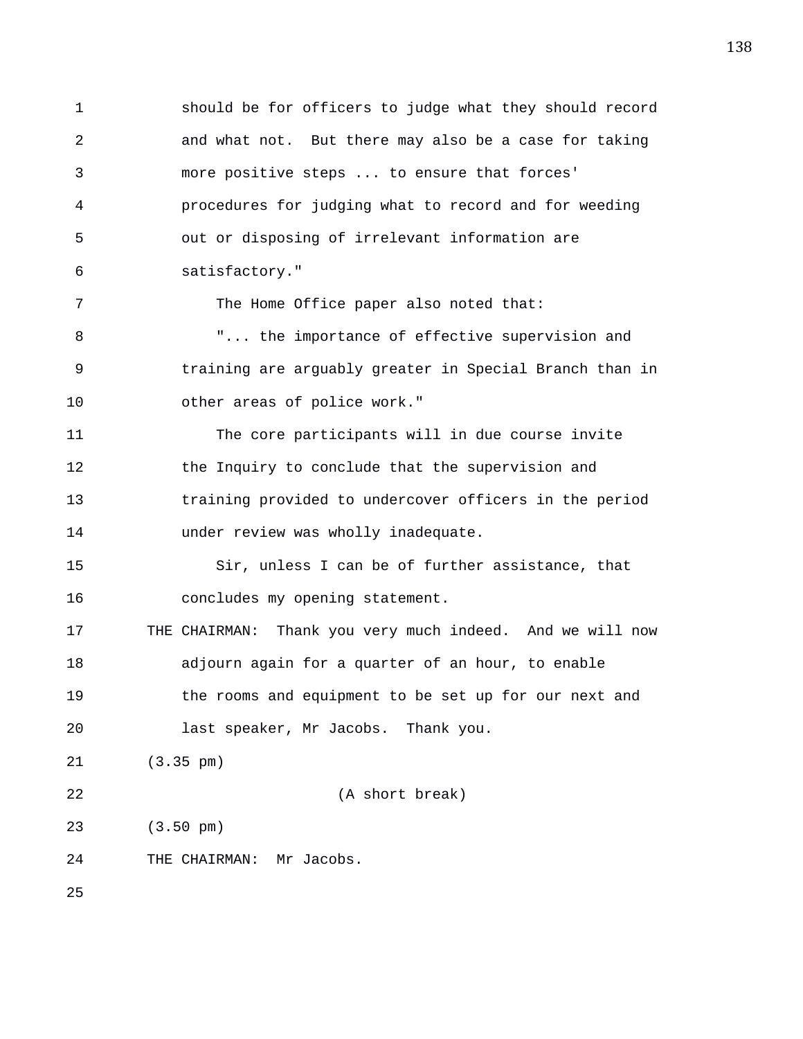should be for officers to judge what they should record and what not. But there may also be a case for taking more positive steps ... to ensure that forces' procedures for judging what to record and for weeding out or disposing of irrelevant information are satisfactory."

The Home Office paper also noted that:

"... the importance of effective supervision and training are arguably greater in Special Branch than in other areas of police work."

The core participants will in due course invite the Inquiry to conclude that the supervision and training provided to undercover officers in the period under review was wholly inadequate.

Sir, unless I can be of further assistance, that concludes my opening statement.

THE CHAIRMAN: Thank you very much indeed. And we will now adjourn again for a quarter of an hour, to enable the rooms and equipment to be set up for our next and last speaker, Mr Jacobs. Thank you.

(3.35 pm)

(A short break)

(3.50 pm)

THE CHAIRMAN: Mr Jacobs.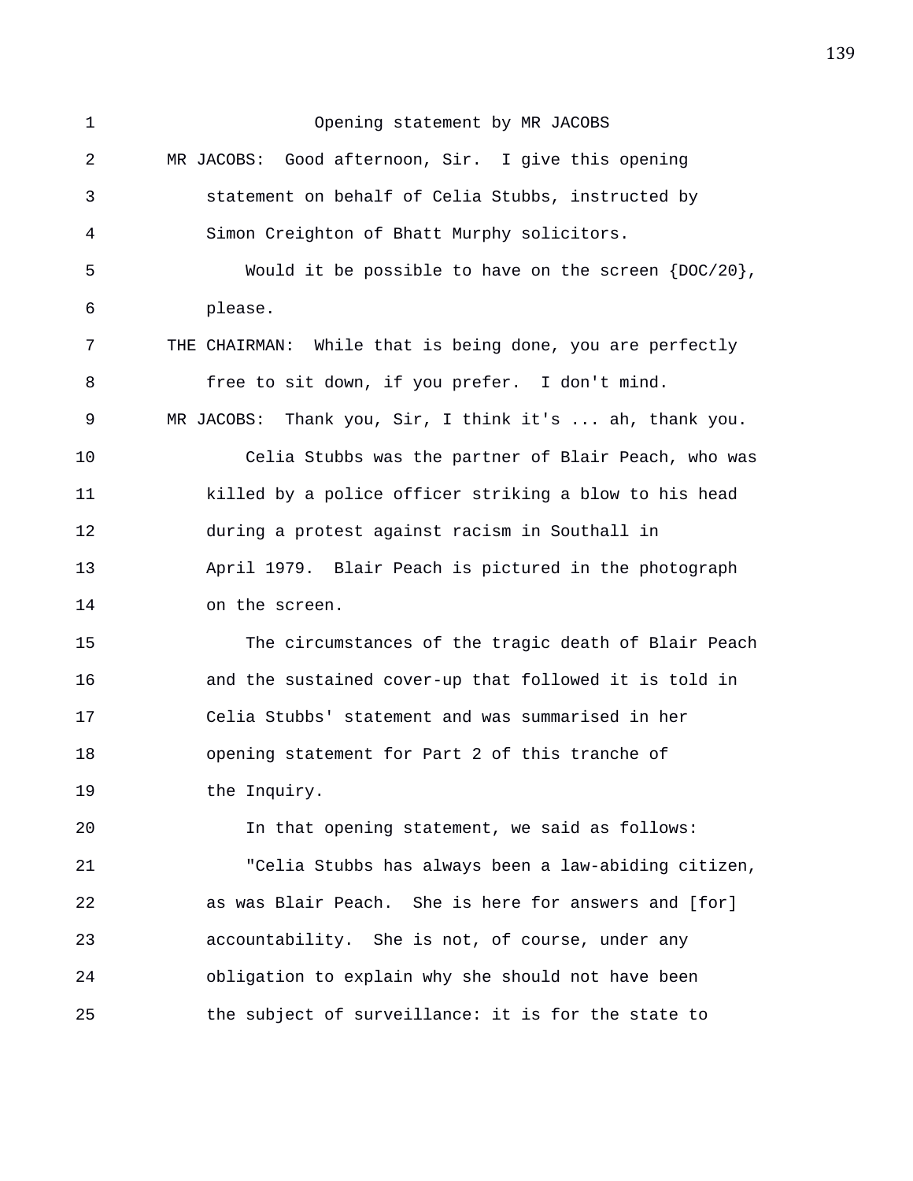Opening statement by MR JACOBS

MR JACOBS: Good afternoon, Sir. I give this opening statement on behalf of Celia Stubbs, instructed by Simon Creighton of Bhatt Murphy solicitors.

Would it be possible to have on the screen {DOC/20}, please.

THE CHAIRMAN: While that is being done, you are perfectly free to sit down, if you prefer. I don't mind.

MR JACOBS: Thank you, Sir, I think it's ... ah, thank you.

Celia Stubbs was the partner of Blair Peach, who was killed by a police officer striking a blow to his head during a protest against racism in Southall in April 1979. Blair Peach is pictured in the photograph on the screen.

The circumstances of the tragic death of Blair Peach and the sustained cover-up that followed it is told in Celia Stubbs' statement and was summarised in her opening statement for Part 2 of this tranche of the Inquiry.

In that opening statement, we said as follows:

"Celia Stubbs has always been a law-abiding citizen, as was Blair Peach. She is here for answers and [for] accountability. She is not, of course, under any obligation to explain why she should not have been the subject of surveillance: it is for the state to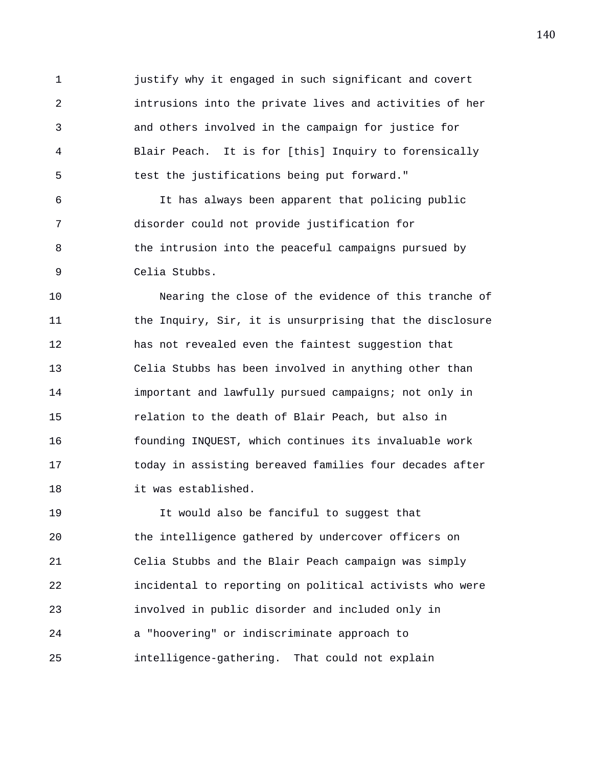justify why it engaged in such significant and covert intrusions into the private lives and activities of her and others involved in the campaign for justice for Blair Peach. It is for [this] Inquiry to forensically test the justifications being put forward."

It has always been apparent that policing public disorder could not provide justification for the intrusion into the peaceful campaigns pursued by Celia Stubbs.

Nearing the close of the evidence of this tranche of the Inquiry, Sir, it is unsurprising that the disclosure has not revealed even the faintest suggestion that Celia Stubbs has been involved in anything other than important and lawfully pursued campaigns; not only in relation to the death of Blair Peach, but also in founding INQUEST, which continues its invaluable work today in assisting bereaved families four decades after it was established.

It would also be fanciful to suggest that the intelligence gathered by undercover officers on Celia Stubbs and the Blair Peach campaign was simply incidental to reporting on political activists who were involved in public disorder and included only in a "hoovering" or indiscriminate approach to intelligence-gathering. That could not explain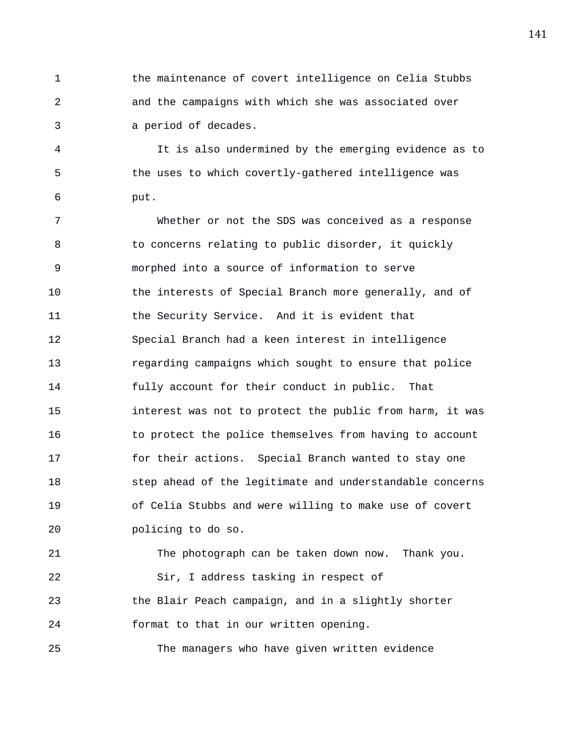the maintenance of covert intelligence on Celia Stubbs and the campaigns with which she was associated over a period of decades.

It is also undermined by the emerging evidence as to the uses to which covertly-gathered intelligence was put.

Whether or not the SDS was conceived as a response to concerns relating to public disorder, it quickly morphed into a source of information to serve the interests of Special Branch more generally, and of the Security Service. And it is evident that Special Branch had a keen interest in intelligence regarding campaigns which sought to ensure that police fully account for their conduct in public. That interest was not to protect the public from harm, it was to protect the police themselves from having to account for their actions. Special Branch wanted to stay one step ahead of the legitimate and understandable concerns of Celia Stubbs and were willing to make use of covert policing to do so.

The photograph can be taken down now. Thank you.

Sir, I address tasking in respect of the Blair Peach campaign, and in a slightly shorter format to that in our written opening.

The managers who have given written evidence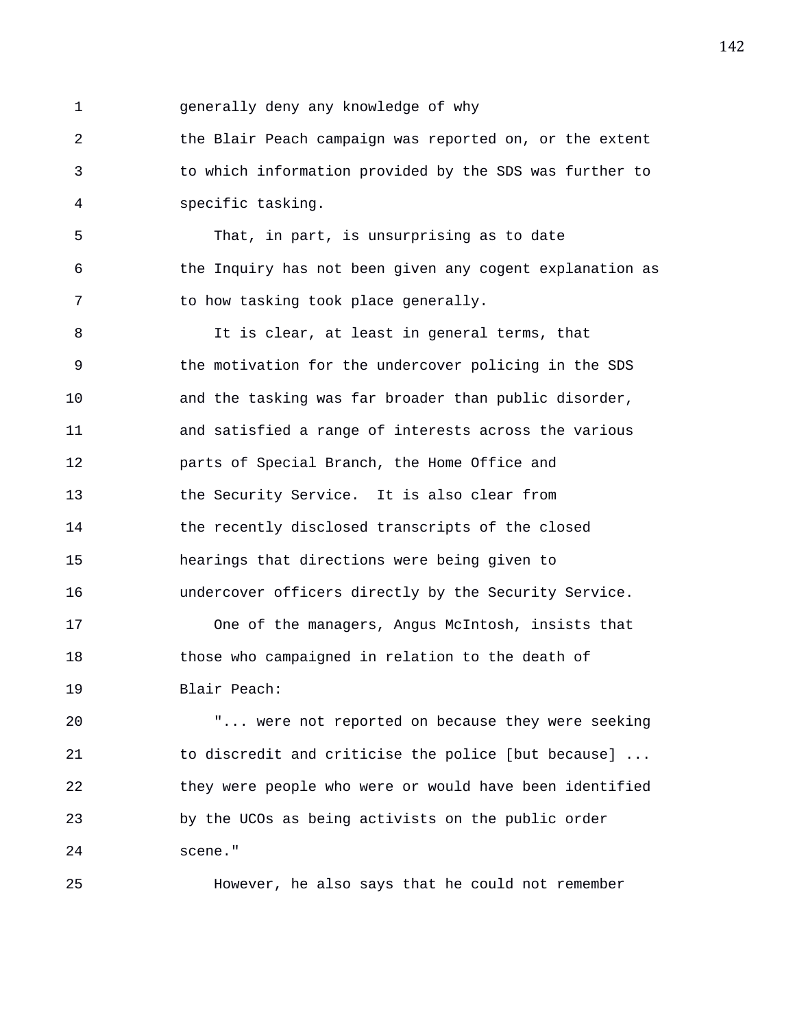generally deny any knowledge of why the Blair Peach campaign was reported on, or the extent to which information provided by the SDS was further to specific tasking.

That, in part, is unsurprising as to date the Inquiry has not been given any cogent explanation as to how tasking took place generally.

It is clear, at least in general terms, that the motivation for the undercover policing in the SDS and the tasking was far broader than public disorder, and satisfied a range of interests across the various parts of Special Branch, the Home Office and the Security Service. It is also clear from the recently disclosed transcripts of the closed hearings that directions were being given to undercover officers directly by the Security Service.

One of the managers, Angus McIntosh, insists that those who campaigned in relation to the death of Blair Peach:

"... were not reported on because they were seeking to discredit and criticise the police [but because] ... they were people who were or would have been identified by the UCOs as being activists on the public order scene."

However, he also says that he could not remember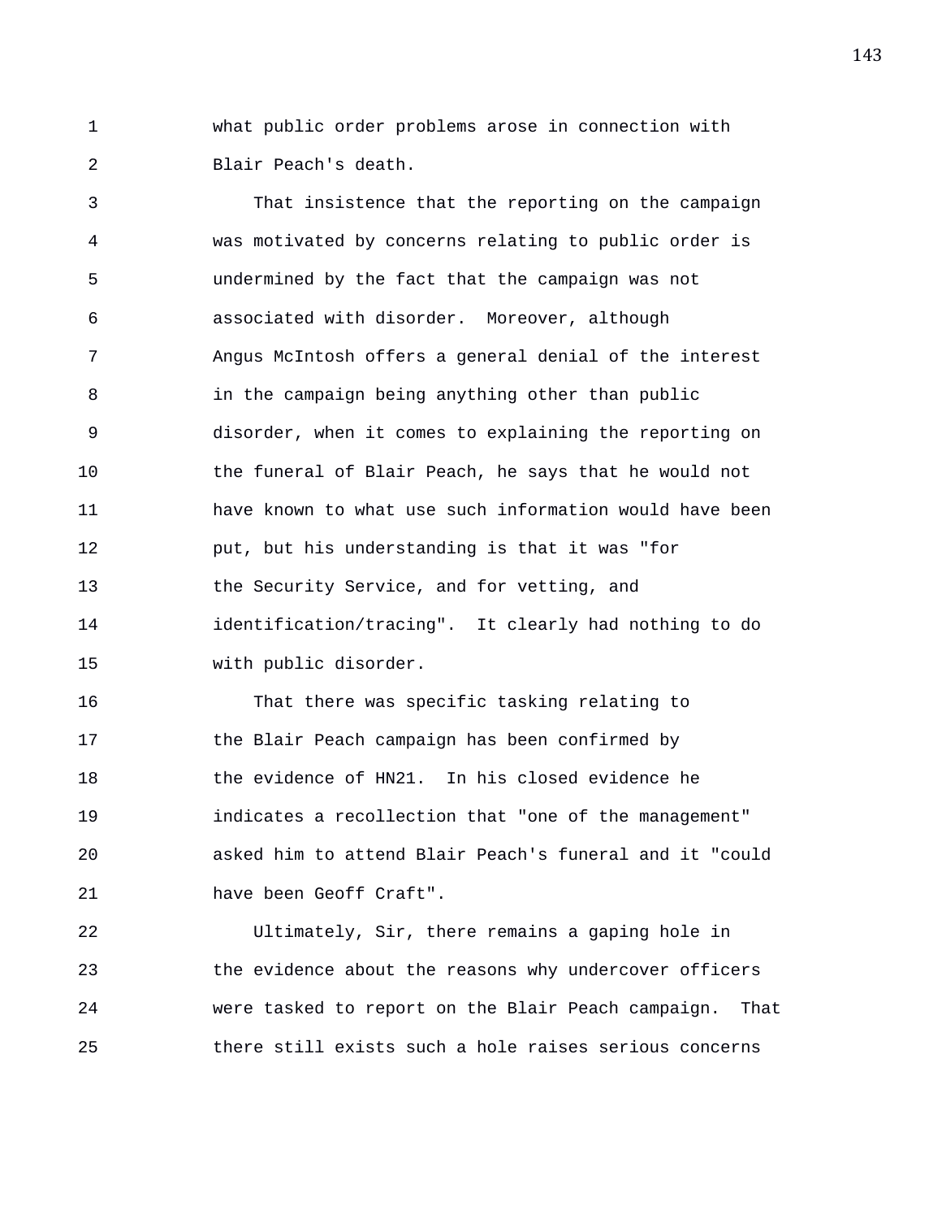what public order problems arose in connection with Blair Peach's death.

That insistence that the reporting on the campaign was motivated by concerns relating to public order is undermined by the fact that the campaign was not associated with disorder. Moreover, although Angus McIntosh offers a general denial of the interest in the campaign being anything other than public disorder, when it comes to explaining the reporting on the funeral of Blair Peach, he says that he would not have known to what use such information would have been put, but his understanding is that it was "for the Security Service, and for vetting, and identification/tracing". It clearly had nothing to do with public disorder.

That there was specific tasking relating to the Blair Peach campaign has been confirmed by the evidence of HN21. In his closed evidence he indicates a recollection that "one of the management" asked him to attend Blair Peach's funeral and it "could have been Geoff Craft".

Ultimately, Sir, there remains a gaping hole in the evidence about the reasons why undercover officers were tasked to report on the Blair Peach campaign. That there still exists such a hole raises serious concerns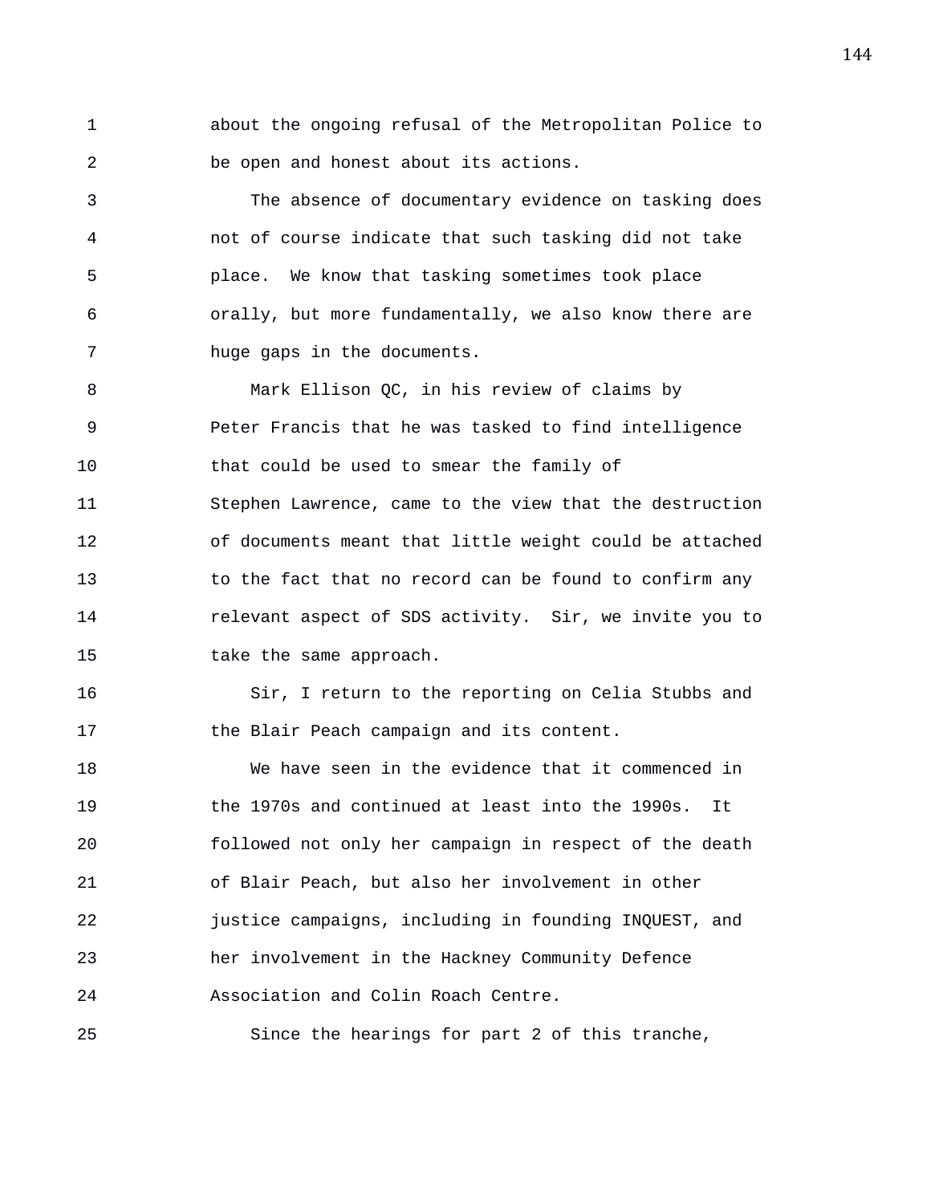about the ongoing refusal of the Metropolitan Police to be open and honest about its actions.

The absence of documentary evidence on tasking does not of course indicate that such tasking did not take place. We know that tasking sometimes took place orally, but more fundamentally, we also know there are huge gaps in the documents.

Mark Ellison QC, in his review of claims by Peter Francis that he was tasked to find intelligence that could be used to smear the family of Stephen Lawrence, came to the view that the destruction of documents meant that little weight could be attached to the fact that no record can be found to confirm any relevant aspect of SDS activity. Sir, we invite you to take the same approach.

Sir, I return to the reporting on Celia Stubbs and the Blair Peach campaign and its content.

We have seen in the evidence that it commenced in the 1970s and continued at least into the 1990s. It followed not only her campaign in respect of the death of Blair Peach, but also her involvement in other justice campaigns, including in founding INQUEST, and her involvement in the Hackney Community Defence Association and Colin Roach Centre.

Since the hearings for part 2 of this tranche,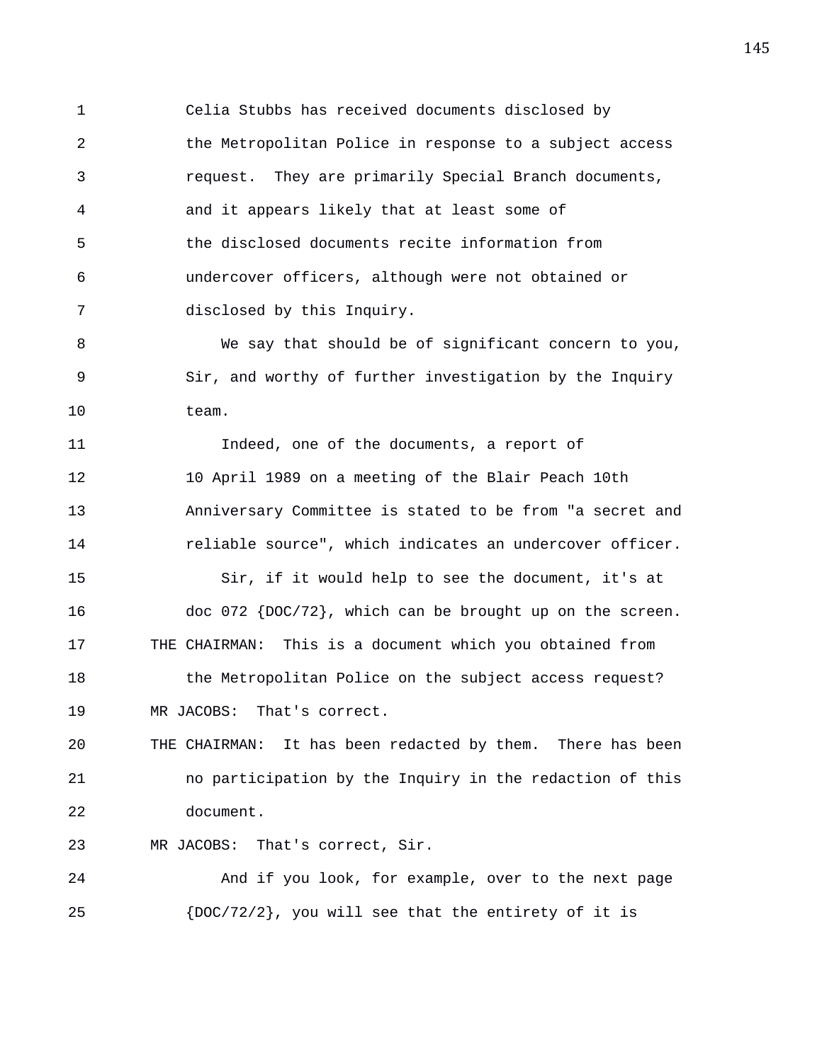Celia Stubbs has received documents disclosed by the Metropolitan Police in response to a subject access request. They are primarily Special Branch documents, and it appears likely that at least some of the disclosed documents recite information from undercover officers, although were not obtained or disclosed by this Inquiry.

We say that should be of significant concern to you, Sir, and worthy of further investigation by the Inquiry team.

Indeed, one of the documents, a report of 10 April 1989 on a meeting of the Blair Peach 10th Anniversary Committee is stated to be from "a secret and reliable source", which indicates an undercover officer.

Sir, if it would help to see the document, it's at doc 072 {DOC/72}, which can be brought up on the screen.

THE CHAIRMAN: This is a document which you obtained from the Metropolitan Police on the subject access request?

MR JACOBS: That's correct.

THE CHAIRMAN: It has been redacted by them. There has been no participation by the Inquiry in the redaction of this document.

MR JACOBS: That's correct, Sir.

And if you look, for example, over to the next page {DOC/72/2}, you will see that the entirety of it is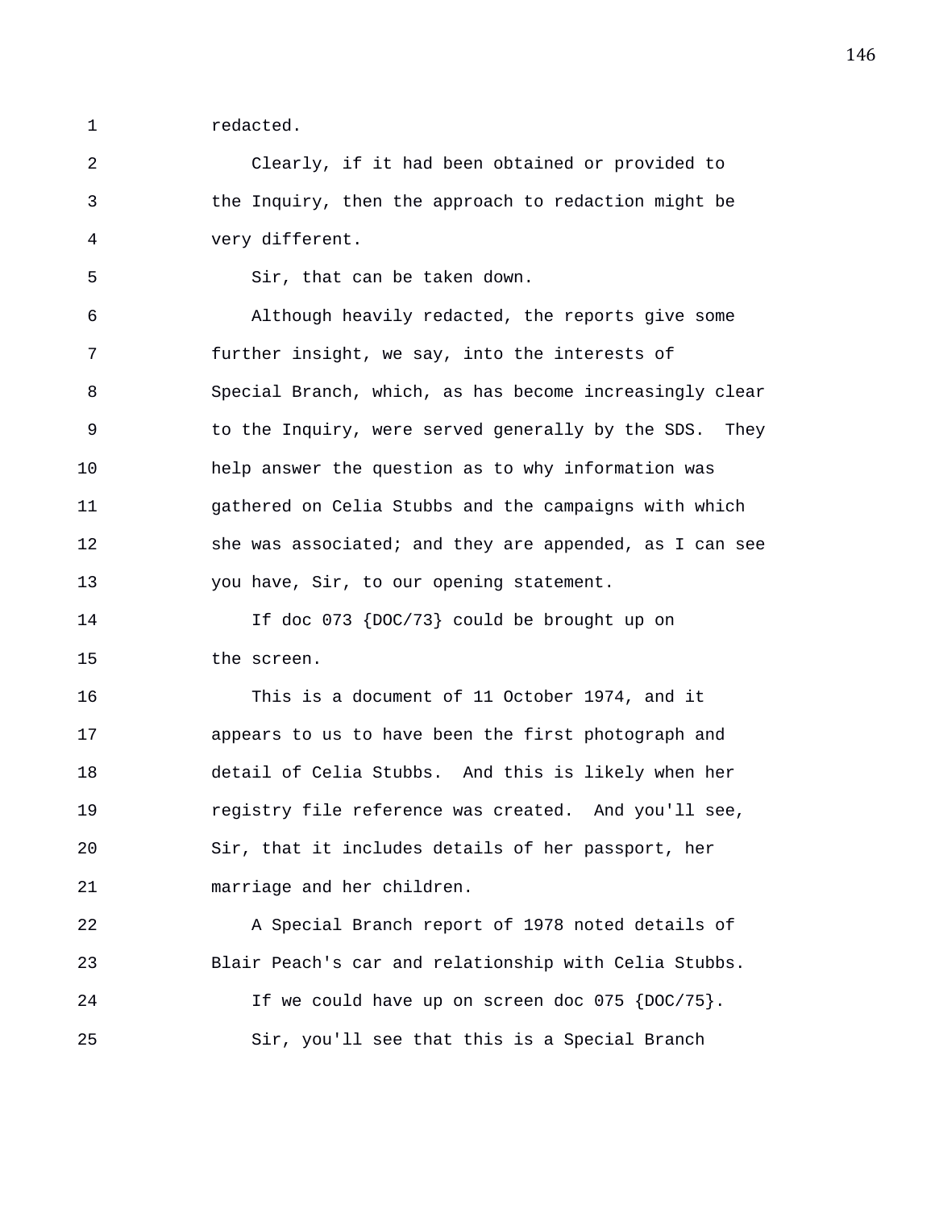redacted.

Clearly, if it had been obtained or provided to the Inquiry, then the approach to redaction might be very different.

Sir, that can be taken down.

Although heavily redacted, the reports give some further insight, we say, into the interests of Special Branch, which, as has become increasingly clear to the Inquiry, were served generally by the SDS. They help answer the question as to why information was gathered on Celia Stubbs and the campaigns with which she was associated; and they are appended, as I can see you have, Sir, to our opening statement.

If doc 073 {DOC/73} could be brought up on the screen.

This is a document of 11 October 1974, and it appears to us to have been the first photograph and detail of Celia Stubbs. And this is likely when her registry file reference was created. And you'll see, Sir, that it includes details of her passport, her marriage and her children.

A Special Branch report of 1978 noted details of Blair Peach's car and relationship with Celia Stubbs.

If we could have up on screen doc 075 {DOC/75}.

Sir, you'll see that this is a Special Branch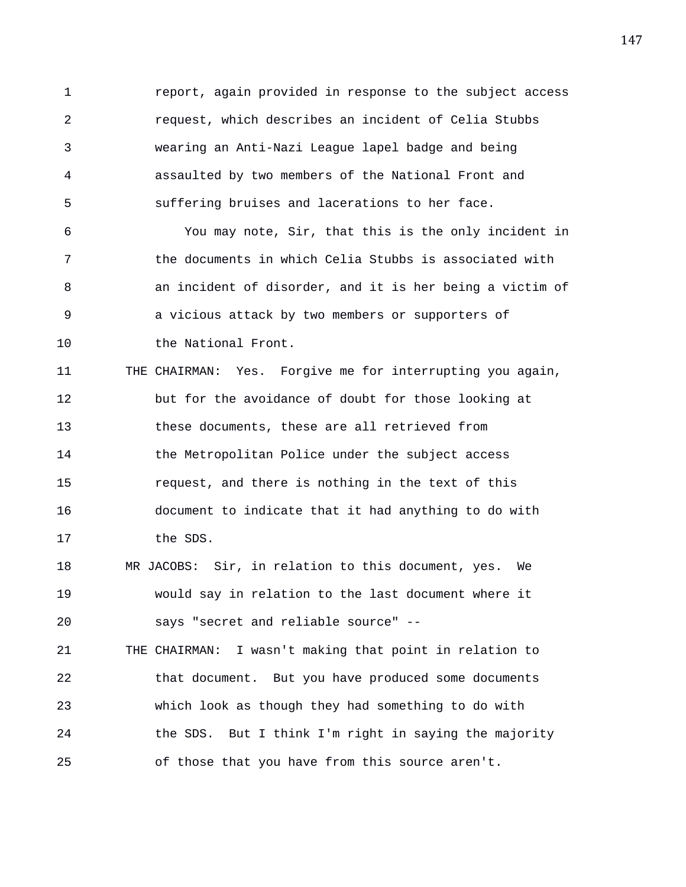report, again provided in response to the subject access request, which describes an incident of Celia Stubbs wearing an Anti-Nazi League lapel badge and being assaulted by two members of the National Front and suffering bruises and lacerations to her face.

You may note, Sir, that this is the only incident in the documents in which Celia Stubbs is associated with an incident of disorder, and it is her being a victim of a vicious attack by two members or supporters of the National Front.

THE CHAIRMAN: Yes. Forgive me for interrupting you again, but for the avoidance of doubt for those looking at these documents, these are all retrieved from the Metropolitan Police under the subject access request, and there is nothing in the text of this document to indicate that it had anything to do with the SDS.

MR JACOBS: Sir, in relation to this document, yes. We would say in relation to the last document where it says "secret and reliable source" --

THE CHAIRMAN: I wasn't making that point in relation to that document. But you have produced some documents which look as though they had something to do with the SDS. But I think I'm right in saying the majority of those that you have from this source aren't.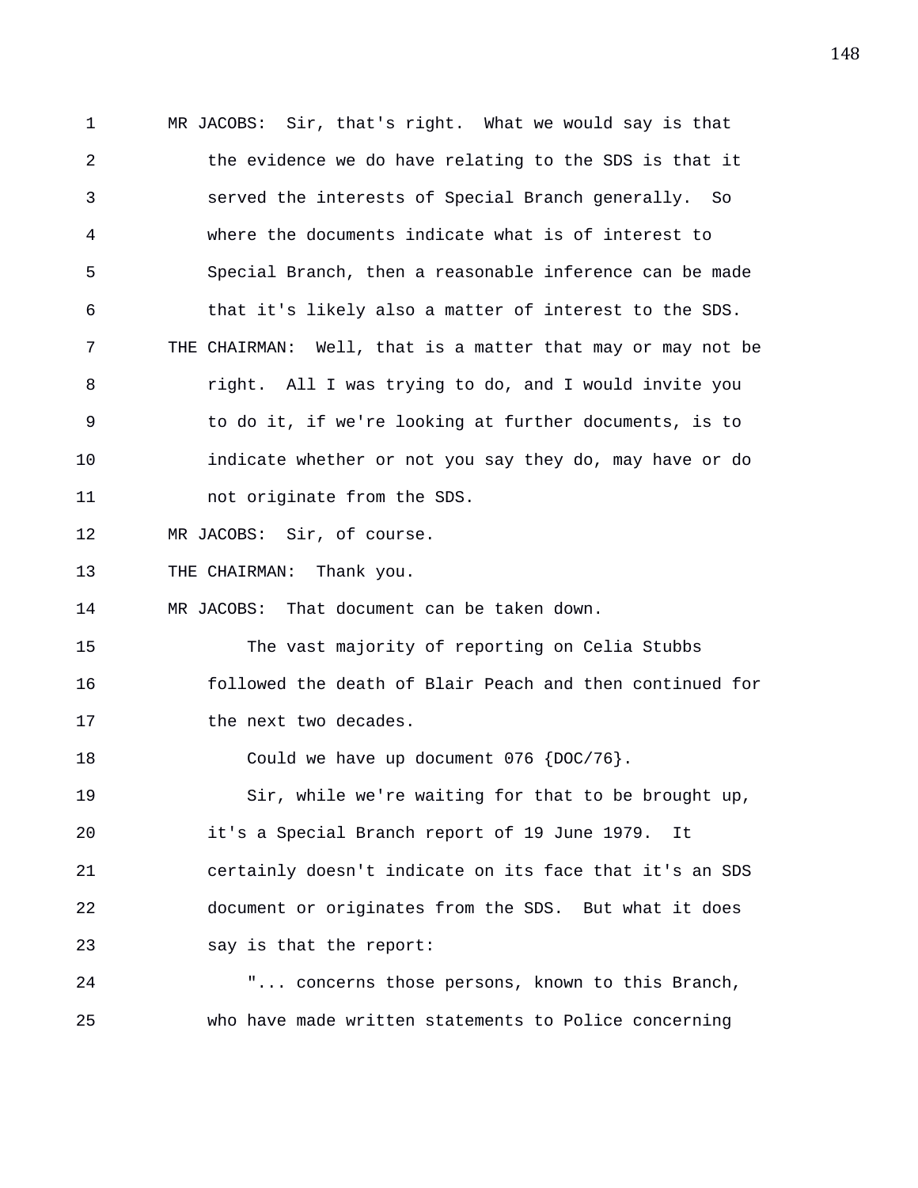MR JACOBS: Sir, that's right. What we would say is that the evidence we do have relating to the SDS is that it served the interests of Special Branch generally. So where the documents indicate what is of interest to Special Branch, then a reasonable inference can be made that it's likely also a matter of interest to the SDS.

THE CHAIRMAN: Well, that is a matter that may or may not be right. All I was trying to do, and I would invite you to do it, if we're looking at further documents, is to indicate whether or not you say they do, may have or do not originate from the SDS.

MR JACOBS: Sir, of course.

THE CHAIRMAN: Thank you.

MR JACOBS: That document can be taken down.

The vast majority of reporting on Celia Stubbs followed the death of Blair Peach and then continued for the next two decades.

Could we have up document 076 {DOC/76}.

Sir, while we're waiting for that to be brought up, it's a Special Branch report of 19 June 1979. It certainly doesn't indicate on its face that it's an SDS document or originates from the SDS. But what it does say is that the report:

"... concerns those persons, known to this Branch, who have made written statements to Police concerning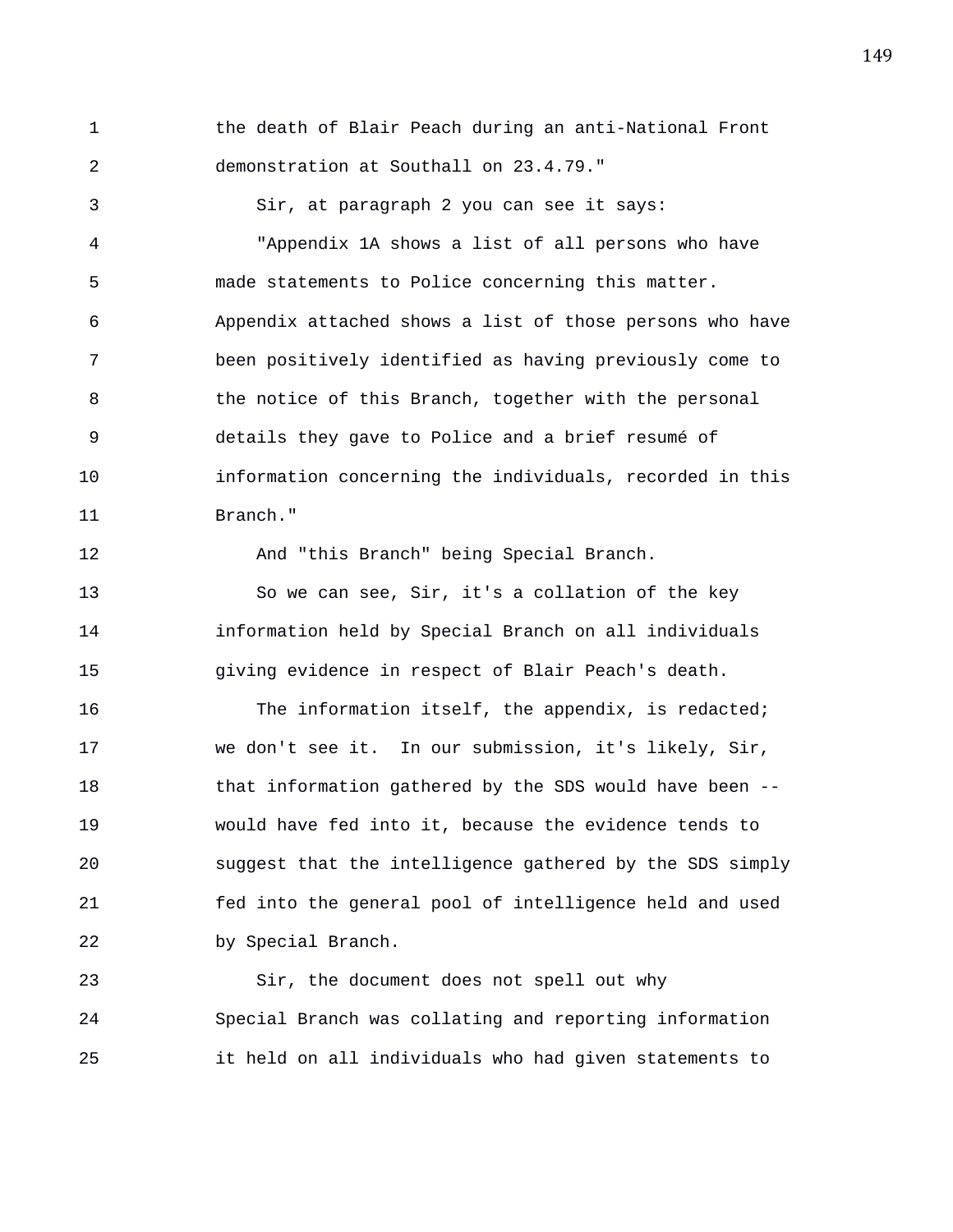the death of Blair Peach during an anti-National Front demonstration at Southall on 23.4.79."

Sir, at paragraph 2 you can see it says:

"Appendix 1A shows a list of all persons who have made statements to Police concerning this matter. Appendix attached shows a list of those persons who have been positively identified as having previously come to the notice of this Branch, together with the personal details they gave to Police and a brief resumé of information concerning the individuals, recorded in this Branch."

And "this Branch" being Special Branch.

So we can see, Sir, it's a collation of the key information held by Special Branch on all individuals giving evidence in respect of Blair Peach's death.

The information itself, the appendix, is redacted; we don't see it. In our submission, it's likely, Sir, that information gathered by the SDS would have been -- would have fed into it, because the evidence tends to suggest that the intelligence gathered by the SDS simply fed into the general pool of intelligence held and used by Special Branch.

Sir, the document does not spell out why Special Branch was collating and reporting information it held on all individuals who had given statements to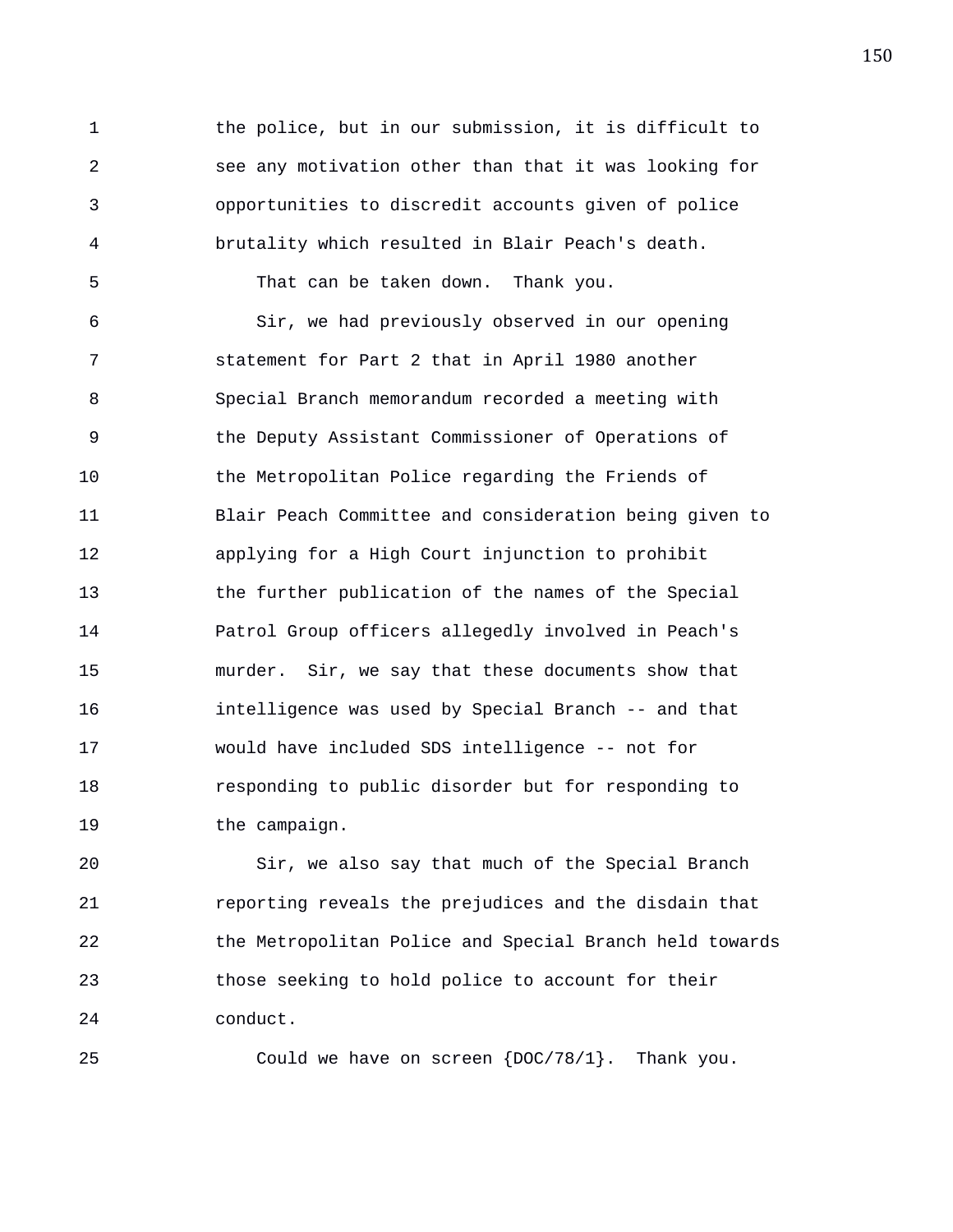the police, but in our submission, it is difficult to see any motivation other than that it was looking for opportunities to discredit accounts given of police brutality which resulted in Blair Peach's death.

That can be taken down. Thank you.

Sir, we had previously observed in our opening statement for Part 2 that in April 1980 another Special Branch memorandum recorded a meeting with the Deputy Assistant Commissioner of Operations of the Metropolitan Police regarding the Friends of Blair Peach Committee and consideration being given to applying for a High Court injunction to prohibit the further publication of the names of the Special Patrol Group officers allegedly involved in Peach's murder. Sir, we say that these documents show that intelligence was used by Special Branch -- and that would have included SDS intelligence -- not for responding to public disorder but for responding to the campaign.

Sir, we also say that much of the Special Branch reporting reveals the prejudices and the disdain that the Metropolitan Police and Special Branch held towards those seeking to hold police to account for their conduct.

Could we have on screen {DOC/78/1}. Thank you.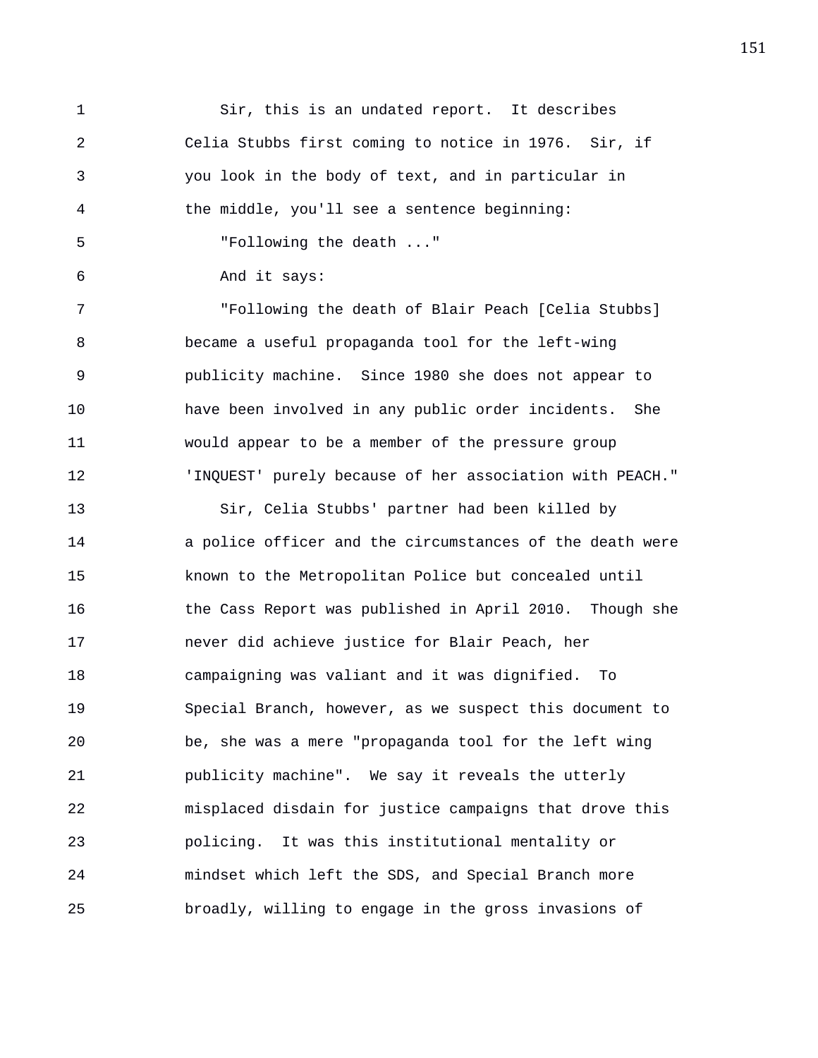Sir, this is an undated report. It describes Celia Stubbs first coming to notice in 1976. Sir, if you look in the body of text, and in particular in the middle, you'll see a sentence beginning:

"Following the death ..."

And it says:

"Following the death of Blair Peach [Celia Stubbs] became a useful propaganda tool for the left-wing publicity machine. Since 1980 she does not appear to have been involved in any public order incidents. She would appear to be a member of the pressure group 'INQUEST' purely because of her association with PEACH."

Sir, Celia Stubbs' partner had been killed by a police officer and the circumstances of the death were known to the Metropolitan Police but concealed until the Cass Report was published in April 2010. Though she never did achieve justice for Blair Peach, her campaigning was valiant and it was dignified. To Special Branch, however, as we suspect this document to be, she was a mere "propaganda tool for the left wing publicity machine". We say it reveals the utterly misplaced disdain for justice campaigns that drove this policing. It was this institutional mentality or mindset which left the SDS, and Special Branch more broadly, willing to engage in the gross invasions of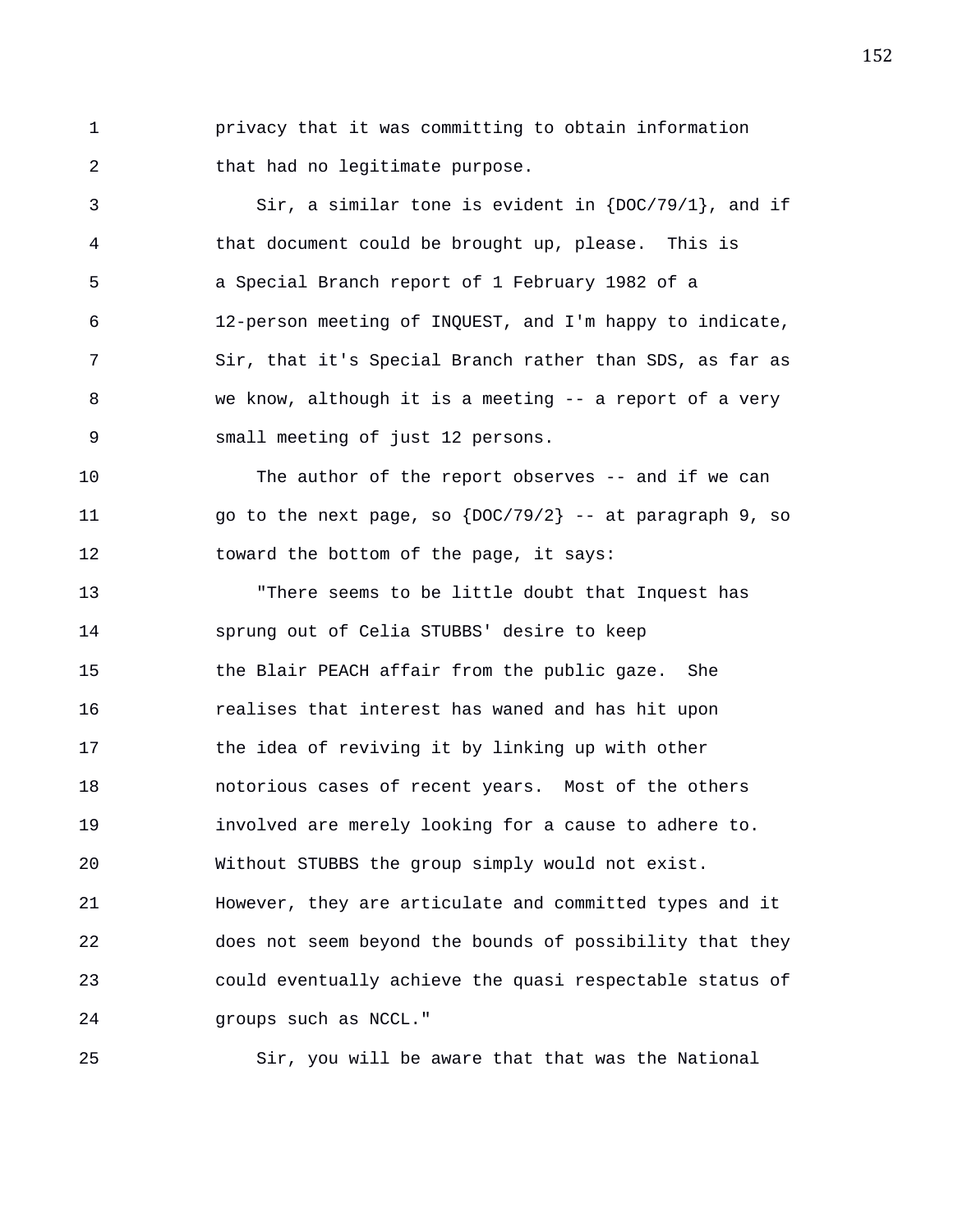privacy that it was committing to obtain information that had no legitimate purpose.

Sir, a similar tone is evident in {DOC/79/1}, and if that document could be brought up, please. This is a Special Branch report of 1 February 1982 of a 12-person meeting of INQUEST, and I'm happy to indicate, Sir, that it's Special Branch rather than SDS, as far as we know, although it is a meeting -- a report of a very small meeting of just 12 persons.

The author of the report observes -- and if we can go to the next page, so {DOC/79/2} -- at paragraph 9, so toward the bottom of the page, it says:

"There seems to be little doubt that Inquest has sprung out of Celia STUBBS' desire to keep the Blair PEACH affair from the public gaze. She realises that interest has waned and has hit upon the idea of reviving it by linking up with other notorious cases of recent years. Most of the others involved are merely looking for a cause to adhere to. Without STUBBS the group simply would not exist. However, they are articulate and committed types and it does not seem beyond the bounds of possibility that they could eventually achieve the quasi respectable status of groups such as NCCL."

Sir, you will be aware that that was the National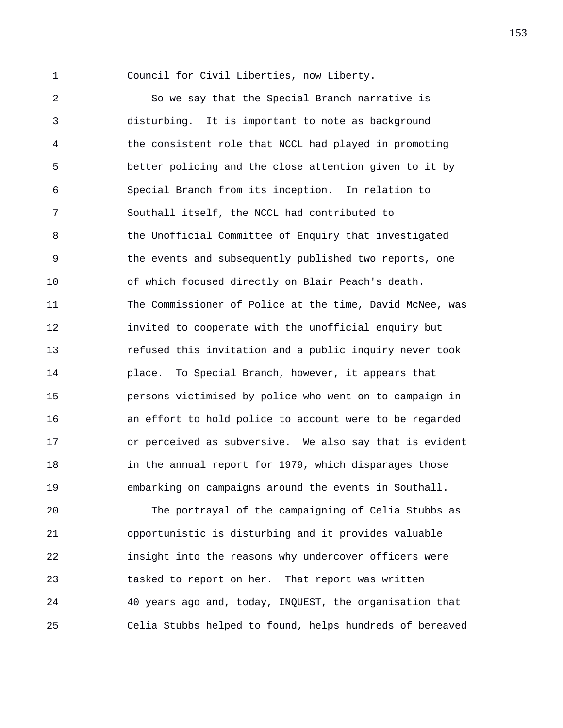Council for Civil Liberties, now Liberty.

So we say that the Special Branch narrative is disturbing. It is important to note as background the consistent role that NCCL had played in promoting better policing and the close attention given to it by Special Branch from its inception. In relation to Southall itself, the NCCL had contributed to the Unofficial Committee of Enquiry that investigated the events and subsequently published two reports, one of which focused directly on Blair Peach's death. The Commissioner of Police at the time, David McNee, was invited to cooperate with the unofficial enquiry but refused this invitation and a public inquiry never took place. To Special Branch, however, it appears that persons victimised by police who went on to campaign in an effort to hold police to account were to be regarded or perceived as subversive. We also say that is evident in the annual report for 1979, which disparages those embarking on campaigns around the events in Southall.

The portrayal of the campaigning of Celia Stubbs as opportunistic is disturbing and it provides valuable insight into the reasons why undercover officers were tasked to report on her. That report was written 40 years ago and, today, INQUEST, the organisation that Celia Stubbs helped to found, helps hundreds of bereaved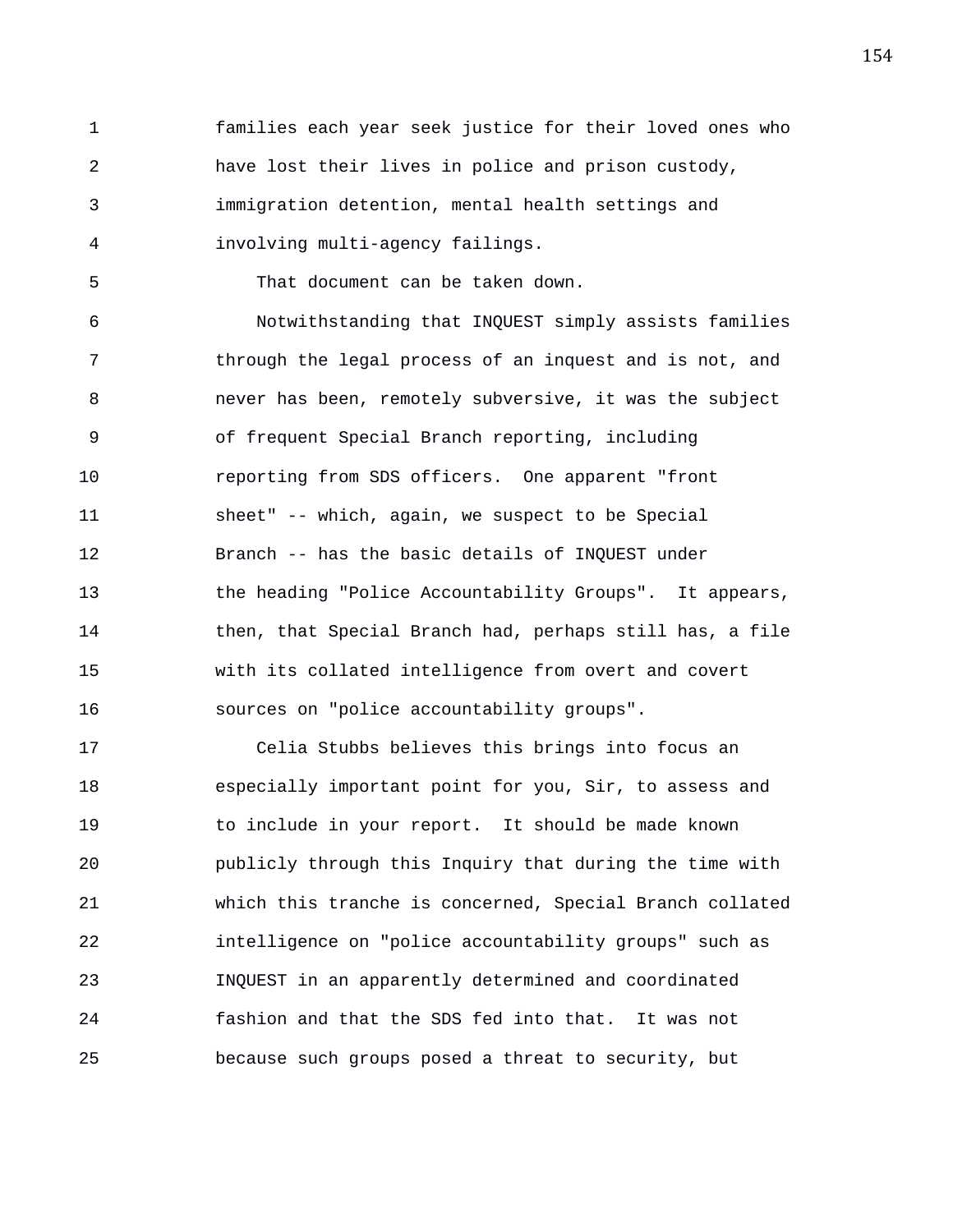families each year seek justice for their loved ones who have lost their lives in police and prison custody, immigration detention, mental health settings and involving multi-agency failings.

That document can be taken down.

Notwithstanding that INQUEST simply assists families through the legal process of an inquest and is not, and never has been, remotely subversive, it was the subject of frequent Special Branch reporting, including reporting from SDS officers. One apparent "front sheet" -- which, again, we suspect to be Special Branch -- has the basic details of INQUEST under the heading "Police Accountability Groups". It appears, then, that Special Branch had, perhaps still has, a file with its collated intelligence from overt and covert sources on "police accountability groups".

Celia Stubbs believes this brings into focus an especially important point for you, Sir, to assess and to include in your report. It should be made known publicly through this Inquiry that during the time with which this tranche is concerned, Special Branch collated intelligence on "police accountability groups" such as INQUEST in an apparently determined and coordinated fashion and that the SDS fed into that. It was not because such groups posed a threat to security, but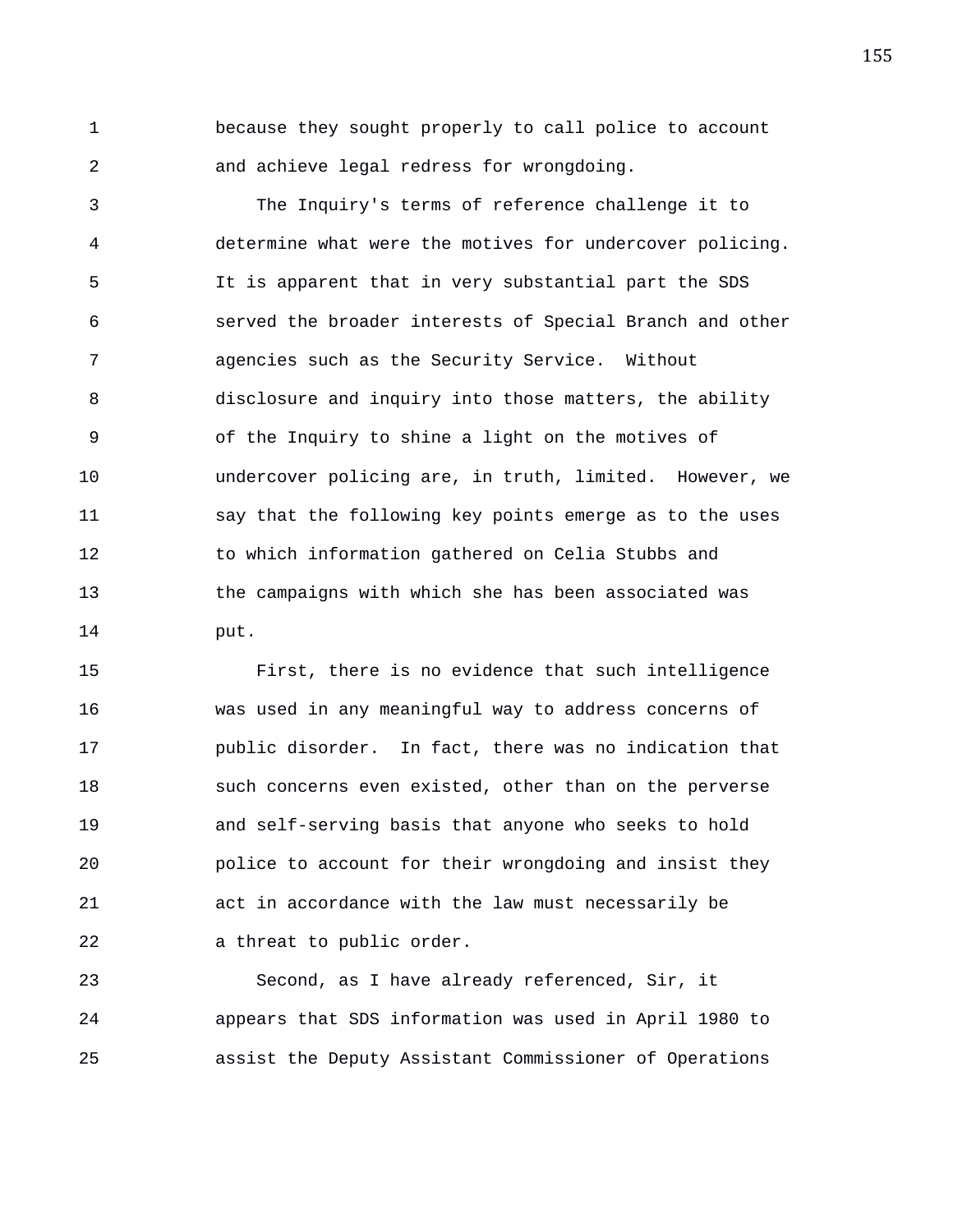because they sought properly to call police to account and achieve legal redress for wrongdoing.

The Inquiry's terms of reference challenge it to determine what were the motives for undercover policing. It is apparent that in very substantial part the SDS served the broader interests of Special Branch and other agencies such as the Security Service. Without disclosure and inquiry into those matters, the ability of the Inquiry to shine a light on the motives of undercover policing are, in truth, limited. However, we say that the following key points emerge as to the uses to which information gathered on Celia Stubbs and the campaigns with which she has been associated was put.

First, there is no evidence that such intelligence was used in any meaningful way to address concerns of public disorder. In fact, there was no indication that such concerns even existed, other than on the perverse and self-serving basis that anyone who seeks to hold police to account for their wrongdoing and insist they act in accordance with the law must necessarily be a threat to public order.

Second, as I have already referenced, Sir, it appears that SDS information was used in April 1980 to assist the Deputy Assistant Commissioner of Operations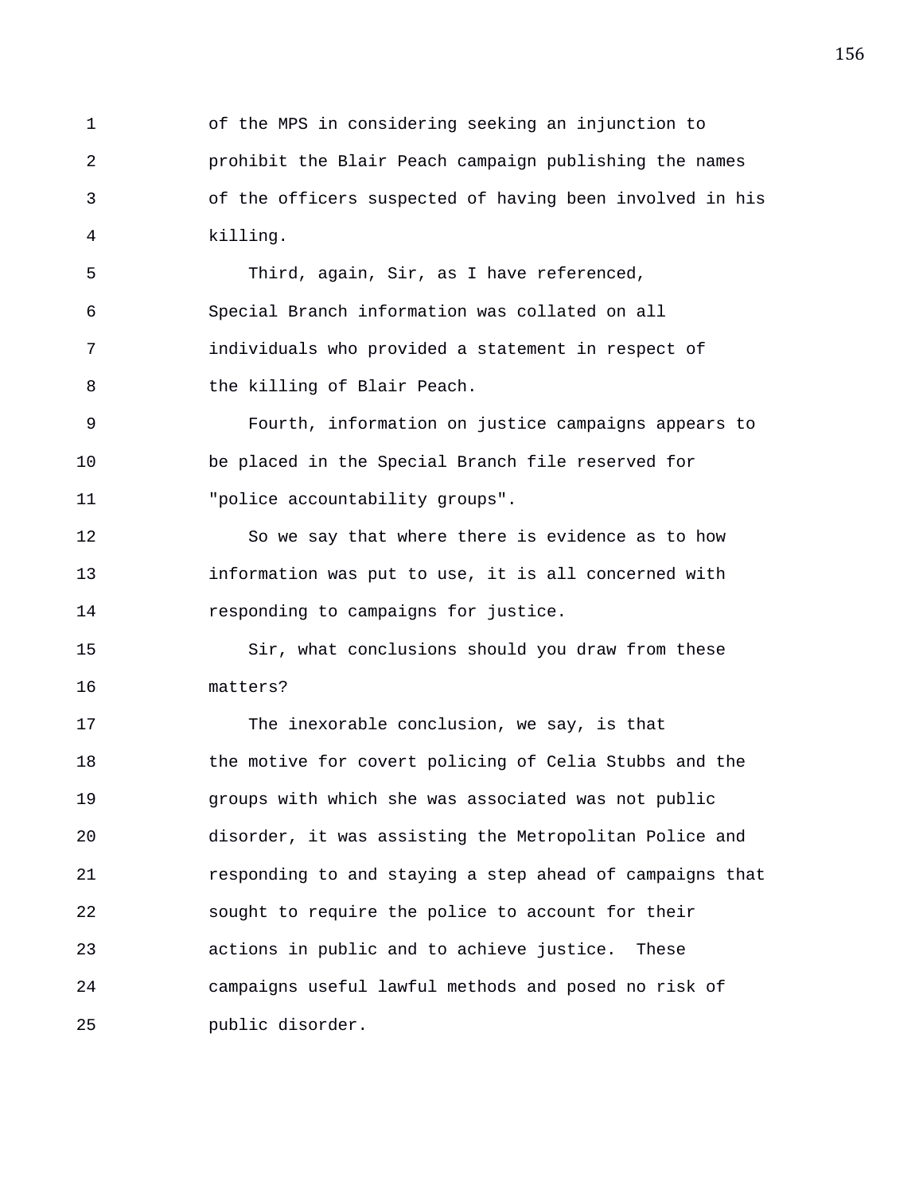of the MPS in considering seeking an injunction to prohibit the Blair Peach campaign publishing the names of the officers suspected of having been involved in his killing.

Third, again, Sir, as I have referenced, Special Branch information was collated on all individuals who provided a statement in respect of the killing of Blair Peach.

Fourth, information on justice campaigns appears to be placed in the Special Branch file reserved for "police accountability groups".

So we say that where there is evidence as to how information was put to use, it is all concerned with responding to campaigns for justice.

Sir, what conclusions should you draw from these matters?

The inexorable conclusion, we say, is that the motive for covert policing of Celia Stubbs and the groups with which she was associated was not public disorder, it was assisting the Metropolitan Police and responding to and staying a step ahead of campaigns that sought to require the police to account for their actions in public and to achieve justice. These campaigns useful lawful methods and posed no risk of public disorder.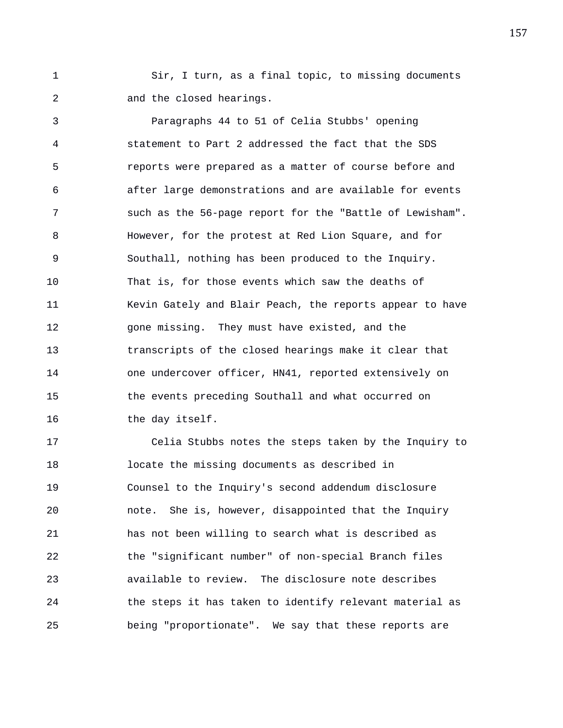Sir, I turn, as a final topic, to missing documents and the closed hearings.

Paragraphs 44 to 51 of Celia Stubbs' opening statement to Part 2 addressed the fact that the SDS reports were prepared as a matter of course before and after large demonstrations and are available for events such as the 56-page report for the "Battle of Lewisham". However, for the protest at Red Lion Square, and for Southall, nothing has been produced to the Inquiry. That is, for those events which saw the deaths of Kevin Gately and Blair Peach, the reports appear to have gone missing. They must have existed, and the transcripts of the closed hearings make it clear that one undercover officer, HN41, reported extensively on the events preceding Southall and what occurred on the day itself.

Celia Stubbs notes the steps taken by the Inquiry to locate the missing documents as described in Counsel to the Inquiry's second addendum disclosure note. She is, however, disappointed that the Inquiry has not been willing to search what is described as the "significant number" of non-special Branch files available to review. The disclosure note describes the steps it has taken to identify relevant material as being "proportionate". We say that these reports are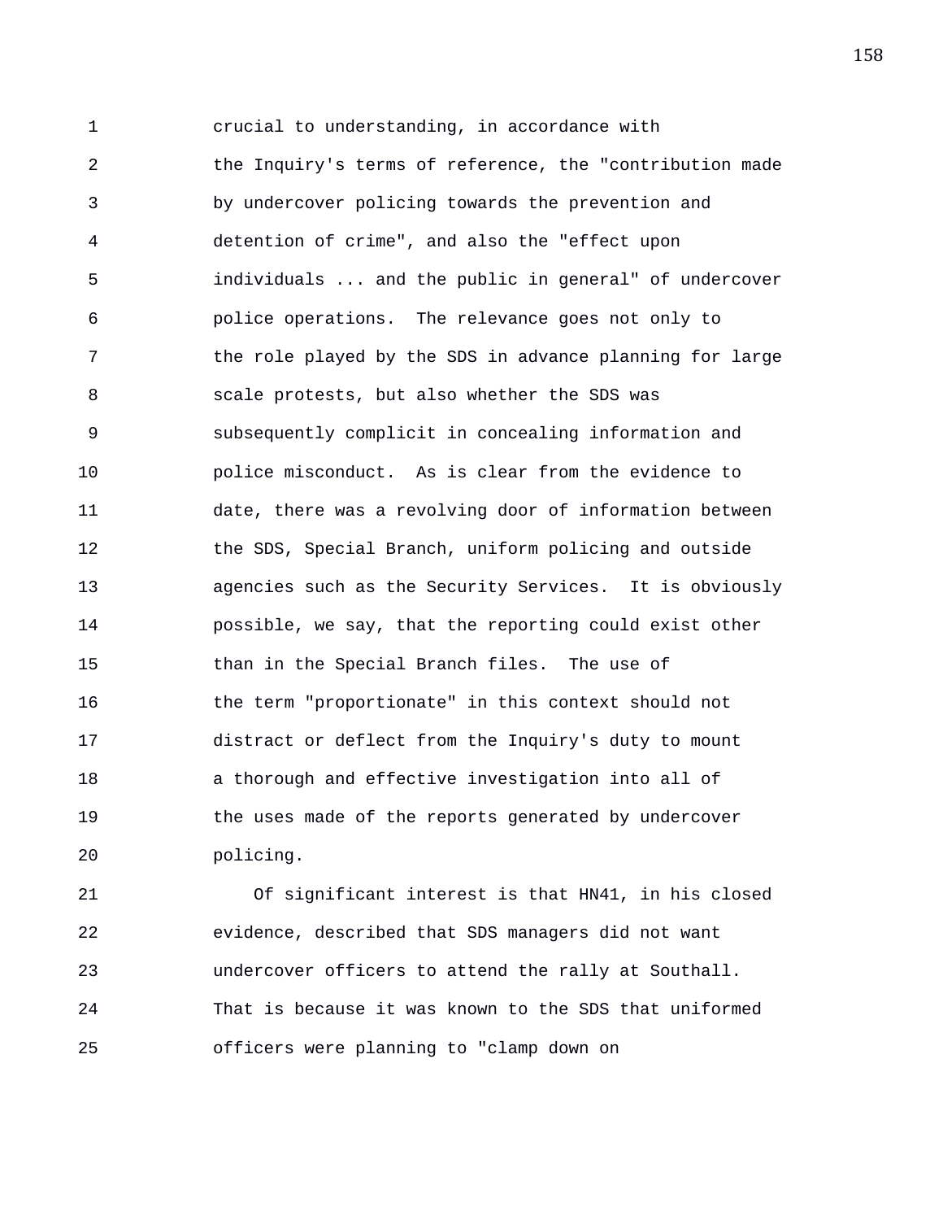crucial to understanding, in accordance with the Inquiry's terms of reference, the "contribution made by undercover policing towards the prevention and detention of crime", and also the "effect upon individuals ... and the public in general" of undercover police operations. The relevance goes not only to the role played by the SDS in advance planning for large scale protests, but also whether the SDS was subsequently complicit in concealing information and police misconduct. As is clear from the evidence to date, there was a revolving door of information between the SDS, Special Branch, uniform policing and outside agencies such as the Security Services. It is obviously possible, we say, that the reporting could exist other than in the Special Branch files. The use of the term "proportionate" in this context should not distract or deflect from the Inquiry's duty to mount a thorough and effective investigation into all of the uses made of the reports generated by undercover policing.

Of significant interest is that HN41, in his closed evidence, described that SDS managers did not want undercover officers to attend the rally at Southall. That is because it was known to the SDS that uniformed officers were planning to "clamp down on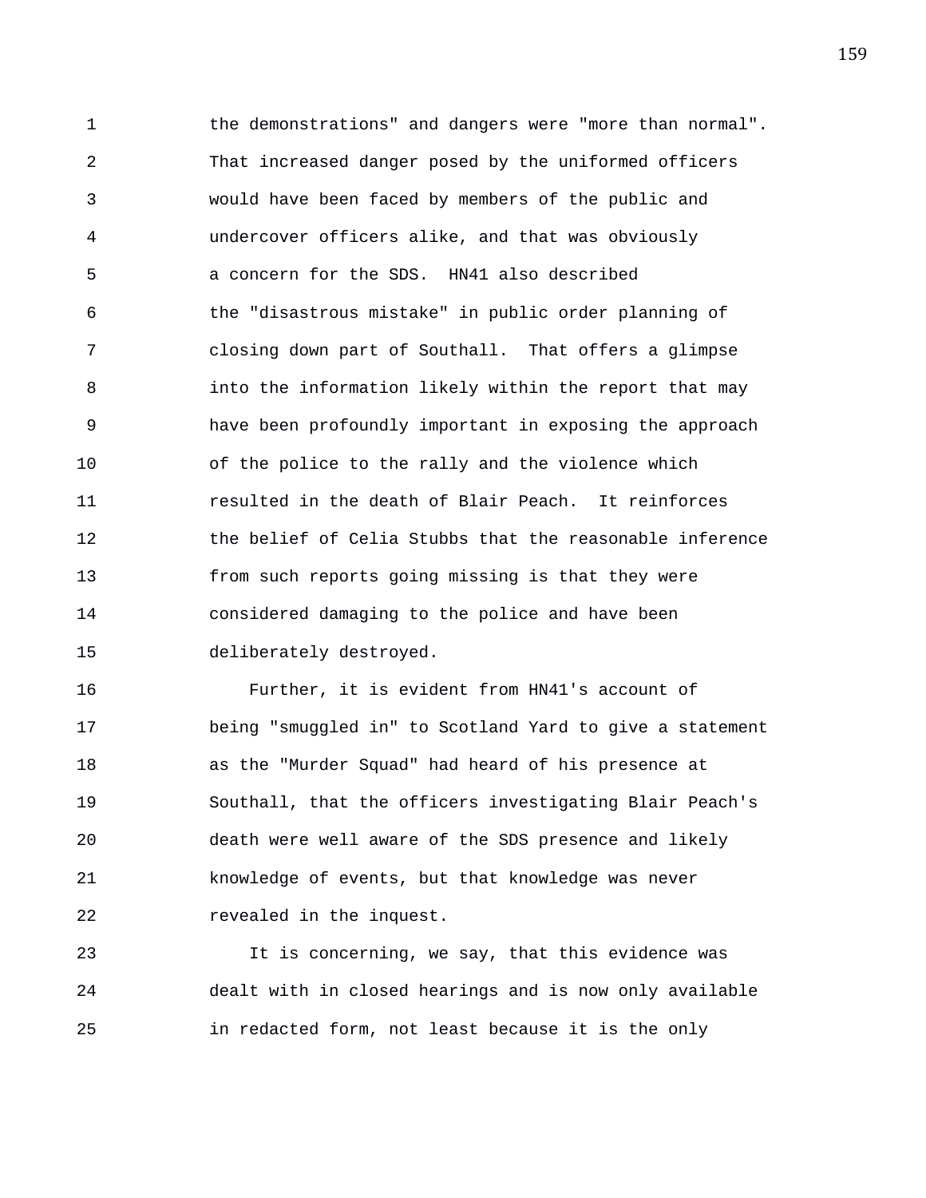the demonstrations" and dangers were "more than normal". That increased danger posed by the uniformed officers would have been faced by members of the public and undercover officers alike, and that was obviously a concern for the SDS. HN41 also described the "disastrous mistake" in public order planning of closing down part of Southall. That offers a glimpse into the information likely within the report that may have been profoundly important in exposing the approach of the police to the rally and the violence which resulted in the death of Blair Peach. It reinforces the belief of Celia Stubbs that the reasonable inference from such reports going missing is that they were considered damaging to the police and have been deliberately destroyed.

Further, it is evident from HN41's account of being "smuggled in" to Scotland Yard to give a statement as the "Murder Squad" had heard of his presence at Southall, that the officers investigating Blair Peach's death were well aware of the SDS presence and likely knowledge of events, but that knowledge was never revealed in the inquest.

It is concerning, we say, that this evidence was dealt with in closed hearings and is now only available in redacted form, not least because it is the only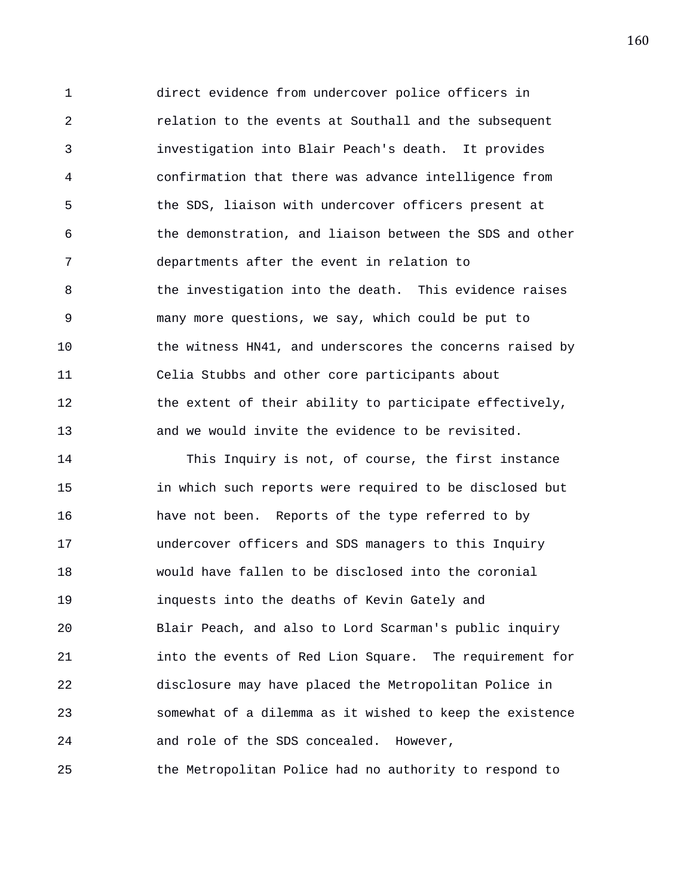direct evidence from undercover police officers in relation to the events at Southall and the subsequent investigation into Blair Peach's death. It provides confirmation that there was advance intelligence from the SDS, liaison with undercover officers present at the demonstration, and liaison between the SDS and other departments after the event in relation to the investigation into the death. This evidence raises many more questions, we say, which could be put to the witness HN41, and underscores the concerns raised by Celia Stubbs and other core participants about the extent of their ability to participate effectively, and we would invite the evidence to be revisited.

This Inquiry is not, of course, the first instance in which such reports were required to be disclosed but have not been. Reports of the type referred to by undercover officers and SDS managers to this Inquiry would have fallen to be disclosed into the coronial inquests into the deaths of Kevin Gately and Blair Peach, and also to Lord Scarman's public inquiry into the events of Red Lion Square. The requirement for disclosure may have placed the Metropolitan Police in somewhat of a dilemma as it wished to keep the existence and role of the SDS concealed. However, the Metropolitan Police had no authority to respond to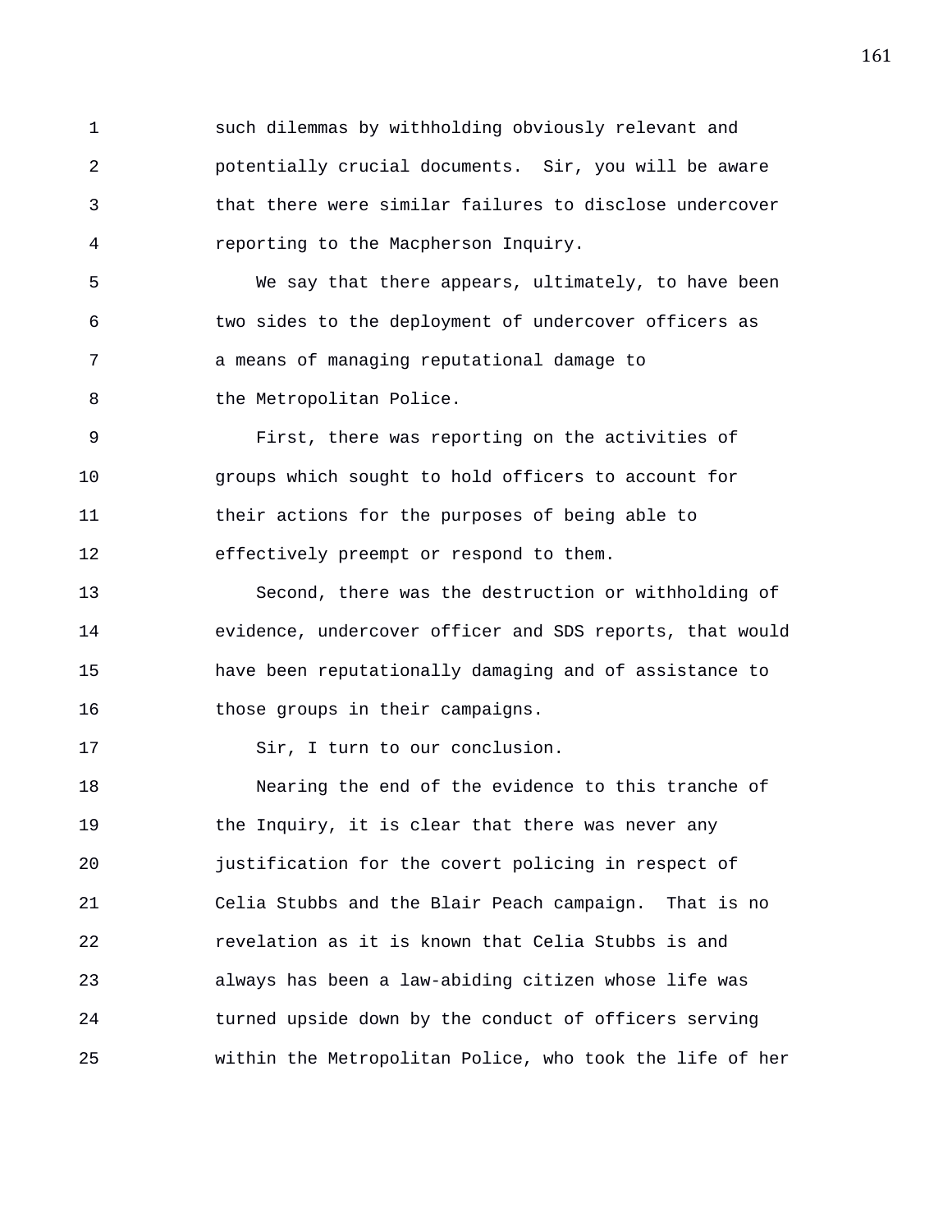such dilemmas by withholding obviously relevant and potentially crucial documents. Sir, you will be aware that there were similar failures to disclose undercover reporting to the Macpherson Inquiry.

We say that there appears, ultimately, to have been two sides to the deployment of undercover officers as a means of managing reputational damage to the Metropolitan Police.

First, there was reporting on the activities of groups which sought to hold officers to account for their actions for the purposes of being able to effectively preempt or respond to them.

Second, there was the destruction or withholding of evidence, undercover officer and SDS reports, that would have been reputationally damaging and of assistance to those groups in their campaigns.

Sir, I turn to our conclusion.

Nearing the end of the evidence to this tranche of the Inquiry, it is clear that there was never any justification for the covert policing in respect of Celia Stubbs and the Blair Peach campaign. That is no revelation as it is known that Celia Stubbs is and always has been a law-abiding citizen whose life was turned upside down by the conduct of officers serving within the Metropolitan Police, who took the life of her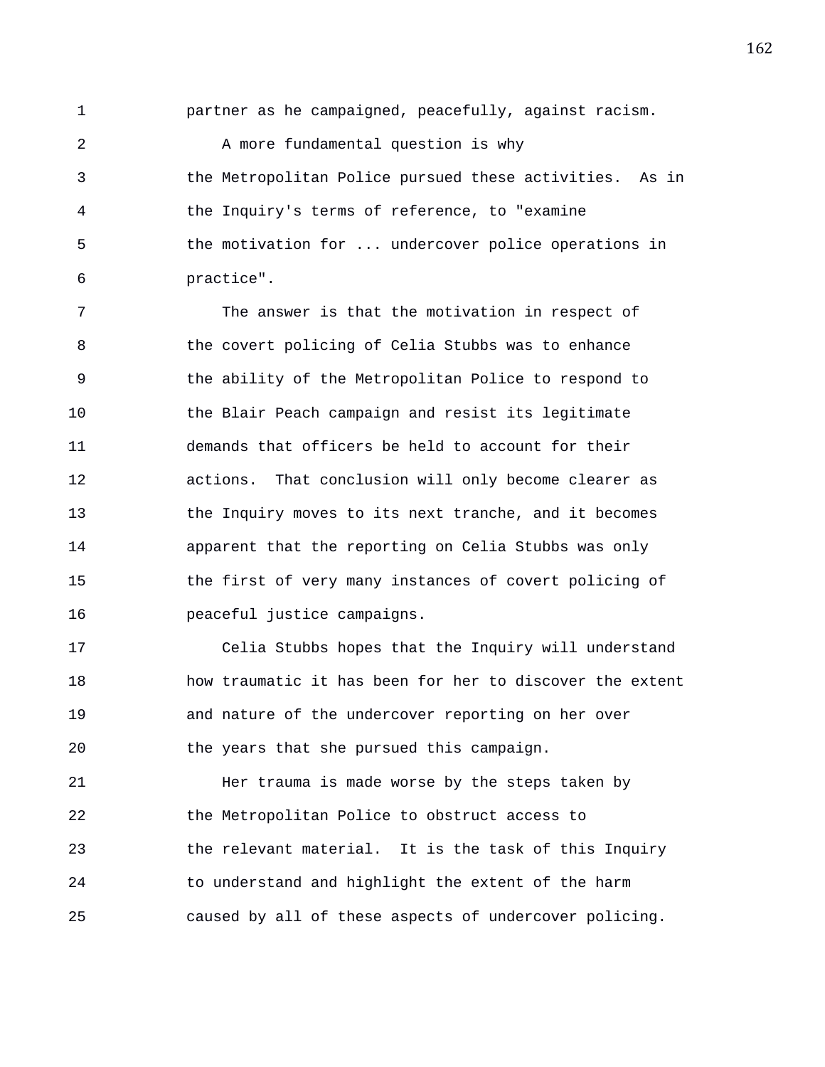partner as he campaigned, peacefully, against racism.

A more fundamental question is why the Metropolitan Police pursued these activities. As in the Inquiry's terms of reference, to "examine the motivation for ... undercover police operations in practice".

The answer is that the motivation in respect of the covert policing of Celia Stubbs was to enhance the ability of the Metropolitan Police to respond to the Blair Peach campaign and resist its legitimate demands that officers be held to account for their actions. That conclusion will only become clearer as the Inquiry moves to its next tranche, and it becomes apparent that the reporting on Celia Stubbs was only the first of very many instances of covert policing of peaceful justice campaigns.

Celia Stubbs hopes that the Inquiry will understand how traumatic it has been for her to discover the extent and nature of the undercover reporting on her over the years that she pursued this campaign.

Her trauma is made worse by the steps taken by the Metropolitan Police to obstruct access to the relevant material. It is the task of this Inquiry to understand and highlight the extent of the harm caused by all of these aspects of undercover policing.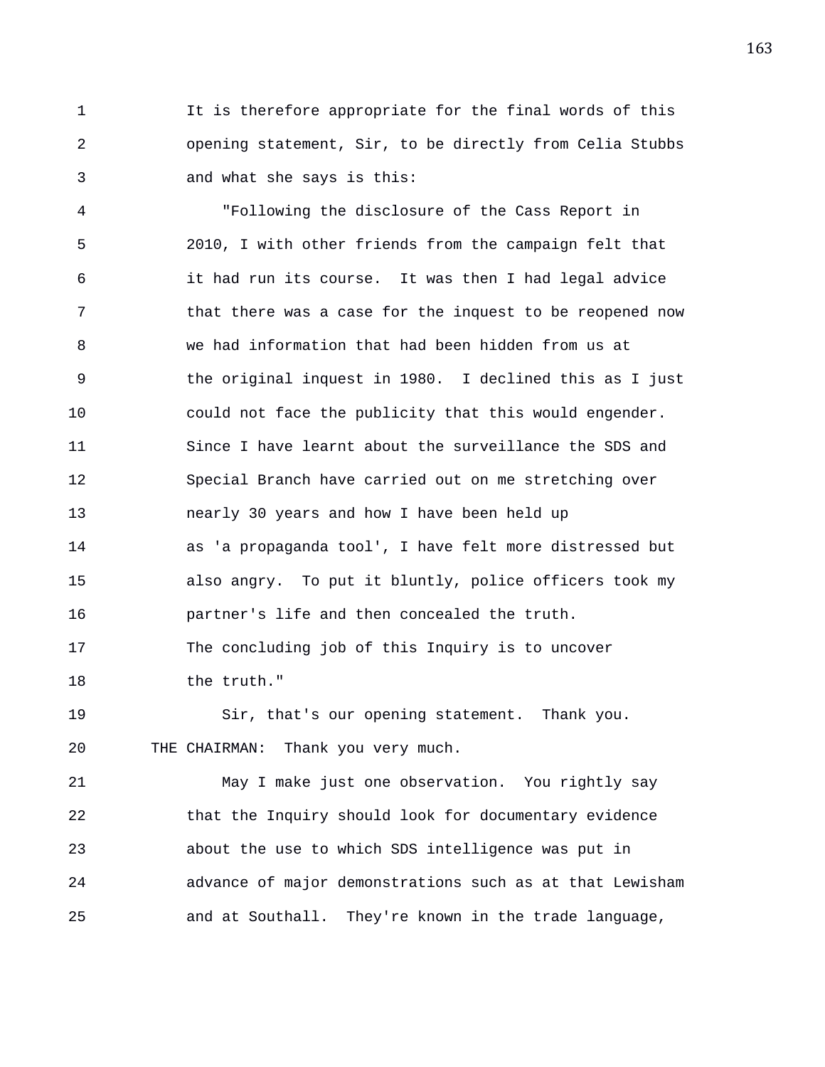It is therefore appropriate for the final words of this opening statement, Sir, to be directly from Celia Stubbs and what she says is this:

"Following the disclosure of the Cass Report in 2010, I with other friends from the campaign felt that it had run its course. It was then I had legal advice that there was a case for the inquest to be reopened now we had information that had been hidden from us at the original inquest in 1980. I declined this as I just could not face the publicity that this would engender. Since I have learnt about the surveillance the SDS and Special Branch have carried out on me stretching over nearly 30 years and how I have been held up as 'a propaganda tool', I have felt more distressed but also angry. To put it bluntly, police officers took my partner's life and then concealed the truth. The concluding job of this Inquiry is to uncover the truth."

Sir, that's our opening statement. Thank you.

THE CHAIRMAN: Thank you very much.

May I make just one observation. You rightly say that the Inquiry should look for documentary evidence about the use to which SDS intelligence was put in advance of major demonstrations such as at that Lewisham and at Southall. They're known in the trade language,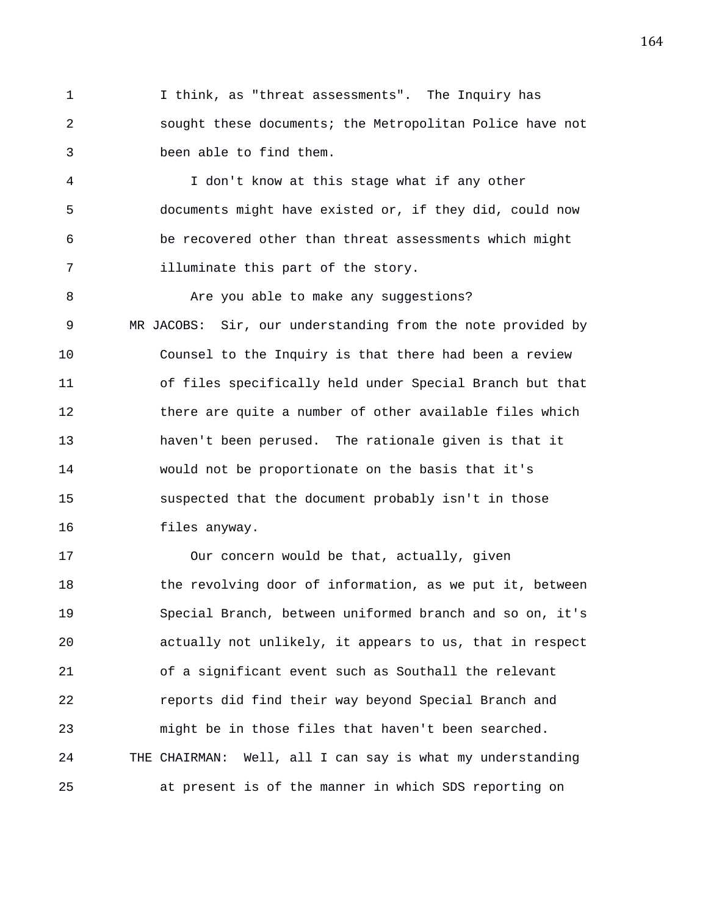I think, as "threat assessments". The Inquiry has sought these documents; the Metropolitan Police have not been able to find them.

I don't know at this stage what if any other documents might have existed or, if they did, could now be recovered other than threat assessments which might illuminate this part of the story.

Are you able to make any suggestions?

MR JACOBS: Sir, our understanding from the note provided by Counsel to the Inquiry is that there had been a review of files specifically held under Special Branch but that there are quite a number of other available files which haven't been perused. The rationale given is that it would not be proportionate on the basis that it's suspected that the document probably isn't in those files anyway.

Our concern would be that, actually, given the revolving door of information, as we put it, between Special Branch, between uniformed branch and so on, it's actually not unlikely, it appears to us, that in respect of a significant event such as Southall the relevant reports did find their way beyond Special Branch and might be in those files that haven't been searched.

THE CHAIRMAN: Well, all I can say is what my understanding at present is of the manner in which SDS reporting on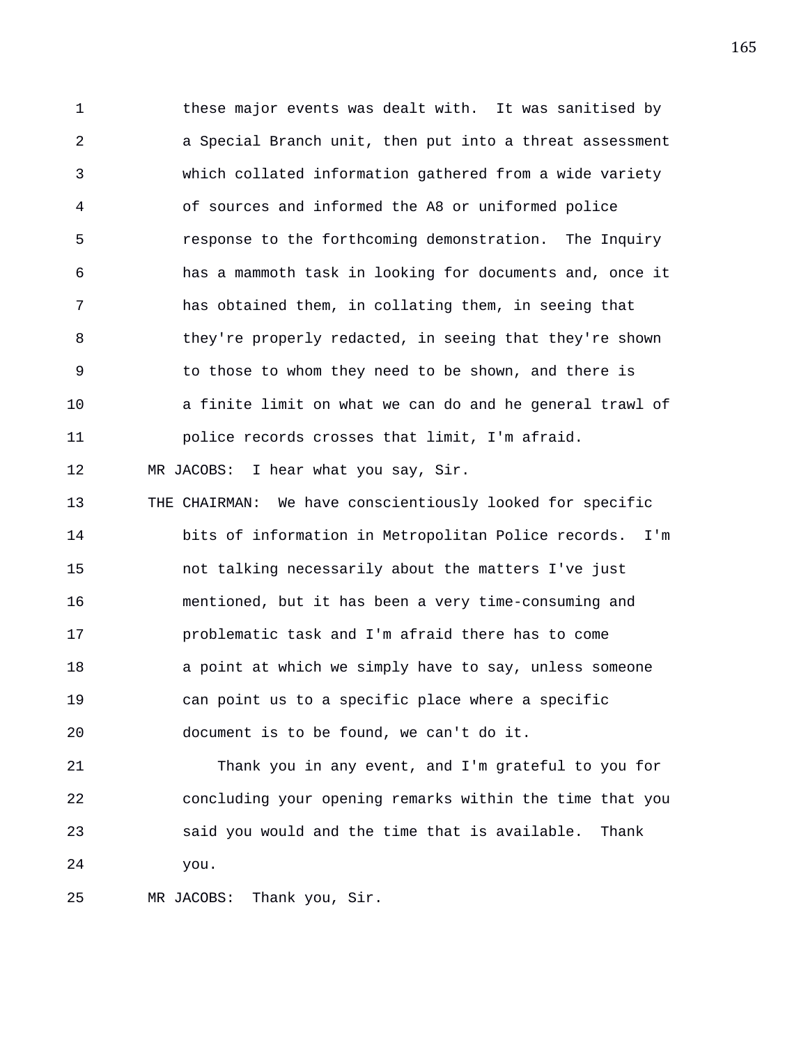these major events was dealt with. It was sanitised by a Special Branch unit, then put into a threat assessment which collated information gathered from a wide variety of sources and informed the A8 or uniformed police response to the forthcoming demonstration. The Inquiry has a mammoth task in looking for documents and, once it has obtained them, in collating them, in seeing that they're properly redacted, in seeing that they're shown to those to whom they need to be shown, and there is a finite limit on what we can do and he general trawl of police records crosses that limit, I'm afraid.

MR JACOBS: I hear what you say, Sir.

THE CHAIRMAN: We have conscientiously looked for specific bits of information in Metropolitan Police records. I'm not talking necessarily about the matters I've just mentioned, but it has been a very time-consuming and problematic task and I'm afraid there has to come a point at which we simply have to say, unless someone can point us to a specific place where a specific document is to be found, we can't do it.

Thank you in any event, and I'm grateful to you for concluding your opening remarks within the time that you said you would and the time that is available. Thank you.

MR JACOBS: Thank you, Sir.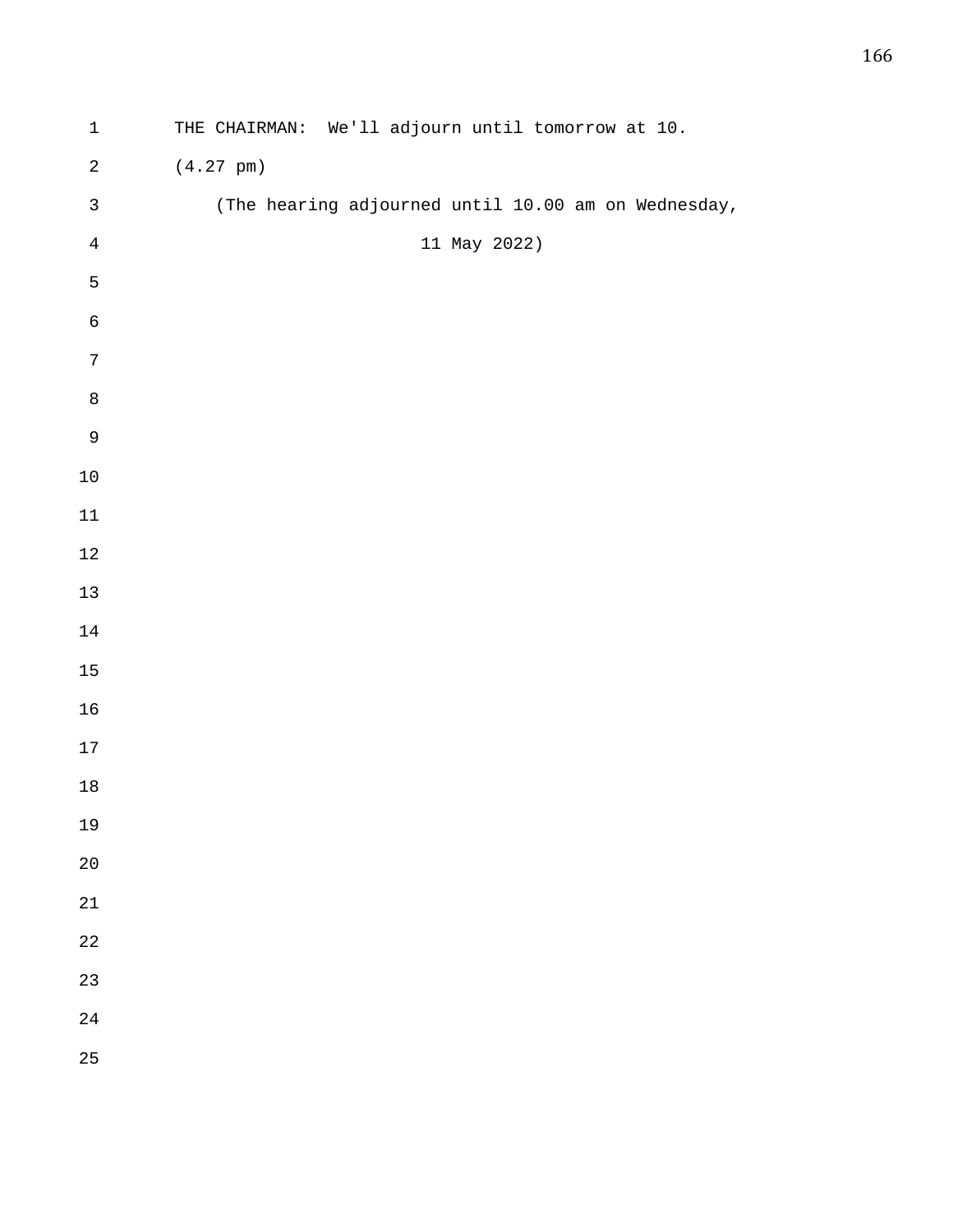THE CHAIRMAN: We'll adjourn until tomorrow at 10.

(4.27 pm)

(The hearing adjourned until 10.00 am on Wednesday, 11 May 2022)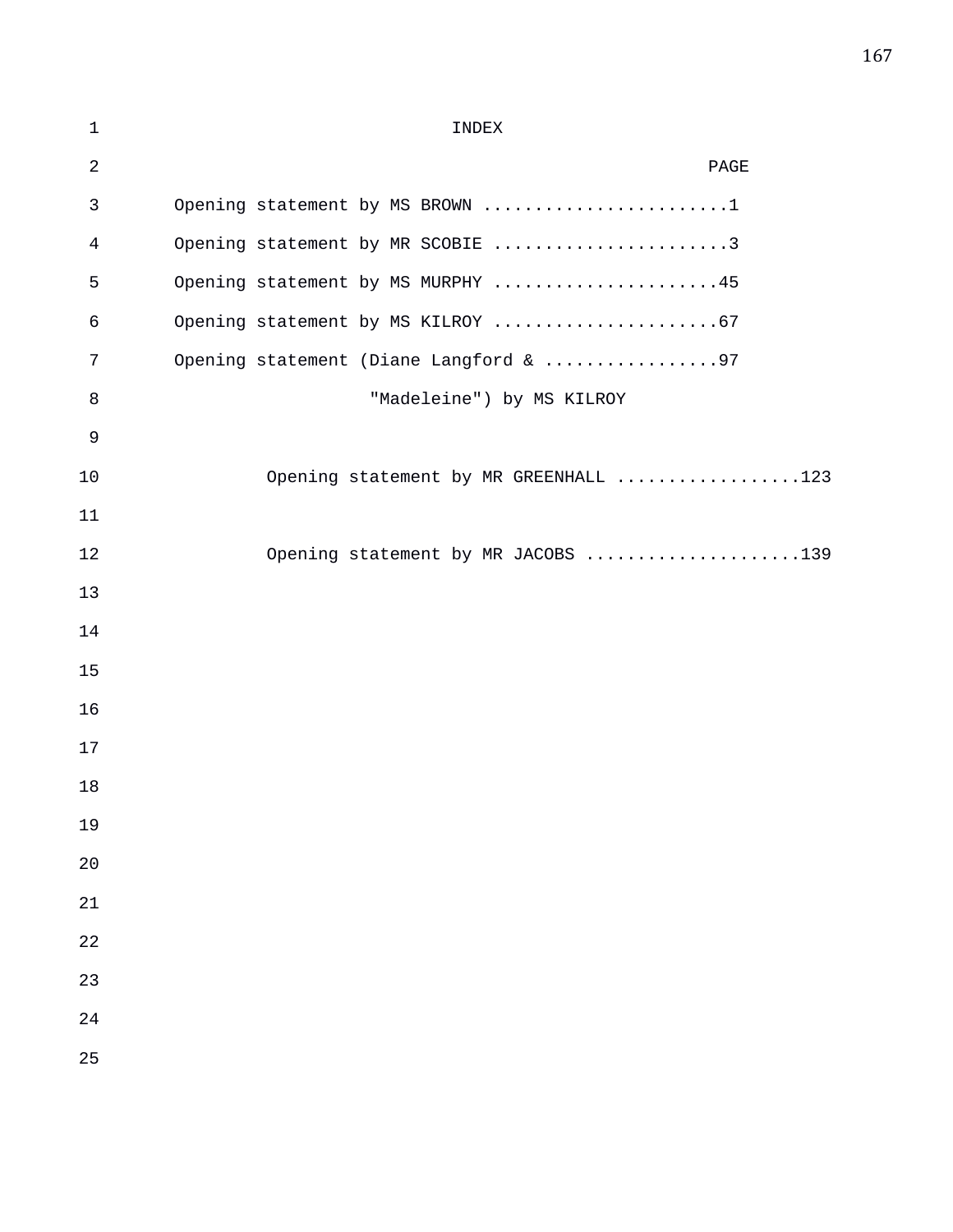# INDEX

| | PAGE |
|---|---|
| Opening statement by MS BROWN | 1 |
| Opening statement by MR SCOBIE | 3 |
| Opening statement by MS MURPHY | 45 |
| Opening statement by MS KILROY | 67 |
| Opening statement (Diane Langford & "Madeleine") by MS KILROY | 97 |
| Opening statement by MR GREENHALL | 123 |
| Opening statement by MR JACOBS | 139 |